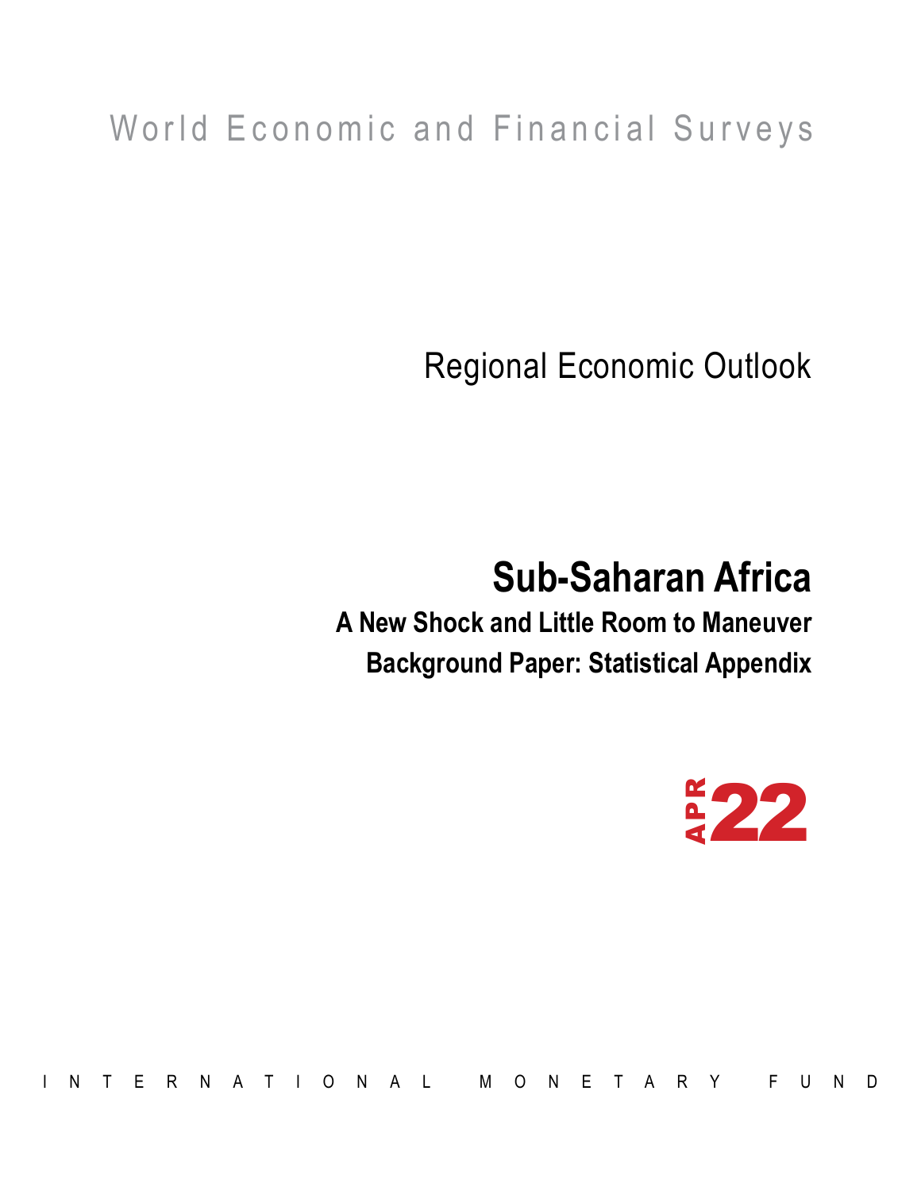World Economic and Financial Surveys

# Regional Economic Outlook

# Sub-Saharan Africa

## A New Shock and Little Room to Maneuver

## Background Paper: Statistical Appendix

APR 22

INTERNATIONAL MONETARY FUND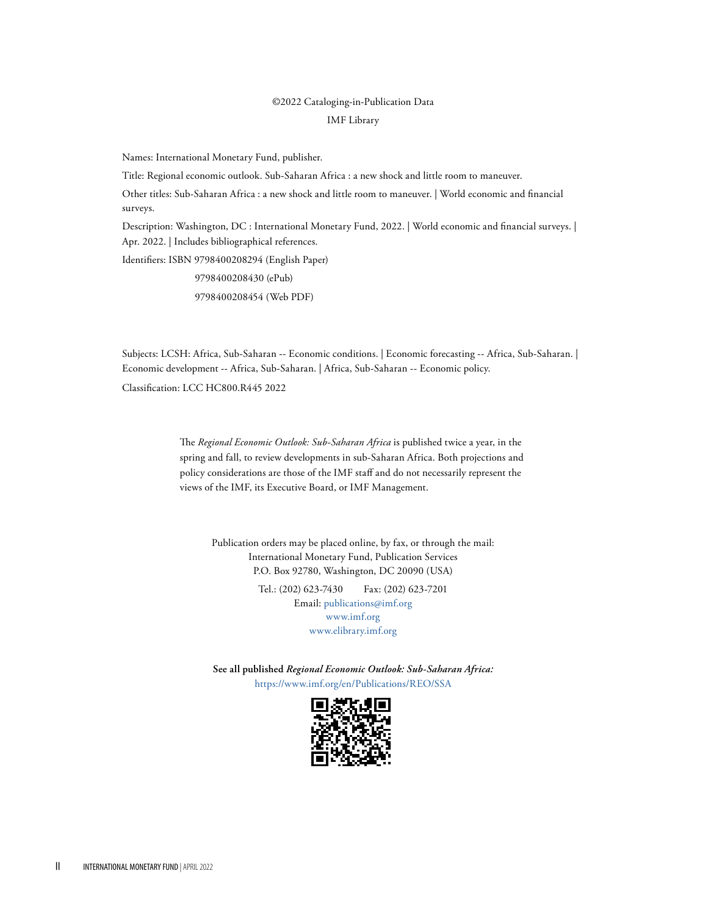©2022 Cataloging-in-Publication Data

IMF Library

Names: International Monetary Fund, publisher.

Title: Regional economic outlook. Sub-Saharan Africa : a new shock and little room to maneuver.

Other titles: Sub-Saharan Africa : a new shock and little room to maneuver. | World economic and financial surveys.

Description: Washington, DC : International Monetary Fund, 2022. | World economic and financial surveys. | Apr. 2022. | Includes bibliographical references.

Identifiers: ISBN 9798400208294 (English Paper)

9798400208430 (ePub)

9798400208454 (Web PDF)

Subjects: LCSH: Africa, Sub-Saharan -- Economic conditions. | Economic forecasting -- Africa, Sub-Saharan. | Economic development -- Africa, Sub-Saharan. | Africa, Sub-Saharan -- Economic policy.

Classification: LCC HC800.R445 2022

The *Regional Economic Outlook: Sub-Saharan Africa* is published twice a year, in the spring and fall, to review developments in sub-Saharan Africa. Both projections and policy considerations are those of the IMF staff and do not necessarily represent the views of the IMF, its Executive Board, or IMF Management.

Publication orders may be placed online, by fax, or through the mail:
International Monetary Fund, Publication Services
P.O. Box 92780, Washington, DC 20090 (USA)

Tel.: (202) 623-7430 Fax: (202) 623-7201
Email: publications@imf.org
www.imf.org
www.elibrary.imf.org

**See all published *Regional Economic Outlook: Sub-Saharan Africa:***
https://www.imf.org/en/Publications/REO/SSA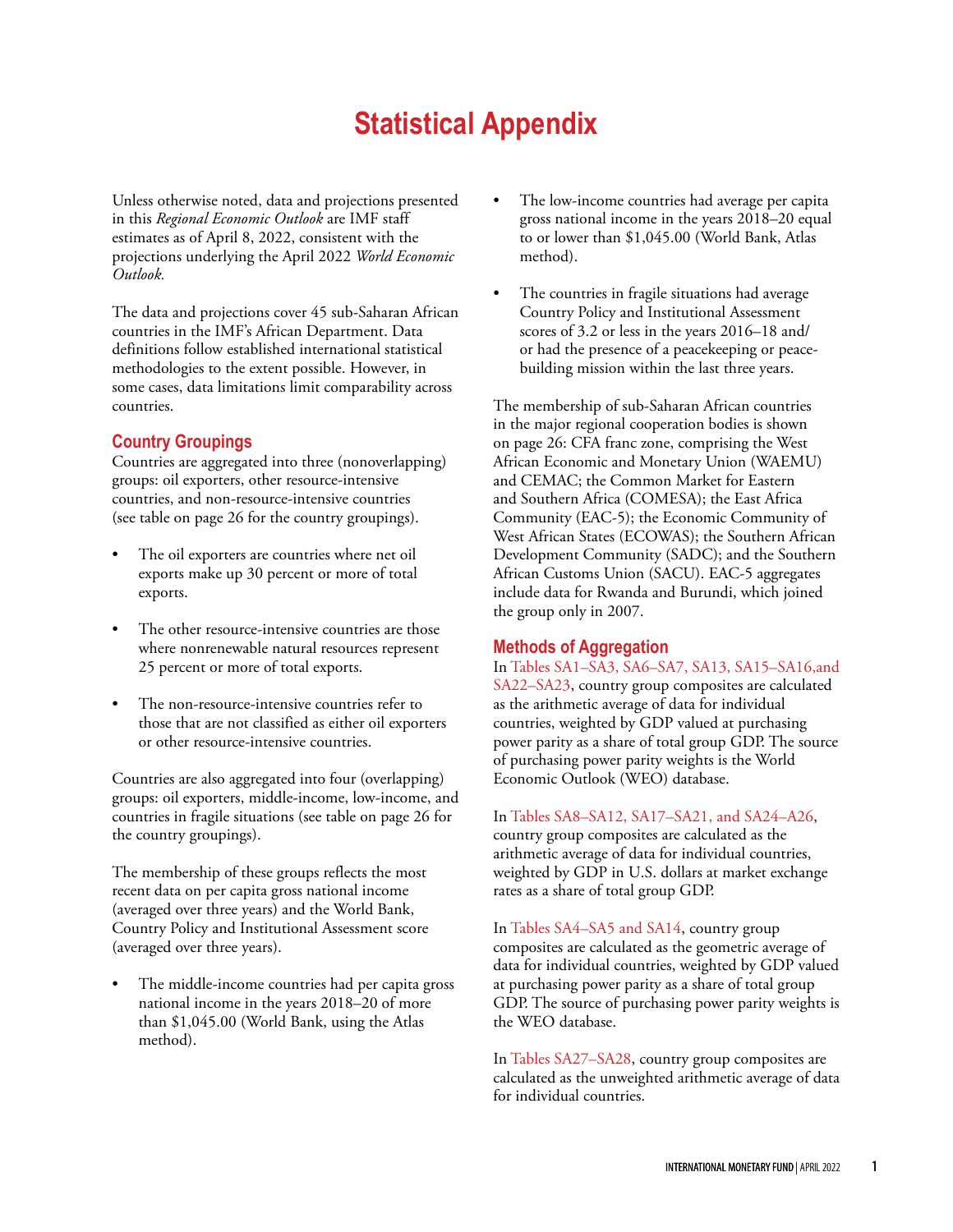# Statistical Appendix

Unless otherwise noted, data and projections presented in this *Regional Economic Outlook* are IMF staff estimates as of April 8, 2022, consistent with the projections underlying the April 2022 *World Economic Outlook.*

The data and projections cover 45 sub-Saharan African countries in the IMF's African Department. Data definitions follow established international statistical methodologies to the extent possible. However, in some cases, data limitations limit comparability across countries.

## Country Groupings

Countries are aggregated into three (nonoverlapping) groups: oil exporters, other resource-intensive countries, and non-resource-intensive countries (see table on page 26 for the country groupings).

- The oil exporters are countries where net oil exports make up 30 percent or more of total exports.
- The other resource-intensive countries are those where nonrenewable natural resources represent 25 percent or more of total exports.
- The non-resource-intensive countries refer to those that are not classified as either oil exporters or other resource-intensive countries.

Countries are also aggregated into four (overlapping) groups: oil exporters, middle-income, low-income, and countries in fragile situations (see table on page 26 for the country groupings).

The membership of these groups reflects the most recent data on per capita gross national income (averaged over three years) and the World Bank, Country Policy and Institutional Assessment score (averaged over three years).

- The middle-income countries had per capita gross national income in the years 2018–20 of more than $1,045.00 (World Bank, using the Atlas method).
- The low-income countries had average per capita gross national income in the years 2018–20 equal to or lower than $1,045.00 (World Bank, Atlas method).
- The countries in fragile situations had average Country Policy and Institutional Assessment scores of 3.2 or less in the years 2016–18 and/or had the presence of a peacekeeping or peace-building mission within the last three years.

The membership of sub-Saharan African countries in the major regional cooperation bodies is shown on page 26: CFA franc zone, comprising the West African Economic and Monetary Union (WAEMU) and CEMAC; the Common Market for Eastern and Southern Africa (COMESA); the East Africa Community (EAC-5); the Economic Community of West African States (ECOWAS); the Southern African Development Community (SADC); and the Southern African Customs Union (SACU). EAC-5 aggregates include data for Rwanda and Burundi, which joined the group only in 2007.

## Methods of Aggregation

In Tables SA1–SA3, SA6–SA7, SA13, SA15–SA16,and SA22–SA23, country group composites are calculated as the arithmetic average of data for individual countries, weighted by GDP valued at purchasing power parity as a share of total group GDP. The source of purchasing power parity weights is the World Economic Outlook (WEO) database.

In Tables SA8–SA12, SA17–SA21, and SA24–A26, country group composites are calculated as the arithmetic average of data for individual countries, weighted by GDP in U.S. dollars at market exchange rates as a share of total group GDP.

In Tables SA4–SA5 and SA14, country group composites are calculated as the geometric average of data for individual countries, weighted by GDP valued at purchasing power parity as a share of total group GDP. The source of purchasing power parity weights is the WEO database.

In Tables SA27–SA28, country group composites are calculated as the unweighted arithmetic average of data for individual countries.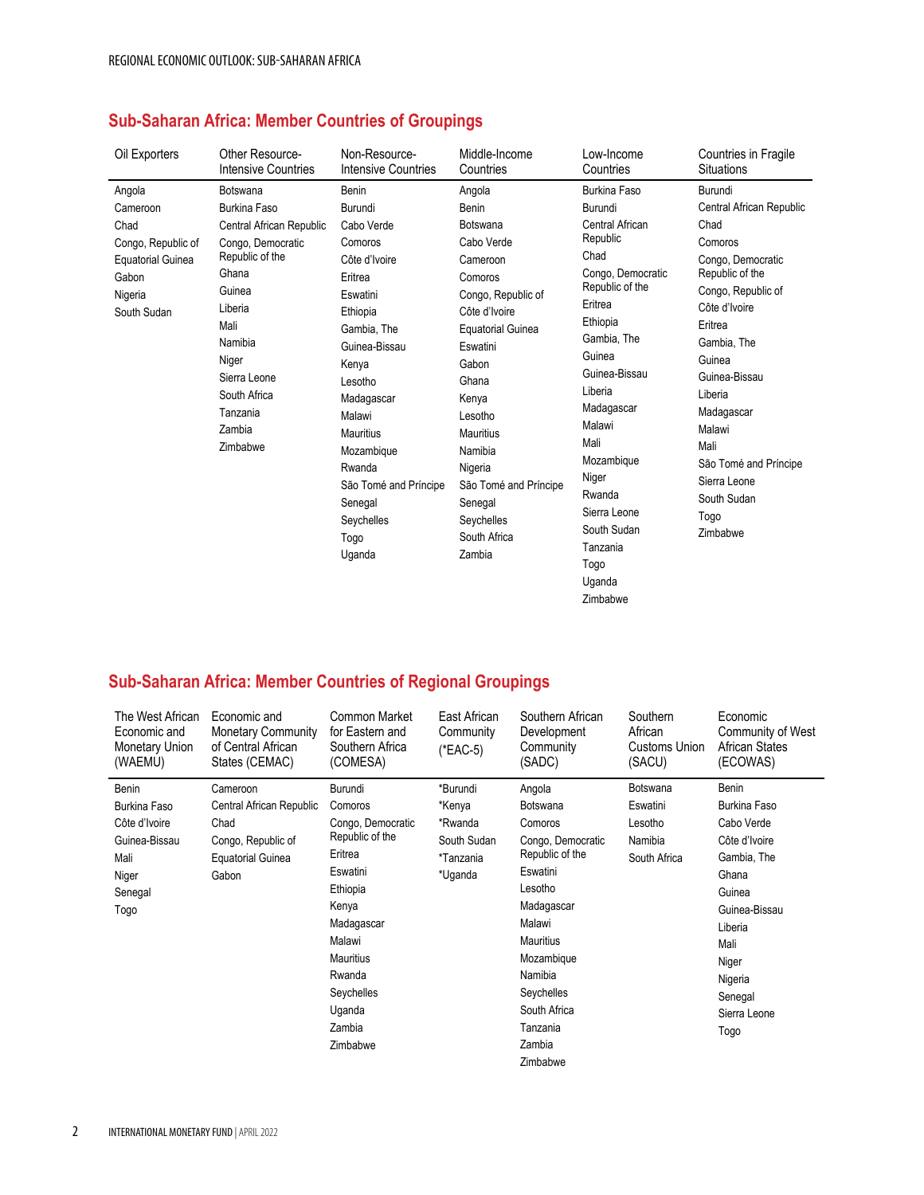## Sub-Saharan Africa: Member Countries of Groupings

| Oil Exporters | Other Resource-Intensive Countries | Non-Resource-Intensive Countries | Middle-Income Countries | Low-Income Countries | Countries in Fragile Situations |
|---|---|---|---|---|---|
| Angola | Botswana | Benin | Angola | Burkina Faso | Burundi |
| Cameroon | Burkina Faso | Burundi | Benin | Burundi | Central African Republic |
| Chad | Central African Republic | Cabo Verde | Botswana | Central African Republic | Chad |
| Congo, Republic of | Congo, Democratic Republic of the | Comoros | Cabo Verde | Chad | Comoros |
| Equatorial Guinea | Ghana | Côte d'Ivoire | Cameroon | Congo, Democratic Republic of the | Congo, Democratic Republic of the |
| Gabon | Guinea | Eritrea | Comoros | Eritrea | Congo, Republic of |
| Nigeria | Liberia | Eswatini | Congo, Republic of | Ethiopia | Côte d'Ivoire |
| South Sudan | Mali | Ethiopia | Côte d'Ivoire | Gambia, The | Eritrea |
| | Namibia | Gambia, The | Equatorial Guinea | Guinea | Gambia, The |
| | Niger | Guinea-Bissau | Eswatini | Guinea-Bissau | Guinea |
| | Sierra Leone | Kenya | Gabon | Liberia | Guinea-Bissau |
| | South Africa | Lesotho | Ghana | Madagascar | Liberia |
| | Tanzania | Madagascar | Kenya | Malawi | Madagascar |
| | Zambia | Malawi | Lesotho | Mali | Malawi |
| | Zimbabwe | Mauritius | Mauritius | Mozambique | Mali |
| | | Mozambique | Namibia | Niger | São Tomé and Príncipe |
| | | Rwanda | Nigeria | Rwanda | Sierra Leone |
| | | São Tomé and Príncipe | São Tomé and Príncipe | Sierra Leone | South Sudan |
| | | Senegal | Senegal | South Sudan | Togo |
| | | Seychelles | Seychelles | Tanzania | Zimbabwe |
| | | Togo | South Africa | Togo | |
| | | Uganda | Zambia | Uganda | |
| | | | | Zimbabwe | |

## Sub-Saharan Africa: Member Countries of Regional Groupings

| The West African Economic and Monetary Union (WAEMU) | Economic and Monetary Community of Central African States (CEMAC) | Common Market for Eastern and Southern Africa (COMESA) | East African Community (*EAC-5) | Southern African Development Community (SADC) | Southern African Customs Union (SACU) | Economic Community of West African States (ECOWAS) |
|---|---|---|---|---|---|---|
| Benin | Cameroon | Burundi | *Burundi | Angola | Botswana | Benin |
| Burkina Faso | Central African Republic | Comoros | *Kenya | Botswana | Eswatini | Burkina Faso |
| Côte d'Ivoire | Chad | Congo, Democratic Republic of the | *Rwanda | Comoros | Lesotho | Cabo Verde |
| Guinea-Bissau | Congo, Republic of | Eritrea | South Sudan | Congo, Democratic Republic of the | Namibia | Côte d'Ivoire |
| Mali | Equatorial Guinea | Eswatini | *Tanzania | Eswatini | South Africa | Gambia, The |
| Niger | Gabon | Ethiopia | *Uganda | Lesotho | | Ghana |
| Senegal | | Kenya | | Madagascar | | Guinea |
| Togo | | Madagascar | | Malawi | | Guinea-Bissau |
| | | Malawi | | Mauritius | | Liberia |
| | | Mauritius | | Mozambique | | Mali |
| | | Rwanda | | Namibia | | Niger |
| | | Seychelles | | Seychelles | | Nigeria |
| | | Uganda | | South Africa | | Senegal |
| | | Zambia | | Tanzania | | Sierra Leone |
| | | Zimbabwe | | Zambia | | Togo |
| | | | | Zimbabwe | | |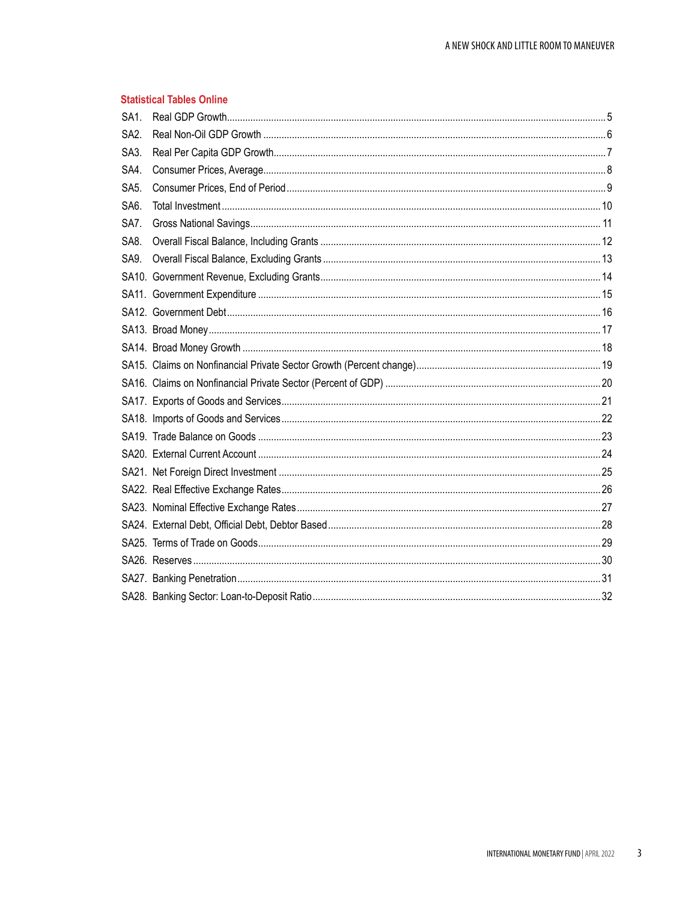## Statistical Tables Online

SA1. Real GDP Growth.......5
SA2. Real Non-Oil GDP Growth.......6
SA3. Real Per Capita GDP Growth.......7
SA4. Consumer Prices, Average.......8
SA5. Consumer Prices, End of Period.......9
SA6. Total Investment.......10
SA7. Gross National Savings.......11
SA8. Overall Fiscal Balance, Including Grants.......12
SA9. Overall Fiscal Balance, Excluding Grants.......13
SA10. Government Revenue, Excluding Grants.......14
SA11. Government Expenditure.......15
SA12. Government Debt.......16
SA13. Broad Money.......17
SA14. Broad Money Growth.......18
SA15. Claims on Nonfinancial Private Sector Growth (Percent change).......19
SA16. Claims on Nonfinancial Private Sector (Percent of GDP).......20
SA17. Exports of Goods and Services.......21
SA18. Imports of Goods and Services.......22
SA19. Trade Balance on Goods.......23
SA20. External Current Account.......24
SA21. Net Foreign Direct Investment.......25
SA22. Real Effective Exchange Rates.......26
SA23. Nominal Effective Exchange Rates.......27
SA24. External Debt, Official Debt, Debtor Based.......28
SA25. Terms of Trade on Goods.......29
SA26. Reserves.......30
SA27. Banking Penetration.......31
SA28. Banking Sector: Loan-to-Deposit Ratio.......32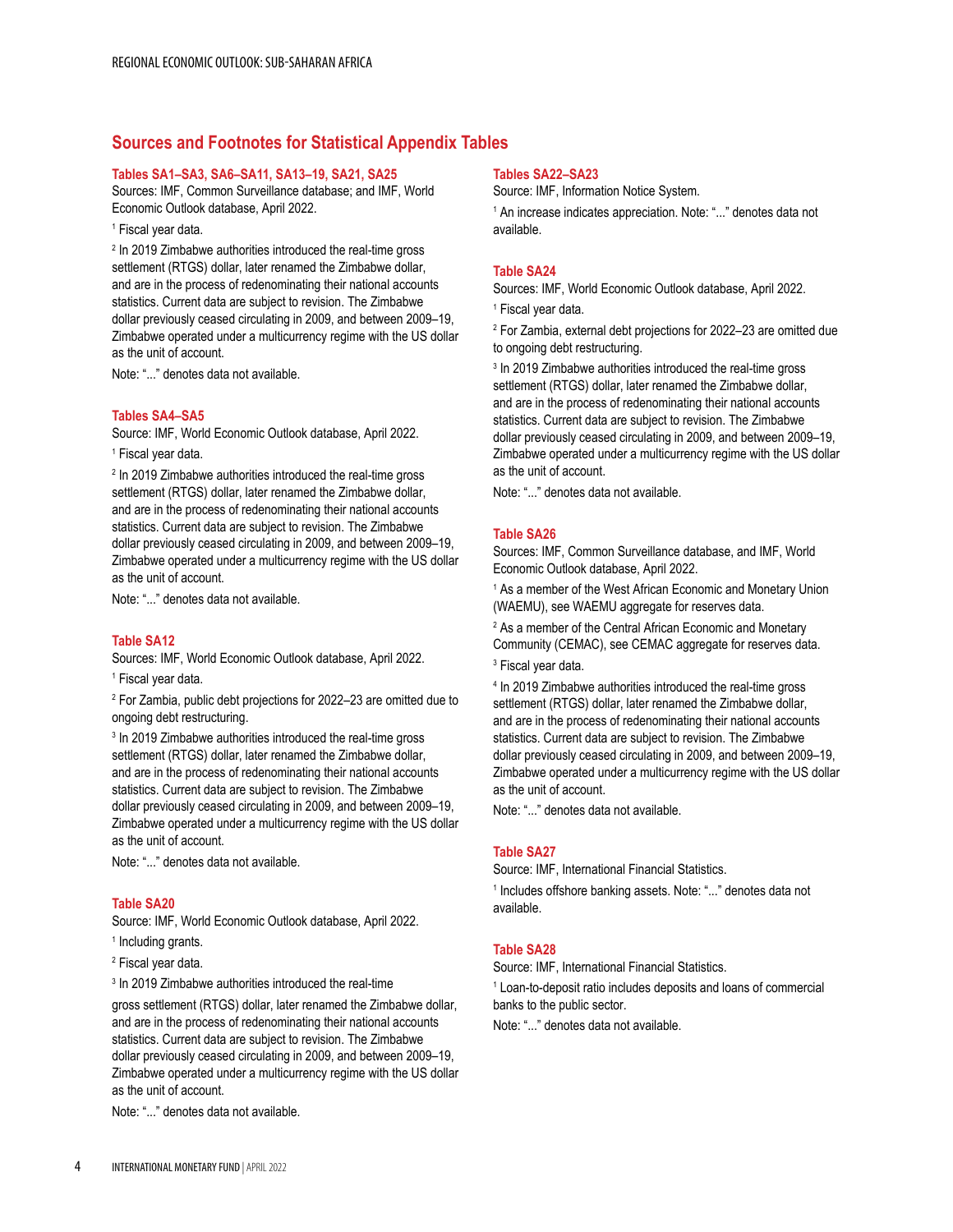## Sources and Footnotes for Statistical Appendix Tables

### Tables SA1–SA3, SA6–SA11, SA13–19, SA21, SA25

Sources: IMF, Common Surveillance database; and IMF, World Economic Outlook database, April 2022.

[1] Fiscal year data.

[2] In 2019 Zimbabwe authorities introduced the real-time gross settlement (RTGS) dollar, later renamed the Zimbabwe dollar, and are in the process of redenominating their national accounts statistics. Current data are subject to revision. The Zimbabwe dollar previously ceased circulating in 2009, and between 2009–19, Zimbabwe operated under a multicurrency regime with the US dollar as the unit of account.

Note: "..." denotes data not available.

### Tables SA4–SA5

Source: IMF, World Economic Outlook database, April 2022.

[1] Fiscal year data.

[2] In 2019 Zimbabwe authorities introduced the real-time gross settlement (RTGS) dollar, later renamed the Zimbabwe dollar, and are in the process of redenominating their national accounts statistics. Current data are subject to revision. The Zimbabwe dollar previously ceased circulating in 2009, and between 2009–19, Zimbabwe operated under a multicurrency regime with the US dollar as the unit of account.

Note: "..." denotes data not available.

### Table SA12

Sources: IMF, World Economic Outlook database, April 2022.

[1] Fiscal year data.

[2] For Zambia, public debt projections for 2022–23 are omitted due to ongoing debt restructuring.

[3] In 2019 Zimbabwe authorities introduced the real-time gross settlement (RTGS) dollar, later renamed the Zimbabwe dollar, and are in the process of redenominating their national accounts statistics. Current data are subject to revision. The Zimbabwe dollar previously ceased circulating in 2009, and between 2009–19, Zimbabwe operated under a multicurrency regime with the US dollar as the unit of account.

Note: "..." denotes data not available.

### Table SA20

Source: IMF, World Economic Outlook database, April 2022.

[1] Including grants.

[2] Fiscal year data.

[3] In 2019 Zimbabwe authorities introduced the real-time gross settlement (RTGS) dollar, later renamed the Zimbabwe dollar, and are in the process of redenominating their national accounts statistics. Current data are subject to revision. The Zimbabwe dollar previously ceased circulating in 2009, and between 2009–19, Zimbabwe operated under a multicurrency regime with the US dollar as the unit of account.

Note: "..." denotes data not available.

### Tables SA22–SA23

Source: IMF, Information Notice System.

[1] An increase indicates appreciation. Note: "..." denotes data not available.

### Table SA24

Sources: IMF, World Economic Outlook database, April 2022.

[1] Fiscal year data.

[2] For Zambia, external debt projections for 2022–23 are omitted due to ongoing debt restructuring.

[3] In 2019 Zimbabwe authorities introduced the real-time gross settlement (RTGS) dollar, later renamed the Zimbabwe dollar, and are in the process of redenominating their national accounts statistics. Current data are subject to revision. The Zimbabwe dollar previously ceased circulating in 2009, and between 2009–19, Zimbabwe operated under a multicurrency regime with the US dollar as the unit of account.

Note: "..." denotes data not available.

### Table SA26

Sources: IMF, Common Surveillance database, and IMF, World Economic Outlook database, April 2022.

[1] As a member of the West African Economic and Monetary Union (WAEMU), see WAEMU aggregate for reserves data.

[2] As a member of the Central African Economic and Monetary Community (CEMAC), see CEMAC aggregate for reserves data.

[3] Fiscal year data.

[4] In 2019 Zimbabwe authorities introduced the real-time gross settlement (RTGS) dollar, later renamed the Zimbabwe dollar, and are in the process of redenominating their national accounts statistics. Current data are subject to revision. The Zimbabwe dollar previously ceased circulating in 2009, and between 2009–19, Zimbabwe operated under a multicurrency regime with the US dollar as the unit of account.

Note: "..." denotes data not available.

### Table SA27

Source: IMF, International Financial Statistics.

[1] Includes offshore banking assets. Note: "..." denotes data not available.

### Table SA28

Source: IMF, International Financial Statistics.

[1] Loan-to-deposit ratio includes deposits and loans of commercial banks to the public sector.

Note: "..." denotes data not available.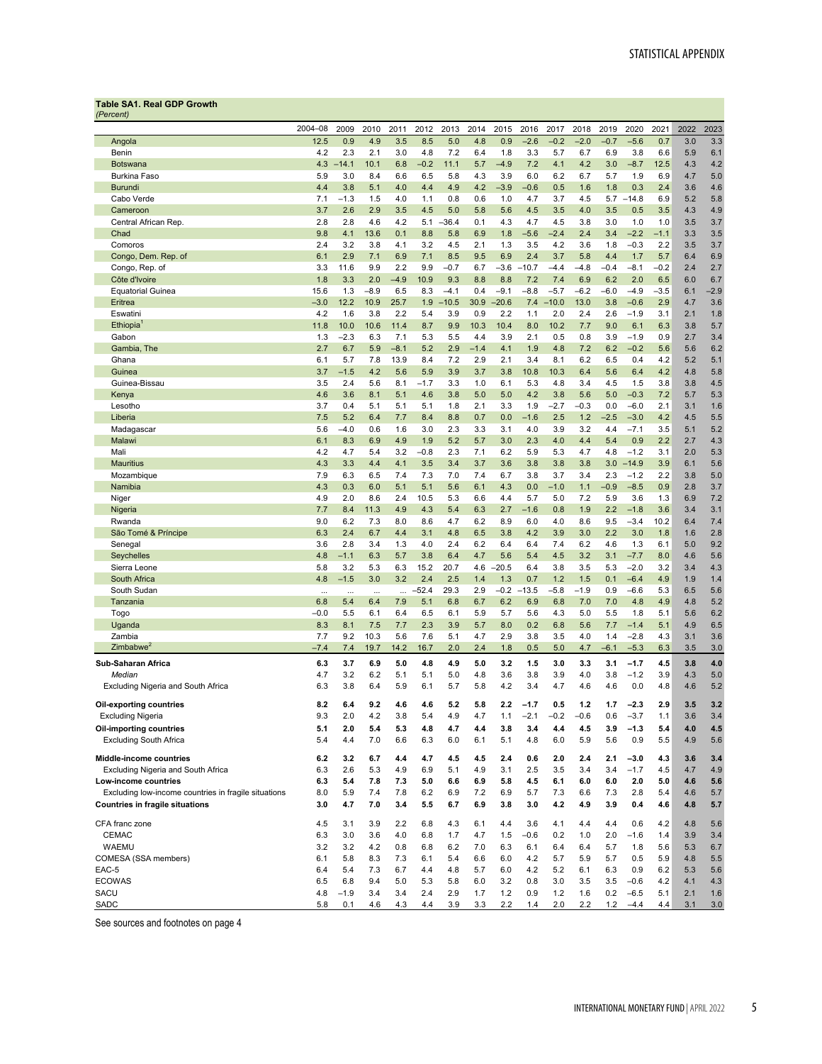**Table SA1. Real GDP Growth**
*(Percent)*

| | 2004–08 | 2009 | 2010 | 2011 | 2012 | 2013 | 2014 | 2015 | 2016 | 2017 | 2018 | 2019 | 2020 | 2021 | 2022 | 2023 |
|---|---|---|---|---|---|---|---|---|---|---|---|---|---|---|---|---|
| Angola | 12.5 | 0.9 | 4.9 | 3.5 | 8.5 | 5.0 | 4.8 | 0.9 | –2.6 | –0.2 | –2.0 | –0.7 | –5.6 | 0.7 | 3.0 | 3.3 |
| Benin | 4.2 | 2.3 | 2.1 | 3.0 | 4.8 | 7.2 | 6.4 | 1.8 | 3.3 | 5.7 | 6.7 | 6.9 | 3.8 | 6.6 | 5.9 | 6.1 |
| Botswana | 4.3 | –14.1 | 10.1 | 6.8 | –0.2 | 11.1 | 5.7 | –4.9 | 7.2 | 4.1 | 4.2 | 3.0 | –8.7 | 12.5 | 4.3 | 4.2 |
| Burkina Faso | 5.9 | 3.0 | 8.4 | 6.6 | 6.5 | 5.8 | 4.3 | 3.9 | 6.0 | 6.2 | 6.7 | 5.7 | 1.9 | 6.9 | 4.7 | 5.0 |
| Burundi | 4.4 | 3.8 | 5.1 | 4.0 | 4.4 | 4.9 | 4.2 | –3.9 | –0.6 | 0.5 | 1.6 | 1.8 | 0.3 | 2.4 | 3.6 | 4.6 |
| Cabo Verde | 7.1 | –1.3 | 1.5 | 4.0 | 1.1 | 0.8 | 0.6 | 1.0 | 4.7 | 3.7 | 4.5 | 5.7 | –14.8 | 6.9 | 5.2 | 5.8 |
| Cameroon | 3.7 | 2.6 | 2.9 | 3.5 | 4.5 | 5.0 | 5.8 | 5.6 | 4.5 | 3.5 | 4.0 | 3.5 | 0.5 | 3.5 | 4.3 | 4.9 |
| Central African Rep. | 2.8 | 2.8 | 4.6 | 4.2 | 5.1 | –36.4 | 0.1 | 4.3 | 4.7 | 4.5 | 3.8 | 3.0 | 1.0 | 1.0 | 3.5 | 3.7 |
| Chad | 9.8 | 4.1 | 13.6 | 0.1 | 8.8 | 5.8 | 6.9 | 1.8 | –5.6 | –2.4 | 2.4 | 3.4 | –2.2 | –1.1 | 3.3 | 3.5 |
| Comoros | 2.4 | 3.2 | 3.8 | 4.1 | 3.2 | 4.5 | 2.1 | 1.3 | 3.5 | 4.2 | 3.6 | 1.8 | –0.3 | 2.2 | 3.5 | 3.7 |
| Congo, Dem. Rep. of | 6.1 | 2.9 | 7.1 | 6.9 | 7.1 | 8.5 | 9.5 | 6.9 | 2.4 | 3.7 | 5.8 | 4.4 | 1.7 | 5.7 | 6.4 | 6.9 |
| Congo, Rep. of | 3.3 | 11.6 | 9.9 | 2.2 | 9.9 | –0.7 | 6.7 | –3.6 | –10.7 | –4.4 | –4.8 | –0.4 | –8.1 | –0.2 | 2.4 | 2.7 |
| Côte d'Ivoire | 1.8 | 3.3 | 2.0 | –4.9 | 10.9 | 9.3 | 8.8 | 8.8 | 7.2 | 7.4 | 6.9 | 6.2 | 2.0 | 6.5 | 6.0 | 6.7 |
| Equatorial Guinea | 15.6 | 1.3 | –8.9 | 6.5 | 8.3 | –4.1 | 0.4 | –9.1 | –8.8 | –5.7 | –6.2 | –6.0 | –4.9 | –3.5 | 6.1 | –2.9 |
| Eritrea | –3.0 | 12.2 | 10.9 | 25.7 | 1.9 | –10.5 | 30.9 | –20.6 | 7.4 | –10.0 | 13.0 | 3.8 | –0.6 | 2.9 | 4.7 | 3.6 |
| Eswatini | 4.2 | 1.6 | 3.8 | 2.2 | 5.4 | 3.9 | 0.9 | 2.2 | 1.1 | 2.0 | 2.4 | 2.6 | –1.9 | 3.1 | 2.1 | 1.8 |
| Ethiopia[1] | 11.8 | 10.0 | 10.6 | 11.4 | 8.7 | 9.9 | 10.3 | 10.4 | 8.0 | 10.2 | 7.7 | 9.0 | 6.1 | 6.3 | 3.8 | 5.7 |
| Gabon | 1.3 | –2.3 | 6.3 | 7.1 | 5.3 | 5.5 | 4.4 | 3.9 | 2.1 | 0.5 | 0.8 | 3.9 | –1.9 | 0.9 | 2.7 | 3.4 |
| Gambia, The | 2.7 | 6.7 | 5.9 | –8.1 | 5.2 | 2.9 | –1.4 | 4.1 | 1.9 | 4.8 | 7.2 | 6.2 | –0.2 | 5.6 | 5.6 | 6.2 |
| Ghana | 6.1 | 5.7 | 7.8 | 13.9 | 8.4 | 7.2 | 2.9 | 2.1 | 3.4 | 8.1 | 6.2 | 6.5 | 0.4 | 4.2 | 5.2 | 5.1 |
| Guinea | 3.7 | –1.5 | 4.2 | 5.6 | 5.9 | 3.9 | 3.7 | 3.8 | 10.8 | 10.3 | 6.4 | 5.6 | 6.4 | 4.2 | 4.8 | 5.8 |
| Guinea-Bissau | 3.5 | 2.4 | 5.6 | 8.1 | –1.7 | 3.3 | 1.0 | 6.1 | 5.3 | 4.8 | 3.4 | 4.5 | 1.5 | 3.8 | 3.8 | 4.5 |
| Kenya | 4.6 | 3.6 | 8.1 | 5.1 | 4.6 | 3.8 | 5.0 | 5.0 | 4.2 | 3.8 | 5.6 | 5.0 | –0.3 | 7.2 | 5.7 | 5.3 |
| Lesotho | 3.7 | 0.4 | 5.1 | 5.1 | 5.1 | 1.8 | 2.1 | 3.3 | 1.9 | –2.7 | –0.3 | 0.0 | –6.0 | 2.1 | 3.1 | 1.6 |
| Liberia | 7.5 | 5.2 | 6.4 | 7.7 | 8.4 | 8.8 | 0.7 | 0.0 | –1.6 | 2.5 | 1.2 | –2.5 | –3.0 | 4.2 | 4.5 | 5.5 |
| Madagascar | 5.6 | –4.0 | 0.6 | 1.6 | 3.0 | 2.3 | 3.3 | 3.1 | 4.0 | 3.9 | 3.2 | 4.4 | –7.1 | 3.5 | 5.1 | 5.2 |
| Malawi | 6.1 | 8.3 | 6.9 | 4.9 | 1.9 | 5.2 | 5.7 | 3.0 | 2.3 | 4.0 | 4.4 | 5.4 | 0.9 | 2.2 | 2.7 | 4.3 |
| Mali | 4.2 | 4.7 | 5.4 | 3.2 | –0.8 | 2.3 | 7.1 | 6.2 | 5.9 | 5.3 | 4.7 | 4.8 | –1.2 | 3.1 | 2.0 | 5.3 |
| Mauritius | 4.3 | 3.3 | 4.4 | 4.1 | 3.5 | 3.4 | 3.7 | 3.6 | 3.8 | 3.8 | 3.8 | 3.0 | –14.9 | 3.9 | 6.1 | 5.6 |
| Mozambique | 7.9 | 6.3 | 6.5 | 7.4 | 7.3 | 7.0 | 7.4 | 6.7 | 3.8 | 3.7 | 3.4 | 2.3 | –1.2 | 2.2 | 3.8 | 5.0 |
| Namibia | 4.3 | 0.3 | 6.0 | 5.1 | 5.1 | 5.6 | 6.1 | 4.3 | 0.0 | –1.0 | 1.1 | –0.9 | –8.5 | 0.9 | 2.8 | 3.7 |
| Niger | 4.9 | 2.0 | 8.6 | 2.4 | 10.5 | 5.3 | 6.6 | 4.4 | 5.7 | 5.0 | 7.2 | 5.9 | 3.6 | 1.3 | 6.9 | 7.2 |
| Nigeria | 7.7 | 8.4 | 11.3 | 4.9 | 4.3 | 5.4 | 6.3 | 2.7 | –1.6 | 0.8 | 1.9 | 2.2 | –1.8 | 3.6 | 3.4 | 3.1 |
| Rwanda | 9.0 | 6.2 | 7.3 | 8.0 | 8.6 | 4.7 | 6.2 | 8.9 | 6.0 | 4.0 | 8.6 | 9.5 | –3.4 | 10.2 | 6.4 | 7.4 |
| São Tomé & Príncipe | 6.3 | 2.4 | 6.7 | 4.4 | 3.1 | 4.8 | 6.5 | 3.8 | 4.2 | 3.9 | 3.0 | 2.2 | 3.0 | 1.8 | 1.6 | 2.8 |
| Senegal | 3.6 | 2.8 | 3.4 | 1.3 | 4.0 | 2.4 | 6.2 | 6.4 | 6.4 | 7.4 | 6.2 | 4.6 | 1.3 | 6.1 | 5.0 | 9.2 |
| Seychelles | 4.8 | –1.1 | 6.3 | 5.7 | 3.8 | 6.4 | 4.7 | 5.6 | 5.4 | 4.5 | 3.2 | 3.1 | –7.7 | 8.0 | 4.6 | 5.6 |
| Sierra Leone | 5.8 | 3.2 | 5.3 | 6.3 | 15.2 | 20.7 | 4.6 | –20.5 | 6.4 | 3.8 | 3.5 | 5.3 | –2.0 | 3.2 | 3.4 | 4.3 |
| South Africa | 4.8 | –1.5 | 3.0 | 3.2 | 2.4 | 2.5 | 1.4 | 1.3 | 0.7 | 1.2 | 1.5 | 0.1 | –6.4 | 4.9 | 1.9 | 1.4 |
| South Sudan | ... | ... | ... | ... | –52.4 | 29.3 | 2.9 | –0.2 | –13.5 | –5.8 | –1.9 | 0.9 | –6.6 | 5.3 | 6.5 | 5.6 |
| Tanzania | 6.8 | 5.4 | 6.4 | 7.9 | 5.1 | 6.8 | 6.7 | 6.2 | 6.9 | 6.8 | 7.0 | 7.0 | 4.8 | 4.9 | 4.8 | 5.2 |
| Togo | –0.0 | 5.5 | 6.1 | 6.4 | 6.5 | 6.1 | 5.9 | 5.7 | 5.6 | 4.3 | 5.0 | 5.5 | 1.8 | 5.1 | 5.6 | 6.2 |
| Uganda | 8.3 | 8.1 | 7.5 | 7.7 | 2.3 | 3.9 | 5.7 | 8.0 | 0.2 | 6.8 | 5.6 | 7.7 | –1.4 | 5.1 | 4.9 | 6.5 |
| Zambia | 7.7 | 9.2 | 10.3 | 5.6 | 7.6 | 5.1 | 4.7 | 2.9 | 3.8 | 3.5 | 4.0 | 1.4 | –2.8 | 4.3 | 3.1 | 3.6 |
| Zimbabwe[2] | –7.4 | 7.4 | 19.7 | 14.2 | 16.7 | 2.0 | 2.4 | 1.8 | 0.5 | 5.0 | 4.7 | –6.1 | –5.3 | 6.3 | 3.5 | 3.0 |
| **Sub-Saharan Africa** | **6.3** | **3.7** | **6.9** | **5.0** | **4.8** | **4.9** | **5.0** | **3.2** | **1.5** | **3.0** | **3.3** | **3.1** | **–1.7** | **4.5** | **3.8** | **4.0** |
| *Median* | 4.7 | 3.2 | 6.2 | 5.1 | 5.1 | 5.0 | 4.8 | 3.6 | 3.8 | 3.9 | 4.0 | 3.8 | –1.2 | 3.9 | 4.3 | 5.0 |
| Excluding Nigeria and South Africa | 6.3 | 3.8 | 6.4 | 5.9 | 6.1 | 5.7 | 5.8 | 4.2 | 3.4 | 4.7 | 4.6 | 4.6 | 0.0 | 4.8 | 4.6 | 5.2 |
| **Oil-exporting countries** | **8.2** | **6.4** | **9.2** | **4.6** | **4.6** | **5.2** | **5.8** | **2.2** | **–1.7** | **0.5** | **1.2** | **1.7** | **–2.3** | **2.9** | **3.5** | **3.2** |
| Excluding Nigeria | 9.3 | 2.0 | 4.2 | 3.8 | 5.4 | 4.9 | 4.7 | 1.1 | –2.1 | –0.2 | –0.6 | 0.6 | –3.7 | 1.1 | 3.6 | 3.4 |
| **Oil-importing countries** | **5.1** | **2.0** | **5.4** | **5.3** | **4.8** | **4.7** | **4.4** | **3.8** | **3.4** | **4.4** | **4.5** | **3.9** | **–1.3** | **5.4** | **4.0** | **4.5** |
| Excluding South Africa | 5.4 | 4.4 | 7.0 | 6.6 | 6.3 | 6.0 | 6.1 | 5.1 | 4.8 | 6.0 | 5.9 | 5.6 | 0.9 | 5.5 | 4.9 | 5.6 |
| **Middle-income countries** | **6.2** | **3.2** | **6.7** | **4.4** | **4.7** | **4.5** | **4.5** | **2.4** | **0.6** | **2.0** | **2.4** | **2.1** | **–3.0** | **4.3** | **3.6** | **3.4** |
| Excluding Nigeria and South Africa | 6.3 | 2.6 | 5.3 | 4.9 | 6.9 | 5.1 | 4.9 | 3.1 | 2.5 | 3.5 | 3.4 | 3.4 | –1.7 | 4.5 | 4.7 | 4.9 |
| **Low-income countries** | **6.3** | **5.4** | **7.8** | **7.3** | **5.0** | **6.6** | **6.9** | **5.8** | **4.5** | **6.1** | **6.0** | **6.0** | **2.0** | **5.0** | **4.6** | **5.6** |
| Excluding low-income countries in fragile situations | 8.0 | 5.9 | 7.4 | 7.8 | 6.2 | 6.9 | 7.2 | 6.9 | 5.7 | 7.3 | 6.6 | 7.3 | 2.8 | 5.4 | 4.6 | 5.7 |
| **Countries in fragile situations** | **3.0** | **4.7** | **7.0** | **3.4** | **5.5** | **6.7** | **6.9** | **3.8** | **3.0** | **4.2** | **4.9** | **3.9** | **0.4** | **4.6** | **4.8** | **5.7** |
| CFA franc zone | 4.5 | 3.1 | 3.9 | 2.2 | 6.8 | 4.3 | 6.1 | 4.4 | 3.6 | 4.1 | 4.4 | 4.4 | 0.6 | 4.2 | 4.8 | 5.6 |
| CEMAC | 6.3 | 3.0 | 3.6 | 4.0 | 6.8 | 1.7 | 4.7 | 1.5 | –0.6 | 0.2 | 1.0 | 2.0 | –1.6 | 1.4 | 3.9 | 3.4 |
| WAEMU | 3.2 | 3.2 | 4.2 | 0.8 | 6.8 | 6.2 | 7.0 | 6.3 | 6.1 | 6.4 | 6.4 | 5.7 | 1.8 | 5.6 | 5.3 | 6.7 |
| COMESA (SSA members) | 6.1 | 5.8 | 8.3 | 7.3 | 6.1 | 5.4 | 6.6 | 6.0 | 4.2 | 5.7 | 5.9 | 5.7 | 0.5 | 5.9 | 4.8 | 5.5 |
| EAC-5 | 6.4 | 5.4 | 7.3 | 6.7 | 4.4 | 4.8 | 5.7 | 6.0 | 4.2 | 5.2 | 6.1 | 6.3 | 0.9 | 6.2 | 5.3 | 5.6 |
| ECOWAS | 6.5 | 6.8 | 9.4 | 5.0 | 5.3 | 5.8 | 6.0 | 3.2 | 0.8 | 3.0 | 3.5 | 3.5 | –0.6 | 4.2 | 4.1 | 4.3 |
| SACU | 4.8 | –1.9 | 3.4 | 3.4 | 2.4 | 2.9 | 1.7 | 1.2 | 0.9 | 1.2 | 1.6 | 0.2 | –6.5 | 5.1 | 2.1 | 1.6 |
| SADC | 5.8 | 0.1 | 4.6 | 4.3 | 4.4 | 3.9 | 3.3 | 2.2 | 1.4 | 2.0 | 2.2 | 1.2 | –4.4 | 4.4 | 3.1 | 3.0 |

See sources and footnotes on page 4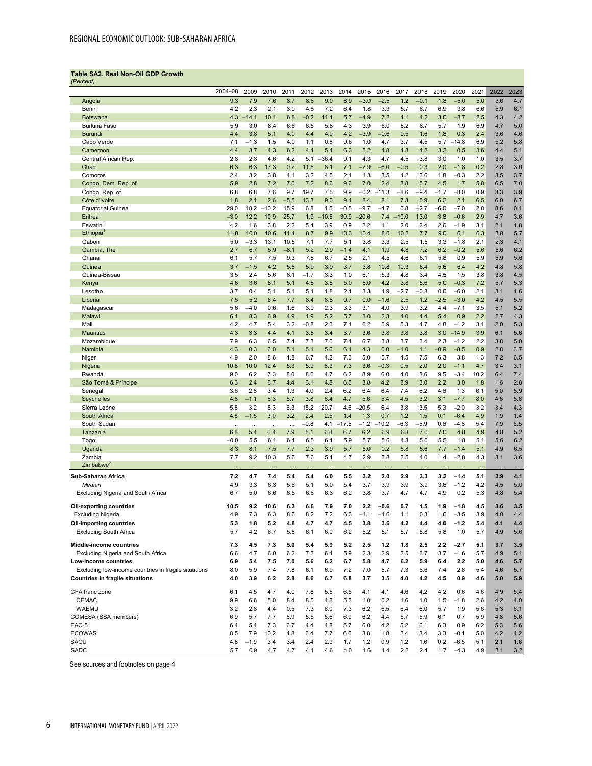**Table SA2. Real Non-Oil GDP Growth**
*(Percent)*

| | 2004–08 | 2009 | 2010 | 2011 | 2012 | 2013 | 2014 | 2015 | 2016 | 2017 | 2018 | 2019 | 2020 | 2021 | 2022 | 2023 |
|---|---|---|---|---|---|---|---|---|---|---|---|---|---|---|---|---|
| Angola | 9.3 | 7.9 | 7.6 | 8.7 | 8.6 | 9.0 | 8.9 | −3.0 | −2.5 | 1.2 | −0.1 | 1.8 | −5.0 | 5.0 | 3.6 | 4.7 |
| Benin | 4.2 | 2.3 | 2.1 | 3.0 | 4.8 | 7.2 | 6.4 | 1.8 | 3.3 | 5.7 | 6.7 | 6.9 | 3.8 | 6.6 | 5.9 | 6.1 |
| Botswana | 4.3 | −14.1 | 10.1 | 6.8 | −0.2 | 11.1 | 5.7 | −4.9 | 7.2 | 4.1 | 4.2 | 3.0 | −8.7 | 12.5 | 4.3 | 4.2 |
| Burkina Faso | 5.9 | 3.0 | 8.4 | 6.6 | 6.5 | 5.8 | 4.3 | 3.9 | 6.0 | 6.2 | 6.7 | 5.7 | 1.9 | 6.9 | 4.7 | 5.0 |
| Burundi | 4.4 | 3.8 | 5.1 | 4.0 | 4.4 | 4.9 | 4.2 | −3.9 | −0.6 | 0.5 | 1.6 | 1.8 | 0.3 | 2.4 | 3.6 | 4.6 |
| Cabo Verde | 7.1 | −1.3 | 1.5 | 4.0 | 1.1 | 0.8 | 0.6 | 1.0 | 4.7 | 3.7 | 4.5 | 5.7 | −14.8 | 6.9 | 5.2 | 5.8 |
| Cameroon | 4.4 | 3.7 | 4.3 | 6.2 | 4.4 | 5.4 | 6.3 | 5.2 | 4.8 | 4.3 | 4.2 | 3.3 | 0.5 | 3.6 | 4.4 | 5.1 |
| Central African Rep. | 2.8 | 2.8 | 4.6 | 4.2 | 5.1 | −36.4 | 0.1 | 4.3 | 4.7 | 4.5 | 3.8 | 3.0 | 1.0 | 1.0 | 3.5 | 3.7 |
| Chad | 6.3 | 6.3 | 17.3 | 0.2 | 11.5 | 8.1 | 7.1 | −2.9 | −6.0 | −0.5 | 0.3 | 2.0 | −1.8 | 0.2 | 2.8 | 3.0 |
| Comoros | 2.4 | 3.2 | 3.8 | 4.1 | 3.2 | 4.5 | 2.1 | 1.3 | 3.5 | 4.2 | 3.6 | 1.8 | −0.3 | 2.2 | 3.5 | 3.7 |
| Congo, Dem. Rep. of | 5.9 | 2.8 | 7.2 | 7.0 | 7.2 | 8.6 | 9.6 | 7.0 | 2.4 | 3.8 | 5.7 | 4.5 | 1.7 | 5.8 | 6.5 | 7.0 |
| Congo, Rep. of | 6.8 | 6.8 | 7.6 | 9.7 | 19.7 | 7.5 | 9.9 | −0.2 | −11.3 | −8.6 | −9.4 | −1.7 | −8.0 | 0.9 | 3.3 | 3.9 |
| Côte d'Ivoire | 1.8 | 2.1 | 2.6 | −5.5 | 13.3 | 9.0 | 9.4 | 8.4 | 8.1 | 7.3 | 5.9 | 6.2 | 2.1 | 6.5 | 6.0 | 6.7 |
| Equatorial Guinea | 29.0 | 18.2 | −10.2 | 15.9 | 6.8 | 1.5 | −0.5 | −9.7 | −4.7 | 0.8 | −2.7 | −6.0 | −7.0 | 2.8 | 8.6 | 0.1 |
| Eritrea | −3.0 | 12.2 | 10.9 | 25.7 | 1.9 | −10.5 | 30.9 | −20.6 | 7.4 | −10.0 | 13.0 | 3.8 | −0.6 | 2.9 | 4.7 | 3.6 |
| Eswatini | 4.2 | 1.6 | 3.8 | 2.2 | 5.4 | 3.9 | 0.9 | 2.2 | 1.1 | 2.0 | 2.4 | 2.6 | −1.9 | 3.1 | 2.1 | 1.8 |
| Ethiopia[1] | 11.8 | 10.0 | 10.6 | 11.4 | 8.7 | 9.9 | 10.3 | 10.4 | 8.0 | 10.2 | 7.7 | 9.0 | 6.1 | 6.3 | 3.8 | 5.7 |
| Gabon | 5.0 | −3.3 | 13.1 | 10.5 | 7.1 | 7.7 | 5.1 | 3.8 | 3.3 | 2.5 | 1.5 | 3.3 | −1.8 | 2.1 | 2.3 | 4.1 |
| Gambia, The | 2.7 | 6.7 | 5.9 | −8.1 | 5.2 | 2.9 | −1.4 | 4.1 | 1.9 | 4.8 | 7.2 | 6.2 | −0.2 | 5.6 | 5.6 | 6.2 |
| Ghana | 6.1 | 5.7 | 7.5 | 9.3 | 7.8 | 6.7 | 2.5 | 2.1 | 4.5 | 4.6 | 6.1 | 5.8 | 0.9 | 5.9 | 5.9 | 5.6 |
| Guinea | 3.7 | −1.5 | 4.2 | 5.6 | 5.9 | 3.9 | 3.7 | 3.8 | 10.8 | 10.3 | 6.4 | 5.6 | 6.4 | 4.2 | 4.8 | 5.8 |
| Guinea-Bissau | 3.5 | 2.4 | 5.6 | 8.1 | −1.7 | 3.3 | 1.0 | 6.1 | 5.3 | 4.8 | 3.4 | 4.5 | 1.5 | 3.8 | 3.8 | 4.5 |
| Kenya | 4.6 | 3.6 | 8.1 | 5.1 | 4.6 | 3.8 | 5.0 | 5.0 | 4.2 | 3.8 | 5.6 | 5.0 | −0.3 | 7.2 | 5.7 | 5.3 |
| Lesotho | 3.7 | 0.4 | 5.1 | 5.1 | 5.1 | 1.8 | 2.1 | 3.3 | 1.9 | −2.7 | −0.3 | 0.0 | −6.0 | 2.1 | 3.1 | 1.6 |
| Liberia | 7.5 | 5.2 | 6.4 | 7.7 | 8.4 | 8.8 | 0.7 | 0.0 | −1.6 | 2.5 | 1.2 | −2.5 | −3.0 | 4.2 | 4.5 | 5.5 |
| Madagascar | 5.6 | −4.0 | 0.6 | 1.6 | 3.0 | 2.3 | 3.3 | 3.1 | 4.0 | 3.9 | 3.2 | 4.4 | −7.1 | 3.5 | 5.1 | 5.2 |
| Malawi | 6.1 | 8.3 | 6.9 | 4.9 | 1.9 | 5.2 | 5.7 | 3.0 | 2.3 | 4.0 | 4.4 | 5.4 | 0.9 | 2.2 | 2.7 | 4.3 |
| Mali | 4.2 | 4.7 | 5.4 | 3.2 | −0.8 | 2.3 | 7.1 | 6.2 | 5.9 | 5.3 | 4.7 | 4.8 | −1.2 | 3.1 | 2.0 | 5.3 |
| Mauritius | 4.3 | 3.3 | 4.4 | 4.1 | 3.5 | 3.4 | 3.7 | 3.6 | 3.8 | 3.8 | 3.8 | 3.0 | −14.9 | 3.9 | 6.1 | 5.6 |
| Mozambique | 7.9 | 6.3 | 6.5 | 7.4 | 7.3 | 7.0 | 7.4 | 6.7 | 3.8 | 3.7 | 3.4 | 2.3 | −1.2 | 2.2 | 3.8 | 5.0 |
| Namibia | 4.3 | 0.3 | 6.0 | 5.1 | 5.1 | 5.6 | 6.1 | 4.3 | 0.0 | −1.0 | 1.1 | −0.9 | −8.5 | 0.9 | 2.8 | 3.7 |
| Niger | 4.9 | 2.0 | 8.6 | 1.8 | 6.7 | 4.2 | 7.3 | 5.0 | 5.7 | 4.5 | 7.5 | 6.3 | 3.8 | 1.3 | 7.2 | 6.5 |
| Nigeria | 10.8 | 10.0 | 12.4 | 5.3 | 5.9 | 8.3 | 7.3 | 3.6 | −0.3 | 0.5 | 2.0 | 2.0 | −1.1 | 4.7 | 3.4 | 3.1 |
| Rwanda | 9.0 | 6.2 | 7.3 | 8.0 | 8.6 | 4.7 | 6.2 | 8.9 | 6.0 | 4.0 | 8.6 | 9.5 | −3.4 | 10.2 | 6.4 | 7.4 |
| São Tomé & Príncipe | 6.3 | 2.4 | 6.7 | 4.4 | 3.1 | 4.8 | 6.5 | 3.8 | 4.2 | 3.9 | 3.0 | 2.2 | 3.0 | 1.8 | 1.6 | 2.8 |
| Senegal | 3.6 | 2.8 | 3.4 | 1.3 | 4.0 | 2.4 | 6.2 | 6.4 | 6.4 | 7.4 | 6.2 | 4.6 | 1.3 | 6.1 | 5.0 | 5.9 |
| Seychelles | 4.8 | −1.1 | 6.3 | 5.7 | 3.8 | 6.4 | 4.7 | 5.6 | 5.4 | 4.5 | 3.2 | 3.1 | −7.7 | 8.0 | 4.6 | 5.6 |
| Sierra Leone | 5.8 | 3.2 | 5.3 | 6.3 | 15.2 | 20.7 | 4.6 | −20.5 | 6.4 | 3.8 | 3.5 | 5.3 | −2.0 | 3.2 | 3.4 | 4.3 |
| South Africa | 4.8 | −1.5 | 3.0 | 3.2 | 2.4 | 2.5 | 1.4 | 1.3 | 0.7 | 1.2 | 1.5 | 0.1 | −6.4 | 4.9 | 1.9 | 1.4 |
| South Sudan | ... | ... | ... | ... | −0.8 | 4.1 | −17.5 | −1.2 | −10.2 | −6.3 | −5.9 | 0.6 | −4.8 | 5.4 | 7.9 | 6.5 |
| Tanzania | 6.8 | 5.4 | 6.4 | 7.9 | 5.1 | 6.8 | 6.7 | 6.2 | 6.9 | 6.8 | 7.0 | 7.0 | 4.8 | 4.9 | 4.8 | 5.2 |
| Togo | −0.0 | 5.5 | 6.1 | 6.4 | 6.5 | 6.1 | 5.9 | 5.7 | 5.6 | 4.3 | 5.0 | 5.5 | 1.8 | 5.1 | 5.6 | 6.2 |
| Uganda | 8.3 | 8.1 | 7.5 | 7.7 | 2.3 | 3.9 | 5.7 | 8.0 | 0.2 | 6.8 | 5.6 | 7.7 | −1.4 | 5.1 | 4.9 | 6.5 |
| Zambia | 7.7 | 9.2 | 10.3 | 5.6 | 7.6 | 5.1 | 4.7 | 2.9 | 3.8 | 3.5 | 4.0 | 1.4 | −2.8 | 4.3 | 3.1 | 3.6 |
| Zimbabwe[2] | ... | ... | ... | ... | ... | ... | ... | ... | ... | ... | ... | ... | ... | ... | ... | ... |
| **Sub-Saharan Africa** | **7.2** | **4.7** | **7.4** | **5.4** | **5.4** | **6.0** | **5.5** | **3.2** | **2.0** | **2.9** | **3.3** | **3.2** | **−1.4** | **5.1** | **3.9** | **4.1** |
| *Median* | 4.9 | 3.3 | 6.3 | 5.6 | 5.1 | 5.0 | 5.4 | 3.7 | 3.9 | 3.9 | 3.9 | 3.6 | −1.2 | 4.2 | 4.5 | 5.0 |
| Excluding Nigeria and South Africa | 6.7 | 5.0 | 6.6 | 6.5 | 6.6 | 6.3 | 6.2 | 3.8 | 3.7 | 4.7 | 4.7 | 4.9 | 0.2 | 5.3 | 4.8 | 5.4 |
| **Oil-exporting countries** | **10.5** | **9.2** | **10.6** | **6.3** | **6.6** | **7.9** | **7.0** | **2.2** | **−0.6** | **0.7** | **1.5** | **1.9** | **−1.8** | **4.5** | **3.6** | **3.5** |
| Excluding Nigeria | 4.9 | 7.3 | 6.3 | 8.6 | 8.2 | 7.2 | 6.3 | −1.1 | −1.6 | 1.1 | 0.3 | 1.6 | −3.5 | 3.9 | 4.0 | 4.4 |
| **Oil-importing countries** | **5.3** | **1.8** | **5.2** | **4.8** | **4.7** | **4.7** | **4.5** | **3.8** | **3.6** | **4.2** | **4.4** | **4.0** | **−1.2** | **5.4** | **4.1** | **4.4** |
| Excluding South Africa | 5.7 | 4.2 | 6.7 | 5.8 | 6.1 | 6.0 | 6.2 | 5.2 | 5.1 | 5.7 | 5.8 | 5.8 | 1.0 | 5.7 | 4.9 | 5.6 |
| **Middle-income countries** | **7.3** | **4.5** | **7.3** | **5.0** | **5.4** | **5.9** | **5.2** | **2.5** | **1.2** | **1.8** | **2.5** | **2.2** | **−2.7** | **5.1** | **3.7** | **3.5** |
| Excluding Nigeria and South Africa | 6.6 | 4.7 | 6.0 | 6.2 | 7.3 | 6.4 | 5.9 | 2.3 | 2.9 | 3.5 | 3.7 | 3.7 | −1.6 | 5.7 | 4.9 | 5.1 |
| **Low-income countries** | **6.9** | **5.4** | **7.5** | **7.0** | **5.6** | **6.2** | **6.7** | **5.8** | **4.7** | **6.2** | **5.9** | **6.4** | **2.2** | **5.0** | **4.6** | **5.7** |
| Excluding low-income countries in fragile situations | 8.0 | 5.9 | 7.4 | 7.8 | 6.1 | 6.9 | 7.2 | 7.0 | 5.7 | 7.3 | 6.6 | 7.4 | 2.8 | 5.4 | 4.6 | 5.7 |
| **Countries in fragile situations** | **4.0** | **3.9** | **6.2** | **2.8** | **8.6** | **6.7** | **6.8** | **3.7** | **3.5** | **4.0** | **4.2** | **4.5** | **0.9** | **4.6** | **5.0** | **5.9** |
| CFA franc zone | 6.1 | 4.5 | 4.7 | 4.0 | 7.8 | 5.5 | 6.5 | 4.1 | 4.1 | 4.6 | 4.2 | 4.2 | 0.6 | 4.6 | 4.9 | 5.4 |
| CEMAC | 9.9 | 6.6 | 5.0 | 8.4 | 8.5 | 4.8 | 5.3 | 1.0 | 0.2 | 1.6 | 1.0 | 1.5 | −1.8 | 2.6 | 4.2 | 4.0 |
| WAEMU | 3.2 | 2.8 | 4.4 | 0.5 | 7.3 | 6.0 | 7.3 | 6.2 | 6.5 | 6.4 | 6.0 | 5.7 | 1.9 | 5.6 | 5.3 | 6.1 |
| COMESA (SSA members) | 6.9 | 5.7 | 7.7 | 6.9 | 5.5 | 5.6 | 6.9 | 6.2 | 4.4 | 5.7 | 5.9 | 6.1 | 0.7 | 5.9 | 4.8 | 5.6 |
| EAC-5 | 6.4 | 5.4 | 7.3 | 6.7 | 4.4 | 4.8 | 5.7 | 6.0 | 4.2 | 5.2 | 6.1 | 6.3 | 0.9 | 6.2 | 5.3 | 5.6 |
| ECOWAS | 8.5 | 7.9 | 10.2 | 4.8 | 6.4 | 7.7 | 6.6 | 3.8 | 1.8 | 2.4 | 3.4 | 3.3 | −0.1 | 5.0 | 4.2 | 4.2 |
| SACU | 4.8 | −1.9 | 3.4 | 3.4 | 2.4 | 2.9 | 1.7 | 1.2 | 0.9 | 1.2 | 1.6 | 0.2 | −6.5 | 5.1 | 2.1 | 1.6 |
| SADC | 5.7 | 0.9 | 4.7 | 4.7 | 4.1 | 4.6 | 4.0 | 1.6 | 1.4 | 2.2 | 2.4 | 1.7 | −4.3 | 4.9 | 3.1 | 3.2 |

See sources and footnotes on page 4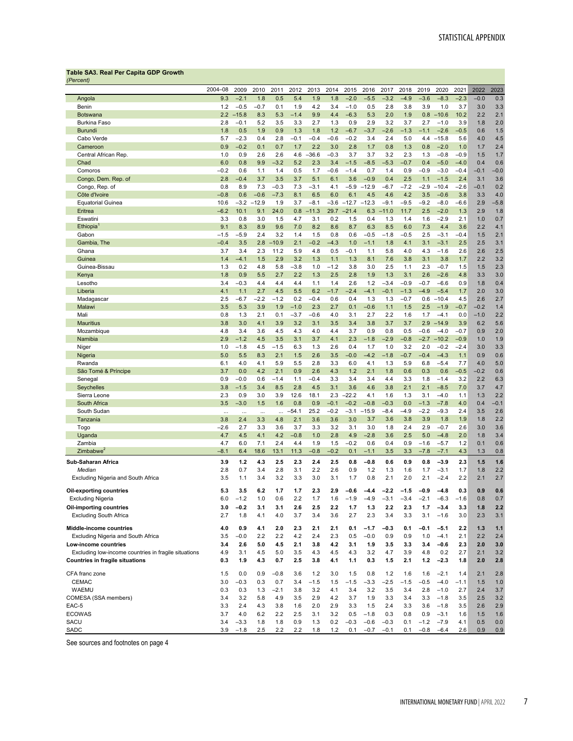**Table SA3. Real Per Capita GDP Growth**
*(Percent)*

| | 2004–08 | 2009 | 2010 | 2011 | 2012 | 2013 | 2014 | 2015 | 2016 | 2017 | 2018 | 2019 | 2020 | 2021 | 2022 | 2023 |
|---|---|---|---|---|---|---|---|---|---|---|---|---|---|---|---|---|
| Angola | 9.3 | –2.1 | 1.8 | 0.5 | 5.4 | 1.9 | 1.8 | –2.0 | –5.5 | –3.2 | –4.9 | –3.6 | –8.3 | –2.3 | –0.0 | 0.3 |
| Benin | 1.2 | –0.5 | –0.7 | 0.1 | 1.9 | 4.2 | 3.4 | –1.0 | 0.5 | 2.8 | 3.8 | 3.9 | 1.0 | 3.7 | 3.0 | 3.3 |
| Botswana | 2.2 | –15.8 | 8.3 | 5.3 | –1.4 | 9.9 | 4.4 | –6.3 | 5.3 | 2.0 | 1.9 | 0.8 | –10.6 | 10.2 | 2.2 | 2.1 |
| Burkina Faso | 2.8 | –0.1 | 5.2 | 3.5 | 3.3 | 2.7 | 1.3 | 0.9 | 2.9 | 3.2 | 3.7 | 2.7 | –1.0 | 3.9 | 1.8 | 2.0 |
| Burundi | 1.8 | 0.5 | 1.9 | 0.9 | 1.3 | 1.8 | 1.2 | –6.7 | –3.7 | –2.6 | –1.3 | –1.1 | –2.6 | –0.5 | 0.6 | 1.5 |
| Cabo Verde | 5.7 | –2.3 | 0.4 | 2.8 | –0.1 | –0.4 | –0.6 | –0.2 | 3.4 | 2.4 | 5.0 | 4.4 | –15.8 | 5.6 | 4.0 | 4.5 |
| Cameroon | 0.9 | –0.2 | 0.1 | 0.7 | 1.7 | 2.2 | 3.0 | 2.8 | 1.7 | 0.8 | 1.3 | 0.8 | –2.0 | 1.0 | 1.7 | 2.4 |
| Central African Rep. | 1.0 | 0.9 | 2.6 | 2.6 | 4.6 | –36.6 | –0.3 | 3.7 | 3.7 | 3.2 | 2.3 | 1.3 | –0.8 | –0.9 | 1.5 | 1.7 |
| Chad | 6.0 | 0.8 | 9.9 | –3.2 | 5.2 | 2.3 | 3.4 | –1.5 | –8.5 | –5.3 | –0.7 | 0.4 | –5.0 | –4.0 | 0.4 | 0.6 |
| Comoros | –0.2 | 0.6 | 1.1 | 1.4 | 0.5 | 1.7 | –0.6 | –1.4 | 0.7 | 1.4 | 0.9 | –0.9 | –3.0 | –0.4 | –0.1 | –0.0 |
| Congo, Dem. Rep. of | 2.8 | –0.4 | 3.7 | 3.5 | 3.7 | 5.1 | 6.1 | 3.6 | –0.9 | 0.4 | 2.5 | 1.1 | –1.5 | 2.4 | 3.1 | 3.6 |
| Congo, Rep. of | 0.8 | 8.9 | 7.3 | –0.3 | 7.3 | –3.1 | 4.1 | –5.9 | –12.9 | –6.7 | –7.2 | –2.9 | –10.4 | –2.6 | –0.1 | 0.2 |
| Côte d'Ivoire | –0.8 | 0.6 | –0.6 | –7.3 | 8.1 | 6.5 | 6.0 | 6.1 | 4.5 | 4.6 | 4.2 | 3.5 | –0.6 | 3.8 | 3.3 | 4.0 |
| Equatorial Guinea | 10.6 | –3.2 | –12.9 | 1.9 | 3.7 | –8.1 | –3.6 | –12.7 | –12.3 | –9.1 | –9.5 | –9.2 | –8.0 | –6.6 | 2.9 | –5.8 |
| Eritrea | –6.2 | 10.1 | 9.1 | 24.0 | 0.8 | –11.3 | 29.7 | –21.4 | 6.3 | –11.0 | 11.7 | 2.5 | –2.0 | 1.3 | 2.9 | 1.8 |
| Eswatini | 3.3 | 0.8 | 3.0 | 1.5 | 4.7 | 3.1 | 0.2 | 1.5 | 0.4 | 1.3 | 1.4 | 1.6 | –2.9 | 2.1 | 1.0 | 0.7 |
| Ethiopia[1] | 9.1 | 8.3 | 8.9 | 9.6 | 7.0 | 8.2 | 8.6 | 8.7 | 6.3 | 8.5 | 6.0 | 7.3 | 4.4 | 3.6 | 2.2 | 4.1 |
| Gabon | –1.5 | –5.9 | 2.4 | 3.2 | 1.4 | 1.5 | 0.8 | 0.6 | –0.5 | –1.8 | –0.5 | 2.5 | –3.1 | –0.4 | 1.5 | 2.1 |
| Gambia, The | –0.4 | 3.5 | 2.8 | –10.9 | 2.1 | –0.2 | –4.3 | 1.0 | –1.1 | 1.8 | 4.1 | 3.1 | –3.1 | 2.5 | 2.5 | 3.1 |
| Ghana | 3.7 | 3.4 | 2.3 | 11.2 | 5.9 | 4.8 | 0.5 | –0.1 | 1.1 | 5.8 | 4.0 | 4.3 | –1.6 | 2.6 | 2.6 | 2.5 |
| Guinea | 1.4 | –4.1 | 1.5 | 2.9 | 3.2 | 1.3 | 1.1 | 1.3 | 8.1 | 7.6 | 3.8 | 3.1 | 3.8 | 1.7 | 2.2 | 3.2 |
| Guinea-Bissau | 1.3 | 0.2 | 4.8 | 5.8 | –3.8 | 1.0 | –1.2 | 3.8 | 3.0 | 2.5 | 1.1 | 2.3 | –0.7 | 1.5 | 1.5 | 2.3 |
| Kenya | 1.8 | 0.9 | 5.5 | 2.7 | 2.2 | 1.3 | 2.5 | 2.8 | 1.9 | 1.3 | 3.1 | 2.6 | –2.6 | 4.8 | 3.3 | 3.0 |
| Lesotho | 3.4 | –0.3 | 4.4 | 4.4 | 4.4 | 1.1 | 1.4 | 2.6 | 1.2 | –3.4 | –0.9 | –0.7 | –6.6 | 0.9 | 1.8 | 0.4 |
| Liberia | 4.1 | 1.1 | 2.7 | 4.5 | 5.5 | 6.2 | –1.7 | –2.4 | –4.1 | –0.1 | –1.3 | –4.9 | –5.4 | 1.7 | 2.0 | 3.0 |
| Madagascar | 2.5 | –6.7 | –2.2 | –1.2 | 0.2 | –0.4 | 0.6 | 0.4 | 1.3 | 1.3 | –0.7 | 0.6 | –10.4 | 4.5 | 2.6 | 2.7 |
| Malawi | 3.5 | 5.3 | 3.9 | 1.9 | –1.0 | 2.3 | 2.7 | 0.1 | –0.6 | 1.1 | 1.5 | 2.5 | –1.9 | –0.7 | –0.2 | 1.4 |
| Mali | 0.8 | 1.3 | 2.1 | 0.1 | –3.7 | –0.6 | 4.0 | 3.1 | 2.7 | 2.2 | 1.6 | 1.7 | –4.1 | 0.0 | –1.0 | 2.2 |
| Mauritius | 3.8 | 3.0 | 4.1 | 3.9 | 3.2 | 3.1 | 3.5 | 3.4 | 3.8 | 3.7 | 3.7 | 2.9 | –14.9 | 3.9 | 6.2 | 5.6 |
| Mozambique | 4.8 | 3.4 | 3.6 | 4.5 | 4.3 | 4.0 | 4.4 | 3.7 | 0.9 | 0.8 | 0.5 | –0.6 | –4.0 | –0.7 | 0.9 | 2.0 |
| Namibia | 2.9 | –1.2 | 4.5 | 3.5 | 3.1 | 3.7 | 4.1 | 2.3 | –1.8 | –2.9 | –0.8 | –2.7 | –10.2 | –0.9 | 1.0 | 1.9 |
| Niger | 1.0 | –1.8 | 4.5 | –1.5 | 6.3 | 1.3 | 2.6 | 0.4 | 1.7 | 1.0 | 3.2 | 2.0 | –0.2 | –2.4 | 3.0 | 3.3 |
| Nigeria | 5.0 | 5.5 | 8.3 | 2.1 | 1.5 | 2.6 | 3.5 | –0.0 | –4.2 | –1.8 | –0.7 | –0.4 | –4.3 | 1.1 | 0.9 | 0.6 |
| Rwanda | 6.1 | 4.0 | 4.1 | 5.9 | 5.5 | 2.8 | 3.3 | 6.0 | 4.1 | 1.3 | 5.9 | 6.8 | –5.4 | 7.7 | 4.0 | 5.0 |
| São Tomé & Príncipe | 3.7 | 0.0 | 4.2 | 2.1 | 0.9 | 2.6 | 4.3 | 1.2 | 2.1 | 1.8 | 0.6 | 0.3 | 0.6 | –0.5 | –0.2 | 0.6 |
| Senegal | 0.9 | –0.0 | 0.6 | –1.4 | 1.1 | –0.4 | 3.3 | 3.4 | 3.4 | 4.4 | 3.3 | 1.8 | –1.4 | 3.2 | 2.2 | 6.3 |
| Seychelles | 3.8 | –1.5 | 3.4 | 8.5 | 2.8 | 4.5 | 3.1 | 3.6 | 4.6 | 3.8 | 2.1 | 2.1 | –8.5 | 7.0 | 3.7 | 4.7 |
| Sierra Leone | 2.3 | 0.9 | 3.0 | 3.9 | 12.6 | 18.1 | 2.3 | –22.2 | 4.1 | 1.6 | 1.3 | 3.1 | –4.0 | 1.1 | 1.3 | 2.2 |
| South Africa | 3.5 | –3.0 | 1.5 | 1.6 | 0.8 | 0.9 | –0.1 | –0.2 | –0.8 | –0.3 | 0.0 | –1.3 | –7.8 | 4.0 | 0.4 | –0.1 |
| South Sudan | ... | ... | ... | ... | –54.1 | 25.2 | –0.2 | –3.1 | –15.9 | –8.4 | –4.9 | –2.2 | –9.3 | 2.4 | 3.5 | 2.6 |
| Tanzania | 3.8 | 2.4 | 3.3 | 4.8 | 2.1 | 3.6 | 3.6 | 3.0 | 3.7 | 3.6 | 3.8 | 3.9 | 1.8 | 1.9 | 1.8 | 2.2 |
| Togo | –2.6 | 2.7 | 3.3 | 3.6 | 3.7 | 3.3 | 3.2 | 3.1 | 3.0 | 1.8 | 2.4 | 2.9 | –0.7 | 2.6 | 3.0 | 3.6 |
| Uganda | 4.7 | 4.5 | 4.1 | 4.2 | –0.8 | 1.0 | 2.8 | 4.9 | –2.8 | 3.6 | 2.5 | 5.0 | –4.8 | 2.0 | 1.8 | 3.4 |
| Zambia | 4.7 | 6.0 | 7.1 | 2.4 | 4.4 | 1.9 | 1.5 | –0.2 | 0.6 | 0.4 | 0.9 | –1.6 | –5.7 | 1.2 | 0.1 | 0.6 |
| Zimbabwe[2] | –8.1 | 6.4 | 18.6 | 13.1 | 11.3 | –0.8 | –0.2 | 0.1 | –1.1 | 3.5 | 3.3 | –7.8 | –7.1 | 4.3 | 1.3 | 0.8 |
| **Sub-Saharan Africa** | **3.9** | **1.2** | **4.3** | **2.5** | **2.3** | **2.4** | **2.5** | **0.8** | **–0.8** | **0.6** | **0.9** | **0.8** | **–3.9** | **2.3** | **1.5** | **1.6** |
| *Median* | 2.8 | 0.7 | 3.4 | 2.8 | 3.1 | 2.2 | 2.6 | 0.9 | 1.2 | 1.3 | 1.6 | 1.7 | –3.1 | 1.7 | 1.8 | 2.2 |
| Excluding Nigeria and South Africa | 3.5 | 1.1 | 3.4 | 3.2 | 3.3 | 3.0 | 3.1 | 1.7 | 0.8 | 2.1 | 2.0 | 2.1 | –2.4 | 2.2 | 2.1 | 2.7 |
| **Oil-exporting countries** | **5.3** | **3.5** | **6.2** | **1.7** | **1.7** | **2.3** | **2.9** | **–0.6** | **–4.4** | **–2.2** | **–1.5** | **–0.9** | **–4.8** | **0.3** | **0.9** | **0.6** |
| Excluding Nigeria | 6.0 | –1.2 | 1.0 | 0.6 | 2.2 | 1.7 | 1.6 | –1.9 | –4.9 | –3.1 | –3.4 | –2.1 | –6.3 | –1.6 | 0.8 | 0.7 |
| **Oil-importing countries** | **3.0** | **–0.2** | **3.1** | **3.1** | **2.6** | **2.5** | **2.2** | **1.7** | **1.3** | **2.2** | **2.3** | **1.7** | **–3.4** | **3.3** | **1.8** | **2.2** |
| Excluding South Africa | 2.7 | 1.8 | 4.1 | 4.0 | 3.7 | 3.4 | 3.6 | 2.7 | 2.3 | 3.4 | 3.3 | 3.1 | –1.6 | 3.0 | 2.3 | 3.1 |
| **Middle-income countries** | **4.0** | **0.9** | **4.1** | **2.0** | **2.3** | **2.1** | **2.1** | **0.1** | **–1.7** | **–0.3** | **0.1** | **–0.1** | **–5.1** | **2.2** | **1.3** | **1.1** |
| Excluding Nigeria and South Africa | 3.5 | –0.0 | 2.2 | 2.2 | 4.2 | 2.4 | 2.3 | 0.5 | –0.0 | 0.9 | 0.9 | 1.0 | –4.1 | 2.1 | 2.2 | 2.4 |
| **Low-income countries** | **3.4** | **2.6** | **5.0** | **4.5** | **2.1** | **3.8** | **4.2** | **3.1** | **1.9** | **3.5** | **3.3** | **3.4** | **–0.6** | **2.3** | **2.0** | **3.0** |
| Excluding low-income countries in fragile situations | 4.9 | 3.1 | 4.5 | 5.0 | 3.5 | 4.3 | 4.5 | 4.3 | 3.2 | 4.7 | 3.9 | 4.8 | 0.2 | 2.7 | 2.1 | 3.2 |
| **Countries in fragile situations** | **0.3** | **1.9** | **4.3** | **0.7** | **2.5** | **3.8** | **4.1** | **1.1** | **0.3** | **1.5** | **2.1** | **1.2** | **–2.3** | **1.8** | **2.0** | **2.8** |
| CFA franc zone | 1.5 | 0.0 | 0.9 | –0.8 | 3.6 | 1.2 | 3.0 | 1.5 | 0.8 | 1.2 | 1.6 | 1.6 | –2.1 | 1.4 | 2.1 | 2.8 |
| CEMAC | 3.0 | –0.3 | 0.3 | 0.7 | 3.4 | –1.5 | 1.5 | –1.5 | –3.3 | –2.5 | –1.5 | –0.5 | –4.0 | –1.1 | 1.5 | 1.0 |
| WAEMU | 0.3 | 0.3 | 1.3 | –2.1 | 3.8 | 3.2 | 4.1 | 3.4 | 3.2 | 3.5 | 3.4 | 2.8 | –1.0 | 2.7 | 2.4 | 3.7 |
| COMESA (SSA members) | 3.4 | 3.2 | 5.8 | 4.9 | 3.5 | 2.9 | 4.2 | 3.7 | 1.9 | 3.3 | 3.4 | 3.3 | –1.8 | 3.5 | 2.5 | 3.2 |
| EAC-5 | 3.3 | 2.4 | 4.3 | 3.8 | 1.6 | 2.0 | 2.9 | 3.3 | 1.5 | 2.4 | 3.3 | 3.6 | –1.8 | 3.5 | 2.6 | 2.9 |
| ECOWAS | 3.7 | 4.0 | 6.2 | 2.2 | 2.5 | 3.1 | 3.2 | 0.5 | –1.8 | 0.3 | 0.8 | 0.9 | –3.1 | 1.6 | 1.5 | 1.6 |
| SACU | 3.4 | –3.3 | 1.8 | 1.8 | 0.9 | 1.3 | 0.2 | –0.3 | –0.6 | –0.3 | 0.1 | –1.2 | –7.9 | 4.1 | 0.5 | 0.0 |
| SADC | 3.9 | –1.8 | 2.5 | 2.2 | 2.2 | 1.8 | 1.2 | 0.1 | –0.7 | –0.1 | 0.1 | –0.8 | –6.4 | 2.6 | 0.9 | 0.9 |

See sources and footnotes on page 4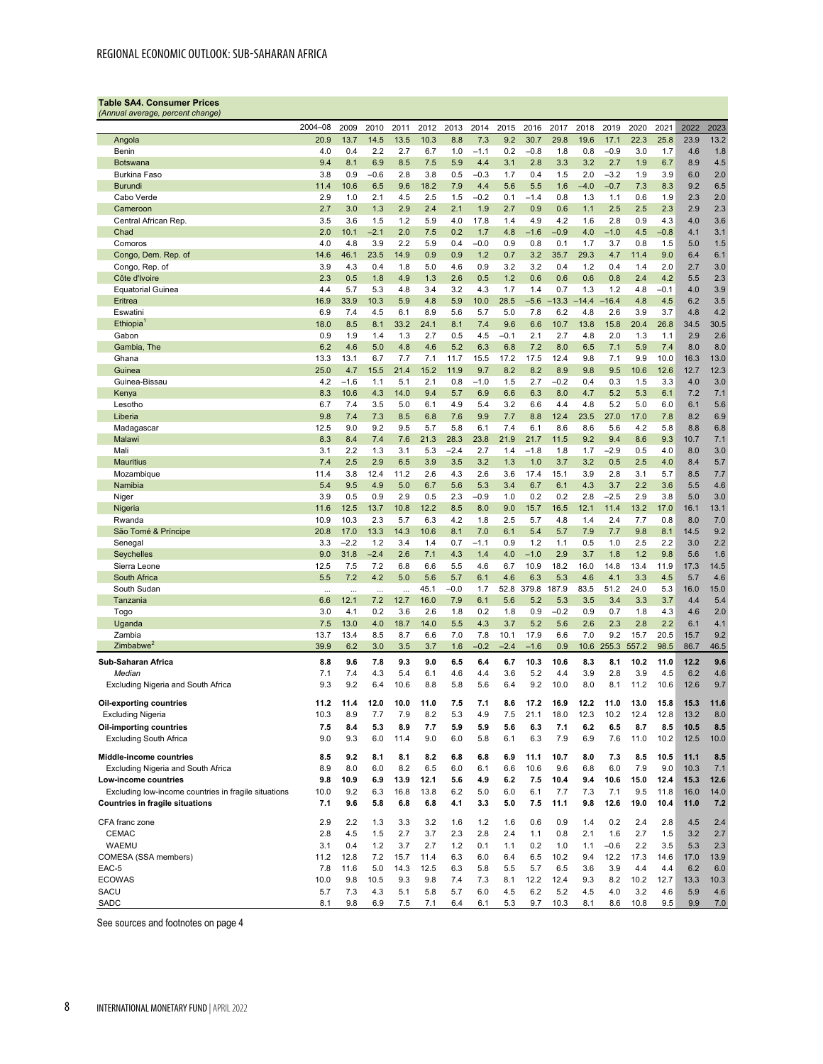**Table SA4. Consumer Prices**
*(Annual average, percent change)*

| | 2004–08 | 2009 | 2010 | 2011 | 2012 | 2013 | 2014 | 2015 | 2016 | 2017 | 2018 | 2019 | 2020 | 2021 | 2022 | 2023 |
|---|---|---|---|---|---|---|---|---|---|---|---|---|---|---|---|---|
| Angola | 20.9 | 13.7 | 14.5 | 13.5 | 10.3 | 8.8 | 7.3 | 9.2 | 30.7 | 29.8 | 19.6 | 17.1 | 22.3 | 25.8 | 23.9 | 13.2 |
| Benin | 4.0 | 0.4 | 2.2 | 2.7 | 6.7 | 1.0 | –1.1 | 0.2 | –0.8 | 1.8 | 0.8 | –0.9 | 3.0 | 1.7 | 4.6 | 1.8 |
| Botswana | 9.4 | 8.1 | 6.9 | 8.5 | 7.5 | 5.9 | 4.4 | 3.1 | 2.8 | 3.3 | 3.2 | 2.7 | 1.9 | 6.7 | 8.9 | 4.5 |
| Burkina Faso | 3.8 | 0.9 | –0.6 | 2.8 | 3.8 | 0.5 | –0.3 | 1.7 | 0.4 | 1.5 | 2.0 | –3.2 | 1.9 | 3.9 | 6.0 | 2.0 |
| Burundi | 11.4 | 10.6 | 6.5 | 9.6 | 18.2 | 7.9 | 4.4 | 5.6 | 5.5 | 1.6 | –4.0 | –0.7 | 7.3 | 8.3 | 9.2 | 6.5 |
| Cabo Verde | 2.9 | 1.0 | 2.1 | 4.5 | 2.5 | 1.5 | –0.2 | 0.1 | –1.4 | 0.8 | 1.3 | 1.1 | 0.6 | 1.9 | 2.3 | 2.0 |
| Cameroon | 2.7 | 3.0 | 1.3 | 2.9 | 2.4 | 2.1 | 1.9 | 2.7 | 0.9 | 0.6 | 1.1 | 2.5 | 2.5 | 2.3 | 2.9 | 2.3 |
| Central African Rep. | 3.5 | 3.6 | 1.5 | 1.2 | 5.9 | 4.0 | 17.8 | 1.4 | 4.9 | 4.2 | 1.6 | 2.8 | 0.9 | 4.3 | 4.0 | 3.6 |
| Chad | 2.0 | 10.1 | –2.1 | 2.0 | 7.5 | 0.2 | 1.7 | 4.8 | –1.6 | –0.9 | 4.0 | –1.0 | 4.5 | –0.8 | 4.1 | 3.1 |
| Comoros | 4.0 | 4.8 | 3.9 | 2.2 | 5.9 | 0.4 | –0.0 | 0.9 | 0.8 | 0.1 | 1.7 | 3.7 | 0.8 | 1.5 | 5.0 | 1.5 |
| Congo, Dem. Rep. of | 14.6 | 46.1 | 23.5 | 14.9 | 0.9 | 0.9 | 1.2 | 0.7 | 3.2 | 35.7 | 29.3 | 4.7 | 11.4 | 9.0 | 6.4 | 6.1 |
| Congo, Rep. of | 3.9 | 4.3 | 0.4 | 1.8 | 5.0 | 4.6 | 0.9 | 3.2 | 3.2 | 0.4 | 1.2 | 0.4 | 1.4 | 2.0 | 2.7 | 3.0 |
| Côte d'Ivoire | 2.3 | 0.5 | 1.8 | 4.9 | 1.3 | 2.6 | 0.5 | 1.2 | 0.6 | 0.6 | 0.6 | 0.8 | 2.4 | 4.2 | 5.5 | 2.3 |
| Equatorial Guinea | 4.4 | 5.7 | 5.3 | 4.8 | 3.4 | 3.2 | 4.3 | 1.7 | 1.4 | 0.7 | 1.3 | 1.2 | 4.8 | –0.1 | 4.0 | 3.9 |
| Eritrea | 16.9 | 33.9 | 10.3 | 5.9 | 4.8 | 5.9 | 10.0 | 28.5 | –5.6 | –13.3 | –14.4 | –16.4 | 4.8 | 4.5 | 6.2 | 3.5 |
| Eswatini | 6.9 | 7.4 | 4.5 | 6.1 | 8.9 | 5.6 | 5.7 | 5.0 | 7.8 | 6.2 | 4.8 | 2.6 | 3.9 | 3.7 | 4.8 | 4.2 |
| Ethiopia[1] | 18.0 | 8.5 | 8.1 | 33.2 | 24.1 | 8.1 | 7.4 | 9.6 | 6.6 | 10.7 | 13.8 | 15.8 | 20.4 | 26.8 | 34.5 | 30.5 |
| Gabon | 0.9 | 1.9 | 1.4 | 1.3 | 2.7 | 0.5 | 4.5 | –0.1 | 2.1 | 2.7 | 4.8 | 2.0 | 1.3 | 1.1 | 2.9 | 2.6 |
| Gambia, The | 6.2 | 4.6 | 5.0 | 4.8 | 4.6 | 5.2 | 6.3 | 6.8 | 7.2 | 8.0 | 6.5 | 7.1 | 5.9 | 7.4 | 8.0 | 8.0 |
| Ghana | 13.3 | 13.1 | 6.7 | 7.7 | 7.1 | 11.7 | 15.5 | 17.2 | 17.5 | 12.4 | 9.8 | 7.1 | 9.9 | 10.0 | 16.3 | 13.0 |
| Guinea | 25.0 | 4.7 | 15.5 | 21.4 | 15.2 | 11.9 | 9.7 | 8.2 | 8.2 | 8.9 | 9.8 | 9.5 | 10.6 | 12.6 | 12.7 | 12.3 |
| Guinea-Bissau | 4.2 | –1.6 | 1.1 | 5.1 | 2.1 | 0.8 | –1.0 | 1.5 | 2.7 | –0.2 | 0.4 | 0.3 | 1.5 | 3.3 | 4.0 | 3.0 |
| Kenya | 8.3 | 10.6 | 4.3 | 14.0 | 9.4 | 5.7 | 6.9 | 6.6 | 6.3 | 8.0 | 4.7 | 5.2 | 5.3 | 6.1 | 7.2 | 7.1 |
| Lesotho | 6.7 | 7.4 | 3.5 | 5.0 | 6.1 | 4.9 | 5.4 | 3.2 | 6.6 | 4.4 | 4.8 | 5.2 | 5.0 | 6.0 | 6.1 | 5.6 |
| Liberia | 9.8 | 7.4 | 7.3 | 8.5 | 6.8 | 7.6 | 9.9 | 7.7 | 8.8 | 12.4 | 23.5 | 27.0 | 17.0 | 7.8 | 8.2 | 6.9 |
| Madagascar | 12.5 | 9.0 | 9.2 | 9.5 | 5.7 | 5.8 | 6.1 | 7.4 | 6.1 | 8.6 | 8.6 | 5.6 | 4.2 | 5.8 | 8.8 | 6.8 |
| Malawi | 8.3 | 8.4 | 7.4 | 7.6 | 21.3 | 28.3 | 23.8 | 21.9 | 21.7 | 11.5 | 9.2 | 9.4 | 8.6 | 9.3 | 10.7 | 7.1 |
| Mali | 3.1 | 2.2 | 1.3 | 3.1 | 5.3 | –2.4 | 2.7 | 1.4 | –1.8 | 1.8 | 1.7 | –2.9 | 0.5 | 4.0 | 8.0 | 3.0 |
| Mauritius | 7.4 | 2.5 | 2.9 | 6.5 | 3.9 | 3.5 | 3.2 | 1.3 | 1.0 | 3.7 | 3.2 | 0.5 | 2.5 | 4.0 | 8.4 | 5.7 |
| Mozambique | 11.4 | 3.8 | 12.4 | 11.2 | 2.6 | 4.3 | 2.6 | 3.6 | 17.4 | 15.1 | 3.9 | 2.8 | 3.1 | 5.7 | 8.5 | 7.7 |
| Namibia | 5.4 | 9.5 | 4.9 | 5.0 | 6.7 | 5.6 | 5.3 | 3.4 | 6.7 | 6.1 | 4.3 | 3.7 | 2.2 | 3.6 | 5.5 | 4.6 |
| Niger | 3.9 | 0.5 | 0.9 | 2.9 | 0.5 | 2.3 | –0.9 | 1.0 | 0.2 | 0.2 | 2.8 | –2.5 | 2.9 | 3.8 | 5.0 | 3.0 |
| Nigeria | 11.6 | 12.5 | 13.7 | 10.8 | 12.2 | 8.5 | 8.0 | 9.0 | 15.7 | 16.5 | 12.1 | 11.4 | 13.2 | 17.0 | 16.1 | 13.1 |
| Rwanda | 10.9 | 10.3 | 2.3 | 5.7 | 6.3 | 4.2 | 1.8 | 2.5 | 5.7 | 4.8 | 1.4 | 2.4 | 7.7 | 0.8 | 8.0 | 7.0 |
| São Tomé & Príncipe | 20.8 | 17.0 | 13.3 | 14.3 | 10.6 | 8.1 | 7.0 | 6.1 | 5.4 | 5.7 | 7.9 | 7.7 | 9.8 | 8.1 | 14.5 | 9.2 |
| Senegal | 3.3 | –2.2 | 1.2 | 3.4 | 1.4 | 0.7 | –1.1 | 0.9 | 1.2 | 1.1 | 0.5 | 1.0 | 2.5 | 2.2 | 3.0 | 2.2 |
| Seychelles | 9.0 | 31.8 | –2.4 | 2.6 | 7.1 | 4.3 | 1.4 | 4.0 | –1.0 | 2.9 | 3.7 | 1.8 | 1.2 | 9.8 | 5.6 | 1.6 |
| Sierra Leone | 12.5 | 7.5 | 7.2 | 6.8 | 6.6 | 5.5 | 4.6 | 6.7 | 10.9 | 18.2 | 16.0 | 14.8 | 13.4 | 11.9 | 17.3 | 14.5 |
| South Africa | 5.5 | 7.2 | 4.2 | 5.0 | 5.6 | 5.7 | 6.1 | 4.6 | 6.3 | 5.3 | 4.6 | 4.1 | 3.3 | 4.5 | 5.7 | 4.6 |
| South Sudan | ... | ... | ... | ... | 45.1 | –0.0 | 1.7 | 52.8 | 379.8 | 187.9 | 83.5 | 51.2 | 24.0 | 5.3 | 16.0 | 15.0 |
| Tanzania | 6.6 | 12.1 | 7.2 | 12.7 | 16.0 | 7.9 | 6.1 | 5.6 | 5.2 | 5.3 | 3.5 | 3.4 | 3.3 | 3.7 | 4.4 | 5.4 |
| Togo | 3.0 | 4.1 | 0.2 | 3.6 | 2.6 | 1.8 | 0.2 | 1.8 | 0.9 | –0.2 | 0.9 | 0.7 | 1.8 | 4.3 | 4.6 | 2.0 |
| Uganda | 7.5 | 13.0 | 4.0 | 18.7 | 14.0 | 5.5 | 4.3 | 3.7 | 5.2 | 5.6 | 2.6 | 2.3 | 2.8 | 2.2 | 6.1 | 4.1 |
| Zambia | 13.7 | 13.4 | 8.5 | 8.7 | 6.6 | 7.0 | 7.8 | 10.1 | 17.9 | 6.6 | 7.0 | 9.2 | 15.7 | 20.5 | 15.7 | 9.2 |
| Zimbabwe[2] | 39.9 | 6.2 | 3.0 | 3.5 | 3.7 | 1.6 | –0.2 | –2.4 | –1.6 | 0.9 | 10.6 | 255.3 | 557.2 | 98.5 | 86.7 | 46.5 |
| **Sub-Saharan Africa** | **8.8** | **9.6** | **7.8** | **9.3** | **9.0** | **6.5** | **6.4** | **6.7** | **10.3** | **10.6** | **8.3** | **8.1** | **10.2** | **11.0** | **12.2** | **9.6** |
| *Median* | 7.1 | 7.4 | 4.3 | 5.4 | 6.1 | 4.6 | 4.4 | 3.6 | 5.2 | 4.4 | 3.9 | 2.8 | 3.9 | 4.5 | 6.2 | 4.6 |
| Excluding Nigeria and South Africa | 9.3 | 9.2 | 6.4 | 10.6 | 8.8 | 5.8 | 5.6 | 6.4 | 9.2 | 10.0 | 8.0 | 8.1 | 11.2 | 10.6 | 12.6 | 9.7 |
| **Oil-exporting countries** | **11.2** | **11.4** | **12.0** | **10.0** | **11.0** | **7.5** | **7.1** | **8.6** | **17.2** | **16.9** | **12.2** | **11.0** | **13.0** | **15.8** | **15.3** | **11.6** |
| Excluding Nigeria | 10.3 | 8.9 | 7.7 | 7.9 | 8.2 | 5.3 | 4.9 | 7.5 | 21.1 | 18.0 | 12.3 | 10.2 | 12.4 | 12.8 | 13.2 | 8.0 |
| **Oil-importing countries** | **7.5** | **8.4** | **5.3** | **8.9** | **7.7** | **5.9** | **5.9** | **5.6** | **6.3** | **7.1** | **6.2** | **6.5** | **8.7** | **8.5** | **10.5** | **8.5** |
| Excluding South Africa | 9.0 | 9.3 | 6.0 | 11.4 | 9.0 | 6.0 | 5.8 | 6.1 | 6.3 | 7.9 | 6.9 | 7.6 | 11.0 | 10.2 | 12.5 | 10.0 |
| **Middle-income countries** | **8.5** | **9.2** | **8.1** | **8.1** | **8.2** | **6.8** | **6.8** | **6.9** | **11.1** | **10.7** | **8.0** | **7.3** | **8.5** | **10.5** | **11.1** | **8.5** |
| Excluding Nigeria and South Africa | 8.9 | 8.0 | 6.0 | 8.2 | 6.5 | 6.0 | 6.1 | 6.6 | 10.6 | 9.6 | 6.8 | 6.0 | 7.9 | 9.0 | 10.3 | 7.1 |
| **Low-income countries** | **9.8** | **10.9** | **6.9** | **13.9** | **12.1** | **5.6** | **4.9** | **6.2** | **7.5** | **10.4** | **9.4** | **10.6** | **15.0** | **12.4** | **15.3** | **12.6** |
| Excluding low-income countries in fragile situations | 10.0 | 9.2 | 6.3 | 16.8 | 13.8 | 6.2 | 5.0 | 6.0 | 6.1 | 7.7 | 7.3 | 7.1 | 9.5 | 11.8 | 16.0 | 14.0 |
| **Countries in fragile situations** | **7.1** | **9.6** | **5.8** | **6.8** | **6.8** | **4.1** | **3.3** | **5.0** | **7.5** | **11.1** | **9.8** | **12.6** | **19.0** | **10.4** | **11.0** | **7.2** |
| CFA franc zone | 2.9 | 2.2 | 1.3 | 3.3 | 3.2 | 1.6 | 1.2 | 1.6 | 0.6 | 0.9 | 1.4 | 0.2 | 2.4 | 2.8 | 4.5 | 2.4 |
| CEMAC | 2.8 | 4.5 | 1.5 | 2.7 | 3.7 | 2.3 | 2.8 | 2.4 | 1.1 | 0.8 | 2.1 | 1.6 | 2.7 | 1.5 | 3.2 | 2.7 |
| WAEMU | 3.1 | 0.4 | 1.2 | 3.7 | 2.7 | 1.2 | 0.1 | 1.1 | 0.2 | 1.0 | 1.1 | –0.6 | 2.2 | 3.5 | 5.3 | 2.3 |
| COMESA (SSA members) | 11.2 | 12.8 | 7.2 | 15.7 | 11.4 | 6.3 | 6.0 | 6.4 | 6.5 | 10.2 | 9.4 | 12.2 | 17.3 | 14.6 | 17.0 | 13.9 |
| EAC-5 | 7.8 | 11.6 | 5.0 | 14.3 | 12.5 | 6.3 | 5.8 | 5.5 | 5.7 | 6.5 | 3.6 | 3.9 | 4.4 | 4.4 | 6.2 | 6.0 |
| ECOWAS | 10.0 | 9.8 | 10.5 | 9.3 | 9.8 | 7.4 | 7.3 | 8.1 | 12.2 | 12.4 | 9.3 | 8.2 | 10.2 | 12.7 | 13.3 | 10.3 |
| SACU | 5.7 | 7.3 | 4.3 | 5.1 | 5.8 | 5.7 | 6.0 | 4.5 | 6.2 | 5.2 | 4.5 | 4.0 | 3.2 | 4.6 | 5.9 | 4.6 |
| SADC | 8.1 | 9.8 | 6.9 | 7.5 | 7.1 | 6.4 | 6.1 | 5.3 | 9.7 | 10.3 | 8.1 | 8.6 | 10.8 | 9.5 | 9.9 | 7.0 |

See sources and footnotes on page 4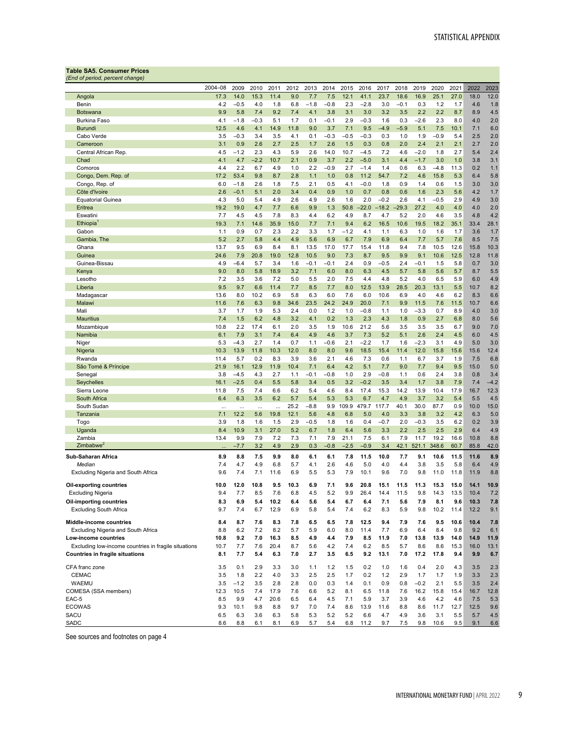**Table SA5. Consumer Prices**
*(End of period, percent change)*

| | 2004–08 | 2009 | 2010 | 2011 | 2012 | 2013 | 2014 | 2015 | 2016 | 2017 | 2018 | 2019 | 2020 | 2021 | 2022 | 2023 |
|---|---|---|---|---|---|---|---|---|---|---|---|---|---|---|---|---|
| Angola | 17.3 | 14.0 | 15.3 | 11.4 | 9.0 | 7.7 | 7.5 | 12.1 | 41.1 | 23.7 | 18.6 | 16.9 | 25.1 | 27.0 | 18.0 | 12.0 |
| Benin | 4.2 | −0.5 | 4.0 | 1.8 | 6.8 | −1.8 | −0.8 | 2.3 | −2.8 | 3.0 | −0.1 | 0.3 | 1.2 | 1.7 | 4.6 | 1.8 |
| Botswana | 9.9 | 5.8 | 7.4 | 9.2 | 7.4 | 4.1 | 3.8 | 3.1 | 3.0 | 3.2 | 3.5 | 2.2 | 2.2 | 8.7 | 8.9 | 4.5 |
| Burkina Faso | 4.1 | −1.8 | −0.3 | 5.1 | 1.7 | 0.1 | −0.1 | 2.9 | −0.3 | 1.6 | 0.3 | −2.6 | 2.3 | 8.0 | 4.0 | 2.0 |
| Burundi | 12.5 | 4.6 | 4.1 | 14.9 | 11.8 | 9.0 | 3.7 | 7.1 | 9.5 | −4.9 | −5.9 | 5.1 | 7.5 | 10.1 | 7.1 | 6.0 |
| Cabo Verde | 3.5 | −0.3 | 3.4 | 3.5 | 4.1 | 0.1 | −0.3 | −0.5 | −0.3 | 0.3 | 1.0 | 1.9 | −0.9 | 5.4 | 2.5 | 2.0 |
| Cameroon | 3.1 | 0.9 | 2.6 | 2.7 | 2.5 | 1.7 | 2.6 | 1.5 | 0.3 | 0.8 | 2.0 | 2.4 | 2.1 | 2.1 | 2.7 | 2.0 |
| Central African Rep. | 4.5 | −1.2 | 2.3 | 4.3 | 5.9 | 2.6 | 14.0 | 10.7 | −4.5 | 7.2 | 4.6 | −2.0 | 1.8 | 2.7 | 5.4 | 2.4 |
| Chad | 4.1 | 4.7 | −2.2 | 10.7 | 2.1 | 0.9 | 3.7 | 2.2 | −5.0 | 3.1 | 4.4 | −1.7 | 3.0 | 1.0 | 3.8 | 3.1 |
| Comoros | 4.4 | 2.2 | 6.7 | 4.9 | 1.0 | 2.2 | −0.9 | 2.7 | −1.4 | 1.4 | 0.6 | 6.3 | −4.8 | 11.3 | 0.2 | 1.1 |
| Congo, Dem. Rep. of | 17.2 | 53.4 | 9.8 | 8.7 | 2.8 | 1.1 | 1.0 | 0.8 | 11.2 | 54.7 | 7.2 | 4.6 | 15.8 | 5.3 | 6.4 | 5.8 |
| Congo, Rep. of | 6.0 | −1.8 | 2.6 | 1.8 | 7.5 | 2.1 | 0.5 | 4.1 | −0.0 | 1.8 | 0.9 | 1.4 | 0.6 | 1.5 | 3.0 | 3.0 |
| Côte d'Ivoire | 2.6 | −0.1 | 5.1 | 2.0 | 3.4 | 0.4 | 0.9 | 1.0 | 0.7 | 0.8 | 0.6 | 1.6 | 2.3 | 5.6 | 4.2 | 1.7 |
| Equatorial Guinea | 4.3 | 5.0 | 5.4 | 4.9 | 2.6 | 4.9 | 2.6 | 1.6 | 2.0 | −0.2 | 2.6 | 4.1 | −0.5 | 2.9 | 4.9 | 3.0 |
| Eritrea | 19.2 | 19.0 | 4.7 | 7.7 | 6.6 | 9.9 | 1.3 | 50.8 | −22.0 | −18.2 | −29.3 | 27.2 | 4.0 | 4.0 | 4.0 | 2.0 |
| Eswatini | 7.7 | 4.5 | 4.5 | 7.8 | 8.3 | 4.4 | 6.2 | 4.9 | 8.7 | 4.7 | 5.2 | 2.0 | 4.6 | 3.5 | 4.8 | 4.2 |
| Ethiopia[1] | 19.3 | 7.1 | 14.6 | 35.9 | 15.0 | 7.7 | 7.1 | 9.4 | 6.2 | 16.5 | 10.6 | 19.5 | 18.2 | 35.1 | 33.4 | 28.1 |
| Gabon | 1.1 | 0.9 | 0.7 | 2.3 | 2.2 | 3.3 | 1.7 | −1.2 | 4.1 | 1.1 | 6.3 | 1.0 | 1.6 | 1.7 | 3.6 | 1.7 |
| Gambia, The | 5.2 | 2.7 | 5.8 | 4.4 | 4.9 | 5.6 | 6.9 | 6.7 | 7.9 | 6.9 | 6.4 | 7.7 | 5.7 | 7.6 | 8.5 | 7.5 |
| Ghana | 13.7 | 9.5 | 6.9 | 8.4 | 8.1 | 13.5 | 17.0 | 17.7 | 15.4 | 11.8 | 9.4 | 7.8 | 10.5 | 12.6 | 15.8 | 10.3 |
| Guinea | 24.6 | 7.9 | 20.8 | 19.0 | 12.8 | 10.5 | 9.0 | 7.3 | 8.7 | 9.5 | 9.9 | 9.1 | 10.6 | 12.5 | 12.8 | 11.8 |
| Guinea-Bissau | 4.9 | −6.4 | 5.7 | 3.4 | 1.6 | −0.1 | −0.1 | 2.4 | 0.9 | −0.5 | 2.4 | −0.1 | 1.5 | 5.8 | 0.7 | 3.0 |
| Kenya | 9.0 | 8.0 | 5.8 | 18.9 | 3.2 | 7.1 | 6.0 | 8.0 | 6.3 | 4.5 | 5.7 | 5.8 | 5.6 | 5.7 | 8.7 | 5.5 |
| Lesotho | 7.2 | 3.5 | 3.6 | 7.2 | 5.0 | 5.5 | 2.0 | 7.5 | 4.4 | 4.8 | 5.2 | 4.0 | 6.5 | 5.9 | 6.0 | 4.9 |
| Liberia | 9.5 | 9.7 | 6.6 | 11.4 | 7.7 | 8.5 | 7.7 | 8.0 | 12.5 | 13.9 | 28.5 | 20.3 | 13.1 | 5.5 | 10.7 | 8.2 |
| Madagascar | 13.6 | 8.0 | 10.2 | 6.9 | 5.8 | 6.3 | 6.0 | 7.6 | 6.0 | 10.6 | 6.9 | 4.0 | 4.6 | 6.2 | 8.3 | 6.6 |
| Malawi | 11.6 | 7.6 | 6.3 | 9.8 | 34.6 | 23.5 | 24.2 | 24.9 | 20.0 | 7.1 | 9.9 | 11.5 | 7.6 | 11.5 | 10.7 | 6.6 |
| Mali | 3.7 | 1.7 | 1.9 | 5.3 | 2.4 | 0.0 | 1.2 | 1.0 | −0.8 | 1.1 | 1.0 | −3.3 | 0.7 | 8.9 | 4.0 | 3.0 |
| Mauritius | 7.4 | 1.5 | 6.2 | 4.8 | 3.2 | 4.1 | 0.2 | 1.3 | 2.3 | 4.3 | 1.8 | 0.9 | 2.7 | 6.8 | 8.0 | 5.6 |
| Mozambique | 10.8 | 2.2 | 17.4 | 6.1 | 2.0 | 3.5 | 1.9 | 10.6 | 21.2 | 5.6 | 3.5 | 3.5 | 3.5 | 6.7 | 9.0 | 7.0 |
| Namibia | 6.1 | 7.9 | 3.1 | 7.4 | 6.4 | 4.9 | 4.6 | 3.7 | 7.3 | 5.2 | 5.1 | 2.6 | 2.4 | 4.5 | 6.0 | 4.5 |
| Niger | 5.3 | −4.3 | 2.7 | 1.4 | 0.7 | 1.1 | −0.6 | 2.1 | −2.2 | 1.7 | 1.6 | −2.3 | 3.1 | 4.9 | 5.0 | 3.0 |
| Nigeria | 10.3 | 13.9 | 11.8 | 10.3 | 12.0 | 8.0 | 8.0 | 9.6 | 18.5 | 15.4 | 11.4 | 12.0 | 15.8 | 15.6 | 15.6 | 12.4 |
| Rwanda | 11.4 | 5.7 | 0.2 | 8.3 | 3.9 | 3.6 | 2.1 | 4.6 | 7.3 | 0.6 | 1.1 | 6.7 | 3.7 | 1.9 | 7.5 | 6.8 |
| São Tomé & Príncipe | 21.9 | 16.1 | 12.9 | 11.9 | 10.4 | 7.1 | 6.4 | 4.2 | 5.1 | 7.7 | 9.0 | 7.7 | 9.4 | 9.5 | 15.0 | 5.0 |
| Senegal | 3.8 | −4.5 | 4.3 | 2.7 | 1.1 | −0.1 | −0.8 | 1.0 | 2.9 | −0.8 | 1.1 | 0.6 | 2.4 | 3.8 | 0.8 | 3.4 |
| Seychelles | 16.1 | −2.5 | 0.4 | 5.5 | 5.8 | 3.4 | 0.5 | 3.2 | −0.2 | 3.5 | 3.4 | 1.7 | 3.8 | 7.9 | 7.4 | −4.2 |
| Sierra Leone | 11.8 | 7.5 | 7.4 | 6.6 | 6.2 | 5.4 | 4.6 | 8.4 | 17.4 | 15.3 | 14.2 | 13.9 | 10.4 | 17.9 | 16.7 | 12.3 |
| South Africa | 6.4 | 6.3 | 3.5 | 6.2 | 5.7 | 5.4 | 5.3 | 5.3 | 6.7 | 4.7 | 4.9 | 3.7 | 3.2 | 5.4 | 5.5 | 4.5 |
| South Sudan | ... | ... | ... | ... | 25.2 | −8.8 | 9.9 | 109.9 | 479.7 | 117.7 | 40.1 | 30.0 | 87.7 | 0.9 | 10.0 | 15.0 |
| Tanzania | 7.1 | 12.2 | 5.6 | 19.8 | 12.1 | 5.6 | 4.8 | 6.8 | 5.0 | 4.0 | 3.3 | 3.8 | 3.2 | 4.2 | 6.3 | 5.0 |
| Togo | 3.9 | 1.8 | 1.6 | 1.5 | 2.9 | −0.5 | 1.8 | 1.6 | 0.4 | −0.7 | 2.0 | −0.3 | 3.5 | 6.2 | 0.2 | 3.9 |
| Uganda | 8.4 | 10.9 | 3.1 | 27.0 | 5.2 | 6.7 | 1.8 | 6.4 | 5.6 | 3.3 | 2.2 | 2.5 | 2.5 | 2.9 | 6.4 | 4.9 |
| Zambia | 13.4 | 9.9 | 7.9 | 7.2 | 7.3 | 7.1 | 7.9 | 21.1 | 7.5 | 6.1 | 7.9 | 11.7 | 19.2 | 16.6 | 10.8 | 8.8 |
| Zimbabwe[2] | ... | −7.7 | 3.2 | 4.9 | 2.9 | 0.3 | −0.8 | −2.5 | −0.9 | 3.4 | 42.1 | 521.1 | 348.6 | 60.7 | 85.8 | 42.0 |
| **Sub-Saharan Africa** | **8.9** | **8.8** | **7.5** | **9.9** | **8.0** | **6.1** | **6.1** | **7.8** | **11.5** | **10.0** | **7.7** | **9.1** | **10.6** | **11.5** | **11.6** | **8.9** |
| *Median* | 7.4 | 4.7 | 4.9 | 6.8 | 5.7 | 4.1 | 2.6 | 4.6 | 5.0 | 4.0 | 4.4 | 3.8 | 3.5 | 5.8 | 6.4 | 4.9 |
| Excluding Nigeria and South Africa | 9.6 | 7.4 | 7.1 | 11.6 | 6.9 | 5.5 | 5.3 | 7.9 | 10.1 | 9.6 | 7.0 | 9.8 | 11.0 | 11.8 | 11.9 | 8.8 |
| **Oil-exporting countries** | **10.0** | **12.0** | **10.8** | **9.5** | **10.3** | **6.9** | **7.1** | **9.6** | **20.8** | **15.1** | **11.5** | **11.3** | **15.3** | **15.0** | **14.1** | **10.9** |
| Excluding Nigeria | 9.4 | 7.7 | 8.5 | 7.6 | 6.8 | 4.5 | 5.2 | 9.9 | 26.4 | 14.4 | 11.5 | 9.8 | 14.3 | 13.5 | 10.4 | 7.2 |
| **Oil-importing countries** | **8.3** | **6.9** | **5.4** | **10.2** | **6.4** | **5.6** | **5.4** | **6.7** | **6.4** | **7.1** | **5.6** | **7.9** | **8.1** | **9.6** | **10.3** | **7.8** |
| Excluding South Africa | 9.7 | 7.4 | 6.7 | 12.9 | 6.9 | 5.8 | 5.4 | 7.4 | 6.2 | 8.3 | 5.9 | 9.8 | 10.2 | 11.4 | 12.2 | 9.1 |
| **Middle-income countries** | **8.4** | **8.7** | **7.6** | **8.3** | **7.8** | **6.5** | **6.5** | **7.8** | **12.5** | **9.4** | **7.9** | **7.6** | **9.5** | **10.6** | **10.4** | **7.8** |
| Excluding Nigeria and South Africa | 8.8 | 6.2 | 7.2 | 8.2 | 5.7 | 5.9 | 6.0 | 8.0 | 11.4 | 7.7 | 6.9 | 6.4 | 8.4 | 9.8 | 9.2 | 6.1 |
| **Low-income countries** | **10.8** | **9.2** | **7.0** | **16.3** | **8.5** | **4.9** | **4.4** | **7.9** | **8.5** | **11.9** | **7.0** | **13.8** | **13.9** | **14.0** | **14.9** | **11.9** |
| Excluding low-income countries in fragile situations | 10.7 | 7.7 | 7.6 | 20.4 | 8.7 | 5.6 | 4.2 | 7.4 | 6.2 | 8.5 | 5.7 | 8.6 | 8.6 | 15.3 | 16.0 | 13.1 |
| **Countries in fragile situations** | **8.1** | **7.7** | **5.4** | **6.3** | **7.0** | **2.7** | **3.5** | **6.5** | **9.2** | **13.1** | **7.0** | **17.2** | **17.8** | **9.4** | **9.9** | **6.7** |
| CFA franc zone | 3.5 | 0.1 | 2.9 | 3.3 | 3.0 | 1.1 | 1.2 | 1.5 | 0.2 | 1.0 | 1.6 | 0.4 | 2.0 | 4.3 | 3.5 | 2.3 |
| CEMAC | 3.5 | 1.8 | 2.2 | 4.0 | 3.3 | 2.5 | 2.5 | 1.7 | 0.2 | 1.2 | 2.9 | 1.7 | 1.7 | 1.9 | 3.3 | 2.3 |
| WAEMU | 3.5 | −1.2 | 3.5 | 2.8 | 2.8 | 0.0 | 0.3 | 1.4 | 0.1 | 0.9 | 0.8 | −0.2 | 2.1 | 5.5 | 3.5 | 2.4 |
| COMESA (SSA members) | 12.3 | 10.5 | 7.4 | 17.9 | 7.6 | 6.6 | 5.2 | 8.1 | 6.5 | 11.8 | 7.6 | 16.2 | 15.8 | 15.4 | 16.7 | 12.8 |
| EAC-5 | 8.5 | 9.9 | 4.7 | 20.6 | 6.5 | 6.4 | 4.5 | 7.1 | 5.9 | 3.7 | 3.9 | 4.6 | 4.2 | 4.6 | 7.5 | 5.3 |
| ECOWAS | 9.3 | 10.1 | 9.8 | 8.8 | 9.7 | 7.0 | 7.4 | 8.6 | 13.9 | 11.6 | 8.8 | 8.6 | 11.7 | 12.7 | 12.5 | 9.6 |
| SACU | 6.5 | 6.3 | 3.6 | 6.3 | 5.8 | 5.3 | 5.2 | 5.2 | 6.6 | 4.7 | 4.9 | 3.6 | 3.1 | 5.5 | 5.7 | 4.5 |
| SADC | 8.6 | 8.8 | 6.1 | 8.1 | 6.9 | 5.7 | 5.4 | 6.8 | 11.2 | 9.7 | 7.5 | 9.8 | 10.6 | 9.5 | 9.1 | 6.6 |

See sources and footnotes on page 4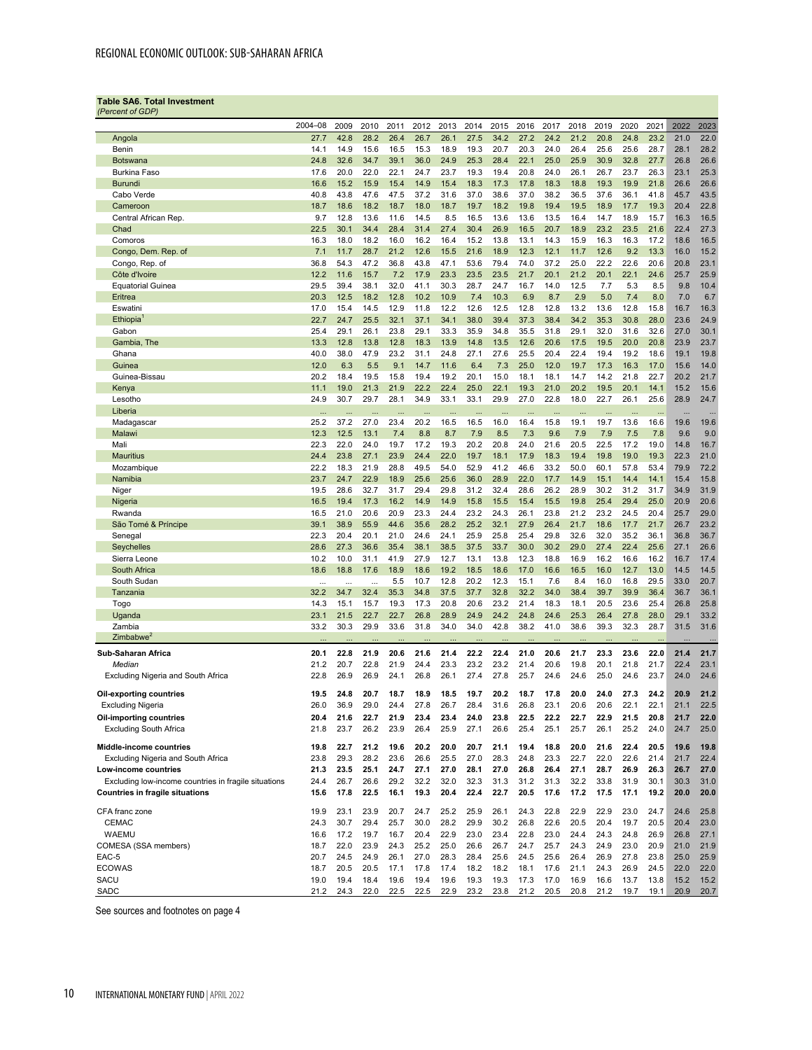**Table SA6. Total Investment**
*(Percent of GDP)*

| | 2004–08 | 2009 | 2010 | 2011 | 2012 | 2013 | 2014 | 2015 | 2016 | 2017 | 2018 | 2019 | 2020 | 2021 | 2022 | 2023 |
|---|---|---|---|---|---|---|---|---|---|---|---|---|---|---|---|---|
| Angola | 27.7 | 42.8 | 28.2 | 26.4 | 26.7 | 26.1 | 27.5 | 34.2 | 27.2 | 24.2 | 21.2 | 20.8 | 24.8 | 23.2 | 21.0 | 22.0 |
| Benin | 14.1 | 14.9 | 15.6 | 16.5 | 15.3 | 18.9 | 19.3 | 20.7 | 20.3 | 24.0 | 26.4 | 25.6 | 25.6 | 28.7 | 28.1 | 28.2 |
| Botswana | 24.8 | 32.6 | 34.7 | 39.1 | 36.0 | 24.9 | 25.3 | 28.4 | 22.1 | 25.0 | 25.9 | 30.9 | 32.8 | 27.7 | 26.8 | 26.6 |
| Burkina Faso | 17.6 | 20.0 | 22.0 | 22.1 | 24.7 | 23.7 | 19.3 | 19.4 | 20.8 | 24.0 | 26.1 | 26.7 | 23.7 | 26.3 | 23.1 | 25.3 |
| Burundi | 16.6 | 15.2 | 15.9 | 15.4 | 14.9 | 15.4 | 18.3 | 17.3 | 17.8 | 18.3 | 18.8 | 19.3 | 19.9 | 21.8 | 26.6 | 26.6 |
| Cabo Verde | 40.8 | 43.8 | 47.6 | 47.5 | 37.2 | 31.6 | 37.0 | 38.6 | 37.0 | 38.2 | 36.5 | 37.6 | 36.1 | 41.8 | 45.7 | 43.5 |
| Cameroon | 18.7 | 18.6 | 18.2 | 18.7 | 18.0 | 18.7 | 19.7 | 18.2 | 19.8 | 19.4 | 19.5 | 18.9 | 17.7 | 19.3 | 20.4 | 22.8 |
| Central African Rep. | 9.7 | 12.8 | 13.6 | 11.6 | 14.5 | 8.5 | 16.5 | 13.6 | 13.6 | 13.5 | 16.4 | 14.7 | 18.9 | 15.7 | 16.3 | 16.5 |
| Chad | 22.5 | 30.1 | 34.4 | 28.4 | 31.4 | 27.4 | 30.4 | 26.9 | 16.5 | 20.7 | 18.9 | 23.2 | 23.5 | 21.6 | 22.4 | 27.3 |
| Comoros | 16.3 | 18.0 | 18.2 | 16.0 | 16.2 | 16.4 | 15.2 | 13.8 | 13.1 | 14.3 | 15.9 | 16.3 | 16.3 | 17.2 | 18.6 | 16.5 |
| Congo, Dem. Rep. of | 7.1 | 11.7 | 28.7 | 21.2 | 12.6 | 15.5 | 21.6 | 18.9 | 12.3 | 12.1 | 11.7 | 12.6 | 9.2 | 13.3 | 16.0 | 15.2 |
| Congo, Rep. of | 36.8 | 54.3 | 47.2 | 36.8 | 43.8 | 47.1 | 53.6 | 79.4 | 74.0 | 37.2 | 25.0 | 22.2 | 22.6 | 20.6 | 20.8 | 23.1 |
| Côte d'Ivoire | 12.2 | 11.6 | 15.7 | 7.2 | 17.9 | 23.3 | 23.5 | 23.5 | 21.7 | 20.1 | 21.2 | 20.1 | 22.1 | 24.6 | 25.7 | 25.9 |
| Equatorial Guinea | 29.5 | 39.4 | 38.1 | 32.0 | 41.1 | 30.3 | 28.7 | 24.7 | 16.7 | 14.0 | 12.5 | 7.7 | 5.3 | 8.5 | 9.8 | 10.4 |
| Eritrea | 20.3 | 12.5 | 18.2 | 12.8 | 10.2 | 10.9 | 7.4 | 10.3 | 6.9 | 8.7 | 2.9 | 5.0 | 7.4 | 8.0 | 7.0 | 6.7 |
| Eswatini | 17.0 | 15.4 | 14.5 | 12.9 | 11.8 | 12.2 | 12.6 | 12.5 | 12.8 | 12.8 | 13.2 | 13.6 | 12.8 | 15.8 | 16.7 | 16.3 |
| Ethiopia[1] | 22.7 | 24.7 | 25.5 | 32.1 | 37.1 | 34.1 | 38.0 | 39.4 | 37.3 | 38.4 | 34.2 | 35.3 | 30.8 | 28.0 | 23.6 | 24.9 |
| Gabon | 25.4 | 29.1 | 26.1 | 23.8 | 29.1 | 33.3 | 35.9 | 34.8 | 35.5 | 31.8 | 29.1 | 32.0 | 31.6 | 32.6 | 27.0 | 30.1 |
| Gambia, The | 13.3 | 12.8 | 13.8 | 12.8 | 18.3 | 13.9 | 14.8 | 13.5 | 12.6 | 20.6 | 17.5 | 19.5 | 20.0 | 20.8 | 23.9 | 23.7 |
| Ghana | 40.0 | 38.0 | 47.9 | 23.2 | 31.1 | 24.8 | 27.1 | 27.6 | 25.5 | 20.4 | 22.4 | 19.4 | 19.2 | 18.6 | 19.1 | 19.8 |
| Guinea | 12.0 | 6.3 | 5.5 | 9.1 | 14.7 | 11.6 | 6.4 | 7.3 | 25.0 | 12.0 | 19.7 | 17.3 | 16.3 | 17.0 | 15.6 | 14.0 |
| Guinea-Bissau | 20.2 | 18.4 | 19.5 | 15.8 | 19.4 | 19.2 | 20.1 | 15.0 | 18.1 | 18.1 | 14.7 | 14.2 | 21.8 | 22.7 | 20.2 | 21.7 |
| Kenya | 11.1 | 19.0 | 21.3 | 21.9 | 22.2 | 22.4 | 25.0 | 22.1 | 19.3 | 21.0 | 20.2 | 19.5 | 20.1 | 14.1 | 15.2 | 15.6 |
| Lesotho | 24.9 | 30.7 | 29.7 | 28.1 | 34.9 | 33.1 | 33.1 | 29.9 | 27.0 | 22.8 | 18.0 | 22.7 | 26.1 | 25.6 | 28.9 | 24.7 |
| Liberia | ... | ... | ... | ... | ... | ... | ... | ... | ... | ... | ... | ... | ... | ... | ... | ... |
| Madagascar | 25.2 | 37.2 | 27.0 | 23.4 | 20.2 | 16.5 | 16.5 | 16.0 | 16.4 | 15.8 | 19.1 | 19.7 | 13.6 | 16.6 | 19.6 | 19.6 |
| Malawi | 12.3 | 12.5 | 13.1 | 7.4 | 8.8 | 8.7 | 7.9 | 8.5 | 7.3 | 9.6 | 7.9 | 7.9 | 7.5 | 7.8 | 9.6 | 9.0 |
| Mali | 22.3 | 22.0 | 24.0 | 19.7 | 17.2 | 19.3 | 20.2 | 20.8 | 24.0 | 21.6 | 20.5 | 22.5 | 17.2 | 19.0 | 14.8 | 16.7 |
| Mauritius | 24.4 | 23.8 | 27.1 | 23.9 | 24.4 | 22.0 | 19.7 | 18.1 | 17.9 | 18.3 | 19.4 | 19.8 | 19.0 | 19.3 | 22.3 | 21.0 |
| Mozambique | 22.2 | 18.3 | 21.9 | 28.8 | 49.5 | 54.0 | 52.9 | 41.2 | 46.6 | 33.2 | 50.0 | 60.1 | 57.8 | 53.4 | 79.9 | 72.2 |
| Namibia | 23.7 | 24.7 | 22.9 | 18.9 | 25.6 | 25.6 | 36.0 | 28.9 | 22.0 | 17.7 | 14.9 | 15.1 | 14.4 | 14.1 | 15.4 | 15.8 |
| Niger | 19.5 | 28.6 | 32.7 | 31.7 | 29.4 | 29.8 | 31.2 | 32.4 | 28.6 | 26.2 | 28.9 | 30.2 | 31.2 | 31.7 | 34.9 | 31.9 |
| Nigeria | 16.5 | 19.4 | 17.3 | 16.2 | 14.9 | 14.9 | 15.8 | 15.5 | 15.4 | 15.5 | 19.8 | 25.4 | 29.4 | 25.0 | 20.9 | 20.6 |
| Rwanda | 16.5 | 21.0 | 20.6 | 20.9 | 23.3 | 24.4 | 23.2 | 24.3 | 26.1 | 23.8 | 21.2 | 23.2 | 24.5 | 20.4 | 25.7 | 29.0 |
| São Tomé & Príncipe | 39.1 | 38.9 | 55.9 | 44.6 | 35.6 | 28.2 | 25.2 | 32.1 | 27.9 | 26.4 | 21.7 | 18.6 | 17.7 | 21.7 | 26.7 | 23.2 |
| Senegal | 22.3 | 20.4 | 20.1 | 21.0 | 24.6 | 24.1 | 25.9 | 25.8 | 25.4 | 29.8 | 32.6 | 32.0 | 35.2 | 36.1 | 36.8 | 36.7 |
| Seychelles | 28.6 | 27.3 | 36.6 | 35.4 | 38.1 | 38.5 | 37.5 | 33.7 | 30.0 | 30.2 | 29.0 | 27.4 | 22.4 | 25.6 | 27.1 | 26.6 |
| Sierra Leone | 10.2 | 10.0 | 31.1 | 41.9 | 27.9 | 12.7 | 13.1 | 13.8 | 12.3 | 18.8 | 16.9 | 16.2 | 16.6 | 16.2 | 16.7 | 17.4 |
| South Africa | 18.6 | 18.8 | 17.6 | 18.9 | 18.6 | 19.2 | 18.5 | 18.6 | 17.0 | 16.6 | 16.5 | 16.0 | 12.7 | 13.0 | 14.5 | 14.5 |
| South Sudan | ... | ... | ... | 5.5 | 10.7 | 12.8 | 20.2 | 12.3 | 15.1 | 7.6 | 8.4 | 16.0 | 16.8 | 29.5 | 33.0 | 20.7 |
| Tanzania | 32.2 | 34.7 | 32.4 | 35.3 | 34.8 | 37.5 | 37.7 | 32.8 | 32.2 | 34.0 | 38.4 | 39.7 | 39.9 | 36.4 | 36.7 | 36.1 |
| Togo | 14.3 | 15.1 | 15.7 | 19.3 | 17.3 | 20.8 | 20.6 | 23.2 | 21.4 | 18.3 | 18.1 | 20.5 | 23.6 | 25.4 | 26.8 | 25.8 |
| Uganda | 23.1 | 21.5 | 22.7 | 22.7 | 26.8 | 28.9 | 24.9 | 24.2 | 24.8 | 24.6 | 25.3 | 26.4 | 27.8 | 28.0 | 29.1 | 33.2 |
| Zambia | 33.2 | 30.3 | 29.9 | 33.6 | 31.8 | 34.0 | 34.0 | 42.8 | 38.2 | 41.0 | 38.6 | 39.3 | 32.3 | 28.7 | 31.5 | 31.6 |
| Zimbabwe[2] | ... | ... | ... | ... | ... | ... | ... | ... | ... | ... | ... | ... | ... | ... | ... | ... |
| **Sub-Saharan Africa** | **20.1** | **22.8** | **21.9** | **20.6** | **21.6** | **21.4** | **22.2** | **22.4** | **21.0** | **20.6** | **21.7** | **23.3** | **23.6** | **22.0** | **21.4** | **21.7** |
| *Median* | 21.2 | 20.7 | 22.8 | 21.9 | 24.4 | 23.3 | 23.2 | 23.2 | 21.4 | 20.6 | 19.8 | 20.1 | 21.8 | 21.7 | 22.4 | 23.1 |
| Excluding Nigeria and South Africa | 22.8 | 26.9 | 26.9 | 24.1 | 26.8 | 26.1 | 27.4 | 27.8 | 25.7 | 24.6 | 24.6 | 25.0 | 24.6 | 23.7 | 24.0 | 24.6 |
| **Oil-exporting countries** | **19.5** | **24.8** | **20.7** | **18.7** | **18.9** | **18.5** | **19.7** | **20.2** | **18.7** | **17.8** | **20.0** | **24.0** | **27.3** | **24.2** | **20.9** | **21.2** |
| Excluding Nigeria | 26.0 | 36.9 | 29.0 | 24.4 | 27.8 | 26.7 | 28.4 | 31.6 | 26.8 | 23.1 | 20.6 | 20.6 | 22.1 | 22.1 | 21.1 | 22.5 |
| **Oil-importing countries** | **20.4** | **21.6** | **22.7** | **21.9** | **23.4** | **23.4** | **24.0** | **23.8** | **22.5** | **22.2** | **22.7** | **22.9** | **21.5** | **20.8** | **21.7** | **22.0** |
| Excluding South Africa | 21.8 | 23.7 | 26.2 | 23.9 | 26.4 | 25.9 | 27.1 | 26.6 | 25.4 | 25.1 | 25.7 | 26.1 | 25.2 | 24.0 | 24.7 | 25.0 |
| **Middle-income countries** | **19.8** | **22.7** | **21.2** | **19.6** | **20.2** | **20.0** | **20.7** | **21.1** | **19.4** | **18.8** | **20.0** | **21.6** | **22.4** | **20.5** | **19.6** | **19.8** |
| Excluding Nigeria and South Africa | 23.8 | 29.3 | 28.2 | 23.6 | 26.6 | 25.5 | 27.0 | 28.3 | 24.8 | 23.3 | 22.7 | 22.0 | 22.6 | 21.4 | 21.7 | 22.4 |
| **Low-income countries** | **21.3** | **23.5** | **25.1** | **24.7** | **27.1** | **27.0** | **28.1** | **27.0** | **26.8** | **26.4** | **27.1** | **28.7** | **26.9** | **26.3** | **26.7** | **27.0** |
| Excluding low-income countries in fragile situations | 24.4 | 26.7 | 26.6 | 29.2 | 32.2 | 32.0 | 32.3 | 31.3 | 31.2 | 31.3 | 32.2 | 33.8 | 31.9 | 30.1 | 30.3 | 31.0 |
| **Countries in fragile situations** | **15.6** | **17.8** | **22.5** | **16.1** | **19.3** | **20.4** | **22.4** | **22.7** | **20.5** | **17.6** | **17.2** | **17.5** | **17.1** | **19.2** | **20.0** | **20.0** |
| CFA franc zone | 19.9 | 23.1 | 23.9 | 20.7 | 24.7 | 25.2 | 25.9 | 26.1 | 24.3 | 22.8 | 22.9 | 22.9 | 23.0 | 24.7 | 24.6 | 25.8 |
| CEMAC | 24.3 | 30.7 | 29.4 | 25.7 | 30.0 | 28.2 | 29.9 | 30.2 | 26.8 | 22.6 | 20.5 | 20.4 | 19.7 | 20.5 | 20.4 | 23.0 |
| WAEMU | 16.6 | 17.2 | 19.7 | 16.7 | 20.4 | 22.9 | 23.0 | 23.4 | 22.8 | 23.0 | 24.4 | 24.3 | 24.8 | 26.9 | 26.8 | 27.1 |
| COMESA (SSA members) | 18.7 | 22.0 | 23.9 | 24.3 | 25.2 | 25.0 | 26.6 | 26.7 | 24.7 | 25.7 | 24.3 | 24.9 | 23.0 | 20.9 | 21.0 | 21.9 |
| EAC-5 | 20.7 | 24.5 | 24.9 | 26.1 | 27.0 | 28.3 | 28.4 | 25.6 | 24.5 | 25.6 | 26.4 | 26.9 | 27.8 | 23.8 | 25.0 | 25.9 |
| ECOWAS | 18.7 | 20.5 | 20.5 | 17.1 | 17.8 | 17.4 | 18.2 | 18.2 | 18.1 | 17.6 | 21.1 | 24.3 | 26.9 | 24.5 | 22.0 | 22.0 |
| SACU | 19.0 | 19.4 | 18.4 | 19.6 | 19.4 | 19.6 | 19.3 | 19.3 | 17.3 | 17.0 | 16.9 | 16.6 | 13.7 | 13.8 | 15.2 | 15.2 |
| SADC | 21.2 | 24.3 | 22.0 | 22.5 | 22.5 | 22.9 | 23.2 | 23.8 | 21.2 | 20.5 | 20.8 | 21.2 | 19.7 | 19.1 | 20.9 | 20.7 |

See sources and footnotes on page 4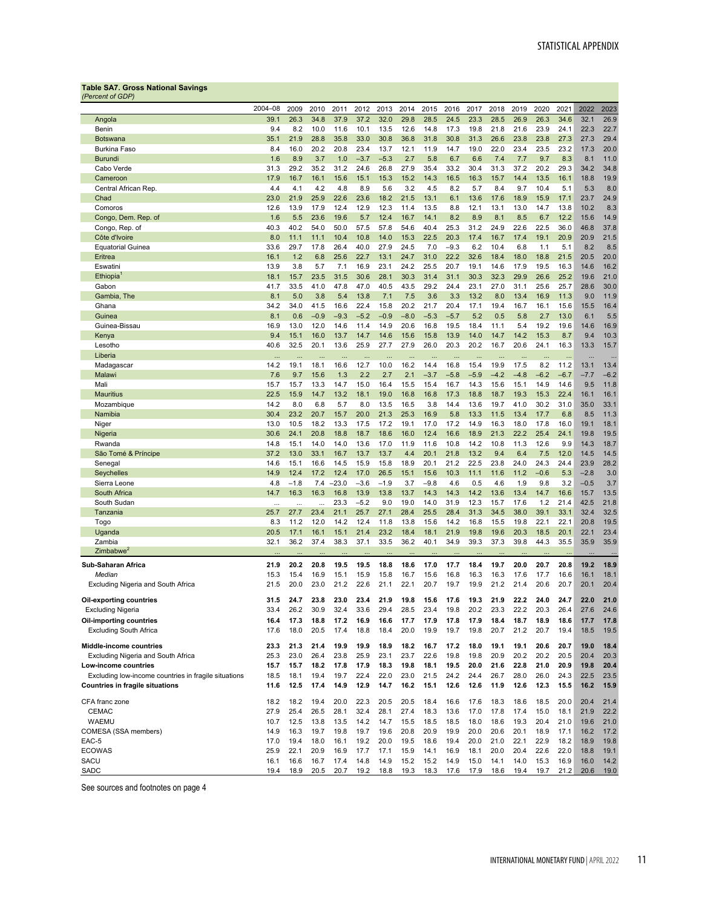**Table SA7. Gross National Savings**
*(Percent of GDP)*

| | 2004–08 | 2009 | 2010 | 2011 | 2012 | 2013 | 2014 | 2015 | 2016 | 2017 | 2018 | 2019 | 2020 | 2021 | 2022 | 2023 |
|---|---|---|---|---|---|---|---|---|---|---|---|---|---|---|---|---|
| Angola | 39.1 | 26.3 | 34.8 | 37.9 | 37.2 | 32.0 | 29.8 | 28.5 | 24.5 | 23.3 | 28.5 | 26.9 | 26.3 | 34.6 | 32.1 | 26.9 |
| Benin | 9.4 | 8.2 | 10.0 | 11.6 | 10.1 | 13.5 | 12.6 | 14.8 | 17.3 | 19.8 | 21.8 | 21.6 | 23.9 | 24.1 | 22.3 | 22.7 |
| Botswana | 35.1 | 21.9 | 28.8 | 35.8 | 33.0 | 30.8 | 36.8 | 31.8 | 30.8 | 31.3 | 26.6 | 23.8 | 23.8 | 27.3 | 27.3 | 29.4 |
| Burkina Faso | 8.4 | 16.0 | 20.2 | 20.8 | 23.4 | 13.7 | 12.1 | 11.9 | 14.7 | 19.0 | 22.0 | 23.4 | 23.5 | 23.2 | 17.3 | 20.0 |
| Burundi | 1.6 | 8.9 | 3.7 | 1.0 | −3.7 | −5.3 | 2.7 | 5.8 | 6.7 | 6.6 | 7.4 | 7.7 | 9.7 | 8.3 | 8.1 | 11.0 |
| Cabo Verde | 31.3 | 29.2 | 35.2 | 31.2 | 24.6 | 26.8 | 27.9 | 35.4 | 33.2 | 30.4 | 31.3 | 37.2 | 20.2 | 29.3 | 34.2 | 34.8 |
| Cameroon | 17.9 | 16.7 | 16.1 | 15.6 | 15.1 | 15.3 | 15.2 | 14.3 | 16.5 | 16.3 | 15.7 | 14.4 | 13.5 | 16.1 | 18.8 | 19.9 |
| Central African Rep. | 4.4 | 4.1 | 4.2 | 4.8 | 8.9 | 5.6 | 3.2 | 4.5 | 8.2 | 5.7 | 8.4 | 9.7 | 10.4 | 5.1 | 5.3 | 8.0 |
| Chad | 23.0 | 21.9 | 25.9 | 22.6 | 23.6 | 18.2 | 21.5 | 13.1 | 6.1 | 13.6 | 17.6 | 18.9 | 15.9 | 17.1 | 23.7 | 24.9 |
| Comoros | 12.6 | 13.9 | 17.9 | 12.4 | 12.9 | 12.3 | 11.4 | 13.5 | 8.8 | 12.1 | 13.1 | 13.0 | 14.7 | 13.8 | 10.2 | 8.3 |
| Congo, Dem. Rep. of | 1.6 | 5.5 | 23.6 | 19.6 | 5.7 | 12.4 | 16.7 | 14.1 | 8.2 | 8.9 | 8.1 | 8.5 | 6.7 | 12.2 | 15.6 | 14.9 |
| Congo, Rep. of | 40.3 | 40.2 | 54.0 | 50.0 | 57.5 | 57.8 | 54.6 | 40.4 | 25.3 | 31.2 | 24.9 | 22.6 | 22.5 | 36.0 | 46.8 | 37.8 |
| Côte d'Ivoire | 8.0 | 11.1 | 11.1 | 10.4 | 10.8 | 14.0 | 15.3 | 22.5 | 20.3 | 17.4 | 16.7 | 17.4 | 19.1 | 20.9 | 20.9 | 21.5 |
| Equatorial Guinea | 33.6 | 29.7 | 17.8 | 26.4 | 40.0 | 27.9 | 24.5 | 7.0 | −9.3 | 6.2 | 10.4 | 6.8 | 1.1 | 5.1 | 8.2 | 8.5 |
| Eritrea | 16.1 | 1.2 | 6.8 | 25.6 | 22.4 | 13.1 | 24.7 | 31.0 | 22.2 | 32.6 | 18.4 | 18.0 | 18.8 | 21.5 | 20.5 | 20.0 |
| Eswatini | 13.9 | 3.8 | 5.7 | 7.1 | 16.9 | 23.1 | 24.2 | 25.5 | 20.7 | 19.1 | 14.6 | 17.9 | 19.5 | 16.3 | 14.6 | 16.2 |
| Ethiopia[1] | 18.1 | 15.7 | 23.5 | 31.5 | 30.6 | 28.1 | 30.3 | 31.4 | 31.1 | 30.3 | 32.3 | 29.9 | 26.6 | 25.2 | 19.6 | 21.0 |
| Gabon | 41.7 | 33.5 | 41.0 | 47.8 | 47.0 | 40.5 | 43.5 | 29.2 | 24.4 | 23.1 | 27.0 | 31.1 | 25.6 | 25.7 | 28.6 | 30.0 |
| Gambia, The | 8.1 | 5.0 | 3.8 | 5.4 | 13.8 | 7.1 | 7.5 | 3.6 | 3.3 | 13.2 | 8.0 | 13.4 | 16.9 | 11.3 | 9.0 | 11.9 |
| Ghana | 34.2 | 34.0 | 41.5 | 16.6 | 22.4 | 15.8 | 20.2 | 21.7 | 20.4 | 17.1 | 19.4 | 16.7 | 16.1 | 15.6 | 15.5 | 16.4 |
| Guinea | 8.1 | 0.6 | −0.9 | −9.3 | −5.2 | −0.9 | −8.0 | −5.3 | −5.7 | 5.2 | 0.5 | 5.8 | 2.7 | 13.0 | 6.1 | 5.5 |
| Guinea-Bissau | 16.9 | 13.0 | 12.0 | 14.6 | 11.4 | 14.9 | 20.6 | 16.8 | 19.5 | 18.4 | 11.1 | 5.4 | 19.2 | 19.6 | 14.6 | 16.9 |
| Kenya | 9.4 | 15.1 | 16.0 | 13.7 | 14.7 | 14.6 | 15.6 | 15.8 | 13.9 | 14.0 | 14.7 | 14.2 | 15.3 | 8.7 | 9.4 | 10.3 |
| Lesotho | 40.6 | 32.5 | 20.1 | 13.6 | 25.9 | 27.7 | 27.9 | 26.0 | 20.3 | 20.2 | 16.7 | 20.6 | 24.1 | 16.3 | 13.3 | 15.7 |
| Liberia | ... | ... | ... | ... | ... | ... | ... | ... | ... | ... | ... | ... | ... | ... | ... | ... |
| Madagascar | 14.2 | 19.1 | 18.1 | 16.6 | 12.7 | 10.0 | 16.2 | 14.4 | 16.8 | 15.4 | 19.9 | 17.5 | 8.2 | 11.2 | 13.1 | 13.4 |
| Malawi | 7.6 | 9.7 | 15.6 | 1.3 | 2.2 | 2.7 | 2.1 | −3.7 | −5.8 | −5.9 | −4.2 | −4.8 | −6.2 | −6.7 | −7.7 | −6.2 |
| Mali | 15.7 | 15.7 | 13.3 | 14.7 | 15.0 | 16.4 | 15.5 | 15.4 | 16.7 | 14.3 | 15.6 | 15.1 | 14.9 | 14.6 | 9.5 | 11.8 |
| Mauritius | 22.5 | 15.9 | 14.7 | 13.2 | 18.1 | 19.0 | 16.8 | 16.8 | 17.3 | 18.8 | 18.7 | 19.3 | 15.3 | 22.4 | 16.1 | 16.1 |
| Mozambique | 14.2 | 8.0 | 6.8 | 5.7 | 8.0 | 13.5 | 16.5 | 3.8 | 14.4 | 13.6 | 19.7 | 41.0 | 30.2 | 31.0 | 35.0 | 33.1 |
| Namibia | 30.4 | 23.2 | 20.7 | 15.7 | 20.0 | 21.3 | 25.3 | 16.9 | 5.8 | 13.3 | 11.5 | 13.4 | 17.7 | 6.8 | 8.5 | 11.3 |
| Niger | 13.0 | 10.5 | 18.2 | 13.3 | 17.5 | 17.2 | 19.1 | 17.0 | 17.2 | 14.9 | 16.3 | 18.0 | 17.8 | 16.0 | 19.1 | 18.1 |
| Nigeria | 30.6 | 24.1 | 20.8 | 18.8 | 18.7 | 18.6 | 16.0 | 12.4 | 16.6 | 18.9 | 21.3 | 22.2 | 25.4 | 24.1 | 19.8 | 19.5 |
| Rwanda | 14.8 | 15.1 | 14.0 | 14.0 | 13.6 | 17.0 | 11.9 | 11.6 | 10.8 | 14.2 | 10.8 | 11.3 | 12.6 | 9.9 | 14.3 | 18.7 |
| São Tomé & Príncipe | 37.2 | 13.0 | 33.1 | 16.7 | 13.7 | 13.7 | 4.4 | 20.1 | 21.8 | 13.2 | 9.4 | 6.4 | 7.5 | 12.0 | 14.5 | 14.5 |
| Senegal | 14.6 | 15.1 | 16.6 | 14.5 | 15.9 | 15.8 | 18.9 | 20.1 | 21.2 | 22.5 | 23.8 | 24.0 | 24.3 | 24.4 | 23.9 | 28.2 |
| Seychelles | 14.9 | 12.4 | 17.2 | 12.4 | 17.0 | 26.5 | 15.1 | 15.6 | 10.3 | 11.1 | 11.6 | 11.2 | −0.6 | 5.3 | −2.8 | 3.0 |
| Sierra Leone | 4.8 | −1.8 | 7.4 | −23.0 | −3.6 | −1.9 | 3.7 | −9.8 | 4.6 | 0.5 | 4.6 | 1.9 | 9.8 | 3.2 | −0.5 | 3.7 |
| South Africa | 14.7 | 16.3 | 16.3 | 16.8 | 13.9 | 13.8 | 13.7 | 14.3 | 14.3 | 14.2 | 13.6 | 13.4 | 14.7 | 16.6 | 15.7 | 13.5 |
| South Sudan | ... | ... | ... | 23.3 | −5.2 | 9.0 | 19.0 | 14.0 | 31.9 | 12.3 | 15.7 | 17.6 | 1.2 | 21.4 | 42.5 | 21.8 |
| Tanzania | 25.7 | 27.7 | 23.4 | 21.1 | 25.7 | 27.1 | 28.4 | 25.5 | 28.4 | 31.3 | 34.5 | 38.0 | 39.1 | 33.1 | 32.4 | 32.5 |
| Togo | 8.3 | 11.2 | 12.0 | 14.2 | 12.4 | 11.8 | 13.8 | 15.6 | 14.2 | 16.8 | 15.5 | 19.8 | 22.1 | 22.1 | 20.8 | 19.5 |
| Uganda | 20.5 | 17.1 | 16.1 | 15.1 | 21.4 | 23.2 | 18.4 | 18.1 | 21.9 | 19.8 | 19.6 | 20.3 | 18.5 | 20.1 | 22.1 | 23.4 |
| Zambia | 32.1 | 36.2 | 37.4 | 38.3 | 37.1 | 33.5 | 36.2 | 40.1 | 34.9 | 39.3 | 37.3 | 39.8 | 44.3 | 35.5 | 35.9 | 35.9 |
| Zimbabwe[2] | ... | ... | ... | ... | ... | ... | ... | ... | ... | ... | ... | ... | ... | ... | ... | ... |
| **Sub-Saharan Africa** | **21.9** | **20.2** | **20.8** | **19.5** | **19.5** | **18.8** | **18.6** | **17.0** | **17.7** | **18.4** | **19.7** | **20.0** | **20.7** | **20.8** | **19.2** | **18.9** |
| *Median* | 15.3 | 15.4 | 16.9 | 15.1 | 15.9 | 15.8 | 16.7 | 15.6 | 16.8 | 16.3 | 16.3 | 17.6 | 17.7 | 16.6 | 16.1 | 18.1 |
| Excluding Nigeria and South Africa | 21.5 | 20.0 | 23.0 | 21.2 | 22.6 | 21.1 | 22.1 | 20.7 | 19.7 | 19.9 | 21.2 | 21.4 | 20.6 | 20.7 | 20.1 | 20.4 |
| **Oil-exporting countries** | **31.5** | **24.7** | **23.8** | **23.0** | **23.4** | **21.9** | **19.8** | **15.6** | **17.6** | **19.3** | **21.9** | **22.2** | **24.0** | **24.7** | **22.0** | **21.0** |
| Excluding Nigeria | 33.4 | 26.2 | 30.9 | 32.4 | 33.6 | 29.4 | 28.5 | 23.4 | 19.8 | 20.2 | 23.3 | 22.2 | 20.3 | 26.4 | 27.6 | 24.6 |
| **Oil-importing countries** | **16.4** | **17.3** | **18.8** | **17.2** | **16.9** | **16.6** | **17.7** | **17.9** | **17.8** | **17.9** | **18.4** | **18.7** | **18.9** | **18.6** | **17.7** | **17.8** |
| Excluding South Africa | 17.6 | 18.0 | 20.5 | 17.4 | 18.8 | 18.4 | 20.0 | 19.9 | 19.7 | 19.8 | 20.7 | 21.2 | 20.7 | 19.4 | 18.5 | 19.5 |
| **Middle-income countries** | **23.3** | **21.3** | **21.4** | **19.9** | **19.9** | **18.9** | **18.2** | **16.7** | **17.2** | **18.0** | **19.1** | **19.1** | **20.6** | **20.7** | **19.0** | **18.4** |
| Excluding Nigeria and South Africa | 25.3 | 23.0 | 26.4 | 23.8 | 25.9 | 23.1 | 23.7 | 22.6 | 19.8 | 19.8 | 20.9 | 20.2 | 20.2 | 20.5 | 20.4 | 20.3 |
| **Low-income countries** | **15.7** | **15.7** | **18.2** | **17.8** | **17.9** | **18.3** | **19.8** | **18.1** | **19.5** | **20.0** | **21.6** | **22.8** | **21.0** | **20.9** | **19.8** | **20.4** |
| Excluding low-income countries in fragile situations | 18.5 | 18.1 | 19.4 | 19.7 | 22.4 | 22.0 | 23.0 | 21.5 | 24.2 | 24.4 | 26.7 | 28.0 | 26.0 | 24.3 | 22.5 | 23.5 |
| **Countries in fragile situations** | **11.6** | **12.5** | **17.4** | **14.9** | **12.9** | **14.7** | **16.2** | **15.1** | **12.6** | **12.6** | **11.9** | **12.6** | **12.3** | **15.5** | **16.2** | **15.9** |
| CFA franc zone | 18.2 | 18.2 | 19.4 | 20.0 | 22.3 | 20.5 | 20.5 | 18.4 | 16.6 | 17.6 | 18.3 | 18.6 | 18.5 | 20.0 | 20.4 | 21.4 |
| CEMAC | 27.9 | 25.4 | 26.5 | 28.1 | 32.4 | 28.1 | 27.4 | 18.3 | 13.6 | 17.0 | 17.8 | 17.4 | 15.0 | 18.1 | 21.9 | 22.2 |
| WAEMU | 10.7 | 12.5 | 13.8 | 13.5 | 14.2 | 14.7 | 15.5 | 18.5 | 18.5 | 18.0 | 18.6 | 19.3 | 20.4 | 21.0 | 19.6 | 21.0 |
| COMESA (SSA members) | 14.9 | 16.3 | 19.7 | 19.8 | 19.7 | 19.6 | 20.8 | 20.9 | 19.9 | 20.0 | 20.6 | 20.1 | 18.9 | 17.1 | 16.2 | 17.2 |
| EAC-5 | 17.0 | 19.4 | 18.0 | 16.1 | 19.2 | 20.0 | 19.5 | 18.6 | 19.4 | 20.0 | 21.0 | 22.1 | 22.9 | 18.2 | 18.9 | 19.8 |
| ECOWAS | 25.9 | 22.1 | 20.9 | 16.9 | 17.7 | 17.1 | 15.9 | 14.1 | 16.9 | 18.1 | 20.0 | 20.4 | 22.6 | 22.0 | 18.8 | 19.1 |
| SACU | 16.1 | 16.6 | 16.7 | 17.4 | 14.8 | 14.9 | 15.2 | 15.2 | 14.9 | 15.0 | 14.1 | 14.0 | 15.3 | 16.9 | 16.0 | 14.2 |
| SADC | 19.4 | 18.9 | 20.5 | 20.7 | 19.2 | 18.8 | 19.3 | 18.3 | 17.6 | 17.9 | 18.6 | 19.4 | 19.7 | 21.2 | 20.6 | 19.0 |

See sources and footnotes on page 4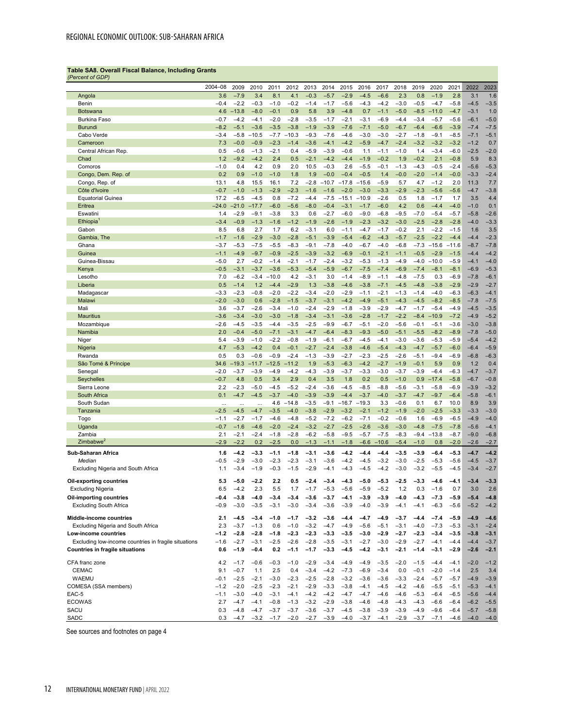**Table SA8. Overall Fiscal Balance, Including Grants**
*(Percent of GDP)*

| | 2004–08 | 2009 | 2010 | 2011 | 2012 | 2013 | 2014 | 2015 | 2016 | 2017 | 2018 | 2019 | 2020 | 2021 | 2022 | 2023 |
|---|---|---|---|---|---|---|---|---|---|---|---|---|---|---|---|---|
| Angola | 3.6 | –7.9 | 3.4 | 8.1 | 4.1 | –0.3 | –5.7 | –2.9 | –4.5 | –6.6 | 2.3 | 0.8 | –1.9 | 2.8 | 3.1 | 1.6 |
| Benin | –0.4 | –2.2 | –0.3 | –1.0 | –0.2 | –1.4 | –1.7 | –5.6 | –4.3 | –4.2 | –3.0 | –0.5 | –4.7 | –5.8 | –4.5 | –3.5 |
| Botswana | 4.6 | –13.8 | –8.0 | –0.1 | 0.9 | 5.8 | 3.9 | –4.8 | 0.7 | –1.1 | –5.0 | –8.5 | –11.0 | –4.7 | –3.1 | 1.0 |
| Burkina Faso | –0.7 | –4.2 | –4.1 | –2.0 | –2.8 | –3.5 | –1.7 | –2.1 | –3.1 | –6.9 | –4.4 | –3.4 | –5.7 | –5.6 | –6.1 | –5.0 |
| Burundi | –8.2 | –5.1 | –3.6 | –3.5 | –3.8 | –1.9 | –3.9 | –7.6 | –7.1 | –5.0 | –6.7 | –6.4 | –6.6 | –3.9 | –7.4 | –7.5 |
| Cabo Verde | –3.4 | –5.8 | –10.5 | –7.7 | –10.3 | –9.3 | –7.6 | –4.6 | –3.0 | –3.0 | –2.7 | –1.8 | –9.1 | –8.5 | –7.1 | –5.1 |
| Cameroon | 7.3 | –0.0 | –0.9 | –2.3 | –1.4 | –3.6 | –4.1 | –4.2 | –5.9 | –4.7 | –2.4 | –3.2 | –3.2 | –3.2 | –1.2 | 0.7 |
| Central African Rep. | 0.5 | –0.6 | –1.3 | –2.1 | 0.4 | –5.9 | –3.9 | –0.6 | 1.1 | –1.1 | –1.0 | 1.4 | –3.4 | –6.0 | –2.5 | –2.0 |
| Chad | 1.2 | –9.2 | –4.2 | 2.4 | 0.5 | –2.1 | –4.2 | –4.4 | –1.9 | –0.2 | 1.9 | –0.2 | 2.1 | –0.8 | 5.9 | 8.3 |
| Comoros | –1.0 | 0.4 | 4.2 | 0.9 | 2.0 | 10.5 | –0.3 | 2.6 | –5.5 | –0.1 | –1.3 | –4.3 | –0.5 | –2.4 | –5.6 | –5.3 |
| Congo, Dem. Rep. of | 0.2 | 0.9 | –1.0 | –1.0 | 1.8 | 1.9 | –0.0 | –0.4 | –0.5 | 1.4 | –0.0 | –2.0 | –1.4 | –0.0 | –3.3 | –2.4 |
| Congo, Rep. of | 13.1 | 4.8 | 15.5 | 16.1 | 7.2 | –2.8 | –10.7 | –17.8 | –15.6 | –5.9 | 5.7 | 4.7 | –1.2 | 2.0 | 11.3 | 7.7 |
| Côte d'Ivoire | –0.7 | –1.0 | –1.3 | –2.9 | –2.3 | –1.6 | –1.6 | –2.0 | –3.0 | –3.3 | –2.9 | –2.3 | –5.6 | –5.6 | –4.7 | –3.8 |
| Equatorial Guinea | 17.2 | –6.5 | –4.5 | 0.8 | –7.2 | –4.4 | –7.5 | –15.1 | –10.9 | –2.6 | 0.5 | 1.8 | –1.7 | 1.7 | 3.5 | 4.4 |
| Eritrea | –24.0 | –21.0 | –17.7 | –6.0 | –5.6 | –8.0 | –0.4 | –3.1 | –1.7 | –6.0 | 4.2 | 0.6 | –4.4 | –4.0 | –1.0 | 0.1 |
| Eswatini | 1.4 | –2.9 | –9.1 | –3.8 | 3.3 | 0.6 | –2.7 | –6.0 | –9.0 | –6.8 | –9.5 | –7.0 | –5.4 | –5.7 | –5.8 | –2.6 |
| Ethiopia[1] | –3.4 | –0.9 | –1.3 | –1.6 | –1.2 | –1.9 | –2.6 | –1.9 | –2.3 | –3.2 | –3.0 | –2.5 | –2.8 | –2.8 | –4.0 | –3.3 |
| Gabon | 8.5 | 6.8 | 2.7 | 1.7 | 6.2 | –3.1 | 6.0 | –1.1 | –4.7 | –1.7 | –0.2 | 2.1 | –2.2 | –1.5 | 1.6 | 3.5 |
| Gambia, The | –1.7 | –1.6 | –2.9 | –3.0 | –2.8 | –5.1 | –3.9 | –5.4 | –6.2 | –4.3 | –5.7 | –2.5 | –2.2 | –4.4 | –4.4 | –2.3 |
| Ghana | –3.7 | –5.3 | –7.5 | –5.5 | –8.3 | –9.1 | –7.8 | –4.0 | –6.7 | –4.0 | –6.8 | –7.3 | –15.6 | –11.6 | –8.7 | –7.8 |
| Guinea | –1.1 | –4.9 | –9.7 | –0.9 | –2.5 | –3.9 | –3.2 | –6.9 | –0.1 | –2.1 | –1.1 | –0.5 | –2.9 | –1.5 | –4.4 | –4.2 |
| Guinea-Bissau | –5.0 | 2.7 | –0.2 | –1.4 | –2.1 | –1.7 | –2.4 | –3.2 | –5.3 | –1.3 | –4.9 | –4.0 | –10.0 | –5.9 | –4.1 | –4.0 |
| Kenya | –0.5 | –3.1 | –3.7 | –3.6 | –5.3 | –5.4 | –5.9 | –6.7 | –7.5 | –7.4 | –6.9 | –7.4 | –8.1 | –8.1 | –6.9 | –5.3 |
| Lesotho | 7.0 | –6.2 | –3.4 | –10.0 | 4.2 | –3.1 | 3.0 | –1.4 | –8.9 | –1.1 | –4.8 | –7.5 | 0.3 | –6.9 | –7.8 | –6.1 |
| Liberia | 0.5 | –1.4 | 1.2 | –4.4 | –2.9 | 1.3 | –3.8 | –4.6 | –3.8 | –7.1 | –4.5 | –4.8 | –3.8 | –2.9 | –2.9 | –2.7 |
| Madagascar | –3.3 | –2.3 | –0.8 | –2.0 | –2.2 | –3.4 | –2.0 | –2.9 | –1.1 | –2.1 | –1.3 | –1.4 | –4.0 | –6.3 | –6.3 | –4.1 |
| Malawi | –2.0 | –3.0 | 0.6 | –2.8 | –1.5 | –3.7 | –3.1 | –4.2 | –4.9 | –5.1 | –4.3 | –4.5 | –8.2 | –8.5 | –7.8 | –7.5 |
| Mali | 3.6 | –3.7 | –2.6 | –3.4 | –1.0 | –2.4 | –2.9 | –1.8 | –3.9 | –2.9 | –4.7 | –1.7 | –5.4 | –4.9 | –4.5 | –3.5 |
| Mauritius | –3.6 | –3.4 | –3.0 | –3.0 | –1.8 | –3.4 | –3.1 | –3.6 | –2.8 | –1.7 | –2.2 | –8.4 | –10.9 | –7.2 | –4.9 | –5.2 |
| Mozambique | –2.6 | –4.5 | –3.5 | –4.4 | –3.5 | –2.5 | –9.9 | –6.7 | –5.1 | –2.0 | –5.6 | –0.1 | –5.1 | –3.6 | –3.0 | –3.8 |
| Namibia | 2.0 | –0.4 | –5.0 | –7.1 | –3.1 | –4.7 | –6.4 | –8.3 | –9.3 | –5.0 | –5.1 | –5.5 | –8.2 | –8.9 | –7.8 | –5.0 |
| Niger | 5.4 | –3.9 | –1.0 | –2.2 | –0.8 | –1.9 | –6.1 | –6.7 | –4.5 | –4.1 | –3.0 | –3.6 | –5.3 | –5.9 | –5.4 | –4.2 |
| Nigeria | 4.7 | –5.3 | –4.2 | 0.4 | –0.1 | –2.7 | –2.4 | –3.8 | –4.6 | –5.4 | –4.3 | –4.7 | –5.7 | –6.0 | –6.4 | –5.9 |
| Rwanda | 0.5 | 0.3 | –0.6 | –0.9 | –2.4 | –1.3 | –3.9 | –2.7 | –2.3 | –2.5 | –2.6 | –5.1 | –9.4 | –6.9 | –6.8 | –6.3 |
| São Tomé & Príncipe | 34.6 | –19.3 | –11.7 | –12.5 | –11.2 | 1.9 | –5.3 | –6.3 | –4.2 | –2.7 | –1.9 | –0.1 | 5.9 | 0.9 | 1.2 | 0.4 |
| Senegal | –2.0 | –3.7 | –3.9 | –4.9 | –4.2 | –4.3 | –3.9 | –3.7 | –3.3 | –3.0 | –3.7 | –3.9 | –6.4 | –6.3 | –4.7 | –3.7 |
| Seychelles | –0.7 | 4.8 | 0.5 | 3.4 | 2.9 | 0.4 | 3.5 | 1.8 | 0.2 | 0.5 | –1.0 | 0.9 | –17.4 | –5.8 | –6.7 | –0.8 |
| Sierra Leone | 2.2 | –2.3 | –5.0 | –4.5 | –5.2 | –2.4 | –3.6 | –4.5 | –8.5 | –8.8 | –5.6 | –3.1 | –5.8 | –6.9 | –3.9 | –3.2 |
| South Africa | 0.1 | –4.7 | –4.5 | –3.7 | –4.0 | –3.9 | –3.9 | –4.4 | –3.7 | –4.0 | –3.7 | –4.7 | –9.7 | –6.4 | –5.8 | –6.1 |
| South Sudan | ... | ... | ... | 4.6 | –14.8 | –3.5 | –9.1 | –16.7 | –19.3 | 3.3 | –0.6 | 0.1 | 6.7 | 10.0 | 8.9 | 3.9 |
| Tanzania | –2.5 | –4.5 | –4.7 | –3.5 | –4.0 | –3.8 | –2.9 | –3.2 | –2.1 | –1.2 | –1.9 | –2.0 | –2.5 | –3.3 | –3.3 | –3.0 |
| Togo | –1.1 | –2.7 | –1.7 | –4.6 | –4.8 | –5.2 | –7.2 | –6.2 | –7.1 | –0.2 | –0.6 | 1.6 | –6.9 | –6.5 | –4.9 | –4.0 |
| Uganda | –0.7 | –1.6 | –4.6 | –2.0 | –2.4 | –3.2 | –2.7 | –2.5 | –2.6 | –3.6 | –3.0 | –4.8 | –7.5 | –7.8 | –5.6 | –4.1 |
| Zambia | 2.1 | –2.1 | –2.4 | –1.8 | –2.8 | –6.2 | –5.8 | –9.5 | –5.7 | –7.5 | –8.3 | –9.4 | –13.8 | –8.7 | –9.0 | –6.8 |
| Zimbabwe[2] | –2.9 | –2.2 | 0.2 | –2.5 | 0.0 | –1.3 | –1.1 | –1.8 | –6.6 | –10.6 | –5.4 | –1.0 | 0.8 | –2.0 | –2.6 | –2.7 |
| **Sub-Saharan Africa** | **1.6** | **–4.2** | **–3.3** | **–1.1** | **–1.8** | **–3.1** | **–3.6** | **–4.2** | **–4.4** | **–4.4** | **–3.5** | **–3.9** | **–6.4** | **–5.3** | **–4.7** | **–4.2** |
| *Median* | –0.5 | –2.9 | –3.0 | –2.3 | –2.3 | –3.1 | –3.6 | –4.2 | –4.5 | –3.2 | –3.0 | –2.5 | –5.3 | –5.6 | –4.5 | –3.7 |
| Excluding Nigeria and South Africa | 1.1 | –3.4 | –1.9 | –0.3 | –1.5 | –2.9 | –4.1 | –4.3 | –4.5 | –4.2 | –3.0 | –3.2 | –5.5 | –4.5 | –3.4 | –2.7 |
| **Oil-exporting countries** | **5.3** | **–5.0** | **–2.2** | **2.2** | **0.5** | **–2.4** | **–3.4** | **–4.3** | **–5.0** | **–5.3** | **–2.5** | **–3.3** | **–4.6** | **–4.1** | **–3.4** | **–3.3** |
| Excluding Nigeria | 6.5 | –4.2 | 2.3 | 5.5 | 1.7 | –1.7 | –5.3 | –5.6 | –5.9 | –5.2 | 1.2 | 0.3 | –1.6 | 0.7 | 3.0 | 2.6 |
| **Oil-importing countries** | **–0.4** | **–3.8** | **–4.0** | **–3.4** | **–3.4** | **–3.6** | **–3.7** | **–4.1** | **–3.9** | **–3.9** | **–4.0** | **–4.3** | **–7.3** | **–5.9** | **–5.4** | **–4.8** |
| Excluding South Africa | –0.9 | –3.0 | –3.5 | –3.1 | –3.0 | –3.4 | –3.6 | –3.9 | –4.0 | –3.9 | –4.1 | –4.1 | –6.3 | –5.6 | –5.2 | –4.2 |
| **Middle-income countries** | **2.1** | **–4.5** | **–3.4** | **–1.0** | **–1.7** | **–3.2** | **–3.6** | **–4.4** | **–4.7** | **–4.9** | **–3.7** | **–4.4** | **–7.4** | **–5.9** | **–4.9** | **–4.6** |
| Excluding Nigeria and South Africa | 2.3 | –3.7 | –1.3 | 0.6 | –1.0 | –3.2 | –4.7 | –4.9 | –5.6 | –5.1 | –3.1 | –4.0 | –7.3 | –5.3 | –3.1 | –2.4 |
| **Low-income countries** | **–1.2** | **–2.8** | **–2.8** | **–1.8** | **–2.3** | **–2.3** | **–3.3** | **–3.5** | **–3.0** | **–2.9** | **–2.7** | **–2.3** | **–3.4** | **–3.5** | **–3.8** | **–3.1** |
| Excluding low-income countries in fragile situations | –1.6 | –2.7 | –3.1 | –2.5 | –2.6 | –2.8 | –3.5 | –3.1 | –2.7 | –3.0 | –2.9 | –2.7 | –4.1 | –4.4 | –4.4 | –3.7 |
| **Countries in fragile situations** | **0.6** | **–1.9** | **–0.4** | **0.2** | **–1.1** | **–1.7** | **–3.3** | **–4.5** | **–4.2** | **–3.1** | **–2.1** | **–1.4** | **–3.1** | **–2.9** | **–2.6** | **–2.1** |
| CFA franc zone | 4.2 | –1.7 | –0.6 | –0.3 | –1.0 | –2.9 | –3.4 | –4.9 | –4.9 | –3.5 | –2.0 | –1.5 | –4.4 | –4.1 | –2.0 | –1.2 |
| CEMAC | 9.1 | –0.7 | 1.1 | 2.5 | 0.4 | –3.4 | –4.2 | –7.3 | –6.9 | –3.4 | 0.0 | –0.1 | –2.0 | –1.4 | 2.5 | 3.4 |
| WAEMU | –0.1 | –2.5 | –2.1 | –3.0 | –2.3 | –2.5 | –2.8 | –3.2 | –3.6 | –3.6 | –3.3 | –2.4 | –5.7 | –5.7 | –4.9 | –3.9 |
| COMESA (SSA members) | –1.2 | –2.0 | –2.5 | –2.3 | –2.1 | –2.9 | –3.3 | –3.8 | –4.1 | –4.5 | –4.2 | –4.6 | –5.5 | –5.1 | –5.3 | –4.1 |
| EAC-5 | –1.1 | –3.0 | –4.0 | –3.1 | –4.1 | –4.2 | –4.2 | –4.7 | –4.7 | –4.6 | –4.6 | –5.3 | –6.4 | –6.5 | –5.6 | –4.4 |
| ECOWAS | 2.7 | –4.7 | –4.1 | –0.8 | –1.3 | –3.2 | –2.9 | –3.8 | –4.6 | –4.8 | –4.3 | –4.3 | –6.6 | –6.4 | –6.2 | –5.5 |
| SACU | 0.3 | –4.8 | –4.7 | –3.7 | –3.7 | –3.6 | –3.7 | –4.5 | –3.8 | –3.9 | –3.9 | –4.9 | –9.6 | –6.4 | –5.7 | –5.8 |
| SADC | 0.3 | –4.7 | –3.2 | –1.7 | –2.0 | –2.7 | –3.9 | –4.0 | –3.7 | –4.1 | –2.9 | –3.7 | –7.1 | –4.6 | –4.0 | –4.0 |

See sources and footnotes on page 4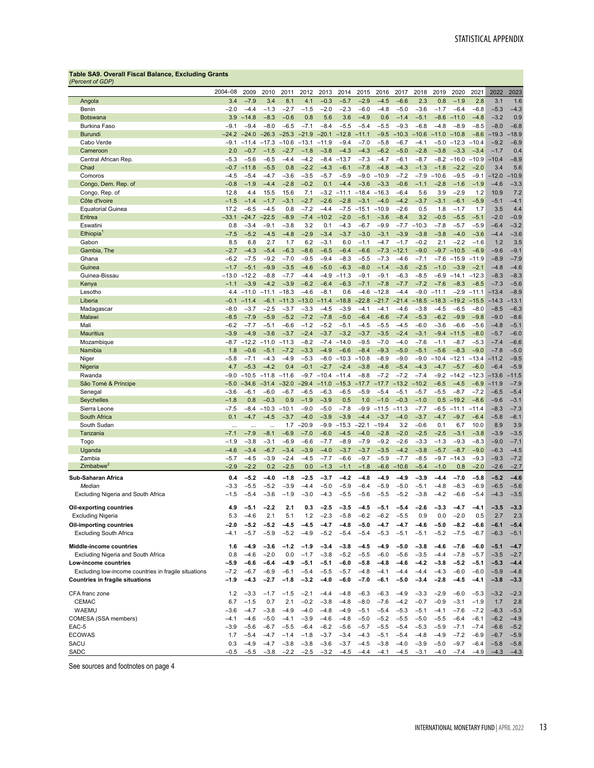**Table SA9. Overall Fiscal Balance, Excluding Grants**
*(Percent of GDP)*

| | 2004–08 | 2009 | 2010 | 2011 | 2012 | 2013 | 2014 | 2015 | 2016 | 2017 | 2018 | 2019 | 2020 | 2021 | 2022 | 2023 |
|---|---|---|---|---|---|---|---|---|---|---|---|---|---|---|---|---|
| Angola | 3.4 | –7.9 | 3.4 | 8.1 | 4.1 | –0.3 | –5.7 | –2.9 | –4.5 | –6.6 | 2.3 | 0.8 | –1.9 | 2.8 | 3.1 | 1.6 |
| Benin | –2.0 | –4.4 | –1.3 | –2.7 | –1.5 | –2.0 | –2.3 | –6.0 | –4.8 | –5.0 | –3.6 | –1.7 | –6.4 | –6.8 | –5.3 | –4.3 |
| Botswana | 3.9 | –14.8 | –8.3 | –0.6 | 0.8 | 5.6 | 3.6 | –4.9 | 0.6 | –1.4 | –5.1 | –8.6 | –11.0 | –4.8 | –3.2 | 0.9 |
| Burkina Faso | –9.1 | –9.4 | –8.0 | –6.5 | –7.1 | –8.4 | –5.5 | –5.4 | –5.5 | –9.3 | –6.8 | –4.8 | –8.9 | –8.5 | –8.0 | –6.8 |
| Burundi | –24.2 | –24.0 | –26.3 | –25.3 | –21.9 | –20.1 | –12.8 | –11.1 | –9.5 | –10.3 | –10.6 | –11.0 | –10.8 | –8.6 | –19.3 | –18.9 |
| Cabo Verde | –9.1 | –11.4 | –17.3 | –10.6 | –13.1 | –11.9 | –9.4 | –7.0 | –5.8 | –6.7 | –4.1 | –5.0 | –12.3 | –10.4 | –9.2 | –6.9 |
| Cameroon | 2.0 | –0.7 | –1.5 | –2.7 | –1.8 | –3.8 | –4.3 | –4.3 | –6.2 | –5.0 | –2.8 | –3.8 | –3.3 | –3.4 | –1.7 | 0.4 |
| Central African Rep. | –5.3 | –5.6 | –6.5 | –4.4 | –4.2 | –8.4 | –13.7 | –7.3 | –4.7 | –6.1 | –8.7 | –8.2 | –16.0 | –10.9 | –10.4 | –8.9 |
| Chad | –0.7 | –11.8 | –5.5 | 0.8 | –2.2 | –4.3 | –6.1 | –7.8 | –4.8 | –4.3 | –1.3 | –1.8 | –2.2 | –2.0 | 3.4 | 5.6 |
| Comoros | –4.5 | –5.4 | –4.7 | –3.6 | –3.5 | –5.7 | –5.9 | –9.0 | –10.9 | –7.2 | –7.9 | –10.6 | –9.5 | –9.1 | –12.0 | –10.9 |
| Congo, Dem. Rep. of | –0.8 | –1.9 | –4.4 | –2.8 | –0.2 | 0.1 | –4.4 | –3.6 | –3.3 | –0.6 | –1.1 | –2.8 | –1.6 | –1.9 | –4.6 | –3.3 |
| Congo, Rep. of | 12.8 | 4.4 | 15.5 | 15.6 | 7.1 | –3.2 | –11.1 | –18.4 | –16.3 | –6.4 | 5.6 | 3.9 | –2.9 | 1.2 | 10.9 | 7.2 |
| Côte d'Ivoire | –1.5 | –1.4 | –1.7 | –3.1 | –2.7 | –2.6 | –2.8 | –3.1 | –4.0 | –4.2 | –3.7 | –3.1 | –6.1 | –5.9 | –5.1 | –4.1 |
| Equatorial Guinea | 17.2 | –6.5 | –4.5 | 0.8 | –7.2 | –4.4 | –7.5 | –15.1 | –10.9 | –2.6 | 0.5 | 1.8 | –1.7 | 1.7 | 3.5 | 4.4 |
| Eritrea | –33.1 | –24.7 | –22.5 | –8.9 | –7.4 | –10.2 | –2.0 | –5.1 | –3.6 | –8.4 | 3.2 | –0.5 | –5.5 | –5.1 | –2.0 | –0.9 |
| Eswatini | 0.8 | –3.4 | –9.1 | –3.8 | 3.2 | 0.1 | –4.3 | –6.7 | –9.9 | –7.7 | –10.3 | –7.8 | –5.7 | –5.9 | –6.4 | –3.2 |
| Ethiopia[1] | –7.5 | –5.2 | –4.5 | –4.8 | –2.9 | –3.4 | –3.7 | –3.0 | –3.1 | –3.9 | –3.8 | –3.8 | –4.0 | –3.6 | –4.4 | –3.6 |
| Gabon | 8.5 | 6.8 | 2.7 | 1.7 | 6.2 | –3.1 | 6.0 | –1.1 | –4.7 | –1.7 | –0.2 | 2.1 | –2.2 | –1.6 | 1.2 | 3.5 |
| Gambia, The | –2.7 | –4.3 | –5.4 | –6.3 | –8.6 | –6.5 | –6.4 | –6.6 | –7.3 | –12.1 | –9.0 | –9.7 | –10.5 | –6.9 | –9.6 | –9.1 |
| Ghana | –6.2 | –7.5 | –9.2 | –7.0 | –9.5 | –9.4 | –8.3 | –5.5 | –7.3 | –4.6 | –7.1 | –7.6 | –15.9 | –11.9 | –8.9 | –7.9 |
| Guinea | –1.7 | –5.1 | –9.9 | –3.5 | –4.6 | –5.0 | –6.3 | –8.0 | –1.4 | –3.6 | –2.5 | –1.0 | –3.9 | –2.1 | –4.8 | –4.6 |
| Guinea-Bissau | –13.0 | –12.2 | –8.8 | –7.7 | –4.4 | –4.9 | –11.3 | –9.1 | –9.1 | –6.3 | –8.5 | –6.9 | –14.1 | –12.3 | –8.3 | –8.3 |
| Kenya | –1.1 | –3.9 | –4.2 | –3.9 | –6.2 | –6.4 | –6.3 | –7.1 | –7.8 | –7.7 | –7.2 | –7.6 | –8.3 | –8.5 | –7.3 | –5.6 |
| Lesotho | 4.4 | –11.0 | –11.1 | –18.3 | –4.6 | –8.1 | 0.6 | –4.6 | –12.8 | –4.4 | –9.0 | –11.1 | –2.9 | –11.1 | –13.4 | –8.9 |
| Liberia | –0.1 | –11.4 | –6.1 | –11.3 | –13.0 | –11.4 | –18.8 | –22.8 | –21.7 | –21.4 | –18.5 | –18.3 | –19.2 | –15.5 | –14.3 | –13.1 |
| Madagascar | –8.0 | –3.7 | –2.5 | –3.7 | –3.3 | –4.5 | –3.9 | –4.1 | –4.1 | –4.6 | –3.8 | –4.5 | –6.5 | –8.0 | –8.5 | –6.3 |
| Malawi | –8.5 | –7.9 | –5.9 | –5.2 | –7.2 | –7.8 | –5.0 | –6.4 | –6.6 | –7.4 | –5.3 | –6.2 | –9.9 | –9.8 | –9.0 | –8.6 |
| Mali | –6.2 | –7.7 | –5.1 | –6.6 | –1.2 | –5.2 | –5.1 | –4.5 | –5.5 | –4.5 | –6.0 | –3.6 | –6.6 | –5.6 | –4.8 | –5.1 |
| Mauritius | –3.9 | –4.9 | –3.6 | –3.7 | –2.4 | –3.7 | –3.2 | –3.7 | –3.5 | –2.4 | –3.1 | –9.4 | –11.5 | –8.0 | –5.7 | –6.0 |
| Mozambique | –8.7 | –12.2 | –11.0 | –11.3 | –8.2 | –7.4 | –14.0 | –9.5 | –7.0 | –4.0 | –7.6 | –1.1 | –8.7 | –5.3 | –7.4 | –6.6 |
| Namibia | 1.8 | –0.6 | –5.1 | –7.2 | –3.3 | –4.9 | –6.6 | –8.4 | –9.3 | –5.0 | –5.1 | –5.6 | –8.3 | –9.0 | –7.8 | –5.0 |
| Niger | –5.8 | –7.1 | –4.3 | –4.9 | –5.3 | –8.0 | –10.3 | –10.8 | –8.9 | –9.0 | –9.0 | –10.4 | –12.1 | –13.4 | –11.2 | –9.5 |
| Nigeria | 4.7 | –5.3 | –4.2 | 0.4 | –0.1 | –2.7 | –2.4 | –3.8 | –4.6 | –5.4 | –4.3 | –4.7 | –5.7 | –6.0 | –6.4 | –5.9 |
| Rwanda | –9.0 | –10.5 | –11.8 | –11.6 | –9.7 | –10.4 | –11.4 | –8.8 | –7.2 | –7.2 | –7.4 | –9.2 | –14.2 | –12.3 | –13.6 | –11.5 |
| São Tomé & Príncipe | –5.0 | –34.6 | –31.4 | –32.0 | –29.4 | –11.0 | –15.3 | –17.7 | –17.7 | –13.2 | –10.2 | –6.5 | –4.5 | –6.9 | –11.9 | –7.9 |
| Senegal | –3.6 | –6.1 | –6.0 | –6.7 | –6.5 | –6.3 | –6.5 | –5.9 | –5.4 | –5.1 | –5.7 | –5.5 | –8.7 | –7.2 | –6.5 | –5.4 |
| Seychelles | –1.8 | 0.8 | –0.3 | 0.9 | –1.9 | –3.9 | 0.5 | 1.0 | –1.0 | –0.3 | –1.0 | 0.5 | –19.2 | –8.6 | –9.6 | –3.1 |
| Sierra Leone | –7.5 | –8.4 | –10.3 | –10.1 | –9.0 | –5.0 | –7.8 | –9.9 | –11.5 | –11.3 | –7.7 | –6.5 | –11.1 | –11.4 | –8.3 | –7.3 |
| South Africa | 0.1 | –4.7 | –4.5 | –3.7 | –4.0 | –3.9 | –3.9 | –4.4 | –3.7 | –4.0 | –3.7 | –4.7 | –9.7 | –6.4 | –5.8 | –6.1 |
| South Sudan | ... | ... | ... | 1.7 | –20.9 | –9.9 | –15.3 | –22.1 | –19.4 | 3.2 | –0.6 | 0.1 | 6.7 | 10.0 | 8.9 | 3.9 |
| Tanzania | –7.1 | –7.9 | –8.1 | –6.9 | –7.0 | –6.0 | –4.5 | –4.0 | –2.8 | –2.0 | –2.5 | –2.5 | –3.1 | –3.8 | –3.9 | –3.5 |
| Togo | –1.9 | –3.8 | –3.1 | –6.9 | –6.6 | –7.7 | –8.9 | –7.9 | –9.2 | –2.6 | –3.3 | –1.3 | –9.3 | –8.3 | –9.0 | –7.1 |
| Uganda | –4.6 | –3.4 | –6.7 | –3.4 | –3.9 | –4.0 | –3.7 | –3.7 | –3.5 | –4.2 | –3.8 | –5.7 | –8.7 | –9.0 | –6.3 | –4.5 |
| Zambia | –5.7 | –4.5 | –3.9 | –2.4 | –4.5 | –7.7 | –6.6 | –9.7 | –5.9 | –7.7 | –8.5 | –9.7 | –14.3 | –9.3 | –9.3 | –7.2 |
| Zimbabwe[2] | –2.9 | –2.2 | 0.2 | –2.5 | 0.0 | –1.3 | –1.1 | –1.8 | –6.6 | –10.6 | –5.4 | –1.0 | 0.8 | –2.0 | –2.6 | –2.7 |
| **Sub-Saharan Africa** | **0.4** | **–5.2** | **–4.0** | **–1.8** | **–2.5** | **–3.7** | **–4.2** | **–4.8** | **–4.9** | **–4.9** | **–3.9** | **–4.4** | **–7.0** | **–5.8** | **–5.2** | **–4.6** |
| *Median* | –3.3 | –5.5 | –5.2 | –3.9 | –4.4 | –5.0 | –5.9 | –6.4 | –5.9 | –5.0 | –5.1 | –4.8 | –8.3 | –6.9 | –6.5 | –5.6 |
| Excluding Nigeria and South Africa | –1.5 | –5.4 | –3.6 | –1.9 | –3.0 | –4.3 | –5.5 | –5.6 | –5.5 | –5.2 | –3.8 | –4.2 | –6.6 | –5.4 | –4.3 | –3.5 |
| **Oil-exporting countries** | **4.9** | **–5.1** | **–2.2** | **2.1** | **0.3** | **–2.5** | **–3.5** | **–4.5** | **–5.1** | **–5.4** | **–2.6** | **–3.3** | **–4.7** | **–4.1** | **–3.5** | **–3.3** |
| Excluding Nigeria | 5.3 | –4.6 | 2.1 | 5.1 | 1.2 | –2.3 | –5.8 | –6.2 | –6.2 | –5.5 | 0.9 | 0.0 | –2.0 | 0.5 | 2.7 | 2.3 |
| **Oil-importing countries** | **–2.0** | **–5.2** | **–5.2** | **–4.5** | **–4.5** | **–4.7** | **–4.8** | **–5.0** | **–4.7** | **–4.7** | **–4.6** | **–5.0** | **–8.2** | **–6.6** | **–6.1** | **–5.4** |
| Excluding South Africa | –4.1 | –5.7 | –5.9 | –5.2 | –4.9 | –5.2 | –5.4 | –5.4 | –5.3 | –5.1 | –5.1 | –5.2 | –7.5 | –6.7 | –6.3 | –5.1 |
| **Middle-income countries** | **1.6** | **–4.9** | **–3.6** | **–1.2** | **–1.9** | **–3.4** | **–3.8** | **–4.5** | **–4.9** | **–5.0** | **–3.8** | **–4.6** | **–7.6** | **–6.0** | **–5.1** | **–4.7** |
| Excluding Nigeria and South Africa | 0.8 | –4.6 | –2.0 | 0.0 | –1.7 | –3.8 | –5.2 | –5.5 | –6.0 | –5.6 | –3.5 | –4.4 | –7.8 | –5.7 | –3.5 | –2.7 |
| **Low-income countries** | **–5.9** | **–6.6** | **–6.4** | **–4.9** | **–5.1** | **–5.1** | **–6.0** | **–5.8** | **–4.8** | **–4.6** | **–4.2** | **–3.8** | **–5.2** | **–5.1** | **–5.3** | **–4.4** |
| Excluding low-income countries in fragile situations | –7.2 | –6.7 | –6.9 | –6.1 | –5.4 | –5.5 | –5.7 | –4.8 | –4.1 | –4.4 | –4.4 | –4.3 | –6.0 | –6.0 | –5.9 | –4.8 |
| **Countries in fragile situations** | **–1.9** | **–4.3** | **–2.7** | **–1.8** | **–3.2** | **–4.0** | **–6.0** | **–7.0** | **–6.1** | **–5.0** | **–3.4** | **–2.8** | **–4.5** | **–4.1** | **–3.8** | **–3.3** |
| CFA franc zone | 1.2 | –3.3 | –1.7 | –1.5 | –2.1 | –4.4 | –4.8 | –6.3 | –6.3 | –4.9 | –3.3 | –2.9 | –6.0 | –5.3 | –3.2 | –2.3 |
| CEMAC | 6.7 | –1.5 | 0.7 | 2.1 | –0.2 | –3.8 | –4.8 | –8.0 | –7.6 | –4.2 | –0.7 | –0.9 | –3.1 | –1.9 | 1.7 | 2.8 |
| WAEMU | –3.6 | –4.7 | –3.8 | –4.9 | –4.0 | –4.8 | –4.9 | –5.1 | –5.4 | –5.3 | –5.1 | –4.1 | –7.6 | –7.2 | –6.3 | –5.3 |
| COMESA (SSA members) | –4.1 | –4.6 | –5.0 | –4.1 | –3.9 | –4.6 | –4.8 | –5.0 | –5.2 | –5.5 | –5.0 | –5.5 | –6.4 | –6.1 | –6.2 | –4.9 |
| EAC-5 | –3.9 | –5.6 | –6.7 | –5.5 | –6.4 | –6.2 | –5.6 | –5.7 | –5.5 | –5.4 | –5.3 | –5.9 | –7.1 | –7.4 | –6.6 | –5.2 |
| ECOWAS | 1.7 | –5.4 | –4.7 | –1.4 | –1.8 | –3.7 | –3.4 | –4.3 | –5.1 | –5.4 | –4.8 | –4.9 | –7.2 | –6.9 | –6.7 | –5.9 |
| SACU | 0.3 | –4.9 | –4.7 | –3.8 | –3.8 | –3.6 | –3.7 | –4.5 | –3.8 | –4.0 | –3.9 | –5.0 | –9.7 | –6.4 | –5.8 | –5.8 |
| SADC | –0.5 | –5.5 | –3.8 | –2.2 | –2.5 | –3.2 | –4.5 | –4.4 | –4.1 | –4.5 | –3.1 | –4.0 | –7.4 | –4.9 | –4.3 | –4.3 |

See sources and footnotes on page 4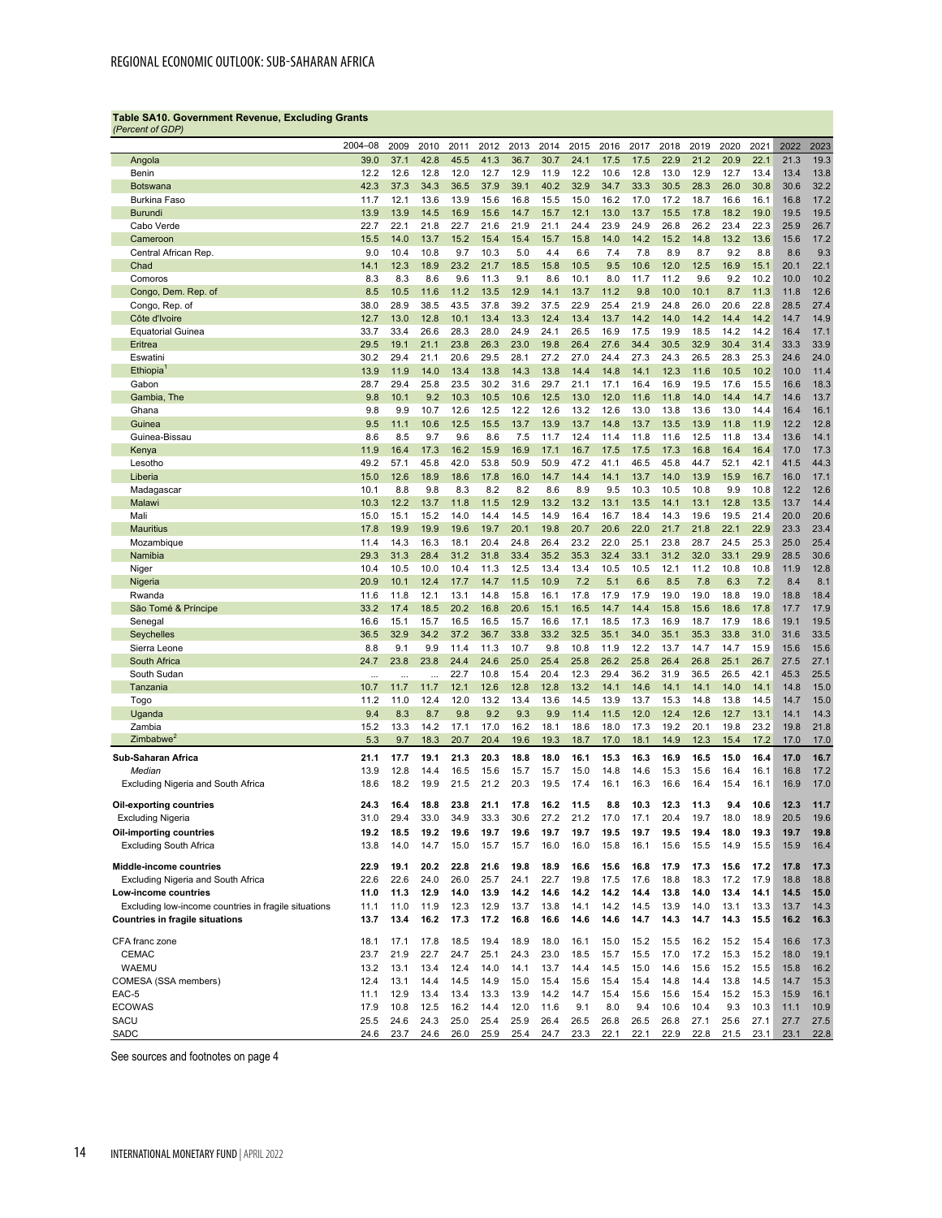**Table SA10. Government Revenue, Excluding Grants**
*(Percent of GDP)*

| | 2004–08 | 2009 | 2010 | 2011 | 2012 | 2013 | 2014 | 2015 | 2016 | 2017 | 2018 | 2019 | 2020 | 2021 | 2022 | 2023 |
|---|---|---|---|---|---|---|---|---|---|---|---|---|---|---|---|---|
| Angola | 39.0 | 37.1 | 42.8 | 45.5 | 41.3 | 36.7 | 30.7 | 24.1 | 17.5 | 17.5 | 22.9 | 21.2 | 20.9 | 22.1 | 21.3 | 19.3 |
| Benin | 12.2 | 12.6 | 12.8 | 12.0 | 12.7 | 12.9 | 11.9 | 12.2 | 10.6 | 12.8 | 13.0 | 12.9 | 12.7 | 13.4 | 13.4 | 13.8 |
| Botswana | 42.3 | 37.3 | 34.3 | 36.5 | 37.9 | 39.1 | 40.2 | 32.9 | 34.7 | 33.3 | 30.5 | 28.3 | 26.0 | 30.8 | 30.6 | 32.2 |
| Burkina Faso | 11.7 | 12.1 | 13.6 | 13.9 | 15.6 | 16.8 | 15.5 | 15.0 | 16.2 | 17.0 | 17.2 | 18.7 | 16.6 | 16.1 | 16.8 | 17.2 |
| Burundi | 13.9 | 13.9 | 14.5 | 16.9 | 15.6 | 14.7 | 15.7 | 12.1 | 13.0 | 13.7 | 15.5 | 17.8 | 18.2 | 19.0 | 19.5 | 19.5 |
| Cabo Verde | 22.7 | 22.1 | 21.8 | 22.7 | 21.6 | 21.9 | 21.1 | 24.4 | 23.9 | 24.9 | 26.8 | 26.2 | 23.4 | 22.3 | 25.9 | 26.7 |
| Cameroon | 15.5 | 14.0 | 13.7 | 15.2 | 15.4 | 15.4 | 15.7 | 15.8 | 14.0 | 14.2 | 15.2 | 14.8 | 13.2 | 13.6 | 15.6 | 17.2 |
| Central African Rep. | 9.0 | 10.4 | 10.8 | 9.7 | 10.3 | 5.0 | 4.4 | 6.6 | 7.4 | 7.8 | 8.9 | 8.7 | 9.2 | 8.8 | 8.6 | 9.3 |
| Chad | 14.1 | 12.3 | 18.9 | 23.2 | 21.7 | 18.5 | 15.8 | 10.5 | 9.5 | 10.6 | 12.0 | 12.5 | 16.9 | 15.1 | 20.1 | 22.1 |
| Comoros | 8.3 | 8.3 | 8.6 | 9.6 | 11.3 | 9.1 | 8.6 | 10.1 | 8.0 | 11.7 | 11.2 | 9.6 | 9.2 | 10.2 | 10.0 | 10.2 |
| Congo, Dem. Rep. of | 8.5 | 10.5 | 11.6 | 11.2 | 13.5 | 12.9 | 14.1 | 13.7 | 11.2 | 9.8 | 10.0 | 10.1 | 8.7 | 11.3 | 11.8 | 12.6 |
| Congo, Rep. of | 38.0 | 28.9 | 38.5 | 43.5 | 37.8 | 39.2 | 37.5 | 22.9 | 25.4 | 21.9 | 24.8 | 26.0 | 20.6 | 22.8 | 28.5 | 27.4 |
| Côte d'Ivoire | 12.7 | 13.0 | 12.8 | 10.1 | 13.4 | 13.3 | 12.4 | 13.4 | 13.7 | 14.2 | 14.0 | 14.2 | 14.4 | 14.2 | 14.7 | 14.9 |
| Equatorial Guinea | 33.7 | 33.4 | 26.6 | 28.3 | 28.0 | 24.9 | 24.1 | 26.5 | 16.9 | 17.5 | 19.9 | 18.5 | 14.2 | 14.2 | 16.4 | 17.1 |
| Eritrea | 29.5 | 19.1 | 21.1 | 23.8 | 26.3 | 23.0 | 19.8 | 26.4 | 27.6 | 34.4 | 30.5 | 32.9 | 30.4 | 31.4 | 33.3 | 33.9 |
| Eswatini | 30.2 | 29.4 | 21.1 | 20.6 | 29.5 | 28.1 | 27.2 | 27.0 | 24.4 | 27.3 | 24.3 | 26.5 | 28.3 | 25.3 | 24.6 | 24.0 |
| Ethiopia[1] | 13.9 | 11.9 | 14.0 | 13.4 | 13.8 | 14.3 | 13.8 | 14.4 | 14.8 | 14.1 | 12.3 | 11.6 | 10.5 | 10.2 | 10.0 | 11.4 |
| Gabon | 28.7 | 29.4 | 25.8 | 23.5 | 30.2 | 31.6 | 29.7 | 21.1 | 17.1 | 16.4 | 16.9 | 19.5 | 17.6 | 15.5 | 16.6 | 18.3 |
| Gambia, The | 9.8 | 10.1 | 9.2 | 10.3 | 10.5 | 10.6 | 12.5 | 13.0 | 12.0 | 11.6 | 11.8 | 14.0 | 14.4 | 14.7 | 14.6 | 13.7 |
| Ghana | 9.8 | 9.9 | 10.7 | 12.6 | 12.5 | 12.2 | 12.6 | 13.2 | 12.6 | 13.0 | 13.8 | 13.6 | 13.0 | 14.4 | 16.4 | 16.1 |
| Guinea | 9.5 | 11.1 | 10.6 | 12.5 | 15.5 | 13.7 | 13.9 | 13.7 | 14.8 | 13.7 | 13.5 | 13.9 | 11.8 | 11.9 | 12.2 | 12.8 |
| Guinea-Bissau | 8.6 | 8.5 | 9.7 | 9.6 | 8.6 | 7.5 | 11.7 | 12.4 | 11.4 | 11.8 | 11.6 | 12.5 | 11.8 | 13.4 | 13.6 | 14.1 |
| Kenya | 11.9 | 16.4 | 17.3 | 16.2 | 15.9 | 16.9 | 17.1 | 16.7 | 17.5 | 17.5 | 17.3 | 16.8 | 16.4 | 16.4 | 17.0 | 17.3 |
| Lesotho | 49.2 | 57.1 | 45.8 | 42.0 | 53.8 | 50.9 | 50.9 | 47.2 | 41.1 | 46.5 | 45.8 | 44.7 | 52.1 | 42.1 | 41.5 | 44.3 |
| Liberia | 15.0 | 12.6 | 18.9 | 18.6 | 17.8 | 16.0 | 14.7 | 14.4 | 14.1 | 13.7 | 14.0 | 13.9 | 15.9 | 16.7 | 16.0 | 17.1 |
| Madagascar | 10.1 | 8.8 | 9.8 | 8.3 | 8.2 | 8.2 | 8.6 | 8.9 | 9.5 | 10.3 | 10.5 | 10.8 | 9.9 | 10.8 | 12.2 | 12.6 |
| Malawi | 10.3 | 12.2 | 13.7 | 11.8 | 11.5 | 12.9 | 13.2 | 13.2 | 13.1 | 13.5 | 14.1 | 13.1 | 12.8 | 13.5 | 13.7 | 14.4 |
| Mali | 15.0 | 15.1 | 15.2 | 14.0 | 14.4 | 14.5 | 14.9 | 16.4 | 16.7 | 18.4 | 14.3 | 19.6 | 19.5 | 21.4 | 20.0 | 20.6 |
| Mauritius | 17.8 | 19.9 | 19.9 | 19.6 | 19.7 | 20.1 | 19.8 | 20.7 | 20.6 | 22.0 | 21.7 | 21.8 | 22.1 | 22.9 | 23.3 | 23.4 |
| Mozambique | 11.4 | 14.3 | 16.3 | 18.1 | 20.4 | 24.8 | 26.4 | 23.2 | 22.0 | 25.1 | 23.8 | 28.7 | 24.5 | 25.3 | 25.0 | 25.4 |
| Namibia | 29.3 | 31.3 | 28.4 | 31.2 | 31.8 | 33.4 | 35.2 | 35.3 | 32.4 | 33.1 | 31.2 | 32.0 | 33.1 | 29.9 | 28.5 | 30.6 |
| Niger | 10.4 | 10.5 | 10.0 | 10.4 | 11.3 | 12.5 | 13.4 | 13.4 | 10.5 | 10.5 | 12.1 | 11.2 | 10.8 | 10.8 | 11.9 | 12.8 |
| Nigeria | 20.9 | 10.1 | 12.4 | 17.7 | 14.7 | 11.5 | 10.9 | 7.2 | 5.1 | 6.6 | 8.5 | 7.8 | 6.3 | 7.2 | 8.4 | 8.1 |
| Rwanda | 11.6 | 11.8 | 12.1 | 13.1 | 14.8 | 15.8 | 16.1 | 17.8 | 17.9 | 17.9 | 19.0 | 19.0 | 18.8 | 19.0 | 18.8 | 18.4 |
| São Tomé & Príncipe | 33.2 | 17.4 | 18.5 | 20.2 | 16.8 | 20.6 | 15.1 | 16.5 | 14.7 | 14.4 | 15.8 | 15.6 | 18.6 | 17.8 | 17.7 | 17.9 |
| Senegal | 16.6 | 15.1 | 15.7 | 16.5 | 16.5 | 15.7 | 16.6 | 17.1 | 18.5 | 17.3 | 16.9 | 18.7 | 17.9 | 18.6 | 19.1 | 19.5 |
| Seychelles | 36.5 | 32.9 | 34.2 | 37.2 | 36.7 | 33.8 | 33.2 | 32.5 | 35.1 | 34.0 | 35.1 | 35.3 | 33.8 | 31.0 | 31.6 | 33.5 |
| Sierra Leone | 8.8 | 9.1 | 9.9 | 11.4 | 11.3 | 10.7 | 9.8 | 10.8 | 11.9 | 12.2 | 13.7 | 14.7 | 14.7 | 15.9 | 15.6 | 15.6 |
| South Africa | 24.7 | 23.8 | 23.8 | 24.4 | 24.6 | 25.0 | 25.4 | 25.8 | 26.2 | 25.8 | 26.4 | 26.8 | 25.1 | 26.7 | 27.5 | 27.1 |
| South Sudan | ... | ... | ... | 22.7 | 10.8 | 15.4 | 20.4 | 12.3 | 29.4 | 36.2 | 31.9 | 36.5 | 26.5 | 42.1 | 45.3 | 25.5 |
| Tanzania | 10.7 | 11.7 | 11.7 | 12.1 | 12.6 | 12.8 | 12.8 | 13.2 | 14.1 | 14.6 | 14.1 | 14.1 | 14.0 | 14.1 | 14.8 | 15.0 |
| Togo | 11.2 | 11.0 | 12.4 | 12.0 | 13.2 | 13.4 | 13.6 | 14.5 | 13.9 | 13.7 | 15.3 | 14.8 | 13.8 | 14.5 | 14.7 | 15.0 |
| Uganda | 9.4 | 8.3 | 8.7 | 9.8 | 9.2 | 9.3 | 9.9 | 11.4 | 11.5 | 12.0 | 12.4 | 12.6 | 12.7 | 13.1 | 14.1 | 14.3 |
| Zambia | 15.2 | 13.3 | 14.2 | 17.1 | 17.0 | 16.2 | 18.1 | 18.6 | 18.0 | 17.3 | 19.2 | 20.1 | 19.8 | 23.2 | 19.8 | 21.8 |
| Zimbabwe[2] | 5.3 | 9.7 | 18.3 | 20.7 | 20.4 | 19.6 | 19.3 | 18.7 | 17.0 | 18.1 | 14.9 | 12.3 | 15.4 | 17.2 | 17.0 | 17.0 |
| **Sub-Saharan Africa** | **21.1** | **17.7** | **19.1** | **21.3** | **20.3** | **18.8** | **18.0** | **16.1** | **15.3** | **16.3** | **16.9** | **16.5** | **15.0** | **16.4** | **17.0** | **16.7** |
| *Median* | 13.9 | 12.8 | 14.4 | 16.5 | 15.6 | 15.7 | 15.7 | 15.0 | 14.8 | 14.6 | 15.3 | 15.6 | 16.4 | 16.1 | 16.8 | 17.2 |
| Excluding Nigeria and South Africa | 18.6 | 18.2 | 19.9 | 21.5 | 21.2 | 20.3 | 19.5 | 17.4 | 16.1 | 16.3 | 16.6 | 16.4 | 15.4 | 16.1 | 16.9 | 17.0 |
| **Oil-exporting countries** | **24.3** | **16.4** | **18.8** | **23.8** | **21.1** | **17.8** | **16.2** | **11.5** | **8.8** | **10.3** | **12.3** | **11.3** | **9.4** | **10.6** | **12.3** | **11.7** |
| Excluding Nigeria | 31.0 | 29.4 | 33.0 | 34.9 | 33.3 | 30.6 | 27.2 | 21.2 | 17.0 | 17.1 | 20.4 | 19.7 | 18.0 | 18.9 | 20.5 | 19.6 |
| **Oil-importing countries** | **19.2** | **18.5** | **19.2** | **19.6** | **19.7** | **19.6** | **19.7** | **19.7** | **19.5** | **19.7** | **19.5** | **19.4** | **18.0** | **19.3** | **19.7** | **19.8** |
| Excluding South Africa | 13.8 | 14.0 | 14.7 | 15.0 | 15.7 | 15.7 | 16.0 | 16.0 | 15.8 | 16.1 | 15.6 | 15.5 | 14.9 | 15.5 | 15.9 | 16.4 |
| **Middle-income countries** | **22.9** | **19.1** | **20.2** | **22.8** | **21.6** | **19.8** | **18.9** | **16.6** | **15.6** | **16.8** | **17.9** | **17.3** | **15.6** | **17.2** | **17.8** | **17.3** |
| Excluding Nigeria and South Africa | 22.6 | 22.6 | 24.0 | 26.0 | 25.7 | 24.1 | 22.7 | 19.8 | 17.5 | 17.6 | 18.8 | 18.3 | 17.2 | 17.9 | 18.8 | 18.8 |
| **Low-income countries** | **11.0** | **11.3** | **12.9** | **14.0** | **13.9** | **14.2** | **14.6** | **14.2** | **14.2** | **14.4** | **13.8** | **14.0** | **13.4** | **14.1** | **14.5** | **15.0** |
| Excluding low-income countries in fragile situations | 11.1 | 11.0 | 11.9 | 12.3 | 12.9 | 13.7 | 13.8 | 14.1 | 14.2 | 14.5 | 13.9 | 14.0 | 13.1 | 13.3 | 13.7 | 14.3 |
| **Countries in fragile situations** | **13.7** | **13.4** | **16.2** | **17.3** | **17.2** | **16.8** | **16.6** | **14.6** | **14.6** | **14.7** | **14.3** | **14.7** | **14.3** | **15.5** | **16.2** | **16.3** |
| CFA franc zone | 18.1 | 17.1 | 17.8 | 18.5 | 19.4 | 18.9 | 18.0 | 16.1 | 15.0 | 15.2 | 15.5 | 16.2 | 15.2 | 15.4 | 16.6 | 17.3 |
| CEMAC | 23.7 | 21.9 | 22.7 | 24.7 | 25.1 | 24.3 | 23.0 | 18.5 | 15.7 | 15.5 | 17.0 | 17.2 | 15.3 | 15.2 | 18.0 | 19.1 |
| WAEMU | 13.2 | 13.1 | 13.4 | 12.4 | 14.0 | 14.1 | 13.7 | 14.4 | 14.5 | 15.0 | 14.6 | 15.6 | 15.2 | 15.5 | 15.8 | 16.2 |
| COMESA (SSA members) | 12.4 | 13.1 | 14.4 | 14.5 | 14.9 | 15.0 | 15.4 | 15.6 | 15.4 | 15.4 | 14.8 | 14.4 | 13.8 | 14.5 | 14.7 | 15.3 |
| EAC-5 | 11.1 | 12.9 | 13.4 | 13.4 | 13.3 | 13.9 | 14.2 | 14.7 | 15.4 | 15.6 | 15.6 | 15.4 | 15.2 | 15.3 | 15.9 | 16.1 |
| ECOWAS | 17.9 | 10.8 | 12.5 | 16.2 | 14.4 | 12.0 | 11.6 | 9.1 | 8.0 | 9.4 | 10.6 | 10.4 | 9.3 | 10.3 | 11.1 | 10.9 |
| SACU | 25.5 | 24.6 | 24.3 | 25.0 | 25.4 | 25.9 | 26.4 | 26.5 | 26.8 | 26.5 | 26.8 | 27.1 | 25.6 | 27.1 | 27.7 | 27.5 |
| SADC | 24.6 | 23.7 | 24.6 | 26.0 | 25.9 | 25.4 | 24.7 | 23.3 | 22.1 | 22.1 | 22.9 | 22.8 | 21.5 | 23.1 | 23.1 | 22.8 |

See sources and footnotes on page 4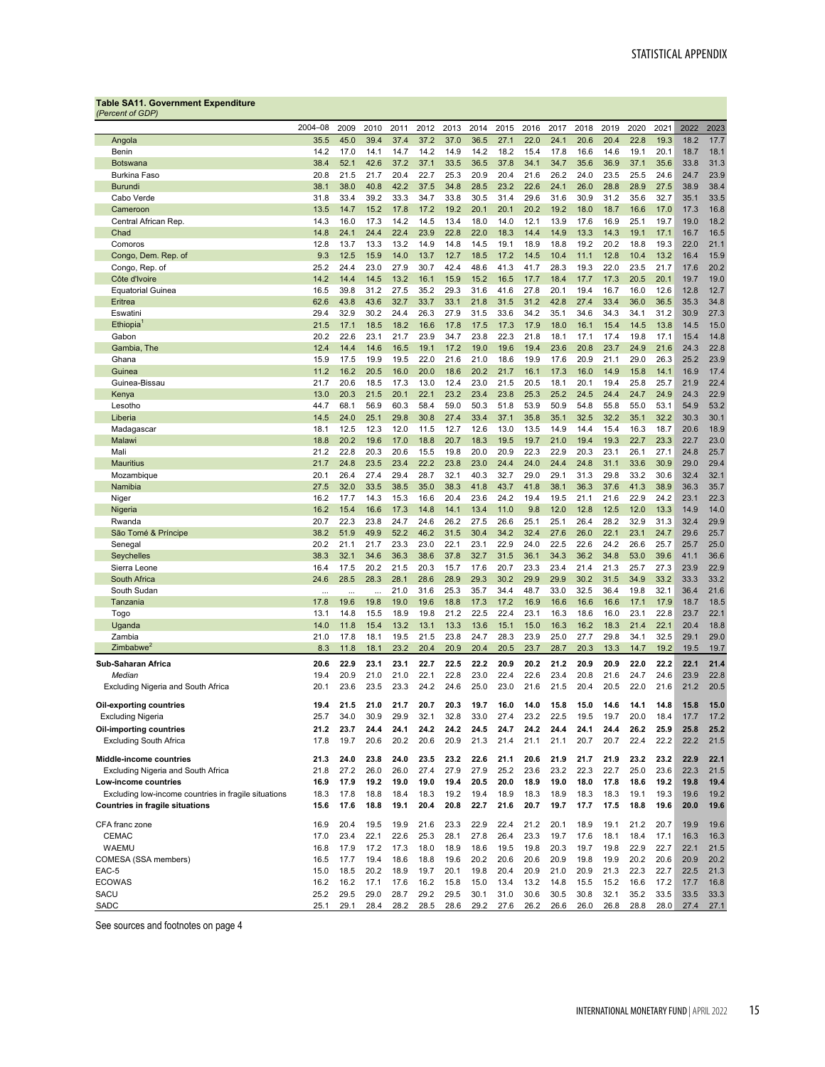**Table SA11. Government Expenditure**
*(Percent of GDP)*

| | 2004–08 | 2009 | 2010 | 2011 | 2012 | 2013 | 2014 | 2015 | 2016 | 2017 | 2018 | 2019 | 2020 | 2021 | 2022 | 2023 |
|---|---|---|---|---|---|---|---|---|---|---|---|---|---|---|---|---|
| Angola | 35.5 | 45.0 | 39.4 | 37.4 | 37.2 | 37.0 | 36.5 | 27.1 | 22.0 | 24.1 | 20.6 | 20.4 | 22.8 | 19.3 | 18.2 | 17.7 |
| Benin | 14.2 | 17.0 | 14.1 | 14.7 | 14.2 | 14.9 | 14.2 | 18.2 | 15.4 | 17.8 | 16.6 | 14.6 | 19.1 | 20.1 | 18.7 | 18.1 |
| Botswana | 38.4 | 52.1 | 42.6 | 37.2 | 37.1 | 33.5 | 36.5 | 37.8 | 34.1 | 34.7 | 35.6 | 36.9 | 37.1 | 35.6 | 33.8 | 31.3 |
| Burkina Faso | 20.8 | 21.5 | 21.7 | 20.4 | 22.7 | 25.3 | 20.9 | 20.4 | 21.6 | 26.2 | 24.0 | 23.5 | 25.5 | 24.6 | 24.7 | 23.9 |
| Burundi | 38.1 | 38.0 | 40.8 | 42.2 | 37.5 | 34.8 | 28.5 | 23.2 | 22.6 | 24.1 | 26.0 | 28.8 | 28.9 | 27.5 | 38.9 | 38.4 |
| Cabo Verde | 31.8 | 33.4 | 39.2 | 33.3 | 34.7 | 33.8 | 30.5 | 31.4 | 29.6 | 31.6 | 30.9 | 31.2 | 35.6 | 32.7 | 35.1 | 33.5 |
| Cameroon | 13.5 | 14.7 | 15.2 | 17.8 | 17.2 | 19.2 | 20.1 | 20.1 | 20.2 | 19.2 | 18.0 | 18.7 | 16.6 | 17.0 | 17.3 | 16.8 |
| Central African Rep. | 14.3 | 16.0 | 17.3 | 14.2 | 14.5 | 13.4 | 18.0 | 14.0 | 12.1 | 13.9 | 17.6 | 16.9 | 25.1 | 19.7 | 19.0 | 18.2 |
| Chad | 14.8 | 24.1 | 24.4 | 22.4 | 23.9 | 22.8 | 22.0 | 18.3 | 14.4 | 14.9 | 13.3 | 14.3 | 19.1 | 17.1 | 16.7 | 16.5 |
| Comoros | 12.8 | 13.7 | 13.3 | 13.2 | 14.9 | 14.8 | 14.5 | 19.1 | 18.9 | 18.8 | 19.2 | 20.2 | 18.8 | 19.3 | 22.0 | 21.1 |
| Congo, Dem. Rep. of | 9.3 | 12.5 | 15.9 | 14.0 | 13.7 | 12.7 | 18.5 | 17.2 | 14.5 | 10.4 | 11.1 | 12.8 | 10.4 | 13.2 | 16.4 | 15.9 |
| Congo, Rep. of | 25.2 | 24.4 | 23.0 | 27.9 | 30.7 | 42.4 | 48.6 | 41.3 | 41.7 | 28.3 | 19.3 | 22.0 | 23.5 | 21.7 | 17.6 | 20.2 |
| Côte d'Ivoire | 14.2 | 14.4 | 14.5 | 13.2 | 16.1 | 15.9 | 15.2 | 16.5 | 17.7 | 18.4 | 17.7 | 17.3 | 20.5 | 20.1 | 19.7 | 19.0 |
| Equatorial Guinea | 16.5 | 39.8 | 31.2 | 27.5 | 35.2 | 29.3 | 31.6 | 41.6 | 27.8 | 20.1 | 19.4 | 16.7 | 16.0 | 12.6 | 12.8 | 12.7 |
| Eritrea | 62.6 | 43.8 | 43.6 | 32.7 | 33.7 | 33.1 | 21.8 | 31.5 | 31.2 | 42.8 | 27.4 | 33.4 | 36.0 | 36.5 | 35.3 | 34.8 |
| Eswatini | 29.4 | 32.9 | 30.2 | 24.4 | 26.3 | 27.9 | 31.5 | 33.6 | 34.2 | 35.1 | 34.6 | 34.3 | 34.1 | 31.2 | 30.9 | 27.3 |
| Ethiopia[1] | 21.5 | 17.1 | 18.5 | 18.2 | 16.6 | 17.8 | 17.5 | 17.3 | 17.9 | 18.0 | 16.1 | 15.4 | 14.5 | 13.8 | 14.5 | 15.0 |
| Gabon | 20.2 | 22.6 | 23.1 | 21.7 | 23.9 | 34.7 | 23.8 | 22.3 | 21.8 | 18.1 | 17.1 | 17.4 | 19.8 | 17.1 | 15.4 | 14.8 |
| Gambia, The | 12.4 | 14.4 | 14.6 | 16.5 | 19.1 | 17.2 | 19.0 | 19.6 | 19.4 | 23.6 | 20.8 | 23.7 | 24.9 | 21.6 | 24.3 | 22.8 |
| Ghana | 15.9 | 17.5 | 19.9 | 19.5 | 22.0 | 21.6 | 21.0 | 18.6 | 19.9 | 17.6 | 20.9 | 21.1 | 29.0 | 26.3 | 25.2 | 23.9 |
| Guinea | 11.2 | 16.2 | 20.5 | 16.0 | 20.0 | 18.6 | 20.2 | 21.7 | 16.1 | 17.3 | 16.0 | 14.9 | 15.8 | 14.1 | 16.9 | 17.4 |
| Guinea-Bissau | 21.7 | 20.6 | 18.5 | 17.3 | 13.0 | 12.4 | 23.0 | 21.5 | 20.5 | 18.1 | 20.1 | 19.4 | 25.8 | 25.7 | 21.9 | 22.4 |
| Kenya | 13.0 | 20.3 | 21.5 | 20.1 | 22.1 | 23.2 | 23.4 | 23.8 | 25.3 | 25.2 | 24.5 | 24.4 | 24.7 | 24.9 | 24.3 | 22.9 |
| Lesotho | 44.7 | 68.1 | 56.9 | 60.3 | 58.4 | 59.0 | 50.3 | 51.8 | 53.9 | 50.9 | 54.8 | 55.8 | 55.0 | 53.1 | 54.9 | 53.2 |
| Liberia | 14.5 | 24.0 | 25.1 | 29.8 | 30.8 | 27.4 | 33.4 | 37.1 | 35.8 | 35.1 | 32.5 | 32.2 | 35.1 | 32.2 | 30.3 | 30.1 |
| Madagascar | 18.1 | 12.5 | 12.3 | 12.0 | 11.5 | 12.7 | 12.6 | 13.0 | 13.5 | 14.9 | 14.4 | 15.4 | 16.3 | 18.7 | 20.6 | 18.9 |
| Malawi | 18.8 | 20.2 | 19.6 | 17.0 | 18.8 | 20.7 | 18.3 | 19.5 | 19.7 | 21.0 | 19.4 | 19.3 | 22.7 | 23.3 | 22.7 | 23.0 |
| Mali | 21.2 | 22.8 | 20.3 | 20.6 | 15.5 | 19.8 | 20.0 | 20.9 | 22.3 | 22.9 | 20.3 | 23.1 | 26.1 | 27.1 | 24.8 | 25.7 |
| Mauritius | 21.7 | 24.8 | 23.5 | 23.4 | 22.2 | 23.8 | 23.0 | 24.4 | 24.0 | 24.4 | 24.8 | 31.1 | 33.6 | 30.9 | 29.0 | 29.4 |
| Mozambique | 20.1 | 26.4 | 27.4 | 29.4 | 28.7 | 32.1 | 40.3 | 32.7 | 29.0 | 29.1 | 31.3 | 29.8 | 33.2 | 30.6 | 32.4 | 32.1 |
| Namibia | 27.5 | 32.0 | 33.5 | 38.5 | 35.0 | 38.3 | 41.8 | 43.7 | 41.8 | 38.1 | 36.3 | 37.6 | 41.3 | 38.9 | 36.3 | 35.7 |
| Niger | 16.2 | 17.7 | 14.3 | 15.3 | 16.6 | 20.4 | 23.6 | 24.2 | 19.4 | 19.5 | 21.1 | 21.6 | 22.9 | 24.2 | 23.1 | 22.3 |
| Nigeria | 16.2 | 15.4 | 16.6 | 17.3 | 14.8 | 14.1 | 13.4 | 11.0 | 9.8 | 12.0 | 12.8 | 12.5 | 12.0 | 13.3 | 14.9 | 14.0 |
| Rwanda | 20.7 | 22.3 | 23.8 | 24.7 | 24.6 | 26.2 | 27.5 | 26.6 | 25.1 | 25.1 | 26.4 | 28.2 | 32.9 | 31.3 | 32.4 | 29.9 |
| São Tomé & Príncipe | 38.2 | 51.9 | 49.9 | 52.2 | 46.2 | 31.5 | 30.4 | 34.2 | 32.4 | 27.6 | 26.0 | 22.1 | 23.1 | 24.7 | 29.6 | 25.7 |
| Senegal | 20.2 | 21.1 | 21.7 | 23.3 | 23.0 | 22.1 | 23.1 | 22.9 | 24.0 | 22.5 | 22.6 | 24.2 | 26.6 | 25.7 | 25.7 | 25.0 |
| Seychelles | 38.3 | 32.1 | 34.6 | 36.3 | 38.6 | 37.8 | 32.7 | 31.5 | 36.1 | 34.3 | 36.2 | 34.8 | 53.0 | 39.6 | 41.1 | 36.6 |
| Sierra Leone | 16.4 | 17.5 | 20.2 | 21.5 | 20.3 | 15.7 | 17.6 | 20.7 | 23.3 | 23.4 | 21.4 | 21.3 | 25.7 | 27.3 | 23.9 | 22.9 |
| South Africa | 24.6 | 28.5 | 28.3 | 28.1 | 28.6 | 28.9 | 29.3 | 30.2 | 29.9 | 29.9 | 30.2 | 31.5 | 34.9 | 33.2 | 33.3 | 33.2 |
| South Sudan | ... | ... | ... | 21.0 | 31.6 | 25.3 | 35.7 | 34.4 | 48.7 | 33.0 | 32.5 | 36.4 | 19.8 | 32.1 | 36.4 | 21.6 |
| Tanzania | 17.8 | 19.6 | 19.8 | 19.0 | 19.6 | 18.8 | 17.3 | 17.2 | 16.9 | 16.6 | 16.6 | 16.6 | 17.1 | 17.9 | 18.7 | 18.5 |
| Togo | 13.1 | 14.8 | 15.5 | 18.9 | 19.8 | 21.2 | 22.5 | 22.4 | 23.1 | 16.3 | 18.6 | 16.0 | 23.1 | 22.8 | 23.7 | 22.1 |
| Uganda | 14.0 | 11.8 | 15.4 | 13.2 | 13.1 | 13.3 | 13.6 | 15.1 | 15.0 | 16.3 | 16.2 | 18.3 | 21.4 | 22.1 | 20.4 | 18.8 |
| Zambia | 21.0 | 17.8 | 18.1 | 19.5 | 21.5 | 23.8 | 24.7 | 28.3 | 23.9 | 25.0 | 27.7 | 29.8 | 34.1 | 32.5 | 29.1 | 29.0 |
| Zimbabwe[2] | 8.3 | 11.8 | 18.1 | 23.2 | 20.4 | 20.9 | 20.4 | 20.5 | 23.7 | 28.7 | 20.3 | 13.3 | 14.7 | 19.2 | 19.5 | 19.7 |
| **Sub-Saharan Africa** | **20.6** | **22.9** | **23.1** | **23.1** | **22.5** | **22.5** | **22.2** | **20.9** | **20.2** | **21.2** | **20.9** | **20.9** | **22.0** | **22.2** | **22.1** | **21.4** |
| *Median* | 19.4 | 20.9 | 21.0 | 21.0 | 22.1 | 22.8 | 23.0 | 22.4 | 22.6 | 23.4 | 20.8 | 21.6 | 24.7 | 24.6 | 23.9 | 22.8 |
| Excluding Nigeria and South Africa | 20.1 | 23.6 | 23.5 | 23.3 | 24.2 | 24.6 | 25.0 | 23.0 | 21.6 | 21.5 | 20.4 | 20.5 | 22.0 | 21.6 | 21.2 | 20.5 |
| **Oil-exporting countries** | **19.4** | **21.5** | **21.0** | **21.7** | **20.7** | **20.3** | **19.7** | **16.0** | **14.0** | **15.8** | **15.0** | **14.6** | **14.1** | **14.8** | **15.8** | **15.0** |
| Excluding Nigeria | 25.7 | 34.0 | 30.9 | 29.9 | 32.1 | 32.8 | 33.0 | 27.4 | 23.2 | 22.5 | 19.5 | 19.7 | 20.0 | 18.4 | 17.7 | 17.2 |
| **Oil-importing countries** | **21.2** | **23.7** | **24.4** | **24.1** | **24.2** | **24.2** | **24.5** | **24.7** | **24.2** | **24.4** | **24.1** | **24.4** | **26.2** | **25.9** | **25.8** | **25.2** |
| Excluding South Africa | 17.8 | 19.7 | 20.6 | 20.2 | 20.6 | 20.9 | 21.3 | 21.4 | 21.1 | 21.1 | 20.7 | 20.7 | 22.4 | 22.2 | 22.2 | 21.5 |
| **Middle-income countries** | **21.3** | **24.0** | **23.8** | **24.0** | **23.5** | **23.2** | **22.6** | **21.1** | **20.6** | **21.9** | **21.7** | **21.9** | **23.2** | **23.2** | **22.9** | **22.1** |
| Excluding Nigeria and South Africa | 21.8 | 27.2 | 26.0 | 26.0 | 27.4 | 27.9 | 27.9 | 25.2 | 23.6 | 23.2 | 22.3 | 22.7 | 25.0 | 23.6 | 22.3 | 21.5 |
| **Low-income countries** | **16.9** | **17.9** | **19.2** | **19.0** | **19.0** | **19.4** | **20.5** | **20.0** | **18.9** | **19.0** | **18.0** | **17.8** | **18.6** | **19.2** | **19.8** | **19.4** |
| Excluding low-income countries in fragile situations | 18.3 | 17.8 | 18.8 | 18.4 | 18.3 | 19.2 | 19.4 | 18.9 | 18.3 | 18.9 | 18.3 | 18.3 | 19.1 | 19.3 | 19.6 | 19.2 |
| **Countries in fragile situations** | **15.6** | **17.6** | **18.8** | **19.1** | **20.4** | **20.8** | **22.7** | **21.6** | **20.7** | **19.7** | **17.7** | **17.5** | **18.8** | **19.6** | **20.0** | **19.6** |
| CFA franc zone | 16.9 | 20.4 | 19.5 | 19.9 | 21.6 | 23.3 | 22.9 | 22.4 | 21.2 | 20.1 | 18.9 | 19.1 | 21.2 | 20.7 | 19.9 | 19.6 |
| CEMAC | 17.0 | 23.4 | 22.1 | 22.6 | 25.3 | 28.1 | 27.8 | 26.4 | 23.3 | 19.7 | 17.6 | 18.1 | 18.4 | 17.1 | 16.3 | 16.3 |
| WAEMU | 16.8 | 17.9 | 17.2 | 17.3 | 18.0 | 18.9 | 18.6 | 19.5 | 19.8 | 20.3 | 19.7 | 19.8 | 22.9 | 22.7 | 22.1 | 21.5 |
| COMESA (SSA members) | 16.5 | 17.7 | 19.4 | 18.6 | 18.8 | 19.6 | 20.2 | 20.6 | 20.6 | 20.9 | 19.8 | 19.9 | 20.2 | 20.6 | 20.9 | 20.2 |
| EAC-5 | 15.0 | 18.5 | 20.2 | 18.9 | 19.7 | 20.1 | 19.8 | 20.4 | 20.9 | 21.0 | 20.9 | 21.3 | 22.3 | 22.7 | 22.5 | 21.3 |
| ECOWAS | 16.2 | 16.2 | 17.1 | 17.6 | 16.2 | 15.8 | 15.0 | 13.4 | 13.2 | 14.8 | 15.5 | 15.2 | 16.6 | 17.2 | 17.7 | 16.8 |
| SACU | 25.2 | 29.5 | 29.0 | 28.7 | 29.2 | 29.5 | 30.1 | 31.0 | 30.6 | 30.5 | 30.8 | 32.1 | 35.2 | 33.5 | 33.5 | 33.3 |
| SADC | 25.1 | 29.1 | 28.4 | 28.2 | 28.5 | 28.6 | 29.2 | 27.6 | 26.2 | 26.6 | 26.0 | 26.8 | 28.8 | 28.0 | 27.4 | 27.1 |

See sources and footnotes on page 4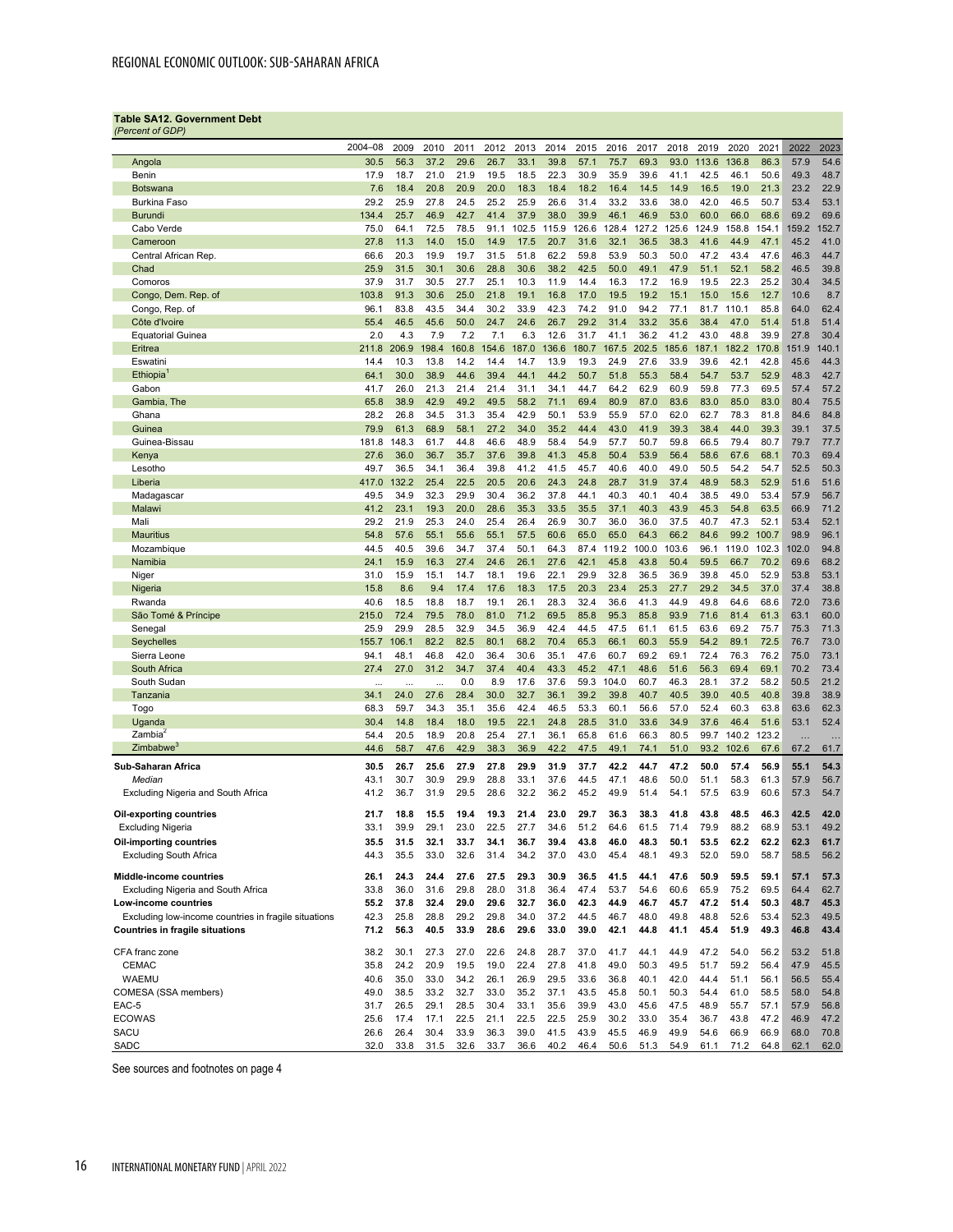**Table SA12. Government Debt**
*(Percent of GDP)*

| | 2004–08 | 2009 | 2010 | 2011 | 2012 | 2013 | 2014 | 2015 | 2016 | 2017 | 2018 | 2019 | 2020 | 2021 | 2022 | 2023 |
|---|---|---|---|---|---|---|---|---|---|---|---|---|---|---|---|---|
| Angola | 30.5 | 56.3 | 37.2 | 29.6 | 26.7 | 33.1 | 39.8 | 57.1 | 75.7 | 69.3 | 93.0 | 113.6 | 136.8 | 86.3 | 57.9 | 54.6 |
| Benin | 17.9 | 18.7 | 21.0 | 21.9 | 19.5 | 18.5 | 22.3 | 30.9 | 35.9 | 39.6 | 41.1 | 42.5 | 46.1 | 50.6 | 49.3 | 48.7 |
| Botswana | 7.6 | 18.4 | 20.8 | 20.9 | 20.0 | 18.3 | 18.4 | 18.2 | 16.4 | 14.5 | 14.9 | 16.5 | 19.0 | 21.3 | 23.2 | 22.9 |
| Burkina Faso | 29.2 | 25.9 | 27.8 | 24.5 | 25.2 | 25.9 | 26.6 | 31.4 | 33.2 | 33.6 | 38.0 | 42.0 | 46.5 | 50.7 | 53.4 | 53.1 |
| Burundi | 134.4 | 25.7 | 46.9 | 42.7 | 41.4 | 37.9 | 38.0 | 39.9 | 46.1 | 46.9 | 53.0 | 60.0 | 66.0 | 68.6 | 69.2 | 69.6 |
| Cabo Verde | 75.0 | 64.1 | 72.5 | 78.5 | 91.1 | 102.5 | 115.9 | 126.6 | 128.4 | 127.2 | 125.6 | 124.9 | 158.8 | 154.1 | 159.2 | 152.7 |
| Cameroon | 27.8 | 11.3 | 14.0 | 15.0 | 14.9 | 17.5 | 20.7 | 31.6 | 32.1 | 36.5 | 38.3 | 41.6 | 44.9 | 47.1 | 45.2 | 41.0 |
| Central African Rep. | 66.6 | 20.3 | 19.9 | 19.7 | 31.5 | 51.8 | 62.2 | 59.8 | 53.9 | 50.3 | 50.0 | 47.2 | 43.4 | 47.6 | 46.3 | 44.7 |
| Chad | 25.9 | 31.5 | 30.1 | 30.6 | 28.8 | 30.6 | 38.2 | 42.5 | 50.0 | 49.1 | 47.9 | 51.1 | 52.1 | 58.2 | 46.5 | 39.8 |
| Comoros | 37.9 | 31.7 | 30.5 | 27.7 | 25.1 | 10.3 | 11.9 | 14.4 | 16.3 | 17.2 | 16.9 | 19.5 | 22.3 | 25.2 | 30.4 | 34.5 |
| Congo, Dem. Rep. of | 103.8 | 91.3 | 30.6 | 25.0 | 21.8 | 19.1 | 16.8 | 17.0 | 19.5 | 19.2 | 15.1 | 15.0 | 15.6 | 12.7 | 10.6 | 8.7 |
| Congo, Rep. of | 96.1 | 83.8 | 43.5 | 34.4 | 30.2 | 33.9 | 42.3 | 74.2 | 91.0 | 94.2 | 77.1 | 81.7 | 110.1 | 85.8 | 64.0 | 62.4 |
| Côte d'Ivoire | 55.4 | 46.5 | 45.6 | 50.0 | 24.7 | 24.6 | 26.7 | 29.2 | 31.4 | 33.2 | 35.6 | 38.4 | 47.0 | 51.4 | 51.8 | 51.4 |
| Equatorial Guinea | 2.0 | 4.3 | 7.9 | 7.2 | 7.1 | 6.3 | 12.6 | 31.7 | 41.1 | 36.2 | 41.2 | 43.0 | 48.8 | 39.9 | 27.8 | 30.4 |
| Eritrea | 211.8 | 206.9 | 198.4 | 160.8 | 154.6 | 187.0 | 136.6 | 180.7 | 167.5 | 202.5 | 185.6 | 187.1 | 182.2 | 170.8 | 151.9 | 140.1 |
| Eswatini | 14.4 | 10.3 | 13.8 | 14.2 | 14.4 | 14.7 | 13.9 | 19.3 | 24.9 | 27.6 | 33.9 | 39.6 | 42.1 | 42.8 | 45.6 | 44.3 |
| Ethiopia[1] | 64.1 | 30.0 | 38.9 | 44.6 | 39.4 | 44.1 | 44.2 | 50.7 | 51.8 | 55.3 | 58.4 | 54.7 | 53.7 | 52.9 | 48.3 | 42.7 |
| Gabon | 41.7 | 26.0 | 21.3 | 21.4 | 21.4 | 31.1 | 34.1 | 44.7 | 64.2 | 62.9 | 60.9 | 59.8 | 77.3 | 69.5 | 57.4 | 57.2 |
| Gambia, The | 65.8 | 38.9 | 42.9 | 49.2 | 49.5 | 58.2 | 71.1 | 69.4 | 80.9 | 87.0 | 83.6 | 83.0 | 85.0 | 83.0 | 80.4 | 75.5 |
| Ghana | 28.2 | 26.8 | 34.5 | 31.3 | 35.4 | 42.9 | 50.1 | 53.9 | 55.9 | 57.0 | 62.0 | 62.7 | 78.3 | 81.8 | 84.6 | 84.8 |
| Guinea | 79.9 | 61.3 | 68.9 | 58.1 | 27.2 | 34.0 | 35.2 | 44.4 | 43.0 | 41.9 | 39.3 | 38.4 | 44.0 | 39.3 | 39.1 | 37.5 |
| Guinea-Bissau | 181.8 | 148.3 | 61.7 | 44.8 | 46.6 | 48.9 | 58.4 | 54.9 | 57.7 | 50.7 | 59.8 | 66.5 | 79.4 | 80.7 | 79.7 | 77.7 |
| Kenya | 27.6 | 36.0 | 36.7 | 35.7 | 37.6 | 39.8 | 41.3 | 45.8 | 50.4 | 53.9 | 56.4 | 58.6 | 67.6 | 68.1 | 70.3 | 69.4 |
| Lesotho | 49.7 | 36.5 | 34.1 | 36.4 | 39.8 | 41.2 | 41.5 | 45.7 | 40.6 | 40.0 | 49.0 | 50.5 | 54.2 | 54.7 | 52.5 | 50.3 |
| Liberia | 417.0 | 132.2 | 25.4 | 22.5 | 20.5 | 20.6 | 24.3 | 24.8 | 28.7 | 31.9 | 37.4 | 48.9 | 58.3 | 52.9 | 51.6 | 51.6 |
| Madagascar | 49.5 | 34.9 | 32.3 | 29.9 | 30.4 | 36.2 | 37.8 | 44.1 | 40.3 | 40.1 | 40.4 | 38.5 | 49.0 | 53.4 | 57.9 | 56.7 |
| Malawi | 41.2 | 23.1 | 19.3 | 20.0 | 28.6 | 35.3 | 33.5 | 35.5 | 37.1 | 40.3 | 43.9 | 45.3 | 54.8 | 63.5 | 66.9 | 71.2 |
| Mali | 29.2 | 21.9 | 25.3 | 24.0 | 25.4 | 26.4 | 26.9 | 30.7 | 36.0 | 36.0 | 37.5 | 40.7 | 47.3 | 52.1 | 53.4 | 52.1 |
| Mauritius | 54.8 | 57.6 | 55.1 | 55.6 | 55.1 | 57.5 | 60.6 | 65.0 | 65.0 | 64.3 | 66.2 | 84.6 | 99.2 | 100.7 | 98.9 | 96.1 |
| Mozambique | 44.5 | 40.5 | 39.6 | 34.7 | 37.4 | 50.1 | 64.3 | 87.4 | 119.2 | 100.0 | 103.6 | 96.1 | 119.0 | 102.3 | 102.0 | 94.8 |
| Namibia | 24.1 | 15.9 | 16.3 | 27.4 | 24.6 | 26.1 | 27.6 | 42.1 | 45.8 | 43.8 | 50.4 | 59.5 | 66.7 | 70.2 | 69.6 | 68.2 |
| Niger | 31.0 | 15.9 | 15.1 | 14.7 | 18.1 | 19.6 | 22.1 | 29.9 | 32.8 | 36.5 | 36.9 | 39.8 | 45.0 | 52.9 | 53.8 | 53.1 |
| Nigeria | 15.8 | 8.6 | 9.4 | 17.4 | 17.6 | 18.3 | 17.5 | 20.3 | 23.4 | 25.3 | 27.7 | 29.2 | 34.5 | 37.0 | 37.4 | 38.8 |
| Rwanda | 40.6 | 18.5 | 18.8 | 18.7 | 19.1 | 26.1 | 28.3 | 32.4 | 36.6 | 41.3 | 44.9 | 49.8 | 64.6 | 68.6 | 72.0 | 73.6 |
| São Tomé & Príncipe | 215.0 | 72.4 | 79.5 | 78.0 | 81.0 | 71.2 | 69.5 | 85.8 | 95.3 | 85.8 | 93.9 | 71.6 | 81.4 | 61.3 | 63.1 | 60.0 |
| Senegal | 25.9 | 29.9 | 28.5 | 32.9 | 34.5 | 36.9 | 42.4 | 44.5 | 47.5 | 61.1 | 61.5 | 63.6 | 69.2 | 75.7 | 75.3 | 71.3 |
| Seychelles | 155.7 | 106.1 | 82.2 | 82.5 | 80.1 | 68.2 | 70.4 | 65.3 | 66.1 | 60.3 | 55.9 | 54.2 | 89.1 | 72.5 | 76.7 | 73.0 |
| Sierra Leone | 94.1 | 48.1 | 46.8 | 42.0 | 36.4 | 30.6 | 35.1 | 47.6 | 60.7 | 69.2 | 69.1 | 72.4 | 76.3 | 76.2 | 75.0 | 73.1 |
| South Africa | 27.4 | 27.0 | 31.2 | 34.7 | 37.4 | 40.4 | 43.3 | 45.2 | 47.1 | 48.6 | 51.6 | 56.3 | 69.4 | 69.1 | 70.2 | 73.4 |
| South Sudan | ... | ... | ... | 0.0 | 8.9 | 17.6 | 37.6 | 59.3 | 104.0 | 60.7 | 46.3 | 28.1 | 37.2 | 58.2 | 50.5 | 21.2 |
| Tanzania | 34.1 | 24.0 | 27.6 | 28.4 | 30.0 | 32.7 | 36.1 | 39.2 | 39.8 | 40.7 | 40.5 | 39.0 | 40.5 | 40.8 | 39.8 | 38.9 |
| Togo | 68.3 | 59.7 | 34.3 | 35.1 | 35.6 | 42.4 | 46.5 | 53.3 | 60.1 | 56.6 | 57.0 | 52.4 | 60.3 | 63.8 | 63.6 | 62.3 |
| Uganda | 30.4 | 14.8 | 18.4 | 18.0 | 19.5 | 22.1 | 24.8 | 28.5 | 31.0 | 33.6 | 34.9 | 37.6 | 46.4 | 51.6 | 53.1 | 52.4 |
| Zambia[2] | 54.4 | 20.5 | 18.9 | 20.8 | 25.4 | 27.1 | 36.1 | 65.8 | 61.6 | 66.3 | 80.5 | 99.7 | 140.2 | 123.2 | ... | ... |
| Zimbabwe[3] | 44.6 | 58.7 | 47.6 | 42.9 | 38.3 | 36.9 | 42.2 | 47.5 | 49.1 | 74.1 | 51.0 | 93.2 | 102.6 | 67.6 | 67.2 | 61.7 |
| **Sub-Saharan Africa** | **30.5** | **26.7** | **25.6** | **27.9** | **27.8** | **29.9** | **31.9** | **37.7** | **42.2** | **44.7** | **47.2** | **50.0** | **57.4** | **56.9** | **55.1** | **54.3** |
| *Median* | 43.1 | 30.7 | 30.9 | 29.9 | 28.8 | 33.1 | 37.6 | 44.5 | 47.1 | 48.6 | 50.0 | 51.1 | 58.3 | 61.3 | 57.9 | 56.7 |
| Excluding Nigeria and South Africa | 41.2 | 36.7 | 31.9 | 29.5 | 28.6 | 32.2 | 36.2 | 45.2 | 49.9 | 51.4 | 54.1 | 57.5 | 63.9 | 60.6 | 57.3 | 54.7 |
| **Oil-exporting countries** | **21.7** | **18.8** | **15.5** | **19.4** | **19.3** | **21.4** | **23.0** | **29.7** | **36.3** | **38.3** | **41.8** | **43.8** | **48.5** | **46.3** | **42.5** | **42.0** |
| Excluding Nigeria | 33.1 | 39.9 | 29.1 | 23.0 | 22.5 | 27.7 | 34.6 | 51.2 | 64.6 | 61.5 | 71.4 | 79.9 | 88.2 | 68.9 | 53.1 | 49.2 |
| **Oil-importing countries** | **35.5** | **31.5** | **32.1** | **33.7** | **34.1** | **36.7** | **39.4** | **43.8** | **46.0** | **48.3** | **50.1** | **53.5** | **62.2** | **62.2** | **62.3** | **61.7** |
| Excluding South Africa | 44.3 | 35.5 | 33.0 | 32.6 | 31.4 | 34.2 | 37.0 | 43.0 | 45.4 | 48.1 | 49.3 | 52.0 | 59.0 | 58.7 | 58.5 | 56.2 |
| **Middle-income countries** | **26.1** | **24.3** | **24.4** | **27.6** | **27.5** | **29.3** | **30.9** | **36.5** | **41.5** | **44.1** | **47.6** | **50.9** | **59.5** | **59.1** | **57.1** | **57.3** |
| Excluding Nigeria and South Africa | 33.8 | 36.0 | 31.6 | 29.8 | 28.0 | 31.8 | 36.4 | 47.4 | 53.7 | 54.6 | 60.6 | 65.9 | 75.2 | 69.5 | 64.4 | 62.7 |
| **Low-income countries** | **55.2** | **37.8** | **32.4** | **29.0** | **29.6** | **32.7** | **36.0** | **42.3** | **44.9** | **46.7** | **45.7** | **47.2** | **51.4** | **50.3** | **48.7** | **45.3** |
| Excluding low-income countries in fragile situations | 42.3 | 25.8 | 28.8 | 29.2 | 29.8 | 34.0 | 37.2 | 44.5 | 46.7 | 48.0 | 49.8 | 48.8 | 52.6 | 53.4 | 52.3 | 49.5 |
| **Countries in fragile situations** | **71.2** | **56.3** | **40.5** | **33.9** | **28.6** | **29.6** | **33.0** | **39.0** | **42.1** | **44.8** | **41.1** | **45.4** | **51.9** | **49.3** | **46.8** | **43.4** |
| CFA franc zone | 38.2 | 30.1 | 27.3 | 27.0 | 22.6 | 24.8 | 28.7 | 37.0 | 41.7 | 44.1 | 44.9 | 47.2 | 54.0 | 56.2 | 53.2 | 51.8 |
| CEMAC | 35.8 | 24.2 | 20.9 | 19.5 | 19.0 | 22.4 | 27.8 | 41.8 | 49.0 | 50.3 | 49.5 | 51.7 | 59.2 | 56.4 | 47.9 | 45.5 |
| WAEMU | 40.6 | 35.0 | 33.0 | 34.2 | 26.1 | 26.9 | 29.5 | 33.6 | 36.8 | 40.1 | 42.0 | 44.4 | 51.1 | 56.1 | 56.5 | 55.4 |
| COMESA (SSA members) | 49.0 | 38.5 | 33.2 | 32.7 | 33.0 | 35.2 | 37.1 | 43.5 | 45.8 | 50.1 | 50.3 | 54.4 | 61.0 | 58.5 | 58.0 | 54.8 |
| EAC-5 | 31.7 | 26.5 | 29.1 | 28.5 | 30.4 | 33.1 | 35.6 | 39.9 | 43.0 | 45.6 | 47.5 | 48.9 | 55.7 | 57.1 | 57.9 | 56.8 |
| ECOWAS | 25.6 | 17.4 | 17.1 | 22.5 | 21.1 | 22.5 | 22.5 | 25.9 | 30.2 | 33.0 | 35.4 | 36.7 | 43.8 | 47.2 | 46.9 | 47.2 |
| SACU | 26.6 | 26.4 | 30.4 | 33.9 | 36.3 | 39.0 | 41.5 | 43.9 | 45.5 | 46.9 | 49.9 | 54.6 | 66.9 | 66.9 | 68.0 | 70.8 |
| SADC | 32.0 | 33.8 | 31.5 | 32.6 | 33.7 | 36.6 | 40.2 | 46.4 | 50.6 | 51.3 | 54.9 | 61.1 | 71.2 | 64.8 | 62.1 | 62.0 |

See sources and footnotes on page 4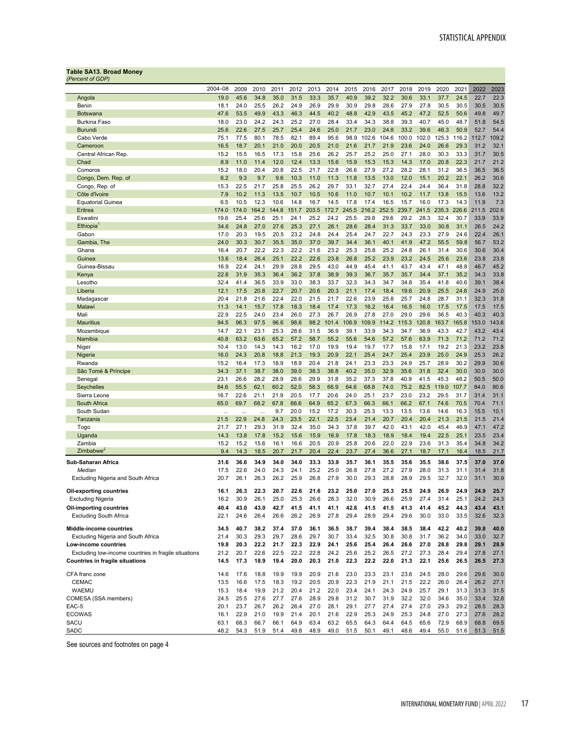**Table SA13. Broad Money**
*(Percent of GDP)*

| | 2004–08 | 2009 | 2010 | 2011 | 2012 | 2013 | 2014 | 2015 | 2016 | 2017 | 2018 | 2019 | 2020 | 2021 | 2022 | 2023 |
|---|---|---|---|---|---|---|---|---|---|---|---|---|---|---|---|---|
| Angola | 19.0 | 45.6 | 34.8 | 35.0 | 31.5 | 33.3 | 35.7 | 40.9 | 39.2 | 32.2 | 30.6 | 33.1 | 37.7 | 24.5 | 22.7 | 22.3 |
| Benin | 18.1 | 24.0 | 25.5 | 26.2 | 24.9 | 26.9 | 29.9 | 30.9 | 29.8 | 28.6 | 27.9 | 27.8 | 30.5 | 30.5 | 30.5 | 30.5 |
| Botswana | 47.6 | 53.5 | 49.9 | 43.3 | 46.3 | 44.5 | 40.2 | 48.8 | 42.9 | 43.5 | 45.2 | 47.2 | 52.5 | 50.6 | 49.8 | 49.7 |
| Burkina Faso | 18.0 | 23.0 | 24.2 | 24.3 | 25.2 | 27.0 | 28.4 | 33.4 | 34.3 | 38.8 | 39.3 | 40.7 | 45.0 | 48.7 | 51.8 | 54.5 |
| Burundi | 25.6 | 22.6 | 27.5 | 25.7 | 25.4 | 24.6 | 25.0 | 21.7 | 23.0 | 24.8 | 33.2 | 39.6 | 46.3 | 50.9 | 52.7 | 54.4 |
| Cabo Verde | 75.1 | 77.5 | 80.1 | 78.5 | 82.1 | 89.4 | 95.6 | 98.9 | 102.6 | 104.6 | 100.0 | 102.0 | 125.3 | 116.2 | 112.7 | 109.2 |
| Cameroon | 16.5 | 18.7 | 20.1 | 21.0 | 20.0 | 20.5 | 21.0 | 21.6 | 21.7 | 21.9 | 23.6 | 24.0 | 26.6 | 29.3 | 31.2 | 32.1 |
| Central African Rep. | 15.2 | 15.5 | 16.5 | 17.3 | 15.8 | 25.6 | 26.2 | 25.7 | 25.2 | 25.0 | 27.1 | 28.0 | 30.3 | 33.3 | 31.7 | 30.5 |
| Chad | 8.9 | 11.0 | 11.4 | 12.0 | 12.4 | 13.3 | 15.6 | 15.9 | 15.3 | 15.3 | 14.3 | 17.0 | 20.8 | 22.3 | 21.7 | 21.2 |
| Comoros | 15.2 | 18.0 | 20.4 | 20.8 | 22.5 | 21.7 | 22.8 | 26.6 | 27.9 | 27.2 | 28.2 | 28.1 | 31.2 | 36.5 | 36.5 | 36.5 |
| Congo, Dem. Rep. of | 6.2 | 9.3 | 9.7 | 9.6 | 10.3 | 11.0 | 11.3 | 11.8 | 13.5 | 13.0 | 12.0 | 15.1 | 20.2 | 22.1 | 26.2 | 30.6 |
| Congo, Rep. of | 15.3 | 22.5 | 21.7 | 25.8 | 25.5 | 26.2 | 29.7 | 33.1 | 32.7 | 27.4 | 22.4 | 24.4 | 36.4 | 31.8 | 28.8 | 32.2 |
| Côte d'Ivoire | 7.9 | 10.2 | 11.3 | 13.5 | 10.7 | 10.5 | 10.6 | 11.0 | 10.7 | 10.1 | 10.2 | 11.7 | 13.8 | 15.5 | 13.6 | 13.2 |
| Equatorial Guinea | 6.5 | 10.5 | 12.3 | 10.6 | 14.8 | 16.7 | 14.5 | 17.8 | 17.4 | 16.5 | 15.7 | 16.0 | 17.3 | 14.3 | 11.9 | 7.3 |
| Eritrea | 174.0 | 174.0 | 164.2 | 144.8 | 151.7 | 203.5 | 172.7 | 245.5 | 216.2 | 252.5 | 239.7 | 241.5 | 235.3 | 226.6 | 211.5 | 202.6 |
| Eswatini | 19.6 | 25.4 | 25.6 | 25.1 | 24.1 | 25.2 | 24.2 | 25.5 | 29.8 | 29.6 | 29.2 | 28.3 | 32.4 | 30.7 | 33.9 | 33.9 |
| Ethiopia[1] | 34.6 | 24.8 | 27.0 | 27.6 | 25.3 | 27.1 | 28.1 | 28.6 | 28.4 | 31.3 | 33.7 | 33.0 | 30.8 | 31.1 | 26.5 | 24.2 |
| Gabon | 17.0 | 20.3 | 19.5 | 20.5 | 23.2 | 24.8 | 24.4 | 25.4 | 24.7 | 22.7 | 24.3 | 23.3 | 27.9 | 24.6 | 22.4 | 26.1 |
| Gambia, The | 24.0 | 30.3 | 30.7 | 35.5 | 35.0 | 37.0 | 39.7 | 34.4 | 36.1 | 40.1 | 41.9 | 47.2 | 55.5 | 59.8 | 56.7 | 53.2 |
| Ghana | 16.4 | 20.7 | 22.2 | 22.3 | 22.2 | 21.6 | 23.2 | 25.3 | 25.8 | 25.2 | 24.8 | 26.1 | 31.4 | 30.6 | 30.6 | 30.4 |
| Guinea | 13.6 | 18.4 | 26.4 | 25.1 | 22.2 | 22.6 | 23.8 | 26.8 | 25.2 | 23.9 | 23.2 | 24.5 | 25.6 | 23.6 | 23.8 | 23.8 |
| Guinea-Bissau | 16.9 | 22.4 | 24.1 | 29.9 | 28.8 | 29.5 | 43.0 | 44.9 | 45.4 | 41.1 | 43.7 | 43.4 | 47.1 | 48.8 | 46.7 | 45.2 |
| Kenya | 22.6 | 31.9 | 35.3 | 36.4 | 36.2 | 37.8 | 38.9 | 39.3 | 36.7 | 35.7 | 35.7 | 34.4 | 37.1 | 35.2 | 34.3 | 33.8 |
| Lesotho | 32.4 | 41.4 | 36.5 | 33.9 | 33.0 | 38.3 | 33.7 | 32.3 | 34.3 | 34.7 | 34.8 | 35.4 | 41.8 | 40.6 | 39.1 | 38.4 |
| Liberia | 12.1 | 17.5 | 20.8 | 22.7 | 20.7 | 20.6 | 20.3 | 21.1 | 17.4 | 18.4 | 19.6 | 20.9 | 25.5 | 24.8 | 24.9 | 25.0 |
| Madagascar | 20.4 | 21.8 | 21.6 | 22.4 | 22.0 | 21.5 | 21.7 | 22.6 | 23.9 | 25.8 | 25.7 | 24.8 | 28.7 | 31.1 | 32.3 | 31.8 |
| Malawi | 11.3 | 14.1 | 15.7 | 17.8 | 18.3 | 18.4 | 17.4 | 17.3 | 16.2 | 16.4 | 16.5 | 16.0 | 17.5 | 17.5 | 17.5 | 17.5 |
| Mali | 22.9 | 22.5 | 24.0 | 23.4 | 26.0 | 27.3 | 26.7 | 26.9 | 27.8 | 27.0 | 29.0 | 29.6 | 36.5 | 40.3 | 40.3 | 40.3 |
| Mauritius | 94.5 | 96.3 | 97.5 | 96.6 | 98.6 | 98.2 | 101.4 | 106.9 | 109.9 | 114.2 | 115.3 | 120.8 | 163.7 | 165.8 | 153.0 | 143.6 |
| Mozambique | 14.7 | 22.1 | 23.1 | 25.3 | 28.6 | 31.5 | 36.9 | 39.1 | 33.9 | 34.3 | 34.7 | 36.9 | 43.3 | 42.7 | 43.2 | 43.4 |
| Namibia | 40.8 | 63.2 | 63.6 | 65.2 | 57.2 | 58.7 | 55.2 | 55.6 | 54.6 | 57.2 | 57.6 | 63.9 | 71.3 | 71.2 | 71.2 | 71.2 |
| Niger | 10.4 | 13.0 | 14.3 | 14.3 | 16.2 | 17.0 | 19.9 | 19.4 | 19.7 | 17.7 | 15.8 | 17.1 | 19.2 | 21.3 | 23.2 | 23.8 |
| Nigeria | 16.0 | 24.3 | 20.8 | 18.8 | 21.3 | 19.3 | 20.9 | 22.1 | 25.4 | 24.7 | 25.4 | 23.9 | 25.0 | 24.9 | 25.3 | 26.2 |
| Rwanda | 15.2 | 16.4 | 17.3 | 18.9 | 18.9 | 20.4 | 21.8 | 24.1 | 23.3 | 23.3 | 24.9 | 25.7 | 28.9 | 30.2 | 29.9 | 30.6 |
| São Tomé & Príncipe | 34.3 | 37.1 | 38.7 | 38.0 | 39.0 | 38.3 | 38.8 | 40.2 | 35.0 | 32.9 | 35.6 | 31.8 | 32.4 | 30.0 | 30.0 | 30.0 |
| Senegal | 23.1 | 26.6 | 28.2 | 28.9 | 28.6 | 29.9 | 31.8 | 35.2 | 37.3 | 37.8 | 40.9 | 41.5 | 45.3 | 48.2 | 50.5 | 50.0 |
| Seychelles | 84.6 | 55.5 | 62.1 | 60.2 | 52.0 | 58.3 | 66.9 | 64.6 | 68.8 | 74.0 | 75.2 | 82.5 | 119.0 | 107.7 | 84.0 | 80.6 |
| Sierra Leone | 16.7 | 22.6 | 21.1 | 21.9 | 20.5 | 17.7 | 20.6 | 24.0 | 25.1 | 23.7 | 23.0 | 23.2 | 29.5 | 31.7 | 31.4 | 31.1 |
| South Africa | 65.0 | 69.7 | 68.2 | 67.8 | 66.6 | 64.9 | 65.2 | 67.3 | 66.3 | 66.1 | 66.2 | 67.1 | 74.6 | 70.5 | 70.4 | 71.1 |
| South Sudan | ... | ... | ... | 9.7 | 20.0 | 15.2 | 17.2 | 30.3 | 25.3 | 13.3 | 13.5 | 13.6 | 14.6 | 16.3 | 15.5 | 10.1 |
| Tanzania | 21.5 | 22.9 | 24.8 | 24.3 | 23.5 | 22.1 | 22.5 | 23.4 | 21.4 | 20.7 | 20.4 | 20.4 | 21.3 | 21.5 | 21.5 | 21.4 |
| Togo | 21.7 | 27.1 | 29.3 | 31.9 | 32.4 | 35.0 | 34.3 | 37.8 | 39.7 | 42.0 | 43.1 | 42.0 | 45.4 | 46.9 | 47.1 | 47.2 |
| Uganda | 14.3 | 13.8 | 17.8 | 15.2 | 15.6 | 15.9 | 16.9 | 17.8 | 18.3 | 18.9 | 18.4 | 19.4 | 22.5 | 25.1 | 23.5 | 23.4 |
| Zambia | 15.2 | 15.2 | 15.6 | 16.1 | 16.6 | 20.5 | 20.9 | 25.8 | 20.6 | 22.0 | 22.9 | 23.6 | 31.3 | 35.4 | 34.8 | 34.2 |
| Zimbabwe[2] | 9.4 | 14.3 | 18.5 | 20.7 | 21.7 | 20.4 | 22.4 | 23.7 | 27.4 | 36.6 | 27.1 | 18.7 | 17.1 | 16.4 | 18.5 | 21.7 |
| **Sub-Saharan Africa** | **31.6** | **36.6** | **34.9** | **34.0** | **34.0** | **33.3** | **33.9** | **35.7** | **36.1** | **35.5** | **35.6** | **35.5** | **38.6** | **37.5** | **37.0** | **37.0** |
| *Median* | 17.5 | 22.6 | 24.0 | 24.3 | 24.1 | 25.2 | 25.0 | 26.8 | 27.8 | 27.2 | 27.9 | 28.0 | 31.3 | 31.1 | 31.4 | 31.8 |
| Excluding Nigeria and South Africa | 20.7 | 26.1 | 26.3 | 26.2 | 25.9 | 26.8 | 27.9 | 30.0 | 29.3 | 28.8 | 28.9 | 29.5 | 32.7 | 32.0 | 31.1 | 30.9 |
| **Oil-exporting countries** | **16.1** | **26.3** | **22.3** | **20.7** | **22.6** | **21.6** | **23.2** | **25.0** | **27.0** | **25.3** | **25.5** | **24.9** | **26.9** | **24.9** | **24.9** | **25.7** |
| Excluding Nigeria | 16.2 | 30.9 | 26.1 | 25.0 | 25.3 | 26.6 | 28.3 | 32.0 | 30.9 | 26.6 | 25.9 | 27.4 | 31.4 | 25.1 | 24.2 | 24.3 |
| **Oil-importing countries** | **40.4** | **43.0** | **43.0** | **42.7** | **41.5** | **41.1** | **41.1** | **42.6** | **41.5** | **41.5** | **41.3** | **41.4** | **45.2** | **44.3** | **43.4** | **43.1** |
| Excluding South Africa | 22.1 | 24.6 | 26.4 | 26.6 | 26.2 | 26.9 | 27.8 | 29.4 | 28.9 | 29.4 | 29.6 | 30.0 | 33.0 | 33.5 | 32.6 | 32.3 |
| **Middle-income countries** | **34.5** | **40.7** | **38.2** | **37.4** | **37.0** | **36.1** | **36.5** | **38.7** | **39.4** | **38.4** | **38.5** | **38.4** | **42.2** | **40.2** | **39.8** | **40.0** |
| Excluding Nigeria and South Africa | 21.4 | 30.3 | 29.3 | 29.7 | 28.6 | 29.7 | 30.7 | 33.4 | 32.5 | 30.8 | 30.8 | 31.7 | 36.2 | 34.0 | 33.0 | 32.7 |
| **Low-income countries** | **19.8** | **20.3** | **22.2** | **21.7** | **22.3** | **22.9** | **24.1** | **25.6** | **25.4** | **26.4** | **26.6** | **27.0** | **28.8** | **29.8** | **29.1** | **28.9** |
| Excluding low-income countries in fragile situations | 21.2 | 20.7 | 22.6 | 22.5 | 22.2 | 22.8 | 24.2 | 25.6 | 25.2 | 26.5 | 27.2 | 27.3 | 28.4 | 29.4 | 27.8 | 27.1 |
| **Countries in fragile situations** | **14.5** | **17.3** | **18.9** | **19.4** | **20.0** | **20.3** | **21.0** | **22.3** | **22.2** | **22.0** | **21.3** | **22.1** | **25.6** | **26.5** | **26.5** | **27.3** |
| CFA franc zone | 14.6 | 17.6 | 18.8 | 19.9 | 19.9 | 20.9 | 21.6 | 23.0 | 23.3 | 23.1 | 23.6 | 24.5 | 28.0 | 29.6 | 29.6 | 30.0 |
| CEMAC | 13.5 | 16.6 | 17.5 | 18.3 | 19.2 | 20.5 | 20.9 | 22.3 | 21.9 | 21.1 | 21.5 | 22.2 | 26.0 | 26.4 | 26.2 | 27.1 |
| WAEMU | 15.3 | 18.4 | 19.9 | 21.2 | 20.4 | 21.2 | 22.0 | 23.4 | 24.1 | 24.3 | 24.9 | 25.7 | 29.1 | 31.3 | 31.3 | 31.5 |
| COMESA (SSA members) | 24.5 | 25.5 | 27.6 | 27.7 | 27.6 | 28.9 | 29.8 | 31.2 | 30.7 | 31.9 | 32.2 | 32.0 | 34.6 | 35.0 | 33.4 | 32.8 |
| EAC-5 | 20.1 | 23.7 | 26.7 | 26.2 | 26.4 | 27.0 | 28.1 | 29.1 | 27.7 | 27.4 | 27.4 | 27.0 | 29.3 | 29.2 | 28.5 | 28.3 |
| ECOWAS | 16.1 | 22.9 | 21.0 | 19.9 | 21.4 | 20.1 | 21.6 | 22.9 | 25.3 | 24.9 | 25.3 | 24.8 | 27.0 | 27.3 | 27.6 | 28.2 |
| SACU | 63.1 | 68.3 | 66.7 | 66.1 | 64.9 | 63.4 | 63.2 | 65.5 | 64.3 | 64.4 | 64.5 | 65.6 | 72.9 | 68.9 | 68.8 | 69.5 |
| SADC | 48.2 | 54.3 | 51.9 | 51.4 | 49.8 | 48.9 | 49.0 | 51.5 | 50.1 | 49.1 | 48.6 | 49.4 | 55.0 | 51.6 | 51.3 | 51.5 |

See sources and footnotes on page 4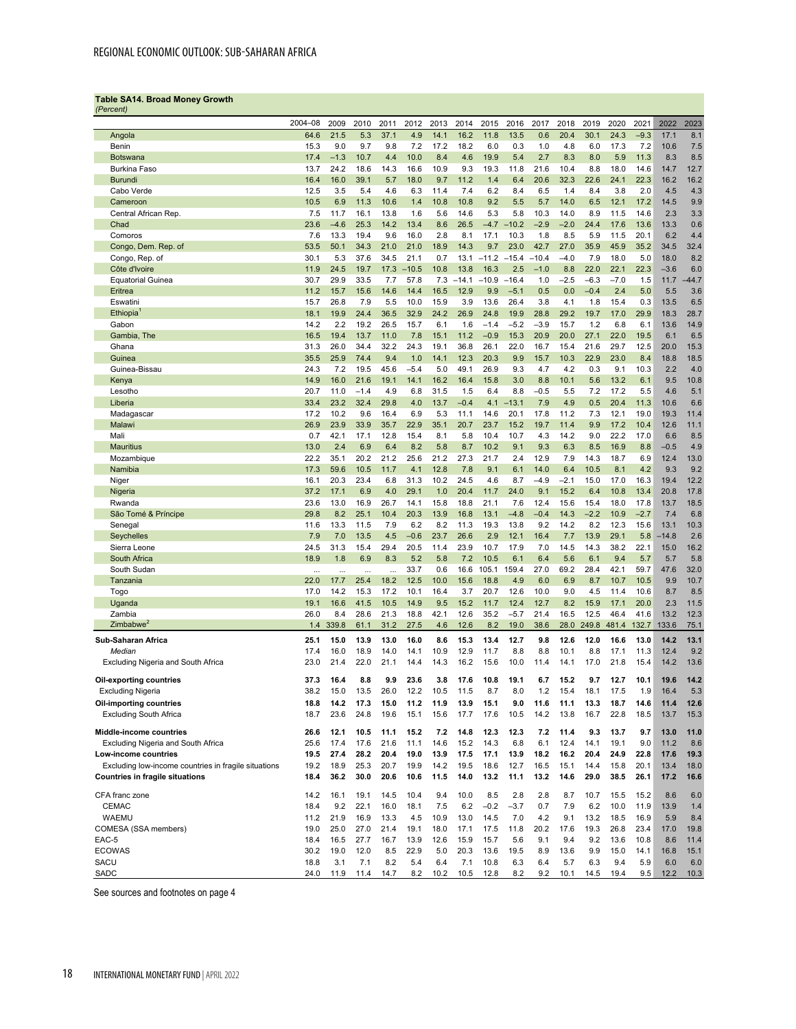**Table SA14. Broad Money Growth**
*(Percent)*

| | 2004–08 | 2009 | 2010 | 2011 | 2012 | 2013 | 2014 | 2015 | 2016 | 2017 | 2018 | 2019 | 2020 | 2021 | 2022 | 2023 |
|---|---|---|---|---|---|---|---|---|---|---|---|---|---|---|---|---|
| Angola | 64.6 | 21.5 | 5.3 | 37.1 | 4.9 | 14.1 | 16.2 | 11.8 | 13.5 | 0.6 | 20.4 | 30.1 | 24.3 | –9.3 | 17.1 | 8.1 |
| Benin | 15.3 | 9.0 | 9.7 | 9.8 | 7.2 | 17.2 | 18.2 | 6.0 | 0.3 | 1.0 | 4.8 | 6.0 | 17.3 | 7.2 | 10.6 | 7.5 |
| Botswana | 17.4 | –1.3 | 10.7 | 4.4 | 10.0 | 8.4 | 4.6 | 19.9 | 5.4 | 2.7 | 8.3 | 8.0 | 5.9 | 11.3 | 8.3 | 8.5 |
| Burkina Faso | 13.7 | 24.2 | 18.6 | 14.3 | 16.6 | 10.9 | 9.3 | 19.3 | 11.8 | 21.6 | 10.4 | 8.8 | 18.0 | 14.6 | 14.7 | 12.7 |
| Burundi | 16.4 | 16.0 | 39.1 | 5.7 | 18.0 | 9.7 | 11.2 | 1.4 | 6.4 | 20.6 | 32.3 | 22.6 | 24.1 | 22.3 | 16.2 | 16.2 |
| Cabo Verde | 12.5 | 3.5 | 5.4 | 4.6 | 6.3 | 11.4 | 7.4 | 6.2 | 8.4 | 6.5 | 1.4 | 8.4 | 3.8 | 2.0 | 4.5 | 4.3 |
| Cameroon | 10.5 | 6.9 | 11.3 | 10.6 | 1.4 | 10.8 | 10.8 | 9.2 | 5.5 | 5.7 | 14.0 | 6.5 | 12.1 | 17.2 | 14.5 | 9.9 |
| Central African Rep. | 7.5 | 11.7 | 16.1 | 13.8 | 1.6 | 5.6 | 14.6 | 5.3 | 5.8 | 10.3 | 14.0 | 8.9 | 11.5 | 14.6 | 2.3 | 3.3 |
| Chad | 23.6 | –4.6 | 25.3 | 14.2 | 13.4 | 8.6 | 26.5 | –4.7 | –10.2 | –2.9 | –2.0 | 24.4 | 17.6 | 13.6 | 13.3 | 0.6 |
| Comoros | 7.6 | 13.3 | 19.4 | 9.6 | 16.0 | 2.8 | 8.1 | 17.1 | 10.3 | 1.8 | 8.5 | 5.9 | 11.5 | 20.1 | 6.2 | 4.4 |
| Congo, Dem. Rep. of | 53.5 | 50.1 | 34.3 | 21.0 | 21.0 | 18.9 | 14.3 | 9.7 | 23.0 | 42.7 | 27.0 | 35.9 | 45.9 | 35.2 | 34.5 | 32.4 |
| Congo, Rep. of | 30.1 | 5.3 | 37.6 | 34.5 | 21.1 | 0.7 | 13.1 | –11.2 | –15.4 | –10.4 | –4.0 | 7.9 | 18.0 | 5.0 | 18.0 | 8.2 |
| Côte d'Ivoire | 11.9 | 24.5 | 19.7 | 17.3 | –10.5 | 10.8 | 13.8 | 16.3 | 2.5 | –1.0 | 8.8 | 22.0 | 22.1 | 22.3 | –3.6 | 6.0 |
| Equatorial Guinea | 30.7 | 29.9 | 33.5 | 7.7 | 57.8 | 7.3 | –14.1 | –10.9 | –16.4 | 1.0 | –2.5 | –6.3 | –7.0 | 1.5 | 11.7 | –44.7 |
| Eritrea | 11.2 | 15.7 | 15.6 | 14.6 | 14.4 | 16.5 | 12.9 | 9.9 | –5.1 | 0.5 | 0.0 | –0.4 | 2.4 | 5.0 | 5.5 | 3.6 |
| Eswatini | 15.7 | 26.8 | 7.9 | 5.5 | 10.0 | 15.9 | 3.9 | 13.6 | 26.4 | 3.8 | 4.1 | 1.8 | 15.4 | 0.3 | 13.5 | 6.5 |
| Ethiopia[1] | 18.1 | 19.9 | 24.4 | 36.5 | 32.9 | 24.2 | 26.9 | 24.8 | 19.9 | 28.8 | 29.2 | 19.7 | 17.0 | 29.9 | 18.3 | 28.7 |
| Gabon | 14.2 | 2.2 | 19.2 | 26.5 | 15.7 | 6.1 | 1.6 | –1.4 | –5.2 | –3.9 | 15.7 | 1.2 | 6.8 | 6.1 | 13.6 | 14.9 |
| Gambia, The | 16.5 | 19.4 | 13.7 | 11.0 | 7.8 | 15.1 | 11.2 | –0.9 | 15.3 | 20.9 | 20.0 | 27.1 | 22.0 | 19.5 | 6.1 | 6.5 |
| Ghana | 31.3 | 26.0 | 34.4 | 32.2 | 24.3 | 19.1 | 36.8 | 26.1 | 22.0 | 16.7 | 15.4 | 21.6 | 29.7 | 12.5 | 20.0 | 15.3 |
| Guinea | 35.5 | 25.9 | 74.4 | 9.4 | 1.0 | 14.1 | 12.3 | 20.3 | 9.9 | 15.7 | 10.3 | 22.9 | 23.0 | 8.4 | 18.8 | 18.5 |
| Guinea-Bissau | 24.3 | 7.2 | 19.5 | 45.6 | –5.4 | 5.0 | 49.1 | 26.9 | 9.3 | 4.7 | 4.2 | 0.3 | 9.1 | 10.3 | 2.2 | 4.0 |
| Kenya | 14.9 | 16.0 | 21.6 | 19.1 | 14.1 | 16.2 | 16.4 | 15.8 | 3.0 | 8.8 | 10.1 | 5.6 | 13.2 | 6.1 | 9.5 | 10.8 |
| Lesotho | 20.7 | 11.0 | –1.4 | 4.9 | 6.8 | 31.5 | 1.5 | 6.4 | 8.8 | –0.5 | 5.5 | 7.2 | 17.2 | 5.5 | 4.6 | 5.1 |
| Liberia | 33.4 | 23.2 | 32.4 | 29.8 | 4.0 | 13.7 | –0.4 | 4.1 | –13.1 | 7.9 | 4.9 | 0.5 | 20.4 | 11.3 | 10.6 | 6.6 |
| Madagascar | 17.2 | 10.2 | 9.6 | 16.4 | 6.9 | 5.3 | 11.1 | 14.6 | 20.1 | 17.8 | 11.2 | 7.3 | 12.1 | 19.0 | 19.3 | 11.4 |
| Malawi | 26.9 | 23.9 | 33.9 | 35.7 | 22.9 | 35.1 | 20.7 | 23.7 | 15.2 | 19.7 | 11.4 | 9.9 | 17.2 | 10.4 | 12.6 | 11.1 |
| Mali | 0.7 | 42.1 | 17.1 | 12.8 | 15.4 | 8.1 | 5.8 | 10.4 | 10.7 | 4.3 | 14.2 | 9.0 | 22.2 | 17.0 | 6.6 | 8.5 |
| Mauritius | 13.0 | 2.4 | 6.9 | 6.4 | 8.2 | 5.8 | 8.7 | 10.2 | 9.1 | 9.3 | 6.3 | 8.5 | 16.9 | 8.8 | –0.5 | 4.9 |
| Mozambique | 22.2 | 35.1 | 20.2 | 21.2 | 25.6 | 21.2 | 27.3 | 21.7 | 2.4 | 12.9 | 7.9 | 14.3 | 18.7 | 6.9 | 12.4 | 13.0 |
| Namibia | 17.3 | 59.6 | 10.5 | 11.7 | 4.1 | 12.8 | 7.8 | 9.1 | 6.1 | 14.0 | 6.4 | 10.5 | 8.1 | 4.2 | 9.3 | 9.2 |
| Niger | 16.1 | 20.3 | 23.4 | 6.8 | 31.3 | 10.2 | 24.5 | 4.6 | 8.7 | –4.9 | –2.1 | 15.0 | 17.0 | 16.3 | 19.4 | 12.2 |
| Nigeria | 37.2 | 17.1 | 6.9 | 4.0 | 29.1 | 1.0 | 20.4 | 11.7 | 24.0 | 9.1 | 15.2 | 6.4 | 10.8 | 13.4 | 20.8 | 17.8 |
| Rwanda | 23.6 | 13.0 | 16.9 | 26.7 | 14.1 | 15.8 | 18.8 | 21.1 | 7.6 | 12.4 | 15.6 | 15.4 | 18.0 | 17.8 | 13.7 | 18.5 |
| São Tomé & Príncipe | 29.8 | 8.2 | 25.1 | 10.4 | 20.3 | 13.9 | 16.8 | 13.1 | –4.8 | –0.4 | 14.3 | –2.2 | 10.9 | –2.7 | 7.4 | 6.8 |
| Senegal | 11.6 | 13.3 | 11.5 | 7.9 | 6.2 | 8.2 | 11.3 | 19.3 | 13.8 | 9.2 | 14.2 | 8.2 | 12.3 | 15.6 | 13.1 | 10.3 |
| Seychelles | 7.9 | 7.0 | 13.5 | 4.5 | –0.6 | 23.7 | 26.6 | 2.9 | 12.1 | 16.4 | 7.7 | 13.9 | 29.1 | 5.8 | –14.8 | 2.6 |
| Sierra Leone | 24.5 | 31.3 | 15.4 | 29.4 | 20.5 | 11.4 | 23.9 | 10.7 | 17.9 | 7.0 | 14.5 | 14.3 | 38.2 | 22.1 | 15.0 | 16.2 |
| South Africa | 18.9 | 1.8 | 6.9 | 8.3 | 5.2 | 5.8 | 7.2 | 10.5 | 6.1 | 6.4 | 5.6 | 6.1 | 9.4 | 5.7 | 5.7 | 5.8 |
| South Sudan | ... | ... | ... | ... | 33.7 | 0.6 | 16.6 | 105.1 | 159.4 | 27.0 | 69.2 | 28.4 | 42.1 | 59.7 | 47.6 | 32.0 |
| Tanzania | 22.0 | 17.7 | 25.4 | 18.2 | 12.5 | 10.0 | 15.6 | 18.8 | 4.9 | 6.0 | 6.9 | 8.7 | 10.7 | 10.5 | 9.9 | 10.7 |
| Togo | 17.0 | 14.2 | 15.3 | 17.2 | 10.1 | 16.4 | 3.7 | 20.7 | 12.6 | 10.0 | 9.0 | 4.5 | 11.4 | 10.6 | 8.7 | 8.5 |
| Uganda | 19.1 | 16.6 | 41.5 | 10.5 | 14.9 | 9.5 | 15.2 | 11.7 | 12.4 | 12.7 | 8.2 | 15.9 | 17.1 | 20.0 | 2.3 | 11.5 |
| Zambia | 26.0 | 8.4 | 28.6 | 21.3 | 18.8 | 42.1 | 12.6 | 35.2 | –5.7 | 21.4 | 16.5 | 12.5 | 46.4 | 41.6 | 13.2 | 12.3 |
| Zimbabwe[2] | 1.4 | 339.8 | 61.1 | 31.2 | 27.5 | 4.6 | 12.6 | 8.2 | 19.0 | 38.6 | 28.0 | 249.8 | 481.4 | 132.7 | 133.6 | 75.1 |
| **Sub-Saharan Africa** | **25.1** | **15.0** | **13.9** | **13.0** | **16.0** | **8.6** | **15.3** | **13.4** | **12.7** | **9.8** | **12.6** | **12.0** | **16.6** | **13.0** | **14.2** | **13.1** |
| *Median* | 17.4 | 16.0 | 18.9 | 14.0 | 14.1 | 10.9 | 12.9 | 11.7 | 8.8 | 8.8 | 10.1 | 8.8 | 17.1 | 11.3 | 12.4 | 9.2 |
| Excluding Nigeria and South Africa | 23.0 | 21.4 | 22.0 | 21.1 | 14.4 | 14.3 | 16.2 | 15.6 | 10.0 | 11.4 | 14.1 | 17.0 | 21.8 | 15.4 | 14.2 | 13.6 |
| **Oil-exporting countries** | **37.3** | **16.4** | **8.8** | **9.9** | **23.6** | **3.8** | **17.6** | **10.8** | **19.1** | **6.7** | **15.2** | **9.7** | **12.7** | **10.1** | **19.6** | **14.2** |
| Excluding Nigeria | 38.2 | 15.0 | 13.5 | 26.0 | 12.2 | 10.5 | 11.5 | 8.7 | 8.0 | 1.2 | 15.4 | 18.1 | 17.5 | 1.9 | 16.4 | 5.3 |
| **Oil-importing countries** | **18.8** | **14.2** | **17.3** | **15.0** | **11.2** | **11.9** | **13.9** | **15.1** | **9.0** | **11.6** | **11.1** | **13.3** | **18.7** | **14.6** | **11.4** | **12.6** |
| Excluding South Africa | 18.7 | 23.6 | 24.8 | 19.6 | 15.1 | 15.6 | 17.7 | 17.6 | 10.5 | 14.2 | 13.8 | 16.7 | 22.8 | 18.5 | 13.7 | 15.3 |
| **Middle-income countries** | **26.6** | **12.1** | **10.5** | **11.1** | **15.2** | **7.2** | **14.8** | **12.3** | **12.3** | **7.2** | **11.4** | **9.3** | **13.7** | **9.7** | **13.0** | **11.0** |
| Excluding Nigeria and South Africa | 25.6 | 17.4 | 17.6 | 21.6 | 11.1 | 14.6 | 15.2 | 14.3 | 6.8 | 6.1 | 12.4 | 14.1 | 19.1 | 9.0 | 11.2 | 8.6 |
| **Low-income countries** | **19.5** | **27.4** | **28.2** | **20.4** | **19.0** | **13.9** | **17.5** | **17.1** | **13.9** | **18.2** | **16.2** | **20.4** | **24.9** | **22.8** | **17.6** | **19.3** |
| Excluding low-income countries in fragile situations | 19.2 | 18.9 | 25.3 | 20.7 | 19.9 | 14.2 | 19.5 | 18.6 | 12.7 | 16.5 | 15.1 | 14.4 | 15.8 | 20.1 | 13.4 | 18.0 |
| **Countries in fragile situations** | **18.4** | **36.2** | **30.0** | **20.6** | **10.6** | **11.5** | **14.0** | **13.2** | **11.1** | **13.2** | **14.6** | **29.0** | **38.5** | **26.1** | **17.2** | **16.6** |
| CFA franc zone | 14.2 | 16.1 | 19.1 | 14.5 | 10.4 | 9.4 | 10.0 | 8.5 | 2.8 | 2.8 | 8.7 | 10.7 | 15.5 | 15.2 | 8.6 | 6.0 |
| CEMAC | 18.4 | 9.2 | 22.1 | 16.0 | 18.1 | 7.5 | 6.2 | –0.2 | –3.7 | 0.7 | 7.9 | 6.2 | 10.0 | 11.9 | 13.9 | 1.4 |
| WAEMU | 11.2 | 21.9 | 16.9 | 13.3 | 4.5 | 10.9 | 13.0 | 14.5 | 7.0 | 4.2 | 9.1 | 13.2 | 18.5 | 16.9 | 5.9 | 8.4 |
| COMESA (SSA members) | 19.0 | 25.0 | 27.0 | 21.4 | 19.1 | 18.0 | 17.1 | 17.5 | 11.8 | 20.2 | 17.6 | 19.3 | 26.8 | 23.4 | 17.0 | 19.8 |
| EAC-5 | 18.4 | 16.5 | 27.7 | 16.7 | 13.9 | 12.6 | 15.9 | 15.7 | 5.6 | 9.1 | 9.4 | 9.2 | 13.6 | 10.8 | 8.6 | 11.4 |
| ECOWAS | 30.2 | 19.0 | 12.0 | 8.5 | 22.9 | 5.0 | 20.3 | 13.6 | 19.5 | 8.9 | 13.6 | 9.9 | 15.0 | 14.1 | 16.8 | 15.1 |
| SACU | 18.8 | 3.1 | 7.1 | 8.2 | 5.4 | 6.4 | 7.1 | 10.8 | 6.3 | 6.4 | 5.7 | 6.3 | 9.4 | 5.9 | 6.0 | 6.0 |
| SADC | 24.0 | 11.9 | 11.4 | 14.7 | 8.2 | 10.2 | 10.5 | 12.8 | 8.2 | 9.2 | 10.1 | 14.5 | 19.4 | 9.5 | 12.2 | 10.3 |

See sources and footnotes on page 4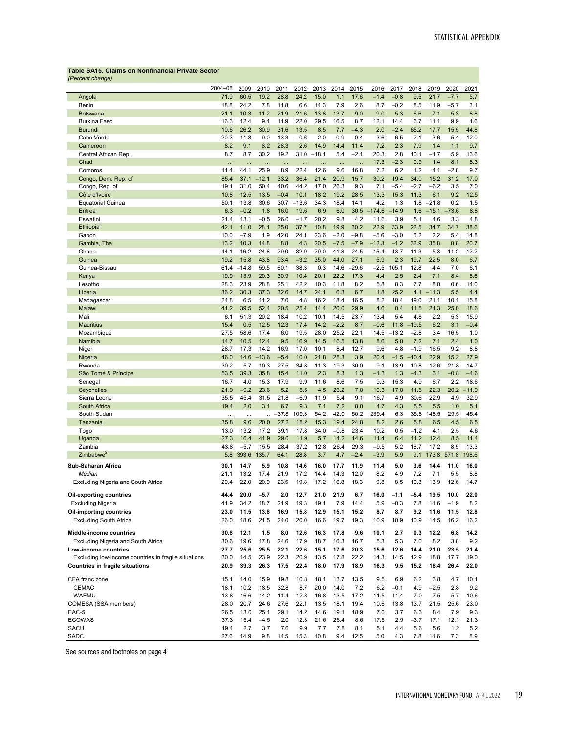**Table SA15. Claims on Nonfinancial Private Sector**
*(Percent change)*

| | 2004–08 | 2009 | 2010 | 2011 | 2012 | 2013 | 2014 | 2015 | 2016 | 2017 | 2018 | 2019 | 2020 | 2021 |
|---|---|---|---|---|---|---|---|---|---|---|---|---|---|---|
| Angola | 71.9 | 60.5 | 19.2 | 28.8 | 24.2 | 15.0 | 1.1 | 17.6 | –1.4 | –0.8 | 9.5 | 21.7 | –7.7 | 5.7 |
| Benin | 18.8 | 24.2 | 7.8 | 11.8 | 6.6 | 14.3 | 7.9 | 2.6 | 8.7 | –0.2 | 8.5 | 11.9 | –5.7 | 3.1 |
| Botswana | 21.1 | 10.3 | 11.2 | 21.9 | 21.6 | 13.8 | 13.7 | 9.0 | 9.0 | 5.3 | 6.6 | 7.1 | 5.3 | 8.8 |
| Burkina Faso | 16.3 | 12.4 | 9.4 | 11.9 | 22.0 | 29.5 | 16.5 | 8.7 | 12.1 | 14.4 | 6.7 | 11.1 | 9.9 | 1.6 |
| Burundi | 10.6 | 26.2 | 30.9 | 31.6 | 13.5 | 8.5 | 7.7 | –4.3 | 2.0 | –2.4 | 65.2 | 17.7 | 15.5 | 44.8 |
| Cabo Verde | 20.3 | 11.8 | 9.0 | 13.3 | –0.6 | 2.0 | –0.9 | 0.4 | 3.6 | 6.5 | 2.1 | 3.6 | 5.4 | –12.0 |
| Cameroon | 8.2 | 9.1 | 8.2 | 28.3 | 2.6 | 14.9 | 14.4 | 11.4 | 7.2 | 2.3 | 7.9 | 1.4 | 1.1 | 9.7 |
| Central African Rep. | 8.7 | 8.7 | 30.2 | 19.2 | 31.0 | –18.1 | 5.4 | –2.1 | 20.3 | 2.8 | 10.1 | –1.7 | 5.9 | 13.6 |
| Chad | ... | ... | ... | ... | ... | ... | ... | ... | 17.3 | –2.3 | 0.9 | 1.4 | 8.1 | 8.3 |
| Comoros | 11.4 | 44.1 | 25.9 | 8.9 | 22.4 | 12.6 | 9.6 | 16.8 | 7.2 | 6.2 | 1.2 | 4.1 | –2.8 | 9.7 |
| Congo, Dem. Rep. of | 85.4 | 37.1 | –12.1 | 33.2 | 36.4 | 21.4 | 20.9 | 15.7 | 30.2 | 19.4 | 34.0 | 15.2 | 31.2 | 17.0 |
| Congo, Rep. of | 19.1 | 31.0 | 50.4 | 40.6 | 44.2 | 17.0 | 26.3 | 9.3 | 7.1 | –5.4 | –2.7 | –6.2 | 3.5 | 7.0 |
| Côte d'Ivoire | 10.8 | 12.5 | 13.5 | –0.4 | 10.1 | 18.2 | 19.2 | 28.5 | 13.3 | 15.3 | 11.3 | 6.1 | 9.2 | 12.5 |
| Equatorial Guinea | 50.1 | 13.8 | 30.6 | 30.7 | –13.6 | 34.3 | 18.4 | 14.1 | 4.2 | 1.3 | 1.8 | –21.8 | 0.2 | 1.5 |
| Eritrea | 6.3 | –0.2 | 1.8 | 16.0 | 19.6 | 6.9 | 6.0 | 30.5 | –174.6 | –14.9 | 1.6 | –15.1 | –73.6 | 8.8 |
| Eswatini | 21.4 | 13.1 | –0.5 | 26.0 | –1.7 | 20.2 | 9.8 | 4.2 | 11.6 | 3.9 | 5.1 | 4.6 | 3.3 | 4.8 |
| Ethiopia[1] | 42.1 | 11.0 | 28.1 | 25.0 | 37.7 | 10.8 | 19.9 | 30.2 | 22.9 | 33.9 | 22.5 | 34.7 | 34.7 | 38.6 |
| Gabon | 10.0 | –7.9 | 1.9 | 42.0 | 24.1 | 23.6 | –2.0 | –9.8 | –5.6 | –3.0 | 6.2 | 2.2 | 5.4 | 14.8 |
| Gambia, The | 13.2 | 10.3 | 14.8 | 8.8 | 4.3 | 20.5 | –7.5 | –7.9 | –12.3 | –1.2 | 32.9 | 35.8 | 0.8 | 20.7 |
| Ghana | 44.1 | 16.2 | 24.8 | 29.0 | 32.9 | 29.0 | 41.8 | 24.5 | 15.4 | 13.7 | 11.3 | 5.3 | 11.2 | 12.2 |
| Guinea | 19.2 | 15.8 | 43.8 | 93.4 | –3.2 | 35.0 | 44.0 | 27.1 | 5.9 | 2.3 | 19.7 | 22.5 | 8.0 | 6.7 |
| Guinea-Bissau | 61.4 | –14.8 | 59.5 | 60.1 | 38.3 | 0.3 | 14.6 | –29.6 | –2.5 | 105.1 | 12.8 | 4.4 | 7.0 | 6.1 |
| Kenya | 19.9 | 13.9 | 20.3 | 30.9 | 10.4 | 20.1 | 22.2 | 17.3 | 4.4 | 2.5 | 2.4 | 7.1 | 8.4 | 8.6 |
| Lesotho | 28.3 | 23.9 | 28.8 | 25.1 | 42.2 | 10.3 | 11.8 | 8.2 | 5.8 | 8.3 | 7.7 | 8.0 | 0.6 | 14.0 |
| Liberia | 36.2 | 30.3 | 37.3 | 32.6 | 14.7 | 24.1 | 6.3 | 6.7 | 1.8 | 25.2 | 4.1 | –11.3 | 5.5 | 4.4 |
| Madagascar | 24.8 | 6.5 | 11.2 | 7.0 | 4.8 | 16.2 | 18.4 | 16.5 | 8.2 | 18.4 | 19.0 | 21.1 | 10.1 | 15.8 |
| Malawi | 41.2 | 39.5 | 52.4 | 20.5 | 25.4 | 14.4 | 20.0 | 29.9 | 4.6 | 0.4 | 11.5 | 21.3 | 25.0 | 18.6 |
| Mali | 6.1 | 51.3 | 20.2 | 18.4 | 10.2 | 10.1 | 14.5 | 23.7 | 13.4 | 5.4 | 4.8 | 2.2 | 5.3 | 15.9 |
| Mauritius | 15.4 | 0.5 | 12.5 | 12.3 | 17.4 | 14.2 | –2.2 | 8.7 | –0.6 | 11.8 | –19.5 | 6.2 | 3.1 | –0.4 |
| Mozambique | 27.5 | 58.6 | 17.4 | 6.0 | 19.5 | 28.0 | 25.2 | 22.1 | 14.5 | –13.2 | –2.8 | 3.4 | 16.5 | 1.0 |
| Namibia | 14.7 | 10.5 | 12.4 | 9.5 | 16.9 | 14.5 | 16.5 | 13.8 | 8.6 | 5.0 | 7.2 | 7.1 | 2.4 | 1.0 |
| Niger | 28.7 | 17.3 | 14.2 | 16.9 | 17.0 | 10.1 | 8.4 | 12.7 | 9.6 | 4.8 | –1.9 | 16.5 | 9.2 | 8.8 |
| Nigeria | 46.0 | 14.6 | –13.6 | –5.4 | 10.0 | 21.8 | 28.3 | 3.9 | 20.4 | –1.5 | –10.4 | 22.9 | 15.2 | 27.9 |
| Rwanda | 30.2 | 5.7 | 10.3 | 27.5 | 34.8 | 11.3 | 19.3 | 30.0 | 9.1 | 13.9 | 10.8 | 12.6 | 21.8 | 14.7 |
| São Tomé & Príncipe | 53.5 | 39.3 | 35.8 | 15.4 | 11.0 | 2.3 | 8.3 | 1.3 | –1.3 | 1.3 | –4.3 | 3.1 | –0.8 | –4.6 |
| Senegal | 16.7 | 4.0 | 15.3 | 17.9 | 9.9 | 11.6 | 8.6 | 7.5 | 9.3 | 15.3 | 4.9 | 6.7 | 2.2 | 18.6 |
| Seychelles | 21.9 | –9.2 | 23.6 | 5.2 | 8.5 | 4.5 | 26.2 | 7.8 | 10.3 | 17.8 | 11.5 | 22.3 | 20.2 | –11.9 |
| Sierra Leone | 35.5 | 45.4 | 31.5 | 21.8 | –6.9 | 11.9 | 5.4 | 9.1 | 16.7 | 4.9 | 30.6 | 22.9 | 4.9 | 32.9 |
| South Africa | 19.4 | 2.0 | 3.1 | 6.7 | 9.3 | 7.1 | 7.2 | 8.0 | 4.7 | 4.3 | 5.5 | 5.5 | 1.0 | 5.1 |
| South Sudan | ... | ... | ... | –37.8 | 109.3 | 54.2 | 42.0 | 50.2 | 239.4 | 6.3 | 35.8 | 148.5 | 29.5 | 45.4 |
| Tanzania | 35.8 | 9.6 | 20.0 | 27.2 | 18.2 | 15.3 | 19.4 | 24.8 | 8.2 | 2.6 | 5.8 | 6.5 | 4.5 | 6.5 |
| Togo | 13.0 | 13.2 | 17.2 | 39.1 | 17.8 | 34.0 | –0.8 | 23.4 | 10.2 | 0.5 | –1.2 | 4.1 | 2.5 | 4.6 |
| Uganda | 27.3 | 16.4 | 41.9 | 29.0 | 11.9 | 5.7 | 14.2 | 14.6 | 11.4 | 6.4 | 11.2 | 12.4 | 8.5 | 11.4 |
| Zambia | 43.8 | –5.7 | 15.5 | 28.4 | 37.2 | 12.8 | 26.4 | 29.3 | –9.5 | 5.2 | 16.7 | 17.2 | 8.5 | 13.3 |
| Zimbabwe[2] | 5.8 | 393.6 | 135.7 | 64.1 | 28.8 | 3.7 | 4.7 | –2.4 | –3.9 | 5.9 | 9.1 | 173.8 | 571.8 | 198.6 |
| **Sub-Saharan Africa** | **30.1** | **14.7** | **5.9** | **10.8** | **14.6** | **16.0** | **17.7** | **11.9** | **11.4** | **5.0** | **3.6** | **14.4** | **11.0** | **16.0** |
| *Median* | 21.1 | 13.2 | 17.4 | 21.9 | 17.2 | 14.4 | 14.3 | 12.0 | 8.2 | 4.9 | 7.2 | 7.1 | 5.5 | 8.8 |
| Excluding Nigeria and South Africa | 29.4 | 22.0 | 20.9 | 23.5 | 19.8 | 17.2 | 16.8 | 18.3 | 9.8 | 8.5 | 10.3 | 13.9 | 12.6 | 14.7 |
| **Oil-exporting countries** | **44.4** | **20.0** | **–5.7** | **2.0** | **12.7** | **21.0** | **21.9** | **6.7** | **16.0** | **–1.1** | **–5.4** | **19.5** | **10.0** | **22.0** |
| Excluding Nigeria | 41.9 | 34.2 | 18.7 | 21.9 | 19.3 | 19.1 | 7.9 | 14.4 | 5.9 | –0.3 | 7.8 | 11.6 | –1.9 | 8.2 |
| **Oil-importing countries** | **23.0** | **11.5** | **13.8** | **16.9** | **15.8** | **12.9** | **15.1** | **15.2** | **8.7** | **8.7** | **9.2** | **11.6** | **11.5** | **12.8** |
| Excluding South Africa | 26.0 | 18.6 | 21.5 | 24.0 | 20.0 | 16.6 | 19.7 | 19.3 | 10.9 | 10.9 | 10.9 | 14.5 | 16.2 | 16.2 |
| **Middle-income countries** | **30.8** | **12.1** | **1.5** | **8.0** | **12.6** | **16.3** | **17.8** | **9.6** | **10.1** | **2.7** | **0.3** | **12.2** | **6.8** | **14.2** |
| Excluding Nigeria and South Africa | 30.6 | 19.6 | 17.8 | 24.6 | 17.9 | 18.7 | 16.3 | 16.7 | 5.3 | 5.3 | 7.0 | 8.2 | 3.8 | 9.2 |
| **Low-income countries** | **27.7** | **25.6** | **25.5** | **22.1** | **22.6** | **15.1** | **17.6** | **20.3** | **15.6** | **12.6** | **14.4** | **21.0** | **23.5** | **21.4** |
| Excluding low-income countries in fragile situations | 30.0 | 14.5 | 23.9 | 22.3 | 20.9 | 13.5 | 17.8 | 22.2 | 14.3 | 14.5 | 12.9 | 18.8 | 17.7 | 19.0 |
| **Countries in fragile situations** | **20.9** | **39.3** | **26.3** | **17.5** | **22.4** | **18.0** | **17.9** | **18.9** | **16.3** | **9.5** | **15.2** | **18.4** | **26.4** | **22.0** |
| CFA franc zone | 15.1 | 14.0 | 15.9 | 19.8 | 10.8 | 18.1 | 13.7 | 13.5 | 9.5 | 6.9 | 6.2 | 3.8 | 4.7 | 10.1 |
| CEMAC | 18.1 | 10.2 | 18.5 | 32.8 | 8.7 | 20.0 | 14.0 | 7.2 | 6.2 | –0.1 | 4.9 | –2.5 | 2.8 | 9.2 |
| WAEMU | 13.8 | 16.6 | 14.2 | 11.4 | 12.3 | 16.8 | 13.5 | 17.2 | 11.5 | 11.4 | 7.0 | 7.5 | 5.7 | 10.6 |
| COMESA (SSA members) | 28.0 | 20.7 | 24.6 | 27.6 | 22.1 | 13.5 | 18.1 | 19.4 | 10.6 | 13.8 | 13.7 | 21.5 | 25.6 | 23.0 |
| EAC-5 | 26.5 | 13.0 | 25.1 | 29.1 | 14.2 | 14.6 | 19.1 | 18.9 | 7.0 | 3.7 | 6.3 | 8.4 | 7.9 | 9.3 |
| ECOWAS | 37.3 | 15.4 | –4.5 | 2.0 | 12.3 | 21.6 | 26.4 | 8.6 | 17.5 | 2.9 | –3.7 | 17.1 | 12.1 | 21.3 |
| SACU | 19.4 | 2.7 | 3.7 | 7.6 | 9.9 | 7.7 | 7.8 | 8.1 | 5.1 | 4.4 | 5.6 | 5.6 | 1.2 | 5.2 |
| SADC | 27.6 | 14.9 | 9.8 | 14.5 | 15.3 | 10.8 | 9.4 | 12.5 | 5.0 | 4.3 | 7.8 | 11.6 | 7.3 | 8.9 |

See sources and footnotes on page 4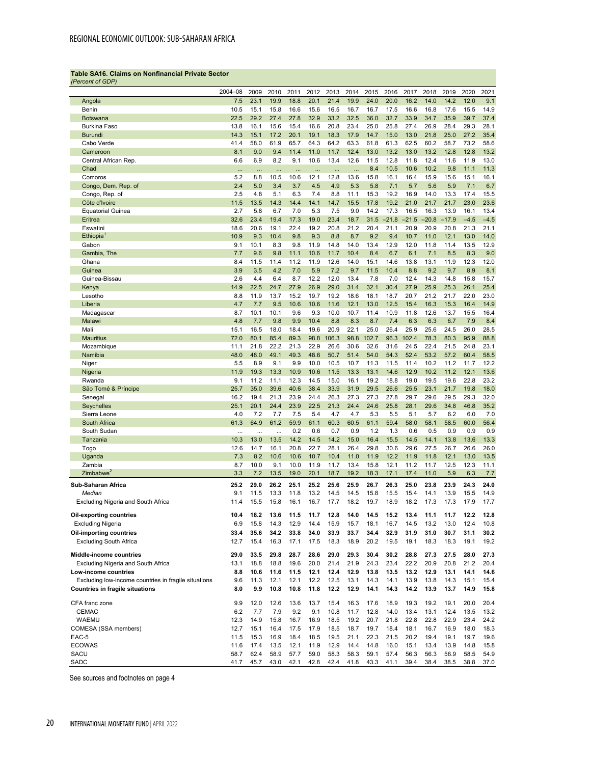**Table SA16. Claims on Nonfinancial Private Sector**
*(Percent of GDP)*

| | 2004–08 | 2009 | 2010 | 2011 | 2012 | 2013 | 2014 | 2015 | 2016 | 2017 | 2018 | 2019 | 2020 | 2021 |
|---|---|---|---|---|---|---|---|---|---|---|---|---|---|---|
| Angola | 7.5 | 23.1 | 19.9 | 18.8 | 20.1 | 21.4 | 19.9 | 24.0 | 20.0 | 16.2 | 14.0 | 14.2 | 12.0 | 9.1 |
| Benin | 10.5 | 15.1 | 15.8 | 16.6 | 15.6 | 16.5 | 16.7 | 16.7 | 17.5 | 16.6 | 16.8 | 17.6 | 15.5 | 14.9 |
| Botswana | 22.5 | 29.2 | 27.4 | 27.8 | 32.9 | 33.2 | 32.5 | 36.0 | 32.7 | 33.9 | 34.7 | 35.9 | 39.7 | 37.4 |
| Burkina Faso | 13.8 | 16.1 | 15.6 | 15.4 | 16.6 | 20.8 | 23.4 | 25.0 | 25.8 | 27.4 | 26.9 | 28.4 | 29.3 | 28.1 |
| Burundi | 14.3 | 15.1 | 17.2 | 20.1 | 19.1 | 18.3 | 17.9 | 14.7 | 15.0 | 13.0 | 21.8 | 25.0 | 27.2 | 35.4 |
| Cabo Verde | 41.4 | 58.0 | 61.9 | 65.7 | 64.3 | 64.2 | 63.3 | 61.8 | 61.3 | 62.5 | 60.2 | 58.7 | 73.2 | 58.6 |
| Cameroon | 8.1 | 9.0 | 9.4 | 11.4 | 11.0 | 11.7 | 12.4 | 13.0 | 13.2 | 13.0 | 13.2 | 12.8 | 12.8 | 13.2 |
| Central African Rep. | 6.6 | 6.9 | 8.2 | 9.1 | 10.6 | 13.4 | 12.6 | 11.5 | 12.8 | 11.8 | 12.4 | 11.6 | 11.9 | 13.0 |
| Chad | ... | ... | ... | ... | ... | ... | ... | 8.4 | 10.5 | 10.6 | 10.2 | 9.8 | 11.1 | 11.3 |
| Comoros | 5.2 | 8.8 | 10.5 | 10.6 | 12.1 | 12.8 | 13.6 | 15.8 | 16.1 | 16.4 | 15.9 | 15.6 | 15.1 | 16.1 |
| Congo, Dem. Rep. of | 2.4 | 5.0 | 3.4 | 3.7 | 4.5 | 4.9 | 5.3 | 5.8 | 7.1 | 5.7 | 5.6 | 5.9 | 7.1 | 6.7 |
| Congo, Rep. of | 2.5 | 4.8 | 5.1 | 6.3 | 7.4 | 8.8 | 11.1 | 15.3 | 19.2 | 16.9 | 14.0 | 13.3 | 17.4 | 15.5 |
| Côte d'Ivoire | 11.5 | 13.5 | 14.3 | 14.4 | 14.1 | 14.7 | 15.5 | 17.8 | 19.2 | 21.0 | 21.7 | 21.7 | 23.0 | 23.6 |
| Equatorial Guinea | 2.7 | 5.8 | 6.7 | 7.0 | 5.3 | 7.5 | 9.0 | 14.2 | 17.3 | 16.5 | 16.3 | 13.9 | 16.1 | 13.4 |
| Eritrea | 32.6 | 23.4 | 19.4 | 17.3 | 19.0 | 23.4 | 18.7 | 31.5 | –21.8 | –21.5 | –20.8 | –17.9 | –4.5 | –4.5 |
| Eswatini | 18.6 | 20.6 | 19.1 | 22.4 | 19.2 | 20.8 | 21.2 | 20.4 | 21.1 | 20.9 | 20.9 | 20.8 | 21.3 | 21.1 |
| Ethiopia[1] | 10.9 | 9.3 | 10.4 | 9.8 | 9.3 | 8.8 | 8.7 | 9.2 | 9.4 | 10.7 | 11.0 | 12.1 | 13.0 | 14.0 |
| Gabon | 9.1 | 10.1 | 8.3 | 9.8 | 11.9 | 14.8 | 14.0 | 13.4 | 12.9 | 12.0 | 11.8 | 11.4 | 13.5 | 12.9 |
| Gambia, The | 7.7 | 9.6 | 9.8 | 11.1 | 10.6 | 11.7 | 10.4 | 8.4 | 6.7 | 6.1 | 7.1 | 8.5 | 8.3 | 9.0 |
| Ghana | 8.4 | 11.5 | 11.4 | 11.2 | 11.9 | 12.6 | 14.0 | 15.1 | 14.6 | 13.8 | 13.1 | 11.9 | 12.3 | 12.0 |
| Guinea | 3.9 | 3.5 | 4.2 | 7.0 | 5.9 | 7.2 | 9.7 | 11.5 | 10.4 | 8.8 | 9.2 | 9.7 | 8.9 | 8.1 |
| Guinea-Bissau | 2.6 | 4.4 | 6.4 | 8.7 | 12.2 | 12.0 | 13.4 | 7.8 | 7.0 | 12.4 | 14.3 | 14.8 | 15.8 | 15.7 |
| Kenya | 14.9 | 22.5 | 24.7 | 27.9 | 26.9 | 29.0 | 31.4 | 32.1 | 30.4 | 27.9 | 25.9 | 25.3 | 26.1 | 25.4 |
| Lesotho | 8.8 | 11.9 | 13.7 | 15.2 | 19.7 | 19.2 | 18.6 | 18.1 | 18.7 | 20.7 | 21.2 | 21.7 | 22.0 | 23.0 |
| Liberia | 4.7 | 7.7 | 9.5 | 10.6 | 10.6 | 11.6 | 12.1 | 13.0 | 12.5 | 15.4 | 16.3 | 15.3 | 16.4 | 14.9 |
| Madagascar | 8.7 | 10.1 | 10.1 | 9.6 | 9.3 | 10.0 | 10.7 | 11.4 | 10.9 | 11.8 | 12.6 | 13.7 | 15.5 | 16.4 |
| Malawi | 4.8 | 7.7 | 9.8 | 9.9 | 10.4 | 8.8 | 8.3 | 8.7 | 7.4 | 6.3 | 6.3 | 6.7 | 7.9 | 8.4 |
| Mali | 15.1 | 16.5 | 18.0 | 18.4 | 19.6 | 20.9 | 22.1 | 25.0 | 26.4 | 25.9 | 25.6 | 24.5 | 26.0 | 28.5 |
| Mauritius | 72.0 | 80.1 | 85.4 | 89.3 | 98.8 | 106.3 | 98.8 | 102.7 | 96.3 | 102.4 | 78.3 | 80.3 | 95.9 | 88.8 |
| Mozambique | 11.1 | 21.8 | 22.2 | 21.3 | 22.9 | 26.6 | 30.6 | 32.6 | 31.6 | 24.5 | 22.4 | 21.5 | 24.8 | 23.1 |
| Namibia | 48.0 | 48.0 | 49.1 | 49.3 | 48.6 | 50.7 | 51.4 | 54.0 | 54.3 | 52.4 | 53.2 | 57.2 | 60.4 | 58.5 |
| Niger | 5.5 | 8.9 | 9.1 | 9.9 | 10.0 | 10.5 | 10.7 | 11.3 | 11.5 | 11.4 | 10.2 | 11.2 | 11.7 | 12.2 |
| Nigeria | 11.9 | 19.3 | 13.3 | 10.9 | 10.6 | 11.5 | 13.3 | 13.1 | 14.6 | 12.9 | 10.2 | 11.2 | 12.1 | 13.6 |
| Rwanda | 9.1 | 11.2 | 11.1 | 12.3 | 14.5 | 15.0 | 16.1 | 19.2 | 18.8 | 19.0 | 19.5 | 19.6 | 22.8 | 23.2 |
| São Tomé & Príncipe | 25.7 | 35.0 | 39.6 | 40.6 | 38.4 | 33.9 | 31.9 | 29.5 | 26.6 | 25.5 | 23.1 | 21.7 | 19.8 | 18.0 |
| Senegal | 16.2 | 19.4 | 21.3 | 23.9 | 24.4 | 26.3 | 27.3 | 27.3 | 27.8 | 29.7 | 29.6 | 29.5 | 29.3 | 32.0 |
| Seychelles | 25.1 | 20.1 | 24.4 | 23.9 | 22.5 | 21.3 | 24.4 | 24.6 | 25.8 | 28.1 | 29.6 | 34.8 | 46.8 | 35.2 |
| Sierra Leone | 4.0 | 7.2 | 7.7 | 7.5 | 5.4 | 4.7 | 4.7 | 5.3 | 5.5 | 5.1 | 5.7 | 6.2 | 6.0 | 7.0 |
| South Africa | 61.3 | 64.9 | 61.2 | 59.9 | 61.1 | 60.3 | 60.5 | 61.1 | 59.4 | 58.0 | 58.1 | 58.5 | 60.0 | 56.4 |
| South Sudan | ... | ... | ... | 0.2 | 0.6 | 0.7 | 0.9 | 1.2 | 1.3 | 0.6 | 0.5 | 0.9 | 0.9 | 0.9 |
| Tanzania | 10.3 | 13.0 | 13.5 | 14.2 | 14.5 | 14.2 | 15.0 | 16.4 | 15.5 | 14.5 | 14.1 | 13.8 | 13.6 | 13.3 |
| Togo | 12.6 | 14.7 | 16.1 | 20.8 | 22.7 | 28.1 | 26.4 | 29.8 | 30.6 | 29.6 | 27.5 | 26.7 | 26.6 | 26.0 |
| Uganda | 7.3 | 8.2 | 10.6 | 10.6 | 10.7 | 10.4 | 11.0 | 11.9 | 12.2 | 11.9 | 11.8 | 12.1 | 13.0 | 13.5 |
| Zambia | 8.7 | 10.0 | 9.1 | 10.0 | 11.9 | 11.7 | 13.4 | 15.8 | 12.1 | 11.2 | 11.7 | 12.5 | 12.3 | 11.1 |
| Zimbabwe[2] | 3.3 | 7.2 | 13.5 | 19.0 | 20.1 | 18.7 | 19.2 | 18.3 | 17.1 | 17.4 | 11.0 | 5.9 | 6.3 | 7.7 |
| **Sub-Saharan Africa** | **25.2** | **29.0** | **26.2** | **25.1** | **25.2** | **25.6** | **25.9** | **26.7** | **26.3** | **25.0** | **23.8** | **23.9** | **24.3** | **24.0** |
| *Median* | 9.1 | 11.5 | 13.3 | 11.8 | 13.2 | 14.5 | 14.5 | 15.8 | 15.5 | 15.4 | 14.1 | 13.9 | 15.5 | 14.9 |
| Excluding Nigeria and South Africa | 11.4 | 15.5 | 15.8 | 16.1 | 16.7 | 17.7 | 18.2 | 19.7 | 18.9 | 18.2 | 17.3 | 17.3 | 17.9 | 17.7 |
| **Oil-exporting countries** | **10.4** | **18.2** | **13.6** | **11.5** | **11.7** | **12.8** | **14.0** | **14.5** | **15.2** | **13.4** | **11.1** | **11.7** | **12.2** | **12.8** |
| Excluding Nigeria | 6.9 | 15.8 | 14.3 | 12.9 | 14.4 | 15.9 | 15.7 | 18.1 | 16.7 | 14.5 | 13.2 | 13.0 | 12.4 | 10.8 |
| **Oil-importing countries** | **33.4** | **35.6** | **34.2** | **33.8** | **34.0** | **33.9** | **33.7** | **34.4** | **32.9** | **31.9** | **31.0** | **30.7** | **31.1** | **30.2** |
| Excluding South Africa | 12.7 | 15.4 | 16.3 | 17.1 | 17.5 | 18.3 | 18.9 | 20.2 | 19.5 | 19.1 | 18.3 | 18.3 | 19.1 | 19.2 |
| **Middle-income countries** | **29.0** | **33.5** | **29.8** | **28.7** | **28.6** | **29.0** | **29.3** | **30.4** | **30.2** | **28.8** | **27.3** | **27.5** | **28.0** | **27.3** |
| Excluding Nigeria and South Africa | 13.1 | 18.8 | 18.8 | 19.6 | 20.0 | 21.4 | 21.9 | 24.3 | 23.4 | 22.2 | 20.9 | 20.8 | 21.2 | 20.4 |
| **Low-income countries** | **8.8** | **10.6** | **11.6** | **11.5** | **12.1** | **12.4** | **12.9** | **13.8** | **13.5** | **13.2** | **12.9** | **13.1** | **14.1** | **14.6** |
| Excluding low-income countries in fragile situations | 9.6 | 11.3 | 12.1 | 12.1 | 12.2 | 12.5 | 13.1 | 14.3 | 14.1 | 13.9 | 13.8 | 14.3 | 15.1 | 15.4 |
| **Countries in fragile situations** | **8.0** | **9.9** | **10.8** | **10.8** | **11.8** | **12.2** | **12.9** | **14.1** | **14.3** | **14.2** | **13.9** | **13.7** | **14.9** | **15.8** |
| CFA franc zone | 9.9 | 12.0 | 12.6 | 13.6 | 13.7 | 15.4 | 16.3 | 17.6 | 18.9 | 19.3 | 19.2 | 19.1 | 20.0 | 20.4 |
| CEMAC | 6.2 | 7.7 | 7.9 | 9.2 | 9.1 | 10.8 | 11.7 | 12.8 | 14.0 | 13.4 | 13.1 | 12.4 | 13.5 | 13.2 |
| WAEMU | 12.3 | 14.9 | 15.8 | 16.7 | 16.9 | 18.5 | 19.2 | 20.7 | 21.8 | 22.8 | 22.8 | 22.9 | 23.4 | 24.2 |
| COMESA (SSA members) | 12.7 | 15.1 | 16.4 | 17.5 | 17.9 | 18.5 | 18.7 | 19.7 | 18.4 | 18.1 | 16.7 | 16.9 | 18.0 | 18.3 |
| EAC-5 | 11.5 | 15.3 | 16.9 | 18.4 | 18.5 | 19.5 | 21.1 | 22.3 | 21.5 | 20.2 | 19.4 | 19.1 | 19.7 | 19.6 |
| ECOWAS | 11.6 | 17.4 | 13.5 | 12.1 | 11.9 | 12.9 | 14.4 | 14.8 | 16.0 | 15.1 | 13.4 | 13.9 | 14.8 | 15.8 |
| SACU | 58.7 | 62.4 | 58.9 | 57.7 | 59.0 | 58.3 | 58.3 | 59.1 | 57.4 | 56.3 | 56.3 | 56.9 | 58.5 | 54.9 |
| SADC | 41.7 | 45.7 | 43.0 | 42.1 | 42.8 | 42.4 | 41.8 | 43.3 | 41.1 | 39.4 | 38.4 | 38.5 | 38.8 | 37.0 |

See sources and footnotes on page 4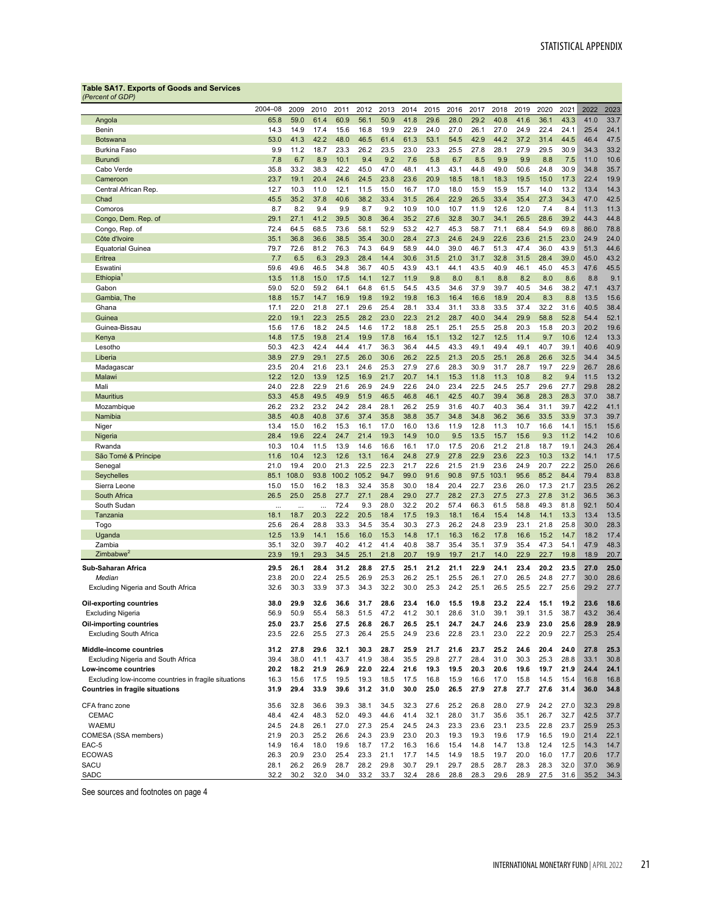**Table SA17. Exports of Goods and Services**
*(Percent of GDP)*

| | 2004–08 | 2009 | 2010 | 2011 | 2012 | 2013 | 2014 | 2015 | 2016 | 2017 | 2018 | 2019 | 2020 | 2021 | 2022 | 2023 |
|---|---|---|---|---|---|---|---|---|---|---|---|---|---|---|---|---|
| Angola | 65.8 | 59.0 | 61.4 | 60.9 | 56.1 | 50.9 | 41.8 | 29.6 | 28.0 | 29.2 | 40.8 | 41.6 | 36.1 | 43.3 | 41.0 | 33.7 |
| Benin | 14.3 | 14.9 | 17.4 | 15.6 | 16.8 | 19.9 | 22.9 | 24.0 | 27.0 | 26.1 | 27.0 | 24.9 | 22.4 | 24.1 | 25.4 | 24.1 |
| Botswana | 53.0 | 41.3 | 42.2 | 48.0 | 46.5 | 61.4 | 61.3 | 53.1 | 54.5 | 42.9 | 44.2 | 37.2 | 31.4 | 44.5 | 46.4 | 47.5 |
| Burkina Faso | 9.9 | 11.2 | 18.7 | 23.3 | 26.2 | 23.5 | 23.0 | 23.3 | 25.5 | 27.8 | 28.1 | 27.9 | 29.5 | 30.9 | 34.3 | 33.2 |
| Burundi | 7.8 | 6.7 | 8.9 | 10.1 | 9.4 | 9.2 | 7.6 | 5.8 | 6.7 | 8.5 | 9.9 | 9.9 | 8.8 | 7.5 | 11.0 | 10.6 |
| Cabo Verde | 35.8 | 33.2 | 38.3 | 42.2 | 45.0 | 47.0 | 48.1 | 41.3 | 43.1 | 44.8 | 49.0 | 50.6 | 24.8 | 30.9 | 34.8 | 35.7 |
| Cameroon | 23.7 | 19.1 | 20.4 | 24.6 | 24.5 | 23.8 | 23.6 | 20.9 | 18.5 | 18.1 | 18.3 | 19.5 | 15.0 | 17.3 | 22.4 | 19.9 |
| Central African Rep. | 12.7 | 10.3 | 11.0 | 12.1 | 11.5 | 15.0 | 16.7 | 17.0 | 18.0 | 15.9 | 15.9 | 15.7 | 14.0 | 13.2 | 13.4 | 14.3 |
| Chad | 45.5 | 35.2 | 37.8 | 40.6 | 38.2 | 33.4 | 31.5 | 26.4 | 22.9 | 26.5 | 33.4 | 35.4 | 27.3 | 34.3 | 47.0 | 42.5 |
| Comoros | 8.7 | 8.2 | 9.4 | 9.9 | 8.7 | 9.2 | 10.9 | 10.0 | 10.7 | 11.9 | 12.6 | 12.0 | 7.4 | 8.4 | 11.3 | 11.3 |
| Congo, Dem. Rep. of | 29.1 | 27.1 | 41.2 | 39.5 | 30.8 | 36.4 | 35.2 | 27.6 | 32.8 | 30.7 | 34.1 | 26.5 | 28.6 | 39.2 | 44.3 | 44.8 |
| Congo, Rep. of | 72.4 | 64.5 | 68.5 | 73.6 | 58.1 | 52.9 | 53.2 | 42.7 | 45.3 | 58.7 | 71.1 | 68.4 | 54.9 | 69.8 | 86.0 | 78.8 |
| Côte d'Ivoire | 35.1 | 36.8 | 36.6 | 38.5 | 35.4 | 30.0 | 28.4 | 27.3 | 24.6 | 24.9 | 22.6 | 23.6 | 21.5 | 23.0 | 24.9 | 24.0 |
| Equatorial Guinea | 79.7 | 72.6 | 81.2 | 76.3 | 74.3 | 64.9 | 58.9 | 44.0 | 39.0 | 46.7 | 51.3 | 47.4 | 36.0 | 43.9 | 51.3 | 44.6 |
| Eritrea | 7.7 | 6.5 | 6.3 | 29.3 | 28.4 | 14.4 | 30.6 | 31.5 | 21.0 | 31.7 | 32.8 | 31.5 | 28.4 | 39.0 | 45.0 | 43.2 |
| Eswatini | 59.6 | 49.6 | 46.5 | 34.8 | 36.7 | 40.5 | 43.9 | 43.1 | 44.1 | 43.5 | 40.9 | 46.1 | 45.0 | 45.3 | 47.6 | 45.5 |
| Ethiopia[1] | 13.5 | 11.8 | 15.0 | 17.5 | 14.1 | 12.7 | 11.9 | 9.8 | 8.0 | 8.1 | 8.8 | 8.2 | 8.0 | 8.6 | 8.8 | 9.1 |
| Gabon | 59.0 | 52.0 | 59.2 | 64.1 | 64.8 | 61.5 | 54.5 | 43.5 | 34.6 | 37.9 | 39.7 | 40.5 | 34.6 | 38.2 | 47.1 | 43.7 |
| Gambia, The | 18.8 | 15.7 | 14.7 | 16.9 | 19.8 | 19.2 | 19.8 | 16.3 | 16.4 | 16.6 | 18.9 | 20.4 | 8.3 | 8.8 | 13.5 | 15.6 |
| Ghana | 17.1 | 22.0 | 21.8 | 27.1 | 29.6 | 25.4 | 28.1 | 33.4 | 31.1 | 33.8 | 33.5 | 37.4 | 32.2 | 31.6 | 40.5 | 38.4 |
| Guinea | 22.0 | 19.1 | 22.3 | 25.5 | 28.2 | 23.0 | 22.3 | 21.2 | 28.7 | 40.0 | 34.4 | 29.9 | 58.8 | 52.8 | 54.4 | 52.1 |
| Guinea-Bissau | 15.6 | 17.6 | 18.2 | 24.5 | 14.6 | 17.2 | 18.8 | 25.1 | 25.1 | 25.5 | 25.8 | 20.3 | 15.8 | 20.3 | 20.2 | 19.6 |
| Kenya | 14.8 | 17.5 | 19.8 | 21.4 | 19.9 | 17.8 | 16.4 | 15.1 | 13.2 | 12.7 | 12.5 | 11.4 | 9.7 | 10.6 | 12.4 | 13.3 |
| Lesotho | 50.3 | 42.3 | 42.4 | 44.4 | 41.7 | 36.3 | 36.4 | 44.5 | 43.3 | 49.1 | 49.4 | 49.1 | 40.7 | 39.1 | 40.6 | 40.9 |
| Liberia | 38.9 | 27.9 | 29.1 | 27.5 | 26.0 | 30.6 | 26.2 | 22.5 | 21.3 | 20.5 | 25.1 | 26.8 | 26.6 | 32.5 | 34.4 | 34.5 |
| Madagascar | 23.5 | 20.4 | 21.6 | 23.1 | 24.6 | 25.3 | 27.9 | 27.6 | 28.3 | 30.9 | 31.7 | 28.7 | 19.7 | 22.9 | 26.7 | 28.6 |
| Malawi | 12.2 | 12.0 | 13.9 | 12.5 | 16.9 | 21.7 | 20.7 | 14.1 | 15.3 | 11.8 | 11.3 | 10.8 | 8.2 | 9.4 | 11.5 | 13.2 |
| Mali | 24.0 | 22.8 | 22.9 | 21.6 | 26.9 | 24.9 | 22.6 | 24.0 | 23.4 | 22.5 | 24.5 | 25.7 | 29.6 | 27.7 | 29.8 | 28.2 |
| Mauritius | 53.3 | 45.8 | 49.5 | 49.9 | 51.9 | 46.5 | 46.8 | 46.1 | 42.5 | 40.7 | 39.4 | 36.8 | 28.3 | 28.3 | 37.0 | 38.7 |
| Mozambique | 26.2 | 23.2 | 23.2 | 24.2 | 28.4 | 28.1 | 26.2 | 25.9 | 31.6 | 40.7 | 40.3 | 36.4 | 31.1 | 39.7 | 42.2 | 41.1 |
| Namibia | 38.5 | 40.8 | 40.8 | 37.6 | 37.4 | 35.8 | 38.8 | 35.7 | 34.8 | 34.8 | 36.2 | 36.6 | 33.5 | 33.9 | 37.3 | 39.7 |
| Niger | 13.4 | 15.0 | 16.2 | 15.3 | 16.1 | 17.0 | 16.0 | 13.6 | 11.9 | 12.8 | 11.3 | 10.7 | 16.6 | 14.1 | 15.1 | 15.6 |
| Nigeria | 28.4 | 19.6 | 22.4 | 24.7 | 21.4 | 19.3 | 14.9 | 10.0 | 9.5 | 13.5 | 15.7 | 15.6 | 9.3 | 11.2 | 14.2 | 10.6 |
| Rwanda | 10.3 | 10.4 | 11.5 | 13.9 | 14.6 | 16.6 | 16.1 | 17.0 | 17.5 | 20.6 | 21.2 | 21.8 | 18.7 | 19.1 | 24.3 | 26.4 |
| São Tomé & Príncipe | 11.6 | 10.4 | 12.3 | 12.6 | 13.1 | 16.4 | 24.8 | 27.9 | 27.8 | 22.9 | 23.6 | 22.3 | 10.3 | 13.2 | 14.1 | 17.5 |
| Senegal | 21.0 | 19.4 | 20.0 | 21.3 | 22.5 | 22.3 | 21.7 | 22.6 | 21.5 | 21.9 | 23.6 | 24.9 | 20.7 | 22.2 | 25.0 | 26.6 |
| Seychelles | 85.1 | 108.0 | 93.8 | 100.2 | 105.2 | 94.7 | 99.0 | 91.6 | 90.8 | 97.5 | 103.1 | 95.6 | 85.2 | 84.4 | 79.4 | 83.8 |
| Sierra Leone | 15.0 | 15.0 | 16.2 | 18.3 | 32.4 | 35.8 | 30.0 | 18.4 | 20.4 | 22.7 | 23.6 | 26.0 | 17.3 | 21.7 | 23.5 | 26.2 |
| South Africa | 26.5 | 25.0 | 25.8 | 27.7 | 27.1 | 28.4 | 29.0 | 27.7 | 28.2 | 27.3 | 27.5 | 27.3 | 27.8 | 31.2 | 36.5 | 36.3 |
| South Sudan | ... | ... | ... | 72.4 | 9.3 | 28.0 | 32.2 | 20.2 | 57.4 | 66.3 | 61.5 | 58.8 | 49.3 | 81.8 | 92.1 | 50.4 |
| Tanzania | 18.1 | 18.7 | 20.3 | 22.2 | 20.5 | 18.4 | 17.5 | 19.3 | 18.1 | 16.4 | 15.4 | 14.8 | 14.1 | 13.3 | 13.4 | 13.5 |
| Togo | 25.6 | 26.4 | 28.8 | 33.3 | 34.5 | 35.4 | 30.3 | 27.3 | 26.2 | 24.8 | 23.9 | 23.1 | 21.8 | 25.8 | 30.0 | 28.3 |
| Uganda | 12.5 | 13.9 | 14.1 | 15.6 | 16.0 | 15.3 | 14.8 | 17.1 | 16.3 | 16.2 | 17.8 | 16.6 | 15.2 | 14.7 | 18.2 | 17.4 |
| Zambia | 35.1 | 32.0 | 39.7 | 40.2 | 41.2 | 41.4 | 40.8 | 38.7 | 35.4 | 35.1 | 37.9 | 35.4 | 47.3 | 54.1 | 47.9 | 48.3 |
| Zimbabwe[2] | 23.9 | 19.1 | 29.3 | 34.5 | 25.1 | 21.8 | 20.7 | 19.9 | 19.7 | 21.7 | 14.0 | 22.9 | 22.7 | 19.8 | 18.9 | 20.7 |
| **Sub-Saharan Africa** | **29.5** | **26.1** | **28.4** | **31.2** | **28.8** | **27.5** | **25.1** | **21.2** | **21.1** | **22.9** | **24.1** | **23.4** | **20.2** | **23.5** | **27.0** | **25.0** |
| *Median* | 23.8 | 20.0 | 22.4 | 25.5 | 26.9 | 25.3 | 26.2 | 25.1 | 25.5 | 26.1 | 27.0 | 26.5 | 24.8 | 27.7 | 30.0 | 28.6 |
| Excluding Nigeria and South Africa | 32.6 | 30.3 | 33.9 | 37.3 | 34.3 | 32.2 | 30.0 | 25.3 | 24.2 | 25.1 | 26.5 | 25.5 | 22.7 | 25.6 | 29.2 | 27.7 |
| **Oil-exporting countries** | **38.0** | **29.9** | **32.6** | **36.6** | **31.7** | **28.6** | **23.4** | **16.0** | **15.5** | **19.8** | **23.2** | **22.4** | **15.1** | **19.2** | **23.6** | **18.6** |
| Excluding Nigeria | 56.9 | 50.9 | 55.4 | 58.3 | 51.5 | 47.2 | 41.2 | 30.1 | 28.6 | 31.0 | 39.1 | 39.1 | 31.5 | 38.7 | 43.2 | 36.4 |
| **Oil-importing countries** | **25.0** | **23.7** | **25.6** | **27.5** | **26.8** | **26.7** | **26.5** | **25.1** | **24.7** | **24.7** | **24.6** | **23.9** | **23.0** | **25.6** | **28.9** | **28.9** |
| Excluding South Africa | 23.5 | 22.6 | 25.5 | 27.3 | 26.4 | 25.5 | 24.9 | 23.6 | 22.8 | 23.1 | 23.0 | 22.2 | 20.9 | 22.7 | 25.3 | 25.4 |
| **Middle-income countries** | **31.2** | **27.8** | **29.6** | **32.1** | **30.3** | **28.7** | **25.9** | **21.7** | **21.6** | **23.7** | **25.2** | **24.6** | **20.4** | **24.0** | **27.8** | **25.3** |
| Excluding Nigeria and South Africa | 39.4 | 38.0 | 41.1 | 43.7 | 41.9 | 38.4 | 35.5 | 29.8 | 27.7 | 28.4 | 31.0 | 30.3 | 25.3 | 28.8 | 33.1 | 30.8 |
| **Low-income countries** | **20.2** | **18.2** | **21.9** | **26.9** | **22.0** | **22.4** | **21.6** | **19.3** | **19.5** | **20.3** | **20.6** | **19.6** | **19.7** | **21.9** | **24.4** | **24.1** |
| Excluding low-income countries in fragile situations | 16.3 | 15.6 | 17.5 | 19.5 | 19.3 | 18.5 | 17.5 | 16.8 | 15.9 | 16.6 | 17.0 | 15.8 | 14.5 | 15.4 | 16.8 | 16.8 |
| **Countries in fragile situations** | **31.9** | **29.4** | **33.9** | **39.6** | **31.2** | **31.0** | **30.0** | **25.0** | **26.5** | **27.9** | **27.8** | **27.7** | **27.6** | **31.4** | **36.0** | **34.8** |
| CFA franc zone | 35.6 | 32.8 | 36.6 | 39.3 | 38.1 | 34.5 | 32.3 | 27.6 | 25.2 | 26.8 | 28.0 | 27.9 | 24.2 | 27.0 | 32.3 | 29.8 |
| CEMAC | 48.4 | 42.4 | 48.3 | 52.0 | 49.3 | 44.6 | 41.4 | 32.1 | 28.0 | 31.7 | 35.6 | 35.1 | 26.7 | 32.7 | 42.5 | 37.7 |
| WAEMU | 24.5 | 24.8 | 26.1 | 27.0 | 27.3 | 25.4 | 24.5 | 24.3 | 23.3 | 23.6 | 23.1 | 23.5 | 22.8 | 23.7 | 25.9 | 25.3 |
| COMESA (SSA members) | 21.9 | 20.3 | 25.2 | 26.6 | 24.3 | 23.9 | 23.0 | 20.3 | 19.3 | 19.3 | 19.6 | 17.9 | 16.5 | 19.0 | 21.4 | 22.1 |
| EAC-5 | 14.9 | 16.4 | 18.0 | 19.6 | 18.7 | 17.2 | 16.3 | 16.6 | 15.4 | 14.8 | 14.7 | 13.8 | 12.4 | 12.5 | 14.3 | 14.7 |
| ECOWAS | 26.3 | 20.9 | 23.0 | 25.4 | 23.3 | 21.1 | 17.7 | 14.5 | 14.9 | 18.5 | 19.7 | 20.0 | 16.0 | 17.7 | 20.6 | 17.7 |
| SACU | 28.1 | 26.2 | 26.9 | 28.7 | 28.2 | 29.8 | 30.7 | 29.1 | 29.7 | 28.5 | 28.7 | 28.3 | 28.3 | 32.0 | 37.0 | 36.9 |
| SADC | 32.2 | 30.2 | 32.0 | 34.0 | 33.2 | 33.7 | 32.4 | 28.6 | 28.8 | 28.3 | 29.6 | 28.9 | 27.5 | 31.6 | 35.2 | 34.3 |

See sources and footnotes on page 4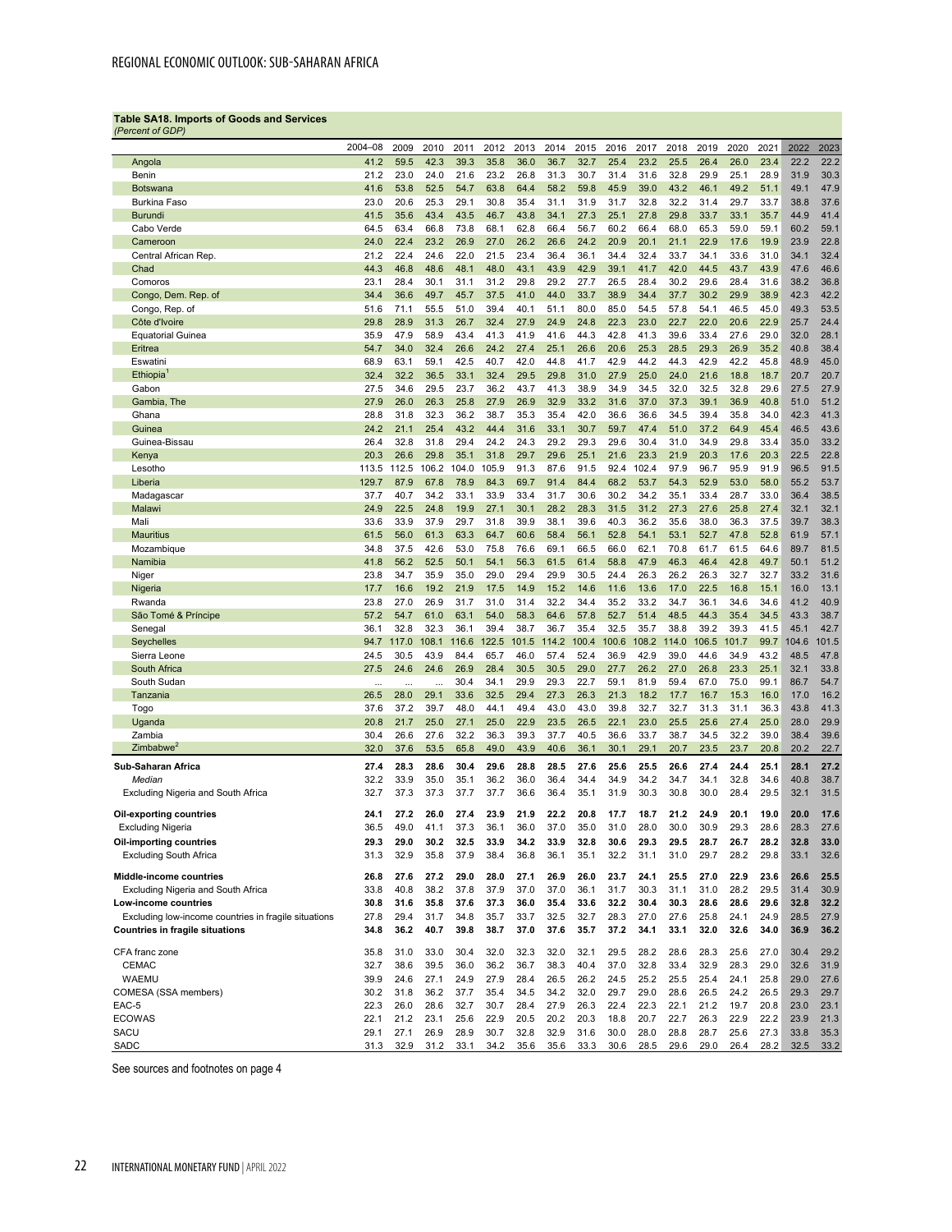**Table SA18. Imports of Goods and Services**
*(Percent of GDP)*

| | 2004–08 | 2009 | 2010 | 2011 | 2012 | 2013 | 2014 | 2015 | 2016 | 2017 | 2018 | 2019 | 2020 | 2021 | 2022 | 2023 |
|---|---|---|---|---|---|---|---|---|---|---|---|---|---|---|---|---|
| Angola | 41.2 | 59.5 | 42.3 | 39.3 | 35.8 | 36.0 | 36.7 | 32.7 | 25.4 | 23.2 | 25.5 | 26.4 | 26.0 | 23.4 | 22.2 | 22.2 |
| Benin | 21.2 | 23.0 | 24.0 | 21.6 | 23.2 | 26.8 | 31.3 | 30.7 | 31.4 | 31.6 | 32.8 | 29.9 | 25.1 | 28.9 | 31.9 | 30.3 |
| Botswana | 41.6 | 53.8 | 52.5 | 54.7 | 63.8 | 64.4 | 58.2 | 59.8 | 45.9 | 39.0 | 43.2 | 46.1 | 49.2 | 51.1 | 49.1 | 47.9 |
| Burkina Faso | 23.0 | 20.6 | 25.3 | 29.1 | 30.8 | 35.4 | 31.1 | 31.9 | 31.7 | 32.8 | 32.2 | 31.4 | 29.7 | 33.7 | 38.8 | 37.6 |
| Burundi | 41.5 | 35.6 | 43.4 | 43.5 | 46.7 | 43.8 | 34.1 | 27.3 | 25.1 | 27.8 | 29.8 | 33.7 | 33.1 | 35.7 | 44.9 | 41.4 |
| Cabo Verde | 64.5 | 63.4 | 66.8 | 73.8 | 68.1 | 62.8 | 66.4 | 56.7 | 60.2 | 66.4 | 68.0 | 65.3 | 59.0 | 59.1 | 60.2 | 59.1 |
| Cameroon | 24.0 | 22.4 | 23.2 | 26.9 | 27.0 | 26.2 | 26.6 | 24.2 | 20.9 | 20.1 | 21.1 | 22.9 | 17.6 | 19.9 | 23.9 | 22.8 |
| Central African Rep. | 21.2 | 22.4 | 24.6 | 22.0 | 21.5 | 23.4 | 36.4 | 36.1 | 34.4 | 32.4 | 33.7 | 34.1 | 33.6 | 31.0 | 34.1 | 32.4 |
| Chad | 44.3 | 46.8 | 48.6 | 48.1 | 48.0 | 43.1 | 43.9 | 42.9 | 39.1 | 41.7 | 42.0 | 44.5 | 43.7 | 43.9 | 47.6 | 46.6 |
| Comoros | 23.1 | 28.4 | 30.1 | 31.1 | 31.2 | 29.8 | 29.2 | 27.7 | 26.5 | 28.4 | 30.2 | 29.6 | 28.4 | 31.6 | 38.2 | 36.8 |
| Congo, Dem. Rep. of | 34.4 | 36.6 | 49.7 | 45.7 | 37.5 | 41.0 | 44.0 | 33.7 | 38.9 | 34.4 | 37.7 | 30.2 | 29.9 | 38.9 | 42.3 | 42.2 |
| Congo, Rep. of | 51.6 | 71.1 | 55.5 | 51.0 | 39.4 | 40.1 | 51.1 | 80.0 | 85.0 | 54.5 | 57.8 | 54.1 | 46.5 | 45.0 | 49.3 | 53.5 |
| Côte d'Ivoire | 29.8 | 28.9 | 31.3 | 26.7 | 32.4 | 27.9 | 24.9 | 24.8 | 22.3 | 23.0 | 22.7 | 22.0 | 20.6 | 22.9 | 25.7 | 24.4 |
| Equatorial Guinea | 35.9 | 47.9 | 58.9 | 43.4 | 41.3 | 41.9 | 41.6 | 44.3 | 42.8 | 41.3 | 39.6 | 33.4 | 27.6 | 29.0 | 32.0 | 28.1 |
| Eritrea | 54.7 | 34.0 | 32.4 | 26.6 | 24.2 | 27.4 | 25.1 | 26.6 | 20.6 | 25.3 | 28.5 | 29.3 | 26.9 | 35.2 | 40.8 | 38.4 |
| Eswatini | 68.9 | 63.1 | 59.1 | 42.5 | 40.7 | 42.0 | 44.8 | 41.7 | 42.9 | 44.2 | 44.3 | 42.9 | 42.2 | 45.8 | 48.9 | 45.0 |
| Ethiopia[1] | 32.4 | 32.2 | 36.5 | 33.1 | 32.4 | 29.5 | 29.8 | 31.0 | 27.9 | 25.0 | 24.0 | 21.6 | 18.8 | 18.7 | 20.7 | 20.7 |
| Gabon | 27.5 | 34.6 | 29.5 | 23.7 | 36.2 | 43.7 | 41.3 | 38.9 | 34.9 | 34.5 | 32.0 | 32.5 | 32.8 | 29.6 | 27.5 | 27.9 |
| Gambia, The | 27.9 | 26.0 | 26.3 | 25.8 | 27.9 | 26.9 | 32.9 | 33.2 | 31.6 | 37.0 | 37.3 | 39.1 | 36.9 | 40.8 | 51.0 | 51.2 |
| Ghana | 28.8 | 31.8 | 32.3 | 36.2 | 38.7 | 35.3 | 35.4 | 42.0 | 36.6 | 36.6 | 34.5 | 39.4 | 35.8 | 34.0 | 42.3 | 41.3 |
| Guinea | 24.2 | 21.1 | 25.4 | 43.2 | 44.4 | 31.6 | 33.1 | 30.7 | 59.7 | 47.4 | 51.0 | 37.2 | 64.9 | 45.4 | 46.5 | 43.6 |
| Guinea-Bissau | 26.4 | 32.8 | 31.8 | 29.4 | 24.2 | 24.3 | 29.2 | 29.3 | 29.6 | 30.4 | 31.0 | 34.9 | 29.8 | 33.4 | 35.0 | 33.2 |
| Kenya | 20.3 | 26.6 | 29.8 | 35.1 | 31.8 | 29.7 | 29.6 | 25.1 | 21.6 | 23.3 | 21.9 | 20.3 | 17.6 | 20.3 | 22.5 | 22.8 |
| Lesotho | 113.5 | 112.5 | 106.2 | 104.0 | 105.9 | 91.3 | 87.6 | 91.5 | 92.4 | 102.4 | 97.9 | 96.7 | 95.9 | 91.9 | 96.5 | 91.5 |
| Liberia | 129.7 | 87.9 | 67.8 | 78.9 | 84.3 | 69.7 | 91.4 | 84.4 | 68.2 | 53.7 | 54.3 | 52.9 | 53.0 | 58.0 | 55.2 | 53.7 |
| Madagascar | 37.7 | 40.7 | 34.2 | 33.1 | 33.9 | 33.4 | 31.7 | 30.6 | 30.2 | 34.2 | 35.1 | 33.4 | 28.7 | 33.0 | 36.4 | 38.5 |
| Malawi | 24.9 | 22.5 | 24.8 | 19.9 | 27.1 | 30.1 | 28.2 | 28.3 | 31.5 | 31.2 | 27.3 | 27.6 | 25.8 | 27.4 | 32.1 | 32.1 |
| Mali | 33.6 | 33.9 | 37.9 | 29.7 | 31.8 | 39.9 | 38.1 | 39.6 | 40.3 | 36.2 | 35.6 | 38.0 | 36.3 | 37.5 | 39.7 | 38.3 |
| Mauritius | 61.5 | 56.0 | 61.3 | 63.3 | 64.7 | 60.6 | 58.4 | 56.1 | 52.8 | 54.1 | 53.1 | 52.7 | 47.8 | 52.8 | 61.9 | 57.1 |
| Mozambique | 34.8 | 37.5 | 42.6 | 53.0 | 75.8 | 76.6 | 69.1 | 66.5 | 66.0 | 62.1 | 70.8 | 61.7 | 61.5 | 64.6 | 89.7 | 81.5 |
| Namibia | 41.8 | 56.2 | 52.5 | 50.1 | 54.1 | 56.3 | 61.5 | 61.4 | 58.8 | 47.9 | 46.3 | 46.4 | 42.8 | 49.7 | 50.1 | 51.2 |
| Niger | 23.8 | 34.7 | 35.9 | 35.0 | 29.0 | 29.4 | 29.9 | 30.5 | 24.4 | 26.3 | 26.2 | 26.3 | 32.7 | 32.7 | 33.2 | 31.6 |
| Nigeria | 17.7 | 16.6 | 19.2 | 21.9 | 17.5 | 14.9 | 15.2 | 14.6 | 11.6 | 13.6 | 17.0 | 22.5 | 16.8 | 15.1 | 16.0 | 13.1 |
| Rwanda | 23.8 | 27.0 | 26.9 | 31.7 | 31.0 | 31.4 | 32.2 | 34.4 | 35.2 | 33.2 | 34.7 | 36.1 | 34.6 | 34.6 | 41.2 | 40.9 |
| São Tomé & Príncipe | 57.2 | 54.7 | 61.0 | 63.1 | 54.0 | 58.3 | 64.6 | 57.8 | 52.7 | 51.4 | 48.5 | 44.3 | 35.4 | 34.5 | 43.3 | 38.7 |
| Senegal | 36.1 | 32.8 | 32.3 | 36.1 | 39.4 | 38.7 | 36.7 | 35.4 | 32.5 | 35.7 | 38.8 | 39.2 | 39.3 | 41.5 | 45.1 | 42.7 |
| Seychelles | 94.7 | 117.0 | 108.1 | 116.6 | 122.5 | 101.5 | 114.2 | 100.4 | 100.6 | 108.2 | 114.0 | 106.5 | 101.7 | 99.7 | 104.6 | 101.5 |
| Sierra Leone | 24.5 | 30.5 | 43.9 | 84.4 | 65.7 | 46.0 | 57.4 | 52.4 | 36.9 | 42.9 | 39.0 | 44.6 | 34.9 | 43.2 | 48.5 | 47.8 |
| South Africa | 27.5 | 24.6 | 24.6 | 26.9 | 28.4 | 30.5 | 30.5 | 29.0 | 27.7 | 26.2 | 27.0 | 26.8 | 23.3 | 25.1 | 32.1 | 33.8 |
| South Sudan | ... | ... | ... | 30.4 | 34.1 | 29.9 | 29.3 | 22.7 | 59.1 | 81.9 | 59.4 | 67.0 | 75.0 | 99.1 | 86.7 | 54.7 |
| Tanzania | 26.5 | 28.0 | 29.1 | 33.6 | 32.5 | 29.4 | 27.3 | 26.3 | 21.3 | 18.2 | 17.7 | 16.7 | 15.3 | 16.0 | 17.0 | 16.2 |
| Togo | 37.6 | 37.2 | 39.7 | 48.0 | 44.1 | 49.4 | 43.0 | 43.0 | 39.8 | 32.7 | 32.7 | 31.3 | 31.1 | 36.3 | 43.8 | 41.3 |
| Uganda | 20.8 | 21.7 | 25.0 | 27.1 | 25.0 | 22.9 | 23.5 | 26.5 | 22.1 | 23.0 | 25.5 | 25.6 | 27.4 | 25.0 | 28.0 | 29.9 |
| Zambia | 30.4 | 26.6 | 27.6 | 32.2 | 36.3 | 39.3 | 37.7 | 40.5 | 36.6 | 33.7 | 38.7 | 34.5 | 32.2 | 39.0 | 38.4 | 39.6 |
| Zimbabwe[2] | 32.0 | 37.6 | 53.5 | 65.8 | 49.0 | 43.9 | 40.6 | 36.1 | 30.1 | 29.1 | 20.7 | 23.5 | 23.7 | 20.8 | 20.2 | 22.7 |
| **Sub-Saharan Africa** | **27.4** | **28.3** | **28.6** | **30.4** | **29.6** | **28.8** | **28.5** | **27.6** | **25.6** | **25.5** | **26.6** | **27.4** | **24.4** | **25.1** | **28.1** | **27.2** |
| *Median* | 32.2 | 33.9 | 35.0 | 35.1 | 36.2 | 36.0 | 36.4 | 34.4 | 34.9 | 34.2 | 34.7 | 34.1 | 32.8 | 34.6 | 40.8 | 38.7 |
| Excluding Nigeria and South Africa | 32.7 | 37.3 | 37.3 | 37.7 | 37.7 | 36.6 | 36.4 | 35.1 | 31.9 | 30.3 | 30.8 | 30.0 | 28.4 | 29.5 | 32.1 | 31.5 |
| **Oil-exporting countries** | **24.1** | **27.2** | **26.0** | **27.4** | **23.9** | **21.9** | **22.2** | **20.8** | **17.7** | **18.7** | **21.2** | **24.9** | **20.1** | **19.0** | **20.0** | **17.6** |
| Excluding Nigeria | 36.5 | 49.0 | 41.1 | 37.3 | 36.1 | 36.0 | 37.0 | 35.0 | 31.0 | 28.0 | 30.0 | 30.9 | 29.3 | 28.6 | 28.3 | 27.6 |
| **Oil-importing countries** | **29.3** | **29.0** | **30.2** | **32.5** | **33.9** | **34.2** | **33.9** | **32.8** | **30.6** | **29.3** | **29.5** | **28.7** | **26.7** | **28.2** | **32.8** | **33.0** |
| Excluding South Africa | 31.3 | 32.9 | 35.8 | 37.9 | 38.4 | 36.8 | 36.1 | 35.1 | 32.2 | 31.1 | 31.0 | 29.7 | 28.2 | 29.8 | 33.1 | 32.6 |
| **Middle-income countries** | **26.8** | **27.6** | **27.2** | **29.0** | **28.0** | **27.1** | **26.9** | **26.0** | **23.7** | **24.1** | **25.5** | **27.0** | **22.9** | **23.6** | **26.6** | **25.5** |
| Excluding Nigeria and South Africa | 33.8 | 40.8 | 38.2 | 37.8 | 37.9 | 37.0 | 37.0 | 36.1 | 31.7 | 30.3 | 31.1 | 31.0 | 28.2 | 29.5 | 31.4 | 30.9 |
| **Low-income countries** | **30.8** | **31.6** | **35.8** | **37.6** | **37.3** | **36.0** | **35.4** | **33.6** | **32.2** | **30.4** | **30.3** | **28.6** | **28.6** | **29.6** | **32.8** | **32.2** |
| Excluding low-income countries in fragile situations | 27.8 | 29.4 | 31.7 | 34.8 | 35.7 | 33.7 | 32.5 | 32.7 | 28.3 | 27.0 | 27.6 | 25.8 | 24.1 | 24.9 | 28.5 | 27.9 |
| **Countries in fragile situations** | **34.8** | **36.2** | **40.7** | **39.8** | **38.7** | **37.0** | **37.6** | **35.7** | **37.2** | **34.1** | **33.1** | **32.0** | **32.6** | **34.0** | **36.9** | **36.2** |
| CFA franc zone | 35.8 | 31.0 | 33.0 | 30.4 | 32.0 | 32.3 | 32.0 | 32.1 | 29.5 | 28.2 | 28.6 | 28.3 | 25.6 | 27.0 | 30.4 | 29.2 |
| CEMAC | 32.7 | 38.6 | 39.5 | 36.0 | 36.2 | 36.7 | 38.3 | 40.4 | 37.0 | 32.8 | 33.4 | 32.9 | 28.3 | 29.0 | 32.6 | 31.9 |
| WAEMU | 39.9 | 24.6 | 27.1 | 24.9 | 27.9 | 28.4 | 26.5 | 26.2 | 24.5 | 25.2 | 25.5 | 25.4 | 24.1 | 25.8 | 29.0 | 27.6 |
| COMESA (SSA members) | 30.2 | 31.8 | 36.2 | 37.7 | 35.4 | 34.5 | 34.2 | 32.0 | 29.7 | 29.0 | 28.6 | 26.5 | 24.2 | 26.5 | 29.3 | 29.7 |
| EAC-5 | 22.3 | 26.0 | 28.6 | 32.7 | 30.7 | 28.4 | 27.9 | 26.3 | 22.4 | 22.3 | 22.1 | 21.2 | 19.7 | 20.8 | 23.0 | 23.1 |
| ECOWAS | 22.1 | 21.2 | 23.1 | 25.6 | 22.9 | 20.5 | 20.2 | 20.3 | 18.8 | 20.7 | 22.7 | 26.3 | 22.9 | 22.2 | 23.9 | 21.3 |
| SACU | 29.1 | 27.1 | 26.9 | 28.9 | 30.7 | 32.8 | 32.9 | 31.6 | 30.0 | 28.0 | 28.8 | 28.7 | 25.6 | 27.3 | 33.8 | 35.3 |
| SADC | 31.3 | 32.9 | 31.2 | 33.1 | 34.2 | 35.6 | 35.6 | 33.3 | 30.6 | 28.5 | 29.6 | 29.0 | 26.4 | 28.2 | 32.5 | 33.2 |

See sources and footnotes on page 4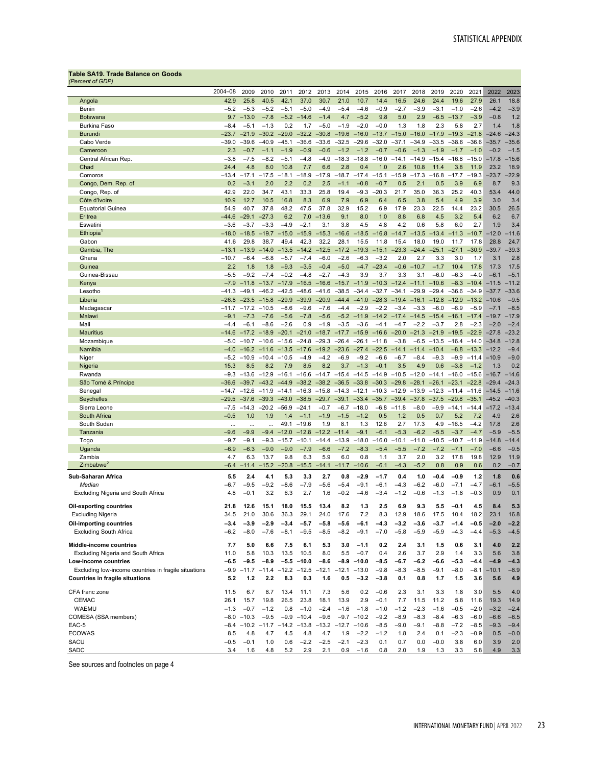**Table SA19. Trade Balance on Goods**
*(Percent of GDP)*

| | 2004–08 | 2009 | 2010 | 2011 | 2012 | 2013 | 2014 | 2015 | 2016 | 2017 | 2018 | 2019 | 2020 | 2021 | 2022 | 2023 |
|---|---|---|---|---|---|---|---|---|---|---|---|---|---|---|---|---|
| Angola | 42.9 | 25.8 | 40.5 | 42.1 | 37.0 | 30.7 | 21.0 | 10.7 | 14.4 | 16.5 | 24.6 | 24.4 | 19.6 | 27.9 | 26.1 | 18.8 |
| Benin | –5.2 | –5.3 | –5.2 | –5.1 | –5.0 | –4.9 | –5.4 | –4.6 | –0.9 | –2.7 | –3.9 | –3.1 | –1.0 | –2.6 | –4.2 | –3.9 |
| Botswana | 9.7 | –13.0 | –7.8 | –5.2 | –14.6 | –1.4 | 4.7 | –5.2 | 9.8 | 5.0 | 2.9 | –6.5 | –13.7 | –3.9 | –0.8 | 1.2 |
| Burkina Faso | –8.4 | –5.1 | –1.3 | 0.2 | 1.7 | –5.0 | –1.9 | –2.0 | –0.0 | 1.3 | 1.8 | 2.3 | 5.8 | 2.7 | 1.4 | 1.8 |
| Burundi | –23.7 | –21.9 | –30.2 | –29.0 | –32.2 | –30.8 | –19.6 | –16.0 | –13.7 | –15.0 | –16.0 | –17.9 | –19.3 | –21.8 | –24.6 | –24.3 |
| Cabo Verde | –39.0 | –39.6 | –40.9 | –45.1 | –36.6 | –33.6 | –32.5 | –29.6 | –32.0 | –37.1 | –34.9 | –33.5 | –38.6 | –36.6 | –35.7 | –35.6 |
| Cameroon | 2.3 | –0.7 | –1.1 | –1.9 | –0.9 | –0.6 | –1.2 | –1.2 | –0.7 | –0.6 | –1.3 | –1.9 | –1.7 | –1.0 | –0.2 | –1.5 |
| Central African Rep. | –3.8 | –7.5 | –8.2 | –5.1 | –4.8 | –4.9 | –18.3 | –18.8 | –16.0 | –14.1 | –14.9 | –15.4 | –16.8 | –15.0 | –17.8 | –15.6 |
| Chad | 24.4 | 4.8 | 8.0 | 10.8 | 7.7 | 6.6 | 2.8 | 0.4 | 1.0 | 2.6 | 10.8 | 11.4 | 3.8 | 11.9 | 23.2 | 18.9 |
| Comoros | –13.4 | –17.1 | –17.5 | –18.1 | –18.9 | –17.9 | –18.7 | –17.4 | –15.1 | –15.9 | –17.3 | –16.8 | –17.7 | –19.3 | –23.7 | –22.9 |
| Congo, Dem. Rep. of | 0.2 | –3.1 | 2.0 | 2.2 | 0.2 | 2.5 | –1.1 | –0.8 | –0.7 | 0.5 | 2.1 | 0.5 | 3.9 | 6.9 | 8.7 | 9.3 |
| Congo, Rep. of | 42.9 | 22.0 | 34.7 | 43.1 | 33.3 | 25.8 | 19.4 | –9.3 | –20.3 | 21.7 | 35.0 | 36.3 | 25.2 | 40.3 | 53.4 | 44.0 |
| Côte d'Ivoire | 10.9 | 12.7 | 10.5 | 16.8 | 8.3 | 6.9 | 7.9 | 6.9 | 6.4 | 6.5 | 3.8 | 5.4 | 4.9 | 3.9 | 3.0 | 3.4 |
| Equatorial Guinea | 54.9 | 40.7 | 37.8 | 48.2 | 47.5 | 37.8 | 32.9 | 15.2 | 6.9 | 17.9 | 23.3 | 22.5 | 14.4 | 23.2 | 30.5 | 26.5 |
| Eritrea | –44.6 | –29.1 | –27.3 | 6.2 | 7.0 | –13.6 | 9.1 | 8.0 | 1.0 | 8.8 | 6.8 | 4.5 | 3.2 | 5.4 | 6.2 | 6.7 |
| Eswatini | –3.6 | –3.7 | –3.3 | –4.9 | –2.1 | 3.1 | 3.8 | 4.5 | 4.8 | 4.2 | 0.6 | 5.8 | 6.0 | 2.7 | 1.9 | 3.4 |
| Ethiopia[1] | –18.0 | –18.5 | –19.7 | –15.0 | –15.9 | –15.3 | –16.6 | –18.5 | –16.8 | –14.7 | –13.5 | –13.4 | –11.3 | –10.7 | –12.0 | –11.6 |
| Gabon | 41.6 | 29.8 | 38.7 | 49.4 | 42.3 | 32.2 | 28.1 | 15.5 | 11.8 | 15.4 | 18.0 | 19.0 | 11.7 | 17.8 | 28.8 | 24.7 |
| Gambia, The | –13.1 | –13.9 | –14.0 | –13.5 | –14.2 | –12.5 | –17.2 | –19.3 | –15.1 | –23.3 | –24.4 | –25.1 | –27.1 | –30.9 | –39.7 | –39.3 |
| Ghana | –10.7 | –6.4 | –6.8 | –5.7 | –7.4 | –6.0 | –2.6 | –6.3 | –3.2 | 2.0 | 2.7 | 3.3 | 3.0 | 1.7 | 3.1 | 2.8 |
| Guinea | 2.2 | 1.8 | 1.8 | –9.3 | –3.5 | –0.4 | –5.0 | –4.7 | –23.4 | –0.6 | –10.7 | –1.7 | 10.4 | 17.8 | 17.3 | 17.5 |
| Guinea-Bissau | –5.5 | –9.2 | –7.4 | –0.2 | –4.8 | –2.7 | –4.3 | 3.9 | 3.7 | 3.3 | 3.1 | –6.0 | –6.3 | –4.0 | –6.1 | –5.1 |
| Kenya | –7.9 | –11.8 | –13.7 | –17.9 | –16.5 | –16.6 | –15.7 | –11.9 | –10.3 | –12.4 | –11.1 | –10.6 | –8.3 | –10.4 | –11.5 | –11.2 |
| Lesotho | –41.3 | –49.1 | –46.2 | –42.5 | –48.6 | –41.6 | –38.5 | –34.4 | –32.7 | –34.1 | –29.9 | –29.4 | –36.6 | –34.9 | –37.7 | –33.6 |
| Liberia | –26.8 | –23.5 | –15.8 | –29.9 | –39.9 | –20.9 | –44.4 | –41.0 | –28.3 | –19.4 | –16.1 | –12.8 | –12.9 | –13.2 | –10.6 | –9.5 |
| Madagascar | –11.7 | –17.2 | –10.5 | –8.6 | –9.6 | –7.6 | –4.4 | –2.9 | –2.2 | –3.4 | –3.3 | –6.0 | –6.9 | –5.9 | –7.1 | –8.5 |
| Malawi | –9.1 | –7.3 | –7.6 | –5.6 | –7.8 | –5.6 | –5.2 | –11.9 | –14.2 | –17.4 | –14.5 | –15.4 | –16.1 | –17.4 | –19.7 | –17.9 |
| Mali | –4.4 | –6.1 | –8.6 | –2.6 | 0.9 | –1.9 | –3.5 | –3.6 | –4.1 | –4.7 | –2.2 | –3.7 | 2.8 | –2.3 | –2.0 | –2.4 |
| Mauritius | –14.6 | –17.2 | –18.9 | –20.1 | –21.0 | –18.7 | –17.7 | –15.9 | –16.6 | –20.0 | –21.3 | –21.9 | –19.5 | –22.9 | –27.8 | –23.2 |
| Mozambique | –5.0 | –10.7 | –10.6 | –15.6 | –24.8 | –29.3 | –26.4 | –26.1 | –11.8 | –3.8 | –6.5 | –13.5 | –16.4 | –14.0 | –34.8 | –12.8 |
| Namibia | –4.0 | –16.2 | –11.6 | –13.5 | –17.6 | –19.2 | –23.6 | –27.4 | –22.5 | –14.1 | –11.4 | –10.4 | –8.8 | –13.3 | –12.2 | –9.4 |
| Niger | –5.2 | –10.9 | –10.4 | –10.5 | –4.9 | –4.2 | –6.9 | –9.2 | –6.6 | –6.7 | –8.4 | –9.3 | –9.9 | –11.4 | –10.9 | –9.0 |
| Nigeria | 15.3 | 8.5 | 8.2 | 7.9 | 8.5 | 8.2 | 3.7 | –1.3 | –0.1 | 3.5 | 4.9 | 0.6 | –3.8 | –1.2 | 1.3 | 0.2 |
| Rwanda | –9.3 | –13.6 | –12.9 | –16.1 | –16.6 | –14.7 | –15.4 | –14.5 | –14.9 | –10.5 | –12.0 | –14.1 | –16.0 | –15.6 | –16.7 | –14.6 |
| São Tomé & Príncipe | –36.6 | –39.7 | –43.2 | –44.9 | –38.2 | –38.2 | –36.5 | –33.8 | –30.3 | –29.8 | –28.1 | –26.1 | –23.1 | –22.8 | –29.4 | –24.3 |
| Senegal | –14.7 | –12.6 | –11.9 | –14.1 | –16.3 | –15.8 | –14.3 | –12.1 | –10.3 | –12.9 | –13.9 | –12.3 | –11.4 | –11.6 | –14.5 | –11.6 |
| Seychelles | –29.5 | –37.6 | –39.3 | –43.0 | –38.5 | –29.7 | –39.1 | –33.4 | –35.7 | –39.4 | –37.8 | –37.5 | –29.8 | –35.1 | –45.2 | –40.3 |
| Sierra Leone | –7.5 | –14.3 | –20.2 | –56.9 | –24.1 | –0.7 | –6.7 | –18.0 | –6.8 | –11.8 | –8.0 | –9.9 | –14.1 | –14.4 | –17.2 | –13.4 |
| South Africa | –0.5 | 1.0 | 1.9 | 1.4 | –1.1 | –1.9 | –1.5 | –1.2 | 0.5 | 1.2 | 0.5 | 0.7 | 5.2 | 7.2 | 4.9 | 2.6 |
| South Sudan | ... | ... | ... | 49.1 | –19.6 | 1.9 | 8.1 | 1.3 | 12.6 | 2.7 | 17.3 | 4.9 | –16.5 | –4.2 | 17.8 | 2.6 |
| Tanzania | –9.6 | –9.9 | –9.4 | –12.0 | –12.8 | –12.2 | –11.4 | –9.1 | –6.1 | –5.3 | –6.2 | –5.5 | –3.7 | –4.7 | –5.9 | –5.5 |
| Togo | –9.7 | –9.1 | –9.3 | –15.7 | –10.1 | –14.4 | –13.9 | –18.0 | –16.0 | –10.1 | –11.0 | –10.5 | –10.7 | –11.9 | –14.8 | –14.4 |
| Uganda | –6.9 | –6.3 | –9.0 | –9.0 | –7.9 | –6.6 | –7.2 | –8.3 | –5.4 | –5.5 | –7.2 | –7.2 | –7.1 | –7.0 | –6.6 | –9.5 |
| Zambia | 4.7 | 6.3 | 13.7 | 9.8 | 6.3 | 5.9 | 6.0 | 0.8 | 1.1 | 3.7 | 2.0 | 3.2 | 17.8 | 19.8 | 12.9 | 11.9 |
| Zimbabwe[2] | –6.4 | –11.4 | –15.2 | –20.8 | –15.5 | –14.1 | –11.7 | –10.6 | –6.1 | –4.3 | –5.2 | 0.8 | 0.9 | 0.6 | 0.2 | –0.7 |
| **Sub-Saharan Africa** | **5.5** | **2.4** | **4.1** | **5.3** | **3.3** | **2.7** | **0.8** | **–2.9** | **–1.7** | **0.4** | **1.0** | **–0.4** | **–0.9** | **1.2** | **1.8** | **0.6** |
| *Median* | –6.7 | –9.5 | –9.2 | –8.6 | –7.9 | –5.6 | –5.4 | –9.1 | –6.1 | –4.3 | –6.2 | –6.0 | –7.1 | –4.7 | –6.1 | –5.5 |
| Excluding Nigeria and South Africa | 4.8 | –0.1 | 3.2 | 6.3 | 2.7 | 1.6 | –0.2 | –4.6 | –3.4 | –1.2 | –0.6 | –1.3 | –1.8 | –0.3 | 0.9 | 0.1 |
| **Oil-exporting countries** | **21.8** | **12.6** | **15.1** | **18.0** | **15.5** | **13.4** | **8.2** | **1.3** | **2.5** | **6.9** | **9.3** | **5.5** | **–0.1** | **4.5** | **8.4** | **5.3** |
| Excluding Nigeria | 34.5 | 21.0 | 30.6 | 36.3 | 29.1 | 24.0 | 17.6 | 7.2 | 8.3 | 12.9 | 18.6 | 17.5 | 10.4 | 18.2 | 23.1 | 16.8 |
| **Oil-importing countries** | **–3.4** | **–3.9** | **–2.9** | **–3.4** | **–5.7** | **–5.8** | **–5.6** | **–6.1** | **–4.3** | **–3.2** | **–3.6** | **–3.7** | **–1.4** | **–0.5** | **–2.0** | **–2.2** |
| Excluding South Africa | –6.2 | –8.0 | –7.6 | –8.1 | –9.5 | –8.5 | –8.2 | –9.1 | –7.0 | –5.8 | –5.9 | –5.9 | –4.3 | –4.4 | –5.3 | –4.5 |
| **Middle-income countries** | **7.7** | **5.0** | **6.6** | **7.5** | **6.1** | **5.3** | **3.0** | **–1.1** | **0.2** | **2.4** | **3.1** | **1.5** | **0.6** | **3.1** | **4.0** | **2.2** |
| Excluding Nigeria and South Africa | 11.0 | 5.8 | 10.3 | 13.5 | 10.5 | 8.0 | 5.5 | –0.7 | 0.4 | 2.6 | 3.7 | 2.9 | 1.4 | 3.3 | 5.6 | 3.8 |
| **Low-income countries** | **–6.5** | **–9.5** | **–8.9** | **–5.5** | **–10.0** | **–8.6** | **–8.9** | **–10.0** | **–8.5** | **–6.7** | **–6.2** | **–6.6** | **–5.3** | **–4.4** | **–4.9** | **–4.3** |
| Excluding low-income countries in fragile situations | –9.9 | –11.7 | –11.4 | –12.2 | –12.5 | –12.1 | –12.1 | –13.0 | –9.8 | –8.3 | –8.5 | –9.1 | –8.0 | –8.1 | –10.1 | –8.9 |
| **Countries in fragile situations** | **5.2** | **1.2** | **2.2** | **8.3** | **0.3** | **1.6** | **0.5** | **–3.2** | **–3.8** | **0.1** | **0.8** | **1.7** | **1.5** | **3.6** | **5.6** | **4.9** |
| CFA franc zone | 11.5 | 6.7 | 8.7 | 13.4 | 11.1 | 7.3 | 5.6 | 0.2 | –0.6 | 2.3 | 3.1 | 3.3 | 1.8 | 3.0 | 5.5 | 4.0 |
| CEMAC | 26.1 | 15.7 | 19.8 | 26.5 | 23.8 | 18.1 | 13.9 | 2.9 | –0.1 | 7.7 | 11.5 | 11.2 | 5.8 | 11.6 | 19.3 | 14.9 |
| WAEMU | –1.3 | –0.7 | –1.2 | 0.8 | –1.0 | –2.4 | –1.6 | –1.8 | –1.0 | –1.2 | –2.3 | –1.6 | –0.5 | –2.0 | –3.2 | –2.4 |
| COMESA (SSA members) | –8.0 | –10.3 | –9.5 | –9.9 | –10.4 | –9.6 | –9.7 | –10.2 | –9.2 | –8.9 | –8.3 | –8.4 | –6.3 | –6.0 | –6.6 | –6.5 |
| EAC-5 | –8.4 | –10.2 | –11.7 | –14.2 | –13.8 | –13.2 | –12.7 | –10.6 | –8.5 | –9.0 | –9.1 | –8.8 | –7.2 | –8.5 | –9.3 | –9.4 |
| ECOWAS | 8.5 | 4.8 | 4.7 | 4.5 | 4.8 | 4.7 | 1.9 | –2.2 | –1.2 | 1.8 | 2.4 | 0.1 | –2.3 | –0.9 | 0.5 | –0.0 |
| SACU | –0.5 | –0.1 | 1.0 | 0.6 | –2.2 | –2.5 | –2.1 | –2.3 | 0.1 | 0.7 | 0.0 | –0.0 | 3.8 | 6.0 | 3.9 | 2.0 |
| SADC | 3.4 | 1.6 | 4.8 | 5.2 | 2.9 | 2.1 | 0.9 | –1.6 | 0.8 | 2.0 | 1.9 | 1.3 | 3.3 | 5.8 | 4.9 | 3.3 |

See sources and footnotes on page 4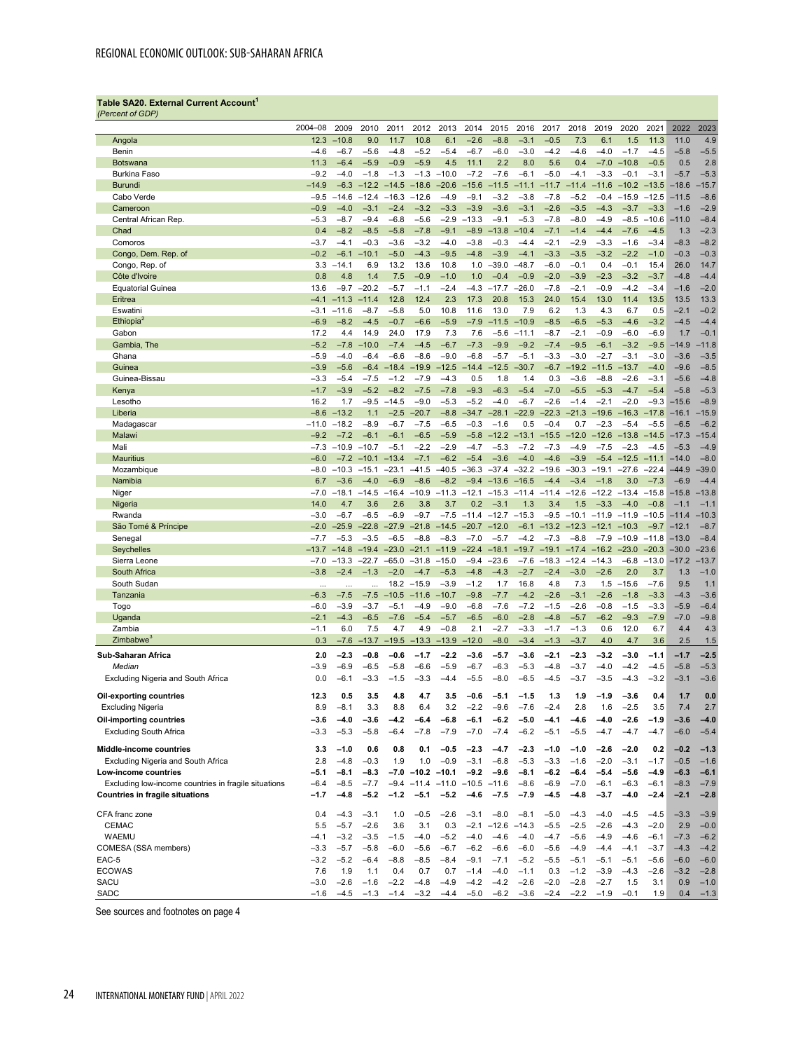**Table SA20. External Current Account[1]**
*(Percent of GDP)*

| | 2004–08 | 2009 | 2010 | 2011 | 2012 | 2013 | 2014 | 2015 | 2016 | 2017 | 2018 | 2019 | 2020 | 2021 | 2022 | 2023 |
|---|---|---|---|---|---|---|---|---|---|---|---|---|---|---|---|---|
| Angola | 12.3 | –10.8 | 9.0 | 11.7 | 10.8 | 6.1 | –2.6 | –8.8 | –3.1 | –0.5 | 7.3 | 6.1 | 1.5 | 11.3 | 11.0 | 4.9 |
| Benin | –4.6 | –6.7 | –5.6 | –4.8 | –5.2 | –5.4 | –6.7 | –6.0 | –3.0 | –4.2 | –4.6 | –4.0 | –1.7 | –4.5 | –5.8 | –5.5 |
| Botswana | 11.3 | –6.4 | –5.9 | –0.9 | –5.9 | 4.5 | 11.1 | 2.2 | 8.0 | 5.6 | 0.4 | –7.0 | –10.8 | –0.5 | 0.5 | 2.8 |
| Burkina Faso | –9.2 | –4.0 | –1.8 | –1.3 | –1.3 | –10.0 | –7.2 | –7.6 | –6.1 | –5.0 | –4.1 | –3.3 | –0.1 | –3.1 | –5.7 | –5.3 |
| Burundi | –14.9 | –6.3 | –12.2 | –14.5 | –18.6 | –20.6 | –15.6 | –11.5 | –11.1 | –11.7 | –11.4 | –11.6 | –10.2 | –13.5 | –18.6 | –15.7 |
| Cabo Verde | –9.5 | –14.6 | –12.4 | –16.3 | –12.6 | –4.9 | –9.1 | –3.2 | –3.8 | –7.8 | –5.2 | –0.4 | –15.9 | –12.5 | –11.5 | –8.6 |
| Cameroon | –0.9 | –4.0 | –3.1 | –2.4 | –3.2 | –3.3 | –3.9 | –3.6 | –3.1 | –2.6 | –3.5 | –4.3 | –3.7 | –3.3 | –1.6 | –2.9 |
| Central African Rep. | –5.3 | –8.7 | –9.4 | –6.8 | –5.6 | –2.9 | –13.3 | –9.1 | –5.3 | –7.8 | –8.0 | –4.9 | –8.5 | –10.6 | –11.0 | –8.4 |
| Chad | 0.4 | –8.2 | –8.5 | –5.8 | –7.8 | –9.1 | –8.9 | –13.8 | –10.4 | –7.1 | –1.4 | –4.4 | –7.6 | –4.5 | 1.3 | –2.3 |
| Comoros | –3.7 | –4.1 | –0.3 | –3.6 | –3.2 | –4.0 | –3.8 | –0.3 | –4.4 | –2.1 | –2.9 | –3.3 | –1.6 | –3.4 | –8.3 | –8.2 |
| Congo, Dem. Rep. of | –0.2 | –6.1 | –10.1 | –5.0 | –4.3 | –9.5 | –4.8 | –3.9 | –4.1 | –3.3 | –3.5 | –3.2 | –2.2 | –1.0 | –0.3 | –0.3 |
| Congo, Rep. of | 3.3 | –14.1 | 6.9 | 13.2 | 13.6 | 10.8 | 1.0 | –39.0 | –48.7 | –6.0 | –0.1 | 0.4 | –0.1 | 15.4 | 26.0 | 14.7 |
| Côte d'Ivoire | 0.8 | 4.8 | 1.4 | 7.5 | –0.9 | –1.0 | 1.0 | –0.4 | –0.9 | –2.0 | –3.9 | –2.3 | –3.2 | –3.7 | –4.8 | –4.4 |
| Equatorial Guinea | 13.6 | –9.7 | –20.2 | –5.7 | –1.1 | –2.4 | –4.3 | –17.7 | –26.0 | –7.8 | –2.1 | –0.9 | –4.2 | –3.4 | –1.6 | –2.0 |
| Eritrea | –4.1 | –11.3 | –11.4 | 12.8 | 12.4 | 2.3 | 17.3 | 20.8 | 15.3 | 24.0 | 15.4 | 13.0 | 11.4 | 13.5 | 13.5 | 13.3 |
| Eswatini | –3.1 | –11.6 | –8.7 | –5.8 | 5.0 | 10.8 | 11.6 | 13.0 | 7.9 | 6.2 | 1.3 | 4.3 | 6.7 | 0.5 | –2.1 | –0.2 |
| Ethiopia[2] | –6.9 | –8.2 | –4.5 | –0.7 | –6.6 | –5.9 | –7.9 | –11.5 | –10.9 | –8.5 | –6.5 | –5.3 | –4.6 | –3.2 | –4.5 | –4.4 |
| Gabon | 17.2 | 4.4 | 14.9 | 24.0 | 17.9 | 7.3 | 7.6 | –5.6 | –11.1 | –8.7 | –2.1 | –0.9 | –6.0 | –6.9 | 1.7 | –0.1 |
| Gambia, The | –5.2 | –7.8 | –10.0 | –7.4 | –4.5 | –6.7 | –7.3 | –9.9 | –9.2 | –7.4 | –9.5 | –6.1 | –3.2 | –9.5 | –14.9 | –11.8 |
| Ghana | –5.9 | –4.0 | –6.4 | –6.6 | –8.6 | –9.0 | –6.8 | –5.7 | –5.1 | –3.3 | –3.0 | –2.7 | –3.1 | –3.0 | –3.6 | –3.5 |
| Guinea | –3.9 | –5.6 | –6.4 | –18.4 | –19.9 | –12.5 | –14.4 | –12.5 | –30.7 | –6.7 | –19.2 | –11.5 | –13.7 | –4.0 | –9.6 | –8.5 |
| Guinea-Bissau | –3.3 | –5.4 | –7.5 | –1.2 | –7.9 | –4.3 | 0.5 | 1.8 | 1.4 | 0.3 | –3.6 | –8.8 | –2.6 | –3.1 | –5.6 | –4.8 |
| Kenya | –1.7 | –3.9 | –5.2 | –8.2 | –7.5 | –7.8 | –9.3 | –6.3 | –5.4 | –7.0 | –5.5 | –5.3 | –4.7 | –5.4 | –5.8 | –5.3 |
| Lesotho | 16.2 | 1.7 | –9.5 | –14.5 | –9.0 | –5.3 | –5.2 | –4.0 | –6.7 | –2.6 | –1.4 | –2.1 | –2.0 | –9.3 | –15.6 | –8.9 |
| Liberia | –8.6 | –13.2 | 1.1 | –2.5 | –20.7 | –8.8 | –34.7 | –28.1 | –22.9 | –22.3 | –21.3 | –19.6 | –16.3 | –17.8 | –16.1 | –15.9 |
| Madagascar | –11.0 | –18.2 | –8.9 | –6.7 | –7.5 | –6.5 | –0.3 | –1.6 | 0.5 | –0.4 | 0.7 | –2.3 | –5.4 | –5.5 | –6.5 | –6.2 |
| Malawi | –9.2 | –7.2 | –6.1 | –6.1 | –6.5 | –5.9 | –5.8 | –12.2 | –13.1 | –15.5 | –12.0 | –12.6 | –13.8 | –14.5 | –17.3 | –15.4 |
| Mali | –7.3 | –10.9 | –10.7 | –5.1 | –2.2 | –2.9 | –4.7 | –5.3 | –7.2 | –7.3 | –4.9 | –7.5 | –2.3 | –4.5 | –5.3 | –4.9 |
| Mauritius | –6.0 | –7.2 | –10.1 | –13.4 | –7.1 | –6.2 | –5.4 | –3.6 | –4.0 | –4.6 | –3.9 | –5.4 | –12.5 | –11.1 | –14.0 | –8.0 |
| Mozambique | –8.0 | –10.3 | –15.1 | –23.1 | –41.5 | –40.5 | –36.3 | –37.4 | –32.2 | –19.6 | –30.3 | –19.1 | –27.6 | –22.4 | –44.9 | –39.0 |
| Namibia | 6.7 | –3.6 | –4.0 | –6.9 | –8.6 | –8.2 | –9.4 | –13.6 | –16.5 | –4.4 | –3.4 | –1.8 | 3.0 | –7.3 | –6.9 | –4.4 |
| Niger | –7.0 | –18.1 | –14.5 | –16.4 | –10.9 | –11.3 | –12.1 | –15.3 | –11.4 | –11.4 | –12.6 | –12.2 | –13.4 | –15.8 | –15.8 | –13.8 |
| Nigeria | 14.0 | 4.7 | 3.6 | 2.6 | 3.8 | 3.7 | 0.2 | –3.1 | 1.3 | 3.4 | 1.5 | –3.3 | –4.0 | –0.8 | –1.1 | –1.1 |
| Rwanda | –3.0 | –6.7 | –6.5 | –6.9 | –9.7 | –7.5 | –11.4 | –12.7 | –15.3 | –9.5 | –10.1 | –11.9 | –11.9 | –10.5 | –11.4 | –10.3 |
| São Tomé & Príncipe | –2.0 | –25.9 | –22.8 | –27.9 | –21.8 | –14.5 | –20.7 | –12.0 | –6.1 | –13.2 | –12.3 | –12.1 | –10.3 | –9.7 | –12.1 | –8.7 |
| Senegal | –7.7 | –5.3 | –3.5 | –6.5 | –8.8 | –8.3 | –7.0 | –5.7 | –4.2 | –7.3 | –8.8 | –7.9 | –10.9 | –11.8 | –13.0 | –8.4 |
| Seychelles | –13.7 | –14.8 | –19.4 | –23.0 | –21.1 | –11.9 | –22.4 | –18.1 | –19.7 | –19.1 | –17.4 | –16.2 | –23.0 | –20.3 | –30.0 | –23.6 |
| Sierra Leone | –7.0 | –13.3 | –22.7 | –65.0 | –31.8 | –15.0 | –9.4 | –23.6 | –7.6 | –18.3 | –12.4 | –14.3 | –6.8 | –13.0 | –17.2 | –13.7 |
| South Africa | –3.8 | –2.4 | –1.3 | –2.0 | –4.7 | –5.3 | –4.8 | –4.3 | –2.7 | –2.4 | –3.0 | –2.6 | 2.0 | 3.7 | 1.3 | –1.0 |
| South Sudan | ... | ... | ... | 18.2 | –15.9 | –3.9 | –1.2 | 1.7 | 16.8 | 4.8 | 7.3 | 1.5 | –15.6 | –7.6 | 9.5 | 1.1 |
| Tanzania | –6.3 | –7.5 | –7.5 | –10.5 | –11.6 | –10.7 | –9.8 | –7.7 | –4.2 | –2.6 | –3.1 | –2.6 | –1.8 | –3.3 | –4.3 | –3.6 |
| Togo | –6.0 | –3.9 | –3.7 | –5.1 | –4.9 | –9.0 | –6.8 | –7.6 | –7.2 | –1.5 | –2.6 | –0.8 | –1.5 | –3.3 | –5.9 | –6.4 |
| Uganda | –2.1 | –4.3 | –6.5 | –7.6 | –5.4 | –5.7 | –6.5 | –6.0 | –2.8 | –4.8 | –5.7 | –6.2 | –9.3 | –7.9 | –7.0 | –9.8 |
| Zambia | –1.1 | 6.0 | 7.5 | 4.7 | 4.9 | –0.8 | 2.1 | –2.7 | –3.3 | –1.7 | –1.3 | 0.6 | 12.0 | 6.7 | 4.4 | 4.3 |
| Zimbabwe[3] | 0.3 | –7.6 | –13.7 | –19.5 | –13.3 | –13.9 | –12.0 | –8.0 | –3.4 | –1.3 | –3.7 | 4.0 | 4.7 | 3.6 | 2.5 | 1.5 |
| **Sub-Saharan Africa** | **2.0** | **–2.3** | **–0.8** | **–0.6** | **–1.7** | **–2.2** | **–3.6** | **–5.7** | **–3.6** | **–2.1** | **–2.3** | **–3.2** | **–3.0** | **–1.1** | **–1.7** | **–2.5** |
| *Median* | –3.9 | –6.9 | –6.5 | –5.8 | –6.6 | –5.9 | –6.7 | –6.3 | –5.3 | –4.8 | –3.7 | –4.0 | –4.2 | –4.5 | –5.8 | –5.3 |
| Excluding Nigeria and South Africa | 0.0 | –6.1 | –3.3 | –1.5 | –3.3 | –4.4 | –5.5 | –8.0 | –6.5 | –4.5 | –3.7 | –3.5 | –4.3 | –3.2 | –3.1 | –3.6 |
| **Oil-exporting countries** | **12.3** | **0.5** | **3.5** | **4.8** | **4.7** | **3.5** | **–0.6** | **–5.1** | **–1.5** | **1.3** | **1.9** | **–1.9** | **–3.6** | **0.4** | **1.7** | **0.0** |
| Excluding Nigeria | 8.9 | –8.1 | 3.3 | 8.8 | 6.4 | 3.2 | –2.2 | –9.6 | –7.6 | –2.4 | 2.8 | 1.6 | –2.5 | 3.5 | 7.4 | 2.7 |
| **Oil-importing countries** | **–3.6** | **–4.0** | **–3.6** | **–4.2** | **–6.4** | **–6.8** | **–6.1** | **–6.2** | **–5.0** | **–4.1** | **–4.6** | **–4.0** | **–2.6** | **–1.9** | **–3.6** | **–4.0** |
| Excluding South Africa | –3.3 | –5.3 | –5.8 | –6.4 | –7.8 | –7.9 | –7.0 | –7.4 | –6.2 | –5.1 | –5.5 | –4.7 | –4.7 | –4.7 | –6.0 | –5.4 |
| **Middle-income countries** | **3.3** | **–1.0** | **0.6** | **0.8** | **0.1** | **–0.5** | **–2.3** | **–4.7** | **–2.3** | **–1.0** | **–1.0** | **–2.6** | **–2.0** | **0.2** | **–0.2** | **–1.3** |
| Excluding Nigeria and South Africa | 2.8 | –4.8 | –0.3 | 1.9 | 1.0 | –0.9 | –3.1 | –6.8 | –5.3 | –3.3 | –1.6 | –2.0 | –3.1 | –1.7 | –0.5 | –1.6 |
| **Low-income countries** | **–5.1** | **–8.1** | **–8.3** | **–7.0** | **–10.2** | **–10.1** | **–9.2** | **–9.6** | **–8.1** | **–6.2** | **–6.4** | **–5.4** | **–5.6** | **–4.9** | **–6.3** | **–6.1** |
| Excluding low-income countries in fragile situations | –6.4 | –8.5 | –7.7 | –9.4 | –11.4 | –11.0 | –10.5 | –11.6 | –8.6 | –6.9 | –7.0 | –6.1 | –6.3 | –6.1 | –8.3 | –7.9 |
| **Countries in fragile situations** | **–1.7** | **–4.8** | **–5.2** | **–1.2** | **–5.1** | **–5.2** | **–4.6** | **–7.5** | **–7.9** | **–4.5** | **–4.8** | **–3.7** | **–4.0** | **–2.4** | **–2.1** | **–2.8** |
| CFA franc zone | 0.4 | –4.3 | –3.1 | 1.0 | –0.5 | –2.6 | –3.1 | –8.0 | –8.1 | –5.0 | –4.3 | –4.0 | –4.5 | –4.5 | –3.3 | –3.9 |
| CEMAC | 5.5 | –5.7 | –2.6 | 3.6 | 3.1 | 0.3 | –2.1 | –12.6 | –14.3 | –5.5 | –2.5 | –2.6 | –4.3 | –2.0 | 2.9 | –0.0 |
| WAEMU | –4.1 | –3.2 | –3.5 | –1.5 | –4.0 | –5.2 | –4.0 | –4.6 | –4.0 | –4.7 | –5.6 | –4.9 | –4.6 | –6.1 | –7.3 | –6.2 |
| COMESA (SSA members) | –3.3 | –5.7 | –5.8 | –6.0 | –5.6 | –6.7 | –6.2 | –6.6 | –6.0 | –5.6 | –4.9 | –4.4 | –4.1 | –3.7 | –4.3 | –4.3 |
| EAC-5 | –3.2 | –5.2 | –6.4 | –8.8 | –8.5 | –8.4 | –9.1 | –7.1 | –5.2 | –5.5 | –5.1 | –5.1 | –5.1 | –5.6 | –6.0 | –6.0 |
| ECOWAS | 7.6 | 1.9 | 1.1 | 0.4 | 0.7 | 0.7 | –1.4 | –4.0 | –1.1 | 0.3 | –1.2 | –3.9 | –4.3 | –2.6 | –3.2 | –2.8 |
| SACU | –3.0 | –2.6 | –1.6 | –2.2 | –4.8 | –4.9 | –4.2 | –4.2 | –2.6 | –2.0 | –2.8 | –2.7 | 1.5 | 3.1 | 0.9 | –1.0 |
| SADC | –1.6 | –4.5 | –1.3 | –1.4 | –3.2 | –4.4 | –5.0 | –6.2 | –3.6 | –2.4 | –2.2 | –1.9 | –0.1 | 1.9 | 0.4 | –1.3 |

See sources and footnotes on page 4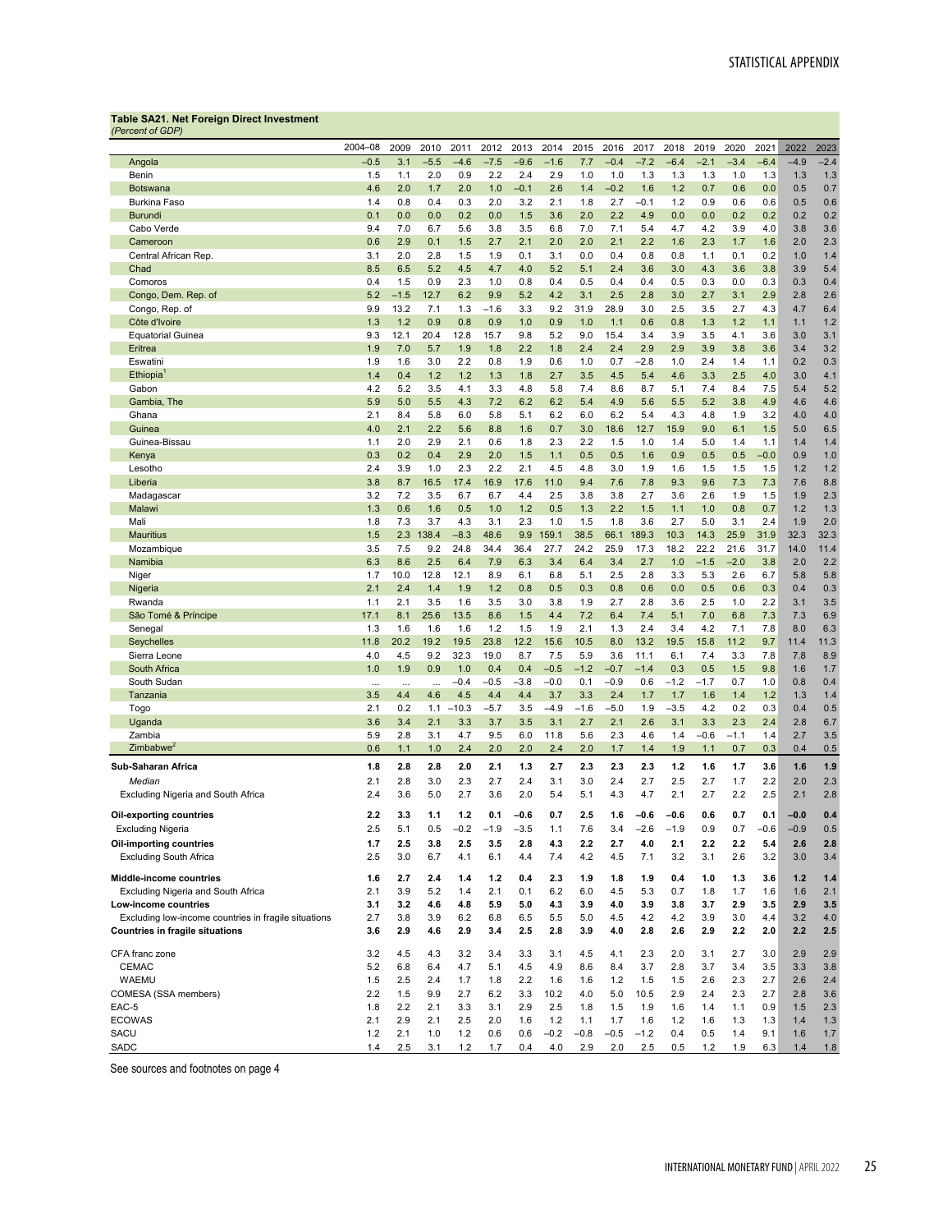**Table SA21. Net Foreign Direct Investment**
*(Percent of GDP)*

| | 2004–08 | 2009 | 2010 | 2011 | 2012 | 2013 | 2014 | 2015 | 2016 | 2017 | 2018 | 2019 | 2020 | 2021 | 2022 | 2023 |
|---|---|---|---|---|---|---|---|---|---|---|---|---|---|---|---|---|
| Angola | –0.5 | 3.1 | –5.5 | –4.6 | –7.5 | –9.6 | –1.6 | 7.7 | –0.4 | –7.2 | –6.4 | –2.1 | –3.4 | –6.4 | –4.9 | –2.4 |
| Benin | 1.5 | 1.1 | 2.0 | 0.9 | 2.2 | 2.4 | 2.9 | 1.0 | 1.0 | 1.3 | 1.3 | 1.3 | 1.0 | 1.3 | 1.3 | 1.3 |
| Botswana | 4.6 | 2.0 | 1.7 | 2.0 | 1.0 | –0.1 | 2.6 | 1.4 | –0.2 | 1.6 | 1.2 | 0.7 | 0.6 | 0.0 | 0.5 | 0.7 |
| Burkina Faso | 1.4 | 0.8 | 0.4 | 0.3 | 2.0 | 3.2 | 2.1 | 1.8 | 2.7 | –0.1 | 1.2 | 0.9 | 0.6 | 0.6 | 0.5 | 0.6 |
| Burundi | 0.1 | 0.0 | 0.0 | 0.2 | 0.0 | 1.5 | 3.6 | 2.0 | 2.2 | 4.9 | 0.0 | 0.0 | 0.2 | 0.2 | 0.2 | 0.2 |
| Cabo Verde | 9.4 | 7.0 | 6.7 | 5.6 | 3.8 | 3.5 | 6.8 | 7.0 | 7.1 | 5.4 | 4.7 | 4.2 | 3.9 | 4.0 | 3.8 | 3.6 |
| Cameroon | 0.6 | 2.9 | 0.1 | 1.5 | 2.7 | 2.1 | 2.0 | 2.0 | 2.1 | 2.2 | 1.6 | 2.3 | 1.7 | 1.6 | 2.0 | 2.3 |
| Central African Rep. | 3.1 | 2.0 | 2.8 | 1.5 | 1.9 | 0.1 | 3.1 | 0.0 | 0.4 | 0.8 | 0.8 | 1.1 | 0.1 | 0.2 | 1.0 | 1.4 |
| Chad | 8.5 | 6.5 | 5.2 | 4.5 | 4.7 | 4.0 | 5.2 | 5.1 | 2.4 | 3.6 | 3.0 | 4.3 | 3.6 | 3.8 | 3.9 | 5.4 |
| Comoros | 0.4 | 1.5 | 0.9 | 2.3 | 1.0 | 0.8 | 0.4 | 0.5 | 0.4 | 0.4 | 0.5 | 0.3 | 0.0 | 0.3 | 0.3 | 0.4 |
| Congo, Dem. Rep. of | 5.2 | –1.5 | 12.7 | 6.2 | 9.9 | 5.2 | 4.2 | 3.1 | 2.5 | 2.8 | 3.0 | 2.7 | 3.1 | 2.9 | 2.8 | 2.6 |
| Congo, Rep. of | 9.9 | 13.2 | 7.1 | 1.3 | –1.6 | 3.3 | 9.2 | 31.9 | 28.9 | 3.0 | 2.5 | 3.5 | 2.7 | 4.3 | 4.7 | 6.4 |
| Côte d'Ivoire | 1.3 | 1.2 | 0.9 | 0.8 | 0.9 | 1.0 | 0.9 | 1.0 | 1.1 | 0.6 | 0.8 | 1.3 | 1.2 | 1.1 | 1.1 | 1.2 |
| Equatorial Guinea | 9.3 | 12.1 | 20.4 | 12.8 | 15.7 | 9.8 | 5.2 | 9.0 | 15.4 | 3.4 | 3.9 | 3.5 | 4.1 | 3.6 | 3.0 | 3.1 |
| Eritrea | 1.9 | 7.0 | 5.7 | 1.9 | 1.8 | 2.2 | 1.8 | 2.4 | 2.4 | 2.9 | 2.9 | 3.9 | 3.8 | 3.6 | 3.4 | 3.2 |
| Eswatini | 1.9 | 1.6 | 3.0 | 2.2 | 0.8 | 1.9 | 0.6 | 1.0 | 0.7 | –2.8 | 1.0 | 2.4 | 1.4 | 1.1 | 0.2 | 0.3 |
| Ethiopia[1] | 1.4 | 0.4 | 1.2 | 1.2 | 1.3 | 1.8 | 2.7 | 3.5 | 4.5 | 5.4 | 4.6 | 3.3 | 2.5 | 4.0 | 3.0 | 4.1 |
| Gabon | 4.2 | 5.2 | 3.5 | 4.1 | 3.3 | 4.8 | 5.8 | 7.4 | 8.6 | 8.7 | 5.1 | 7.4 | 8.4 | 7.5 | 5.4 | 5.2 |
| Gambia, The | 5.9 | 5.0 | 5.5 | 4.3 | 7.2 | 6.2 | 6.2 | 5.4 | 4.9 | 5.6 | 5.5 | 5.2 | 3.8 | 4.9 | 4.6 | 4.6 |
| Ghana | 2.1 | 8.4 | 5.8 | 6.0 | 5.8 | 5.1 | 6.2 | 6.0 | 6.2 | 5.4 | 4.3 | 4.8 | 1.9 | 3.2 | 4.0 | 4.0 |
| Guinea | 4.0 | 2.1 | 2.2 | 5.6 | 8.8 | 1.6 | 0.7 | 3.0 | 18.6 | 12.7 | 15.9 | 9.0 | 6.1 | 1.5 | 5.0 | 6.5 |
| Guinea-Bissau | 1.1 | 2.0 | 2.9 | 2.1 | 0.6 | 1.8 | 2.3 | 2.2 | 1.5 | 1.0 | 1.4 | 5.0 | 1.4 | 1.1 | 1.4 | 1.4 |
| Kenya | 0.3 | 0.2 | 0.4 | 2.9 | 2.0 | 1.5 | 1.1 | 0.5 | 0.5 | 1.6 | 0.9 | 0.5 | 0.5 | –0.0 | 0.9 | 1.0 |
| Lesotho | 2.4 | 3.9 | 1.0 | 2.3 | 2.2 | 2.1 | 4.5 | 4.8 | 3.0 | 1.9 | 1.6 | 1.5 | 1.5 | 1.5 | 1.2 | 1.2 |
| Liberia | 3.8 | 8.7 | 16.5 | 17.4 | 16.9 | 17.6 | 11.0 | 9.4 | 7.6 | 7.8 | 9.3 | 9.6 | 7.3 | 7.3 | 7.6 | 8.8 |
| Madagascar | 3.2 | 7.2 | 3.5 | 6.7 | 6.7 | 4.4 | 2.5 | 3.8 | 3.8 | 2.7 | 3.6 | 2.6 | 1.9 | 1.5 | 1.9 | 2.3 |
| Malawi | 1.3 | 0.6 | 1.6 | 0.5 | 1.0 | 1.2 | 0.5 | 1.3 | 2.2 | 1.5 | 1.1 | 1.0 | 0.8 | 0.7 | 1.2 | 1.3 |
| Mali | 1.8 | 7.3 | 3.7 | 4.3 | 3.1 | 2.3 | 1.0 | 1.5 | 1.8 | 3.6 | 2.7 | 5.0 | 3.1 | 2.4 | 1.9 | 2.0 |
| Mauritius | 1.5 | 2.3 | 138.4 | –8.3 | 48.6 | 9.9 | 159.1 | 38.5 | 66.1 | 189.3 | 10.3 | 14.3 | 25.9 | 31.9 | 32.3 | 32.3 |
| Mozambique | 3.5 | 7.5 | 9.2 | 24.8 | 34.4 | 36.4 | 27.7 | 24.2 | 25.9 | 17.3 | 18.2 | 22.2 | 21.6 | 31.7 | 14.0 | 11.4 |
| Namibia | 6.3 | 8.6 | 2.5 | 6.4 | 7.9 | 6.3 | 3.4 | 6.4 | 3.4 | 2.7 | 1.0 | –1.5 | –2.0 | 3.8 | 2.0 | 2.2 |
| Niger | 1.7 | 10.0 | 12.8 | 12.1 | 8.9 | 6.1 | 6.8 | 5.1 | 2.5 | 2.8 | 3.3 | 5.3 | 2.6 | 6.7 | 5.8 | 5.8 |
| Nigeria | 2.1 | 2.4 | 1.4 | 1.9 | 1.2 | 0.8 | 0.5 | 0.3 | 0.8 | 0.6 | 0.0 | 0.5 | 0.6 | 0.3 | 0.4 | 0.3 |
| Rwanda | 1.1 | 2.1 | 3.5 | 1.6 | 3.5 | 3.0 | 3.8 | 1.9 | 2.7 | 2.8 | 3.6 | 2.5 | 1.0 | 2.2 | 3.1 | 3.5 |
| São Tomé & Príncipe | 17.1 | 8.1 | 25.6 | 13.5 | 8.6 | 1.5 | 4.4 | 7.2 | 6.4 | 7.4 | 5.1 | 7.0 | 6.8 | 7.3 | 7.3 | 6.9 |
| Senegal | 1.3 | 1.6 | 1.6 | 1.6 | 1.2 | 1.5 | 1.9 | 2.1 | 1.3 | 2.4 | 3.4 | 4.2 | 7.1 | 7.8 | 8.0 | 6.3 |
| Seychelles | 11.8 | 20.2 | 19.2 | 19.5 | 23.8 | 12.2 | 15.6 | 10.5 | 8.0 | 13.2 | 19.5 | 15.8 | 11.2 | 9.7 | 11.4 | 11.3 |
| Sierra Leone | 4.0 | 4.5 | 9.2 | 32.3 | 19.0 | 8.7 | 7.5 | 5.9 | 3.6 | 11.1 | 6.1 | 7.4 | 3.3 | 7.8 | 7.8 | 8.9 |
| South Africa | 1.0 | 1.9 | 0.9 | 1.0 | 0.4 | 0.4 | –0.5 | –1.2 | –0.7 | –1.4 | 0.3 | 0.5 | 1.5 | 9.8 | 1.6 | 1.7 |
| South Sudan | ... | ... | ... | –0.4 | –0.5 | –3.8 | –0.0 | 0.1 | –0.9 | 0.6 | –1.2 | –1.7 | 0.7 | 1.0 | 0.8 | 0.4 |
| Tanzania | 3.5 | 4.4 | 4.6 | 4.5 | 4.4 | 4.4 | 3.7 | 3.3 | 2.4 | 1.7 | 1.7 | 1.6 | 1.4 | 1.2 | 1.3 | 1.4 |
| Togo | 2.1 | 0.2 | 1.1 | –10.3 | –5.7 | 3.5 | –4.9 | –1.6 | –5.0 | 1.9 | –3.5 | 4.2 | 0.2 | 0.3 | 0.4 | 0.5 |
| Uganda | 3.6 | 3.4 | 2.1 | 3.3 | 3.7 | 3.5 | 3.1 | 2.7 | 2.1 | 2.6 | 3.1 | 3.3 | 2.3 | 2.4 | 2.8 | 6.7 |
| Zambia | 5.9 | 2.8 | 3.1 | 4.7 | 9.5 | 6.0 | 11.8 | 5.6 | 2.3 | 4.6 | 1.4 | –0.6 | –1.1 | 1.4 | 2.7 | 3.5 |
| Zimbabwe[2] | 0.6 | 1.1 | 1.0 | 2.4 | 2.0 | 2.0 | 2.4 | 2.0 | 1.7 | 1.4 | 1.9 | 1.1 | 0.7 | 0.3 | 0.4 | 0.5 |
| **Sub-Saharan Africa** | **1.8** | **2.8** | **2.8** | **2.0** | **2.1** | **1.3** | **2.7** | **2.3** | **2.3** | **2.3** | **1.2** | **1.6** | **1.7** | **3.6** | **1.6** | **1.9** |
| *Median* | 2.1 | 2.8 | 3.0 | 2.3 | 2.7 | 2.4 | 3.1 | 3.0 | 2.4 | 2.7 | 2.5 | 2.7 | 1.7 | 2.2 | 2.0 | 2.3 |
| Excluding Nigeria and South Africa | 2.4 | 3.6 | 5.0 | 2.7 | 3.6 | 2.0 | 5.4 | 5.1 | 4.3 | 4.7 | 2.1 | 2.7 | 2.2 | 2.5 | 2.1 | 2.8 |
| **Oil-exporting countries** | **2.2** | **3.3** | **1.1** | **1.2** | **0.1** | **–0.6** | **0.7** | **2.5** | **1.6** | **–0.6** | **–0.6** | **0.6** | **0.7** | **0.1** | **–0.0** | **0.4** |
| Excluding Nigeria | 2.5 | 5.1 | 0.5 | –0.2 | –1.9 | –3.5 | 1.1 | 7.6 | 3.4 | –2.6 | –1.9 | 0.9 | 0.7 | –0.6 | –0.9 | 0.5 |
| **Oil-importing countries** | **1.7** | **2.5** | **3.8** | **2.5** | **3.5** | **2.8** | **4.3** | **2.2** | **2.7** | **4.0** | **2.1** | **2.2** | **2.2** | **5.4** | **2.6** | **2.8** |
| Excluding South Africa | 2.5 | 3.0 | 6.7 | 4.1 | 6.1 | 4.4 | 7.4 | 4.2 | 4.5 | 7.1 | 3.2 | 3.1 | 2.6 | 3.2 | 3.0 | 3.4 |
| **Middle-income countries** | **1.6** | **2.7** | **2.4** | **1.4** | **1.2** | **0.4** | **2.3** | **1.9** | **1.8** | **1.9** | **0.4** | **1.0** | **1.3** | **3.6** | **1.2** | **1.4** |
| Excluding Nigeria and South Africa | 2.1 | 3.9 | 5.2 | 1.4 | 2.1 | 0.1 | 6.2 | 6.0 | 4.5 | 5.3 | 0.7 | 1.8 | 1.7 | 1.6 | 1.6 | 2.1 |
| **Low-income countries** | **3.1** | **3.2** | **4.6** | **4.8** | **5.9** | **5.0** | **4.3** | **3.9** | **4.0** | **3.9** | **3.8** | **3.7** | **2.9** | **3.5** | **2.9** | **3.5** |
| Excluding low-income countries in fragile situations | 2.7 | 3.8 | 3.9 | 6.2 | 6.8 | 6.5 | 5.5 | 5.0 | 4.5 | 4.2 | 4.2 | 3.9 | 3.0 | 4.4 | 3.2 | 4.0 |
| **Countries in fragile situations** | **3.6** | **2.9** | **4.6** | **2.9** | **3.4** | **2.5** | **2.8** | **3.9** | **4.0** | **2.8** | **2.6** | **2.9** | **2.2** | **2.0** | **2.2** | **2.5** |
| CFA franc zone | 3.2 | 4.5 | 4.3 | 3.2 | 3.4 | 3.3 | 3.1 | 4.5 | 4.1 | 2.3 | 2.0 | 3.1 | 2.7 | 3.0 | 2.9 | 2.9 |
| CEMAC | 5.2 | 6.8 | 6.4 | 4.7 | 5.1 | 4.5 | 4.9 | 8.6 | 8.4 | 3.7 | 2.8 | 3.7 | 3.4 | 3.5 | 3.3 | 3.8 |
| WAEMU | 1.5 | 2.5 | 2.4 | 1.7 | 1.8 | 2.2 | 1.6 | 1.6 | 1.2 | 1.5 | 1.5 | 2.6 | 2.3 | 2.7 | 2.6 | 2.4 |
| COMESA (SSA members) | 2.2 | 1.5 | 9.9 | 2.7 | 6.2 | 3.3 | 10.2 | 4.0 | 5.0 | 10.5 | 2.9 | 2.4 | 2.3 | 2.7 | 2.8 | 3.6 |
| EAC-5 | 1.8 | 2.2 | 2.1 | 3.3 | 3.1 | 2.9 | 2.5 | 1.8 | 1.5 | 1.9 | 1.6 | 1.4 | 1.1 | 0.9 | 1.5 | 2.3 |
| ECOWAS | 2.1 | 2.9 | 2.1 | 2.5 | 2.0 | 1.6 | 1.2 | 1.1 | 1.7 | 1.6 | 1.2 | 1.6 | 1.3 | 1.3 | 1.4 | 1.3 |
| SACU | 1.2 | 2.1 | 1.0 | 1.2 | 0.6 | 0.6 | –0.2 | –0.8 | –0.5 | –1.2 | 0.4 | 0.5 | 1.4 | 9.1 | 1.6 | 1.7 |
| SADC | 1.4 | 2.5 | 3.1 | 1.2 | 1.7 | 0.4 | 4.0 | 2.9 | 2.0 | 2.5 | 0.5 | 1.2 | 1.9 | 6.3 | 1.4 | 1.8 |

See sources and footnotes on page 4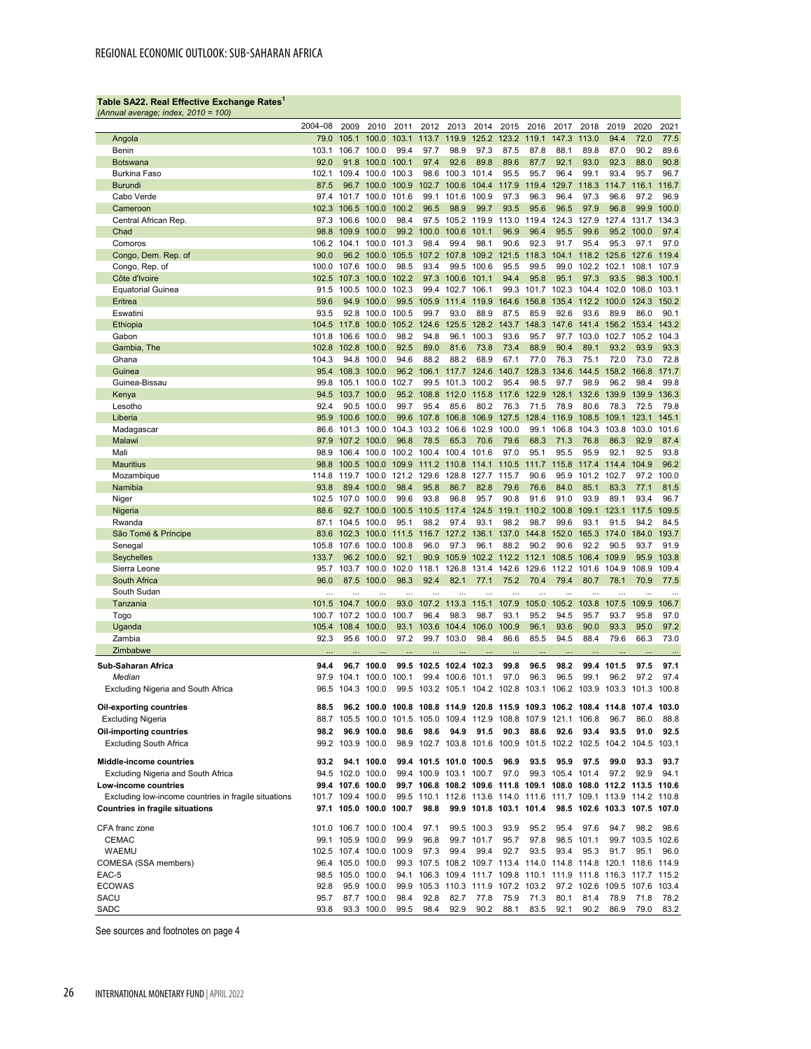**Table SA22. Real Effective Exchange Rates[1]**
*(Annual average; index, 2010 = 100)*

| | 2004–08 | 2009 | 2010 | 2011 | 2012 | 2013 | 2014 | 2015 | 2016 | 2017 | 2018 | 2019 | 2020 | 2021 |
|---|---|---|---|---|---|---|---|---|---|---|---|---|---|---|
| Angola | 79.0 | 105.1 | 100.0 | 103.1 | 113.7 | 119.9 | 125.2 | 123.2 | 119.1 | 147.3 | 113.0 | 94.4 | 72.0 | 77.5 |
| Benin | 103.1 | 106.7 | 100.0 | 99.4 | 97.7 | 98.9 | 97.3 | 87.5 | 87.8 | 88.1 | 89.8 | 87.0 | 90.2 | 89.6 |
| Botswana | 92.0 | 91.8 | 100.0 | 100.1 | 97.4 | 92.6 | 89.8 | 89.6 | 87.7 | 92.1 | 93.0 | 92.3 | 88.0 | 90.8 |
| Burkina Faso | 102.1 | 109.4 | 100.0 | 100.3 | 98.6 | 100.3 | 101.4 | 95.5 | 95.7 | 96.4 | 99.1 | 93.4 | 95.7 | 96.7 |
| Burundi | 87.5 | 96.7 | 100.0 | 100.9 | 102.7 | 100.6 | 104.4 | 117.9 | 119.4 | 129.7 | 118.3 | 114.7 | 116.1 | 116.7 |
| Cabo Verde | 97.4 | 101.7 | 100.0 | 101.6 | 99.1 | 101.6 | 100.9 | 97.3 | 96.3 | 96.4 | 97.3 | 96.6 | 97.2 | 96.9 |
| Cameroon | 102.3 | 106.5 | 100.0 | 100.2 | 96.5 | 98.9 | 99.7 | 93.5 | 95.6 | 96.5 | 97.9 | 96.8 | 99.9 | 100.0 |
| Central African Rep. | 97.3 | 106.6 | 100.0 | 98.4 | 97.5 | 105.2 | 119.9 | 113.0 | 119.4 | 124.3 | 127.9 | 127.4 | 131.7 | 134.3 |
| Chad | 98.8 | 109.9 | 100.0 | 99.2 | 100.0 | 100.6 | 101.1 | 96.9 | 96.4 | 95.5 | 99.6 | 95.2 | 100.0 | 97.4 |
| Comoros | 106.2 | 104.1 | 100.0 | 101.3 | 98.4 | 99.4 | 98.1 | 90.6 | 92.3 | 91.7 | 95.4 | 95.3 | 97.1 | 97.0 |
| Congo, Dem. Rep. of | 90.0 | 96.2 | 100.0 | 105.5 | 107.2 | 107.8 | 109.2 | 121.5 | 118.3 | 104.1 | 118.2 | 125.6 | 127.6 | 119.4 |
| Congo, Rep. of | 100.0 | 107.6 | 100.0 | 98.5 | 93.4 | 99.5 | 100.6 | 95.5 | 99.5 | 99.0 | 102.2 | 102.1 | 108.1 | 107.9 |
| Côte d'Ivoire | 102.5 | 107.3 | 100.0 | 102.2 | 97.3 | 100.6 | 101.1 | 94.4 | 95.8 | 95.1 | 97.3 | 93.5 | 98.3 | 100.1 |
| Equatorial Guinea | 91.5 | 100.5 | 100.0 | 102.3 | 99.4 | 102.7 | 106.1 | 99.3 | 101.7 | 102.3 | 104.4 | 102.0 | 108.0 | 103.1 |
| Eritrea | 59.6 | 94.9 | 100.0 | 99.5 | 105.9 | 111.4 | 119.9 | 164.6 | 156.8 | 135.4 | 112.2 | 100.0 | 124.3 | 150.2 |
| Eswatini | 93.5 | 92.8 | 100.0 | 100.5 | 99.7 | 93.0 | 88.9 | 87.5 | 85.9 | 92.6 | 93.6 | 89.9 | 86.0 | 90.1 |
| Ethiopia | 104.5 | 117.8 | 100.0 | 105.2 | 124.6 | 125.5 | 128.2 | 143.7 | 148.3 | 147.6 | 141.4 | 156.2 | 153.4 | 143.2 |
| Gabon | 101.8 | 106.6 | 100.0 | 98.2 | 94.8 | 96.1 | 100.3 | 93.6 | 95.7 | 97.7 | 103.0 | 102.7 | 105.2 | 104.3 |
| Gambia, The | 102.8 | 102.8 | 100.0 | 92.5 | 89.0 | 81.6 | 73.8 | 73.4 | 88.9 | 90.4 | 89.1 | 93.2 | 93.9 | 93.3 |
| Ghana | 104.3 | 94.8 | 100.0 | 94.6 | 88.2 | 88.2 | 68.9 | 67.1 | 77.0 | 76.3 | 75.1 | 72.0 | 73.0 | 72.8 |
| Guinea | 95.4 | 108.3 | 100.0 | 96.2 | 106.1 | 117.7 | 124.6 | 140.7 | 128.3 | 134.6 | 144.5 | 158.2 | 166.8 | 171.7 |
| Guinea-Bissau | 99.8 | 105.1 | 100.0 | 102.7 | 99.5 | 101.3 | 100.2 | 95.4 | 98.5 | 97.7 | 98.9 | 96.2 | 98.4 | 99.8 |
| Kenya | 94.5 | 103.7 | 100.0 | 95.2 | 108.8 | 112.0 | 115.8 | 117.6 | 122.9 | 128.1 | 132.6 | 139.9 | 139.9 | 136.3 |
| Lesotho | 92.4 | 90.5 | 100.0 | 99.7 | 95.4 | 85.6 | 80.2 | 76.3 | 71.5 | 78.9 | 80.6 | 78.3 | 72.5 | 79.8 |
| Liberia | 95.9 | 100.6 | 100.0 | 99.6 | 107.8 | 106.8 | 106.9 | 127.5 | 128.4 | 116.9 | 108.5 | 109.1 | 123.1 | 145.1 |
| Madagascar | 86.6 | 101.3 | 100.0 | 104.3 | 103.2 | 106.6 | 102.9 | 100.0 | 99.1 | 106.8 | 104.3 | 103.8 | 103.0 | 101.6 |
| Malawi | 97.9 | 107.2 | 100.0 | 96.8 | 78.5 | 65.3 | 70.6 | 79.6 | 68.3 | 71.3 | 76.8 | 86.3 | 92.9 | 87.4 |
| Mali | 98.9 | 106.4 | 100.0 | 100.2 | 100.4 | 100.4 | 101.6 | 97.0 | 95.1 | 95.5 | 95.9 | 92.1 | 92.5 | 93.8 |
| Mauritius | 98.8 | 100.5 | 100.0 | 109.9 | 111.2 | 110.8 | 114.1 | 110.5 | 111.7 | 115.8 | 117.4 | 114.4 | 104.9 | 96.2 |
| Mozambique | 114.8 | 119.7 | 100.0 | 121.2 | 129.6 | 128.8 | 127.7 | 115.7 | 90.6 | 95.9 | 101.2 | 102.7 | 97.2 | 100.0 |
| Namibia | 93.8 | 89.4 | 100.0 | 98.4 | 95.8 | 86.7 | 82.8 | 79.6 | 76.6 | 84.0 | 85.1 | 83.3 | 77.1 | 81.5 |
| Niger | 102.5 | 107.0 | 100.0 | 99.6 | 93.8 | 96.8 | 95.7 | 90.8 | 91.6 | 91.0 | 93.9 | 89.1 | 93.4 | 96.7 |
| Nigeria | 88.6 | 92.7 | 100.0 | 100.5 | 110.5 | 117.4 | 124.5 | 119.1 | 110.2 | 100.8 | 109.1 | 123.1 | 117.5 | 109.5 |
| Rwanda | 87.1 | 104.5 | 100.0 | 95.1 | 98.2 | 97.4 | 93.1 | 98.2 | 98.7 | 99.6 | 93.1 | 91.5 | 94.2 | 84.5 |
| São Tomé & Príncipe | 83.6 | 102.3 | 100.0 | 111.5 | 116.7 | 127.2 | 136.1 | 137.0 | 144.8 | 152.0 | 165.3 | 174.0 | 184.0 | 193.7 |
| Senegal | 105.8 | 107.6 | 100.0 | 100.8 | 96.0 | 97.3 | 96.1 | 88.2 | 90.2 | 90.6 | 92.2 | 90.5 | 93.7 | 91.9 |
| Seychelles | 133.7 | 96.2 | 100.0 | 92.1 | 90.9 | 105.9 | 102.2 | 112.2 | 112.1 | 108.5 | 106.4 | 109.9 | 95.9 | 103.8 |
| Sierra Leone | 95.7 | 103.7 | 100.0 | 102.0 | 118.1 | 126.8 | 131.4 | 142.6 | 129.6 | 112.2 | 101.6 | 104.9 | 108.9 | 109.4 |
| South Africa | 96.0 | 87.5 | 100.0 | 98.3 | 92.4 | 82.1 | 77.1 | 75.2 | 70.4 | 79.4 | 80.7 | 78.1 | 70.9 | 77.5 |
| South Sudan | ... | ... | ... | ... | ... | ... | ... | ... | ... | ... | ... | ... | ... | ... |
| Tanzania | 101.5 | 104.7 | 100.0 | 93.0 | 107.2 | 113.3 | 115.1 | 107.9 | 105.0 | 105.2 | 103.8 | 107.5 | 109.9 | 106.7 |
| Togo | 100.7 | 107.2 | 100.0 | 100.7 | 96.4 | 98.3 | 98.7 | 93.1 | 95.2 | 94.5 | 95.7 | 93.7 | 95.8 | 97.0 |
| Uganda | 105.4 | 108.4 | 100.0 | 93.1 | 103.6 | 104.4 | 106.0 | 100.9 | 96.1 | 93.6 | 90.0 | 93.3 | 95.0 | 97.2 |
| Zambia | 92.3 | 95.6 | 100.0 | 97.2 | 99.7 | 103.0 | 98.4 | 86.6 | 85.5 | 94.5 | 88.4 | 79.6 | 66.3 | 73.0 |
| Zimbabwe | ... | ... | ... | ... | ... | ... | ... | ... | ... | ... | ... | ... | ... | ... |
| **Sub-Saharan Africa** | **94.4** | **96.7** | **100.0** | **99.5** | **102.5** | **102.4** | **102.3** | **99.8** | **96.5** | **98.2** | **99.4** | **101.5** | **97.5** | **97.1** |
| *Median* | *97.9* | *104.1* | *100.0* | *100.1* | *99.4* | *100.6* | *101.1* | *97.0* | *96.3* | *96.5* | *99.1* | *96.2* | *97.2* | *97.4* |
| Excluding Nigeria and South Africa | 96.5 | 104.3 | 100.0 | 99.5 | 103.2 | 105.1 | 104.2 | 102.8 | 103.1 | 106.2 | 103.9 | 103.3 | 101.3 | 100.8 |
| **Oil-exporting countries** | **88.5** | **96.2** | **100.0** | **100.8** | **108.8** | **114.9** | **120.8** | **115.9** | **109.3** | **106.2** | **108.4** | **114.8** | **107.4** | **103.0** |
| Excluding Nigeria | 88.7 | 105.5 | 100.0 | 101.5 | 105.0 | 109.4 | 112.9 | 108.8 | 107.9 | 121.1 | 106.8 | 96.7 | 86.0 | 88.8 |
| **Oil-importing countries** | **98.2** | **96.9** | **100.0** | **98.6** | **98.6** | **94.9** | **91.5** | **90.3** | **88.6** | **92.6** | **93.4** | **93.5** | **91.0** | **92.5** |
| Excluding South Africa | 99.2 | 103.9 | 100.0 | 98.9 | 102.7 | 103.8 | 101.6 | 100.9 | 101.5 | 102.2 | 102.5 | 104.2 | 104.5 | 103.1 |
| **Middle-income countries** | **93.2** | **94.1** | **100.0** | **99.4** | **101.5** | **101.0** | **100.5** | **96.9** | **93.5** | **95.9** | **97.5** | **99.0** | **93.3** | **93.7** |
| Excluding Nigeria and South Africa | 94.5 | 102.0 | 100.0 | 99.4 | 100.9 | 103.1 | 100.7 | 97.0 | 99.3 | 105.4 | 101.4 | 97.2 | 92.9 | 94.1 |
| **Low-income countries** | **99.4** | **107.6** | **100.0** | **99.7** | **106.8** | **108.2** | **109.6** | **111.8** | **109.1** | **108.0** | **108.0** | **112.2** | **113.5** | **110.6** |
| Excluding low-income countries in fragile situations | 101.7 | 109.4 | 100.0 | 99.5 | 110.1 | 112.6 | 113.6 | 114.0 | 111.6 | 111.7 | 109.1 | 113.9 | 114.2 | 110.8 |
| **Countries in fragile situations** | **97.1** | **105.0** | **100.0** | **100.7** | **98.8** | **99.9** | **101.8** | **103.1** | **101.4** | **98.5** | **102.6** | **103.3** | **107.5** | **107.0** |
| CFA franc zone | 101.0 | 106.7 | 100.0 | 100.4 | 97.1 | 99.5 | 100.3 | 93.9 | 95.2 | 95.4 | 97.6 | 94.7 | 98.2 | 98.6 |
| CEMAC | 99.1 | 105.9 | 100.0 | 99.9 | 96.8 | 99.7 | 101.7 | 95.7 | 97.8 | 98.5 | 101.1 | 99.7 | 103.5 | 102.6 |
| WAEMU | 102.5 | 107.4 | 100.0 | 100.9 | 97.3 | 99.4 | 99.4 | 92.7 | 93.5 | 93.4 | 95.3 | 91.7 | 95.1 | 96.0 |
| COMESA (SSA members) | 96.4 | 105.0 | 100.0 | 99.3 | 107.5 | 108.2 | 109.7 | 113.4 | 114.0 | 114.8 | 114.8 | 120.1 | 118.6 | 114.9 |
| EAC-5 | 98.5 | 105.0 | 100.0 | 94.1 | 106.3 | 109.4 | 111.7 | 109.8 | 110.1 | 111.9 | 111.8 | 116.3 | 117.7 | 115.2 |
| ECOWAS | 92.8 | 95.9 | 100.0 | 99.9 | 105.3 | 110.3 | 111.9 | 107.2 | 103.2 | 97.2 | 102.6 | 109.5 | 107.6 | 103.4 |
| SACU | 95.7 | 87.7 | 100.0 | 98.4 | 92.8 | 82.7 | 77.8 | 75.9 | 71.3 | 80.1 | 81.4 | 78.9 | 71.8 | 78.2 |
| SADC | 93.8 | 93.3 | 100.0 | 99.5 | 98.4 | 92.9 | 90.2 | 88.1 | 83.5 | 92.1 | 90.2 | 86.9 | 79.0 | 83.2 |

See sources and footnotes on page 4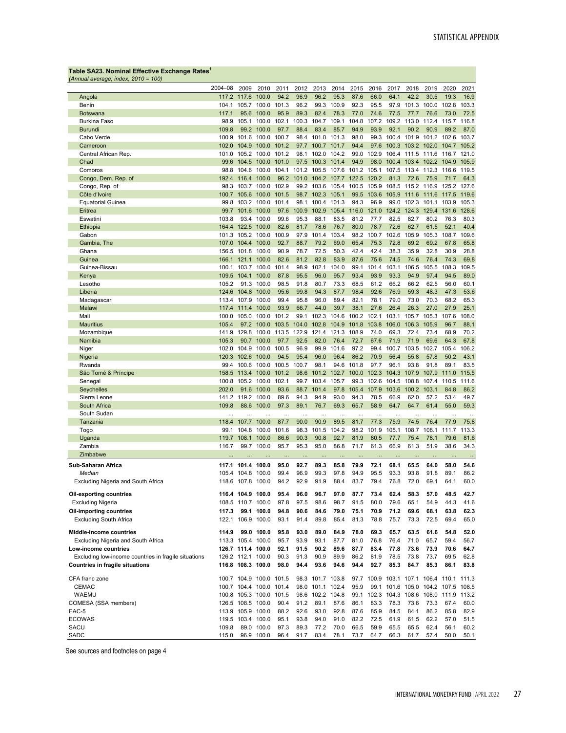**Table SA23. Nominal Effective Exchange Rates[1]**

*(Annual average; index, 2010 = 100)*

| | 2004–08 | 2009 | 2010 | 2011 | 2012 | 2013 | 2014 | 2015 | 2016 | 2017 | 2018 | 2019 | 2020 | 2021 |
|---|---|---|---|---|---|---|---|---|---|---|---|---|---|---|
| Angola | 117.2 | 117.6 | 100.0 | 94.2 | 96.9 | 96.2 | 95.3 | 87.6 | 66.0 | 64.1 | 42.2 | 30.5 | 19.3 | 16.9 |
| Benin | 104.1 | 105.7 | 100.0 | 101.3 | 96.2 | 99.3 | 100.9 | 92.3 | 95.5 | 97.9 | 101.3 | 100.0 | 102.8 | 103.3 |
| Botswana | 117.1 | 95.6 | 100.0 | 95.9 | 89.3 | 82.4 | 78.3 | 77.0 | 74.6 | 77.5 | 77.7 | 76.6 | 73.0 | 72.5 |
| Burkina Faso | 98.9 | 105.1 | 100.0 | 102.1 | 100.3 | 104.7 | 109.1 | 104.8 | 107.2 | 109.2 | 113.0 | 112.4 | 115.7 | 116.8 |
| Burundi | 109.8 | 99.2 | 100.0 | 97.7 | 88.4 | 83.4 | 85.7 | 94.9 | 93.9 | 92.1 | 90.2 | 90.9 | 89.2 | 87.0 |
| Cabo Verde | 100.9 | 101.6 | 100.0 | 100.7 | 98.4 | 101.0 | 101.3 | 98.0 | 99.3 | 100.4 | 101.9 | 101.2 | 102.6 | 103.7 |
| Cameroon | 102.0 | 104.9 | 100.0 | 101.2 | 97.7 | 100.7 | 101.7 | 94.4 | 97.6 | 100.3 | 103.2 | 102.0 | 104.7 | 105.2 |
| Central African Rep. | 101.0 | 105.2 | 100.0 | 101.2 | 98.1 | 102.0 | 104.2 | 99.0 | 102.9 | 106.4 | 111.5 | 111.6 | 116.7 | 121.0 |
| Chad | 99.6 | 104.5 | 100.0 | 101.0 | 97.5 | 100.3 | 101.4 | 94.9 | 98.0 | 100.4 | 103.4 | 102.2 | 104.9 | 105.9 |
| Comoros | 98.8 | 104.6 | 100.0 | 104.1 | 101.2 | 105.5 | 107.6 | 101.2 | 105.1 | 107.5 | 113.4 | 112.3 | 116.6 | 119.5 |
| Congo, Dem. Rep. of | 192.4 | 116.4 | 100.0 | 96.2 | 101.0 | 104.2 | 107.7 | 122.5 | 120.2 | 81.3 | 72.6 | 75.9 | 71.7 | 64.3 |
| Congo, Rep. of | 98.3 | 103.7 | 100.0 | 102.9 | 99.2 | 103.6 | 105.4 | 100.5 | 105.9 | 108.5 | 115.2 | 116.9 | 125.2 | 127.6 |
| Côte d'Ivoire | 100.7 | 105.6 | 100.0 | 101.5 | 98.7 | 102.3 | 105.1 | 99.5 | 103.6 | 105.9 | 111.6 | 111.6 | 117.5 | 119.6 |
| Equatorial Guinea | 99.8 | 103.2 | 100.0 | 101.4 | 98.1 | 100.4 | 101.3 | 94.3 | 96.9 | 99.0 | 102.3 | 101.1 | 103.9 | 105.3 |
| Eritrea | 99.7 | 101.6 | 100.0 | 97.6 | 100.9 | 102.9 | 105.4 | 116.0 | 121.0 | 124.2 | 124.3 | 129.4 | 131.6 | 128.6 |
| Eswatini | 103.8 | 93.4 | 100.0 | 99.6 | 95.3 | 88.1 | 83.5 | 81.2 | 77.7 | 82.5 | 82.7 | 80.2 | 76.3 | 80.3 |
| Ethiopia | 164.4 | 122.5 | 100.0 | 82.6 | 81.7 | 78.6 | 76.7 | 80.0 | 78.7 | 72.6 | 62.7 | 61.5 | 52.1 | 40.4 |
| Gabon | 101.3 | 105.2 | 100.0 | 100.9 | 97.9 | 101.4 | 103.4 | 98.2 | 100.7 | 102.6 | 105.9 | 105.3 | 108.7 | 109.6 |
| Gambia, The | 107.0 | 104.4 | 100.0 | 92.7 | 88.7 | 79.2 | 69.0 | 65.4 | 75.3 | 72.8 | 69.2 | 69.2 | 67.8 | 65.8 |
| Ghana | 156.5 | 101.8 | 100.0 | 90.9 | 78.7 | 72.5 | 50.3 | 42.4 | 42.4 | 38.3 | 35.9 | 32.8 | 30.9 | 28.8 |
| Guinea | 166.1 | 121.1 | 100.0 | 82.6 | 81.2 | 82.8 | 83.9 | 87.6 | 75.6 | 74.5 | 74.6 | 76.4 | 74.3 | 69.8 |
| Guinea-Bissau | 100.1 | 103.7 | 100.0 | 101.4 | 98.9 | 102.1 | 104.0 | 99.1 | 101.4 | 103.1 | 106.5 | 105.5 | 108.3 | 109.5 |
| Kenya | 109.5 | 104.1 | 100.0 | 87.8 | 95.5 | 96.0 | 95.7 | 93.4 | 93.9 | 93.3 | 94.9 | 97.4 | 94.5 | 89.0 |
| Lesotho | 105.2 | 91.3 | 100.0 | 98.5 | 91.8 | 80.7 | 73.3 | 68.5 | 61.2 | 66.2 | 66.2 | 62.5 | 56.0 | 60.1 |
| Liberia | 124.6 | 104.8 | 100.0 | 95.6 | 99.8 | 94.3 | 87.7 | 98.4 | 92.6 | 76.9 | 59.3 | 48.3 | 47.3 | 53.6 |
| Madagascar | 113.4 | 107.9 | 100.0 | 99.4 | 95.8 | 96.0 | 89.4 | 82.1 | 78.1 | 79.0 | 73.0 | 70.3 | 68.2 | 65.3 |
| Malawi | 117.4 | 111.4 | 100.0 | 93.9 | 66.7 | 44.0 | 39.7 | 38.1 | 27.6 | 26.4 | 26.3 | 27.0 | 27.9 | 25.1 |
| Mali | 100.0 | 105.0 | 100.0 | 101.2 | 99.1 | 102.3 | 104.6 | 100.2 | 102.1 | 103.1 | 105.7 | 105.3 | 107.6 | 108.0 |
| Mauritius | 105.4 | 97.2 | 100.0 | 103.5 | 104.0 | 102.8 | 104.9 | 101.8 | 103.8 | 106.0 | 106.3 | 105.9 | 96.7 | 88.1 |
| Mozambique | 141.9 | 129.8 | 100.0 | 113.5 | 122.9 | 121.4 | 121.3 | 108.9 | 74.0 | 69.3 | 72.4 | 73.4 | 68.9 | 70.2 |
| Namibia | 105.3 | 90.7 | 100.0 | 97.7 | 92.5 | 82.0 | 76.4 | 72.7 | 67.6 | 71.9 | 71.9 | 69.6 | 64.3 | 67.8 |
| Niger | 102.0 | 104.9 | 100.0 | 100.5 | 96.9 | 99.9 | 101.6 | 97.2 | 99.4 | 100.7 | 103.5 | 102.7 | 105.4 | 106.2 |
| Nigeria | 120.3 | 102.6 | 100.0 | 94.5 | 95.4 | 96.0 | 96.4 | 86.2 | 70.9 | 56.4 | 55.8 | 57.8 | 50.2 | 43.1 |
| Rwanda | 99.4 | 100.6 | 100.0 | 100.5 | 100.7 | 98.1 | 94.6 | 101.8 | 97.7 | 96.1 | 93.8 | 91.8 | 89.1 | 83.5 |
| São Tomé & Príncipe | 158.5 | 113.4 | 100.0 | 101.2 | 98.6 | 101.2 | 102.7 | 100.0 | 102.3 | 104.3 | 107.9 | 107.9 | 111.0 | 115.5 |
| Senegal | 100.8 | 105.2 | 100.0 | 102.1 | 99.7 | 103.4 | 105.7 | 99.3 | 102.6 | 104.5 | 108.8 | 107.4 | 110.5 | 111.6 |
| Seychelles | 202.0 | 91.6 | 100.0 | 93.6 | 88.7 | 101.4 | 97.8 | 105.4 | 107.9 | 103.6 | 100.2 | 103.1 | 84.8 | 86.2 |
| Sierra Leone | 141.2 | 119.2 | 100.0 | 89.6 | 94.3 | 94.9 | 93.0 | 94.3 | 78.5 | 66.9 | 62.0 | 57.2 | 53.4 | 49.7 |
| South Africa | 109.8 | 88.6 | 100.0 | 97.3 | 89.1 | 76.7 | 69.3 | 65.7 | 58.9 | 64.7 | 64.7 | 61.4 | 55.0 | 59.3 |
| South Sudan | ... | ... | ... | ... | ... | ... | ... | ... | ... | ... | ... | ... | ... | ... |
| Tanzania | 118.4 | 107.7 | 100.0 | 87.7 | 90.0 | 90.9 | 89.5 | 81.7 | 77.3 | 75.9 | 74.5 | 76.4 | 77.9 | 75.8 |
| Togo | 99.1 | 104.8 | 100.0 | 101.6 | 98.3 | 101.5 | 104.2 | 98.2 | 101.9 | 105.1 | 108.7 | 108.1 | 111.7 | 113.3 |
| Uganda | 119.7 | 108.1 | 100.0 | 86.6 | 90.3 | 90.8 | 92.7 | 81.9 | 80.5 | 77.7 | 75.4 | 78.1 | 79.6 | 81.6 |
| Zambia | 116.7 | 99.7 | 100.0 | 95.7 | 95.3 | 95.0 | 86.8 | 71.7 | 61.3 | 66.9 | 61.3 | 51.9 | 38.6 | 34.3 |
| Zimbabwe | ... | ... | ... | ... | ... | ... | ... | ... | ... | ... | ... | ... | ... | ... |
| **Sub-Saharan Africa** | **117.1** | **101.4** | **100.0** | **95.0** | **92.7** | **89.3** | **85.8** | **79.9** | **72.1** | **68.1** | **65.5** | **64.0** | **58.0** | **54.6** |
| *Median* | 105.4 | 104.8 | 100.0 | 99.4 | 96.9 | 99.3 | 97.8 | 94.9 | 95.5 | 93.3 | 93.8 | 91.8 | 89.1 | 86.2 |
| Excluding Nigeria and South Africa | 118.6 | 107.8 | 100.0 | 94.2 | 92.9 | 91.9 | 88.4 | 83.7 | 79.4 | 76.8 | 72.0 | 69.1 | 64.1 | 60.0 |
| **Oil-exporting countries** | **116.4** | **104.9** | **100.0** | **95.4** | **96.0** | **96.7** | **97.0** | **87.7** | **73.4** | **62.4** | **58.3** | **57.0** | **48.5** | **42.7** |
| Excluding Nigeria | 108.5 | 110.7 | 100.0 | 97.8 | 97.5 | 98.6 | 98.7 | 91.5 | 80.0 | 79.6 | 65.1 | 54.9 | 44.3 | 41.6 |
| **Oil-importing countries** | **117.3** | **99.1** | **100.0** | **94.8** | **90.6** | **84.6** | **79.0** | **75.1** | **70.9** | **71.2** | **69.6** | **68.1** | **63.8** | **62.3** |
| Excluding South Africa | 122.1 | 106.9 | 100.0 | 93.1 | 91.4 | 89.8 | 85.4 | 81.3 | 78.8 | 75.7 | 73.3 | 72.5 | 69.4 | 65.0 |
| **Middle-income countries** | **114.9** | **99.0** | **100.0** | **95.8** | **93.0** | **89.0** | **84.9** | **78.0** | **69.3** | **65.7** | **63.5** | **61.6** | **54.8** | **52.0** |
| Excluding Nigeria and South Africa | 113.3 | 105.4 | 100.0 | 95.7 | 93.9 | 93.1 | 87.7 | 81.0 | 76.8 | 76.4 | 71.0 | 65.7 | 59.4 | 56.7 |
| **Low-income countries** | **126.7** | **111.4** | **100.0** | **92.1** | **91.5** | **90.2** | **89.6** | **87.7** | **83.4** | **77.8** | **73.6** | **73.9** | **70.6** | **64.7** |
| Excluding low-income countries in fragile situations | 126.2 | 112.1 | 100.0 | 90.3 | 91.3 | 90.9 | 89.9 | 86.2 | 81.9 | 78.5 | 73.8 | 73.7 | 69.5 | 62.8 |
| **Countries in fragile situations** | **116.8** | **108.3** | **100.0** | **98.0** | **94.4** | **93.6** | **94.6** | **94.4** | **92.7** | **85.3** | **84.7** | **85.3** | **86.1** | **83.8** |
| CFA franc zone | 100.7 | 104.9 | 100.0 | 101.5 | 98.3 | 101.7 | 103.8 | 97.7 | 100.9 | 103.1 | 107.1 | 106.4 | 110.1 | 111.3 |
| CEMAC | 100.7 | 104.4 | 100.0 | 101.4 | 98.0 | 101.1 | 102.4 | 95.9 | 99.1 | 101.6 | 105.0 | 104.2 | 107.5 | 108.5 |
| WAEMU | 100.8 | 105.3 | 100.0 | 101.5 | 98.6 | 102.2 | 104.8 | 99.1 | 102.3 | 104.3 | 108.6 | 108.0 | 111.9 | 113.2 |
| COMESA (SSA members) | 126.5 | 108.5 | 100.0 | 90.4 | 91.2 | 89.1 | 87.6 | 86.1 | 83.3 | 78.3 | 73.6 | 73.3 | 67.4 | 60.0 |
| EAC-5 | 113.9 | 105.9 | 100.0 | 88.2 | 92.6 | 93.0 | 92.8 | 87.6 | 85.9 | 84.5 | 84.1 | 86.2 | 85.8 | 82.9 |
| ECOWAS | 119.5 | 103.4 | 100.0 | 95.1 | 93.8 | 94.0 | 91.0 | 82.2 | 72.5 | 61.9 | 61.5 | 62.2 | 57.0 | 51.5 |
| SACU | 109.8 | 89.0 | 100.0 | 97.3 | 89.3 | 77.2 | 70.0 | 66.5 | 59.9 | 65.5 | 65.5 | 62.4 | 56.1 | 60.2 |
| SADC | 115.0 | 96.9 | 100.0 | 96.4 | 91.7 | 83.4 | 78.1 | 73.7 | 64.7 | 66.3 | 61.7 | 57.4 | 50.0 | 50.1 |

See sources and footnotes on page 4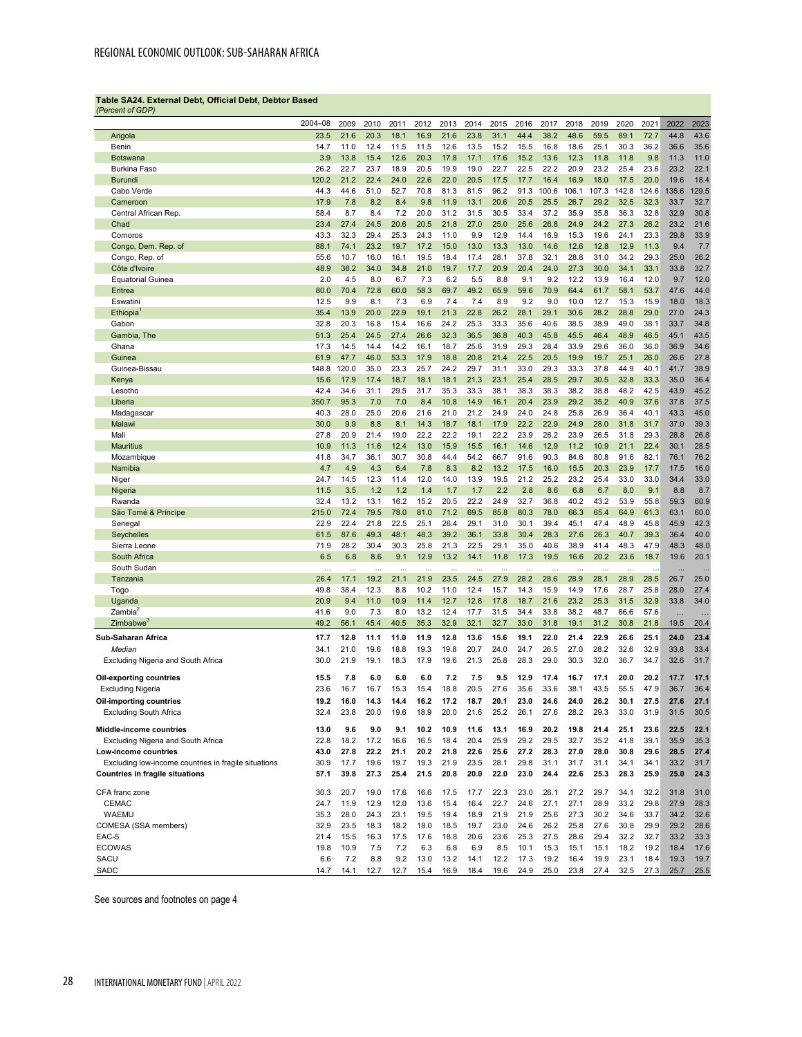**Table SA24. External Debt, Official Debt, Debtor Based**
*(Percent of GDP)*

| | 2004–08 | 2009 | 2010 | 2011 | 2012 | 2013 | 2014 | 2015 | 2016 | 2017 | 2018 | 2019 | 2020 | 2021 | 2022 | 2023 |
|---|---|---|---|---|---|---|---|---|---|---|---|---|---|---|---|---|
| Angola | 23.5 | 21.6 | 20.3 | 18.1 | 16.9 | 21.6 | 23.8 | 31.1 | 44.4 | 38.2 | 48.6 | 59.5 | 89.1 | 72.7 | 44.8 | 43.6 |
| Benin | 14.7 | 11.0 | 12.4 | 11.5 | 11.5 | 12.6 | 13.5 | 15.2 | 15.5 | 16.8 | 18.6 | 25.1 | 30.3 | 36.2 | 36.6 | 35.6 |
| Botswana | 3.9 | 13.8 | 15.4 | 12.6 | 20.3 | 17.8 | 17.1 | 17.6 | 15.2 | 13.6 | 12.3 | 11.8 | 11.8 | 9.8 | 11.3 | 11.0 |
| Burkina Faso | 26.2 | 22.7 | 23.7 | 18.9 | 20.5 | 19.9 | 19.0 | 22.7 | 22.5 | 22.2 | 20.9 | 23.2 | 25.4 | 23.6 | 23.2 | 22.1 |
| Burundi | 120.2 | 21.2 | 22.4 | 24.0 | 22.6 | 22.0 | 20.5 | 17.5 | 17.7 | 16.4 | 16.9 | 18.0 | 17.5 | 20.0 | 19.6 | 18.4 |
| Cabo Verde | 44.3 | 44.6 | 51.0 | 52.7 | 70.8 | 81.3 | 81.5 | 96.2 | 91.3 | 100.6 | 106.1 | 107.3 | 142.8 | 124.6 | 135.6 | 129.5 |
| Cameroon | 17.9 | 7.8 | 8.2 | 8.4 | 9.8 | 11.9 | 13.1 | 20.6 | 20.5 | 25.5 | 26.7 | 29.2 | 32.5 | 32.3 | 33.7 | 32.7 |
| Central African Rep. | 58.4 | 8.7 | 8.4 | 7.2 | 20.0 | 31.2 | 31.5 | 30.5 | 33.4 | 37.2 | 35.9 | 35.8 | 36.3 | 32.8 | 32.9 | 30.8 |
| Chad | 23.4 | 27.4 | 24.5 | 20.6 | 20.5 | 21.8 | 27.0 | 25.0 | 25.6 | 26.8 | 24.9 | 24.2 | 27.3 | 26.2 | 23.2 | 21.6 |
| Comoros | 43.3 | 32.3 | 29.4 | 25.3 | 24.3 | 11.0 | 9.9 | 12.9 | 14.4 | 16.9 | 15.3 | 19.6 | 24.1 | 23.3 | 29.8 | 33.9 |
| Congo, Dem. Rep. of | 88.1 | 74.1 | 23.2 | 19.7 | 17.2 | 15.0 | 13.0 | 13.3 | 13.0 | 14.6 | 12.6 | 12.8 | 12.9 | 11.3 | 9.4 | 7.7 |
| Congo, Rep. of | 55.6 | 10.7 | 16.0 | 16.1 | 19.5 | 18.4 | 17.4 | 28.1 | 37.8 | 32.1 | 28.8 | 31.0 | 34.2 | 29.3 | 25.0 | 26.2 |
| Côte d'Ivoire | 48.9 | 38.2 | 34.0 | 34.8 | 21.0 | 19.7 | 17.7 | 20.9 | 20.4 | 24.0 | 27.3 | 30.0 | 34.1 | 33.1 | 33.8 | 32.7 |
| Equatorial Guinea | 2.0 | 4.5 | 8.0 | 6.7 | 7.3 | 6.2 | 5.5 | 8.8 | 9.1 | 9.2 | 12.2 | 13.9 | 16.4 | 12.0 | 9.7 | 12.0 |
| Eritrea | 80.0 | 70.4 | 72.8 | 60.0 | 58.3 | 69.7 | 49.2 | 65.9 | 59.6 | 70.9 | 64.4 | 61.7 | 58.1 | 53.7 | 47.6 | 44.0 |
| Eswatini | 12.5 | 9.9 | 8.1 | 7.3 | 6.9 | 7.4 | 7.4 | 8.9 | 9.2 | 9.0 | 10.0 | 12.7 | 15.3 | 15.9 | 18.0 | 18.3 |
| Ethiopia[1] | 35.4 | 13.9 | 20.0 | 22.9 | 19.1 | 21.3 | 22.8 | 26.2 | 28.1 | 29.1 | 30.6 | 28.2 | 28.8 | 29.0 | 27.0 | 24.3 |
| Gabon | 32.8 | 20.3 | 16.8 | 15.4 | 16.6 | 24.2 | 25.3 | 33.3 | 35.6 | 40.6 | 38.5 | 38.9 | 49.0 | 38.1 | 33.7 | 34.8 |
| Gambia, The | 51.3 | 25.4 | 24.5 | 27.4 | 26.6 | 32.3 | 36.5 | 36.8 | 40.3 | 45.8 | 45.5 | 46.4 | 48.9 | 46.5 | 45.1 | 43.5 |
| Ghana | 17.3 | 14.5 | 14.4 | 14.2 | 16.1 | 18.7 | 25.6 | 31.9 | 29.3 | 28.4 | 33.9 | 29.6 | 36.0 | 36.0 | 36.9 | 34.6 |
| Guinea | 61.9 | 47.7 | 46.0 | 53.3 | 17.9 | 18.8 | 20.8 | 21.4 | 22.5 | 20.5 | 19.9 | 19.7 | 25.1 | 26.0 | 26.6 | 27.8 |
| Guinea-Bissau | 148.8 | 120.0 | 35.0 | 23.3 | 25.7 | 24.2 | 29.7 | 31.1 | 33.0 | 29.3 | 33.3 | 37.8 | 44.9 | 40.1 | 41.7 | 38.9 |
| Kenya | 15.6 | 17.9 | 17.4 | 18.7 | 18.1 | 18.1 | 21.3 | 23.1 | 25.4 | 28.5 | 29.7 | 30.5 | 32.8 | 33.3 | 35.0 | 36.4 |
| Lesotho | 42.4 | 34.6 | 31.1 | 29.5 | 31.7 | 35.3 | 33.3 | 38.1 | 38.3 | 38.3 | 38.2 | 38.8 | 48.2 | 42.5 | 43.9 | 45.2 |
| Liberia | 350.7 | 95.3 | 7.0 | 7.0 | 8.4 | 10.8 | 14.9 | 16.1 | 20.4 | 23.9 | 29.2 | 35.2 | 40.9 | 37.6 | 37.8 | 37.5 |
| Madagascar | 40.3 | 28.0 | 25.0 | 20.6 | 21.6 | 21.0 | 21.2 | 24.9 | 24.0 | 24.8 | 25.8 | 26.9 | 36.4 | 40.1 | 43.3 | 45.0 |
| Malawi | 30.0 | 9.9 | 8.8 | 8.1 | 14.3 | 18.7 | 18.1 | 17.9 | 22.2 | 22.9 | 24.9 | 28.0 | 31.8 | 31.7 | 37.0 | 39.3 |
| Mali | 27.8 | 20.9 | 21.4 | 19.0 | 22.2 | 22.2 | 19.1 | 22.2 | 23.9 | 26.2 | 23.9 | 26.5 | 31.8 | 29.3 | 28.8 | 26.8 |
| Mauritius | 10.9 | 11.3 | 11.6 | 12.4 | 13.0 | 15.9 | 15.5 | 16.1 | 14.6 | 12.9 | 11.2 | 10.9 | 21.1 | 22.4 | 30.1 | 28.5 |
| Mozambique | 41.8 | 34.7 | 36.1 | 30.7 | 30.8 | 44.4 | 54.2 | 66.7 | 91.6 | 90.3 | 84.6 | 80.8 | 91.6 | 82.1 | 76.1 | 76.2 |
| Namibia | 4.7 | 4.9 | 4.3 | 6.4 | 7.8 | 8.3 | 8.2 | 13.2 | 17.5 | 16.0 | 15.5 | 20.3 | 23.9 | 17.7 | 17.5 | 16.0 |
| Niger | 24.7 | 14.5 | 12.3 | 11.4 | 12.0 | 14.0 | 13.9 | 19.5 | 21.2 | 25.2 | 23.2 | 25.4 | 33.0 | 33.0 | 34.4 | 33.0 |
| Nigeria | 11.5 | 3.5 | 1.2 | 1.2 | 1.4 | 1.7 | 1.7 | 2.2 | 2.8 | 8.6 | 6.8 | 6.7 | 8.0 | 9.1 | 8.8 | 8.7 |
| Rwanda | 32.4 | 13.2 | 13.1 | 16.2 | 15.2 | 20.5 | 22.2 | 24.9 | 32.7 | 36.8 | 40.2 | 43.2 | 53.9 | 55.8 | 59.3 | 60.9 |
| São Tomé & Príncipe | 215.0 | 72.4 | 79.5 | 78.0 | 81.0 | 71.2 | 69.5 | 85.8 | 80.3 | 78.0 | 66.3 | 65.4 | 64.9 | 61.3 | 63.1 | 60.0 |
| Senegal | 22.9 | 22.4 | 21.8 | 22.5 | 25.1 | 26.4 | 29.1 | 31.0 | 30.1 | 39.4 | 45.1 | 47.4 | 48.9 | 45.8 | 45.9 | 42.3 |
| Seychelles | 61.5 | 87.6 | 49.3 | 48.1 | 48.3 | 39.2 | 36.1 | 33.8 | 30.4 | 28.3 | 27.6 | 26.3 | 40.7 | 39.3 | 36.4 | 40.0 |
| Sierra Leone | 71.9 | 28.2 | 30.4 | 30.3 | 25.8 | 21.3 | 22.5 | 29.1 | 35.0 | 40.6 | 38.9 | 41.4 | 48.3 | 47.9 | 48.3 | 48.0 |
| South Africa | 6.5 | 6.8 | 8.6 | 9.1 | 12.9 | 13.2 | 14.1 | 11.8 | 17.3 | 19.5 | 16.6 | 20.2 | 23.6 | 18.7 | 19.6 | 20.1 |
| South Sudan | ... | ... | ... | ... | ... | ... | ... | ... | ... | ... | ... | ... | ... | ... | ... | ... |
| Tanzania | 26.4 | 17.1 | 19.2 | 21.1 | 21.9 | 23.5 | 24.5 | 27.9 | 28.2 | 28.6 | 28.9 | 28.1 | 28.9 | 28.5 | 26.7 | 25.0 |
| Togo | 49.8 | 38.4 | 12.3 | 8.8 | 10.2 | 11.0 | 12.4 | 15.7 | 14.3 | 15.9 | 14.9 | 17.6 | 28.7 | 25.8 | 28.0 | 27.4 |
| Uganda | 20.9 | 9.4 | 11.0 | 10.9 | 11.4 | 12.7 | 12.8 | 17.8 | 18.7 | 21.6 | 23.2 | 25.3 | 31.5 | 32.9 | 33.8 | 34.0 |
| Zambia[2] | 41.6 | 9.0 | 7.3 | 8.0 | 13.2 | 12.4 | 17.7 | 31.5 | 34.4 | 33.8 | 38.2 | 48.7 | 66.6 | 57.6 | ... | ... |
| Zimbabwe[3] | 49.2 | 56.1 | 45.4 | 40.5 | 35.3 | 32.9 | 32.1 | 32.7 | 33.0 | 31.8 | 19.1 | 31.2 | 30.8 | 21.8 | 19.5 | 20.4 |
| **Sub-Saharan Africa** | **17.7** | **12.8** | **11.1** | **11.0** | **11.9** | **12.8** | **13.6** | **15.6** | **19.1** | **22.0** | **21.4** | **22.9** | **26.6** | **25.1** | **24.0** | **23.4** |
| *Median* | 34.1 | 21.0 | 19.6 | 18.8 | 19.3 | 19.8 | 20.7 | 24.0 | 24.7 | 26.5 | 27.0 | 28.2 | 32.6 | 32.9 | 33.8 | 33.4 |
| Excluding Nigeria and South Africa | 30.0 | 21.9 | 19.1 | 18.3 | 17.9 | 19.6 | 21.3 | 25.8 | 28.3 | 29.0 | 30.3 | 32.0 | 36.7 | 34.7 | 32.6 | 31.7 |
| **Oil-exporting countries** | **15.5** | **7.8** | **6.0** | **6.0** | **6.0** | **7.2** | **7.5** | **9.5** | **12.9** | **17.4** | **16.7** | **17.1** | **20.0** | **20.2** | **17.7** | **17.1** |
| Excluding Nigeria | 23.6 | 16.7 | 16.7 | 15.3 | 15.4 | 18.8 | 20.5 | 27.6 | 35.6 | 33.6 | 38.1 | 43.5 | 55.5 | 47.9 | 36.7 | 36.4 |
| **Oil-importing countries** | **19.2** | **16.0** | **14.3** | **14.4** | **16.2** | **17.2** | **18.7** | **20.1** | **23.0** | **24.6** | **24.0** | **26.2** | **30.1** | **27.5** | **27.6** | **27.1** |
| Excluding South Africa | 32.4 | 23.8 | 20.0 | 19.6 | 18.9 | 20.0 | 21.6 | 25.2 | 26.1 | 27.6 | 28.2 | 29.3 | 33.0 | 31.9 | 31.5 | 30.5 |
| **Middle-income countries** | **13.0** | **9.6** | **9.0** | **9.1** | **10.2** | **10.9** | **11.6** | **13.1** | **16.9** | **20.2** | **19.8** | **21.4** | **25.1** | **23.6** | **22.5** | **22.1** |
| Excluding Nigeria and South Africa | 22.8 | 18.2 | 17.2 | 16.6 | 16.5 | 18.4 | 20.4 | 25.9 | 29.2 | 29.5 | 32.7 | 35.2 | 41.8 | 39.1 | 35.9 | 35.3 |
| **Low-income countries** | **43.0** | **27.8** | **22.2** | **21.1** | **20.2** | **21.8** | **22.6** | **25.6** | **27.2** | **28.3** | **27.0** | **28.0** | **30.8** | **29.6** | **28.5** | **27.4** |
| Excluding low-income countries in fragile situations | 30.9 | 17.7 | 19.6 | 19.7 | 19.3 | 21.9 | 23.5 | 28.1 | 29.8 | 31.1 | 31.7 | 31.1 | 34.1 | 34.1 | 33.2 | 31.7 |
| **Countries in fragile situations** | **57.1** | **39.8** | **27.3** | **25.4** | **21.5** | **20.8** | **20.0** | **22.0** | **23.0** | **24.4** | **22.6** | **25.3** | **28.3** | **25.9** | **25.0** | **24.3** |
| CFA franc zone | 30.3 | 20.7 | 19.0 | 17.6 | 16.6 | 17.5 | 17.7 | 22.3 | 23.0 | 26.1 | 27.2 | 29.7 | 34.1 | 32.2 | 31.8 | 31.0 |
| CEMAC | 24.7 | 11.9 | 12.9 | 12.0 | 13.6 | 15.4 | 16.4 | 22.7 | 24.6 | 27.1 | 27.1 | 28.9 | 33.2 | 29.8 | 27.9 | 28.3 |
| WAEMU | 35.3 | 28.0 | 24.3 | 23.1 | 19.5 | 19.4 | 18.9 | 21.9 | 21.9 | 25.6 | 27.3 | 30.2 | 34.6 | 33.7 | 34.2 | 32.6 |
| COMESA (SSA members) | 32.9 | 23.5 | 18.3 | 18.2 | 18.0 | 18.5 | 19.7 | 23.0 | 24.6 | 26.2 | 25.8 | 27.6 | 30.8 | 29.9 | 29.2 | 28.6 |
| EAC-5 | 21.4 | 15.5 | 16.3 | 17.5 | 17.6 | 18.8 | 20.6 | 23.6 | 25.3 | 27.5 | 28.6 | 29.4 | 32.2 | 32.7 | 33.2 | 33.3 |
| ECOWAS | 19.8 | 10.9 | 7.5 | 7.2 | 6.3 | 6.8 | 6.9 | 8.5 | 10.1 | 15.3 | 15.1 | 15.1 | 18.2 | 19.2 | 18.4 | 17.6 |
| SACU | 6.6 | 7.2 | 8.8 | 9.2 | 13.0 | 13.2 | 14.1 | 12.2 | 17.3 | 19.2 | 16.4 | 19.9 | 23.1 | 18.4 | 19.3 | 19.7 |
| SADC | 14.7 | 14.1 | 12.7 | 12.7 | 15.4 | 16.9 | 18.4 | 19.6 | 24.9 | 25.0 | 23.8 | 27.4 | 32.5 | 27.3 | 25.7 | 25.5 |

See sources and footnotes on page 4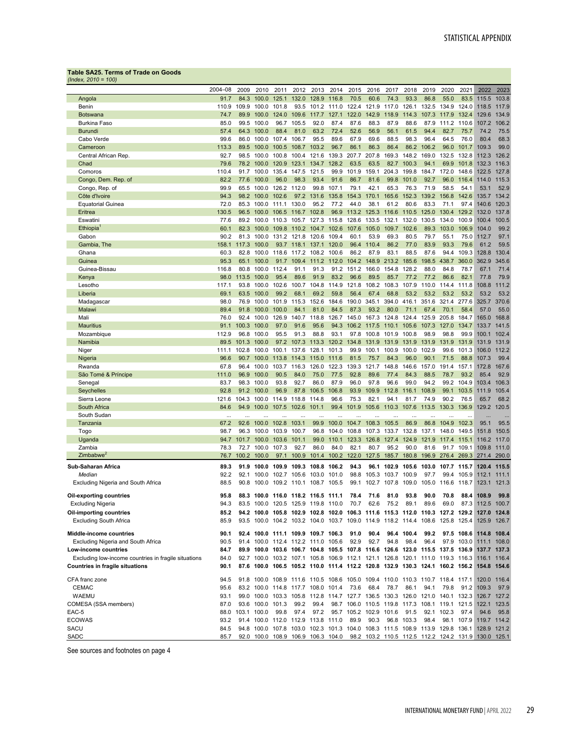**Table SA25. Terms of Trade on Goods**
*(Index, 2010 = 100)*

| | 2004–08 | 2009 | 2010 | 2011 | 2012 | 2013 | 2014 | 2015 | 2016 | 2017 | 2018 | 2019 | 2020 | 2021 | 2022 | 2023 |
|---|---|---|---|---|---|---|---|---|---|---|---|---|---|---|---|---|
| Angola | 91.7 | 84.3 | 100.0 | 125.1 | 132.0 | 128.9 | 116.8 | 70.5 | 60.6 | 74.3 | 93.3 | 86.8 | 55.0 | 83.5 | 115.5 | 103.8 |
| Benin | 110.9 | 109.9 | 100.0 | 101.8 | 93.5 | 101.2 | 111.0 | 122.4 | 121.9 | 117.0 | 126.1 | 132.5 | 134.9 | 124.0 | 118.5 | 117.9 |
| Botswana | 74.7 | 89.9 | 100.0 | 124.0 | 109.6 | 117.7 | 127.1 | 122.0 | 142.9 | 118.9 | 114.3 | 107.3 | 117.9 | 132.4 | 129.6 | 134.9 |
| Burkina Faso | 85.0 | 99.5 | 100.0 | 96.7 | 105.5 | 92.0 | 87.4 | 87.6 | 88.3 | 87.9 | 88.6 | 87.9 | 111.2 | 110.6 | 107.2 | 106.2 |
| Burundi | 57.4 | 64.3 | 100.0 | 88.4 | 81.0 | 63.2 | 72.4 | 52.6 | 56.9 | 56.1 | 61.5 | 94.4 | 82.7 | 75.7 | 74.2 | 75.5 |
| Cabo Verde | 99.6 | 86.0 | 100.0 | 107.4 | 106.7 | 95.5 | 89.6 | 67.9 | 69.6 | 88.5 | 98.3 | 96.4 | 64.5 | 76.0 | 80.4 | 68.3 |
| Cameroon | 113.3 | 89.5 | 100.0 | 100.5 | 108.7 | 103.2 | 96.7 | 86.1 | 86.3 | 86.4 | 86.2 | 106.2 | 96.0 | 101.7 | 109.3 | 99.0 |
| Central African Rep. | 92.7 | 98.5 | 100.0 | 100.8 | 100.4 | 121.6 | 139.3 | 207.7 | 207.8 | 169.3 | 148.2 | 169.0 | 132.5 | 132.8 | 112.3 | 126.2 |
| Chad | 79.6 | 78.2 | 100.0 | 120.9 | 123.1 | 134.7 | 128.2 | 63.5 | 63.5 | 82.7 | 100.3 | 94.1 | 69.9 | 101.8 | 132.3 | 116.3 |
| Comoros | 110.4 | 91.7 | 100.0 | 135.4 | 147.5 | 121.5 | 99.9 | 101.9 | 159.1 | 204.3 | 199.8 | 184.7 | 172.0 | 148.6 | 122.5 | 127.8 |
| Congo, Dem. Rep. of | 82.2 | 77.6 | 100.0 | 96.0 | 98.3 | 93.4 | 91.6 | 86.7 | 81.6 | 99.8 | 101.0 | 92.7 | 96.0 | 116.4 | 114.0 | 115.3 |
| Congo, Rep. of | 99.9 | 65.5 | 100.0 | 126.2 | 112.0 | 99.8 | 107.1 | 79.1 | 42.1 | 65.3 | 76.3 | 71.9 | 58.5 | 54.1 | 53.1 | 52.9 |
| Côte d'Ivoire | 94.3 | 98.2 | 100.0 | 102.6 | 97.2 | 131.6 | 135.8 | 154.3 | 170.1 | 165.6 | 152.3 | 139.2 | 156.8 | 142.6 | 135.7 | 134.2 |
| Equatorial Guinea | 72.0 | 85.3 | 100.0 | 111.1 | 130.0 | 95.2 | 77.2 | 44.0 | 38.1 | 61.2 | 80.6 | 83.3 | 71.1 | 97.4 | 140.6 | 120.3 |
| Eritrea | 130.5 | 96.5 | 100.0 | 106.5 | 116.7 | 102.8 | 96.9 | 113.2 | 125.3 | 116.6 | 110.5 | 125.0 | 130.4 | 129.2 | 132.0 | 137.8 |
| Eswatini | 77.6 | 89.2 | 100.0 | 110.3 | 105.7 | 127.3 | 115.8 | 128.6 | 133.5 | 132.1 | 132.0 | 130.5 | 134.0 | 100.9 | 100.4 | 100.5 |
| Ethiopia[1] | 60.1 | 82.3 | 100.0 | 109.8 | 110.2 | 104.7 | 102.6 | 107.6 | 105.0 | 109.7 | 102.6 | 89.3 | 103.0 | 106.9 | 104.0 | 99.2 |
| Gabon | 90.2 | 81.3 | 100.0 | 131.2 | 121.8 | 120.6 | 109.4 | 60.1 | 53.9 | 69.3 | 80.5 | 79.7 | 55.1 | 75.0 | 112.7 | 97.1 |
| Gambia, The | 158.1 | 117.3 | 100.0 | 93.7 | 118.1 | 137.1 | 120.0 | 96.4 | 110.4 | 86.2 | 77.0 | 83.9 | 93.3 | 79.6 | 61.2 | 59.5 |
| Ghana | 60.3 | 82.8 | 100.0 | 118.6 | 117.2 | 108.2 | 100.6 | 86.2 | 87.9 | 83.1 | 88.5 | 87.6 | 94.4 | 109.3 | 128.8 | 130.4 |
| Guinea | 95.3 | 65.1 | 100.0 | 91.7 | 109.4 | 111.2 | 112.0 | 104.2 | 148.9 | 213.2 | 185.6 | 198.5 | 438.7 | 360.0 | 362.9 | 345.6 |
| Guinea-Bissau | 116.8 | 80.8 | 100.0 | 112.4 | 91.1 | 91.3 | 91.2 | 151.2 | 166.0 | 154.8 | 128.2 | 88.0 | 84.8 | 78.7 | 67.1 | 71.4 |
| Kenya | 98.0 | 113.5 | 100.0 | 95.4 | 89.6 | 91.9 | 83.2 | 96.6 | 89.5 | 85.7 | 77.2 | 77.2 | 86.6 | 82.1 | 77.8 | 79.9 |
| Lesotho | 117.1 | 93.8 | 100.0 | 102.6 | 100.7 | 104.8 | 114.9 | 121.8 | 108.2 | 108.3 | 107.9 | 110.0 | 114.4 | 111.8 | 108.8 | 111.2 |
| Liberia | 69.1 | 63.5 | 100.0 | 99.2 | 68.1 | 69.2 | 59.8 | 56.4 | 67.4 | 68.8 | 53.2 | 53.2 | 53.2 | 53.2 | 53.2 | 53.2 |
| Madagascar | 98.0 | 76.9 | 100.0 | 101.9 | 115.3 | 152.6 | 184.6 | 190.0 | 345.1 | 394.0 | 416.1 | 351.6 | 321.4 | 277.6 | 325.7 | 370.6 |
| Malawi | 89.4 | 91.8 | 100.0 | 100.0 | 84.1 | 81.0 | 84.5 | 87.3 | 93.2 | 80.0 | 71.1 | 67.4 | 70.1 | 58.4 | 57.0 | 55.0 |
| Mali | 76.0 | 92.4 | 100.0 | 126.9 | 140.7 | 118.8 | 126.7 | 145.0 | 167.3 | 124.8 | 124.4 | 125.9 | 205.8 | 184.7 | 165.0 | 168.8 |
| Mauritius | 91.1 | 100.3 | 100.0 | 97.0 | 91.6 | 95.6 | 94.3 | 106.2 | 117.5 | 110.1 | 105.6 | 107.3 | 127.0 | 134.7 | 133.7 | 141.5 |
| Mozambique | 112.9 | 96.8 | 100.0 | 95.5 | 91.3 | 88.8 | 93.1 | 97.8 | 100.8 | 101.9 | 100.8 | 98.9 | 98.8 | 99.9 | 100.1 | 102.4 |
| Namibia | 89.5 | 101.3 | 100.0 | 97.2 | 107.3 | 113.3 | 120.2 | 134.8 | 131.9 | 131.9 | 131.9 | 131.9 | 131.9 | 131.9 | 131.9 | 131.9 |
| Niger | 111.1 | 102.8 | 100.0 | 100.1 | 137.6 | 128.1 | 101.3 | 99.9 | 100.1 | 100.9 | 100.0 | 102.9 | 99.6 | 101.3 | 106.0 | 112.2 |
| Nigeria | 96.6 | 90.7 | 100.0 | 113.8 | 114.3 | 115.0 | 111.6 | 81.5 | 75.7 | 84.3 | 96.0 | 90.1 | 71.5 | 88.8 | 107.3 | 99.4 |
| Rwanda | 67.8 | 96.4 | 100.0 | 103.7 | 116.3 | 126.0 | 122.3 | 139.3 | 121.7 | 148.8 | 146.6 | 157.0 | 191.4 | 157.1 | 172.8 | 167.6 |
| São Tomé & Príncipe | 111.0 | 96.9 | 100.0 | 90.5 | 84.0 | 75.0 | 77.5 | 92.8 | 89.6 | 77.4 | 84.3 | 88.5 | 78.7 | 93.2 | 85.4 | 92.9 |
| Senegal | 83.7 | 98.3 | 100.0 | 93.8 | 92.7 | 86.0 | 87.9 | 96.0 | 97.8 | 96.6 | 99.0 | 94.2 | 99.2 | 104.9 | 103.4 | 106.3 |
| Seychelles | 92.8 | 91.2 | 100.0 | 96.9 | 87.8 | 106.5 | 106.8 | 93.9 | 109.9 | 112.8 | 116.1 | 108.9 | 99.1 | 103.5 | 111.9 | 105.4 |
| Sierra Leone | 121.6 | 104.3 | 100.0 | 114.9 | 118.8 | 114.8 | 96.6 | 75.3 | 82.1 | 94.1 | 81.7 | 74.9 | 90.2 | 76.5 | 65.7 | 68.2 |
| South Africa | 84.6 | 94.9 | 100.0 | 107.5 | 102.6 | 101.1 | 99.4 | 101.9 | 105.6 | 110.3 | 107.6 | 113.5 | 130.3 | 136.9 | 129.2 | 120.5 |
| South Sudan | ... | ... | ... | ... | ... | ... | ... | ... | ... | ... | ... | ... | ... | ... | ... | ... |
| Tanzania | 67.2 | 92.6 | 100.0 | 102.8 | 103.1 | 99.9 | 100.0 | 104.7 | 108.3 | 105.5 | 86.9 | 86.8 | 104.9 | 102.3 | 95.1 | 95.5 |
| Togo | 98.7 | 96.3 | 100.0 | 103.9 | 100.7 | 96.8 | 104.0 | 108.8 | 107.3 | 133.7 | 132.8 | 137.1 | 148.0 | 149.5 | 151.8 | 150.5 |
| Uganda | 94.7 | 101.7 | 100.0 | 103.6 | 101.1 | 99.0 | 110.1 | 123.3 | 126.8 | 127.4 | 124.9 | 121.9 | 117.4 | 115.1 | 116.2 | 117.0 |
| Zambia | 78.3 | 72.7 | 100.0 | 107.3 | 92.7 | 86.0 | 84.0 | 82.1 | 80.7 | 95.2 | 90.0 | 81.6 | 91.7 | 109.1 | 109.8 | 111.0 |
| Zimbabwe[2] | 76.7 | 100.2 | 100.0 | 97.1 | 100.9 | 101.4 | 100.2 | 122.0 | 127.5 | 185.7 | 180.8 | 196.9 | 276.4 | 269.3 | 271.4 | 290.0 |
| **Sub-Saharan Africa** | **89.3** | **91.9** | **100.0** | **109.9** | **109.3** | **108.8** | **106.2** | **94.3** | **96.1** | **102.9** | **105.6** | **103.0** | **107.7** | **115.7** | **120.4** | **115.5** |
| *Median* | 92.2 | 92.1 | 100.0 | 102.7 | 105.6 | 103.0 | 101.0 | 98.8 | 105.3 | 103.7 | 100.9 | 97.7 | 99.4 | 105.9 | 112.1 | 111.1 |
| Excluding Nigeria and South Africa | 88.5 | 90.8 | 100.0 | 109.2 | 110.1 | 108.7 | 105.5 | 99.1 | 102.7 | 107.8 | 109.0 | 105.0 | 116.6 | 118.7 | 123.1 | 121.3 |
| **Oil-exporting countries** | **95.8** | **88.3** | **100.0** | **116.0** | **118.2** | **116.5** | **111.1** | **78.4** | **71.6** | **81.0** | **93.8** | **90.0** | **70.8** | **88.4** | **108.9** | **99.8** |
| Excluding Nigeria | 94.3 | 83.5 | 100.0 | 120.5 | 125.9 | 119.8 | 110.0 | 70.7 | 62.6 | 75.2 | 89.1 | 89.6 | 69.0 | 87.3 | 112.5 | 100.7 |
| **Oil-importing countries** | **85.2** | **94.2** | **100.0** | **105.8** | **102.9** | **102.8** | **102.0** | **106.3** | **111.6** | **115.3** | **112.0** | **110.3** | **127.2** | **129.2** | **127.0** | **124.8** |
| Excluding South Africa | 85.9 | 93.5 | 100.0 | 104.2 | 103.2 | 104.0 | 103.7 | 109.0 | 114.9 | 118.2 | 114.4 | 108.6 | 125.8 | 125.4 | 125.9 | 126.7 |
| **Middle-income countries** | **90.1** | **92.4** | **100.0** | **111.1** | **109.9** | **109.7** | **106.3** | **91.0** | **90.4** | **96.4** | **100.4** | **99.2** | **97.5** | **108.6** | **114.8** | **108.4** |
| Excluding Nigeria and South Africa | 90.5 | 91.4 | 100.0 | 112.4 | 112.2 | 111.0 | 105.6 | 92.9 | 92.7 | 94.8 | 98.4 | 96.4 | 97.9 | 103.0 | 111.1 | 108.0 |
| **Low-income countries** | **84.7** | **89.9** | **100.0** | **103.6** | **106.7** | **104.8** | **105.5** | **107.8** | **116.6** | **126.6** | **123.0** | **115.5** | **137.5** | **136.9** | **137.7** | **137.3** |
| Excluding low-income countries in fragile situations | 84.0 | 92.7 | 100.0 | 103.2 | 107.1 | 105.8 | 106.9 | 112.1 | 121.1 | 126.8 | 120.1 | 111.0 | 119.3 | 116.3 | 116.1 | 116.4 |
| **Countries in fragile situations** | **90.1** | **87.6** | **100.0** | **106.5** | **105.2** | **110.0** | **111.4** | **112.2** | **120.8** | **132.9** | **130.3** | **124.1** | **160.2** | **156.2** | **154.8** | **154.6** |
| CFA franc zone | 94.5 | 91.8 | 100.0 | 108.9 | 111.6 | 110.5 | 108.6 | 105.0 | 109.4 | 110.0 | 110.3 | 110.7 | 118.4 | 117.1 | 120.0 | 116.4 |
| CEMAC | 95.6 | 83.2 | 100.0 | 114.8 | 117.7 | 108.0 | 101.4 | 73.6 | 68.4 | 78.7 | 86.1 | 94.1 | 79.8 | 91.2 | 109.3 | 97.9 |
| WAEMU | 93.1 | 99.0 | 100.0 | 103.3 | 105.8 | 112.8 | 114.7 | 127.7 | 136.5 | 130.3 | 126.0 | 121.0 | 140.1 | 132.3 | 126.7 | 127.2 |
| COMESA (SSA members) | 87.0 | 93.6 | 100.0 | 101.3 | 99.2 | 99.4 | 98.7 | 106.0 | 110.5 | 119.8 | 117.3 | 108.1 | 119.1 | 121.5 | 122.1 | 123.5 |
| EAC-5 | 88.0 | 103.1 | 100.0 | 99.8 | 97.4 | 97.2 | 95.7 | 105.2 | 102.9 | 101.6 | 91.5 | 92.1 | 102.3 | 97.4 | 94.6 | 95.8 |
| ECOWAS | 93.2 | 91.4 | 100.0 | 112.0 | 112.9 | 113.8 | 111.0 | 89.9 | 90.3 | 96.8 | 103.3 | 98.4 | 98.1 | 107.9 | 119.7 | 114.2 |
| SACU | 84.5 | 94.8 | 100.0 | 107.8 | 103.0 | 102.3 | 101.3 | 104.0 | 108.3 | 111.5 | 108.9 | 113.9 | 129.8 | 136.1 | 128.9 | 121.2 |
| SADC | 85.7 | 92.0 | 100.0 | 108.9 | 106.9 | 106.3 | 104.0 | 98.2 | 103.2 | 110.5 | 112.5 | 112.2 | 124.2 | 131.9 | 130.0 | 125.1 |

See sources and footnotes on page 4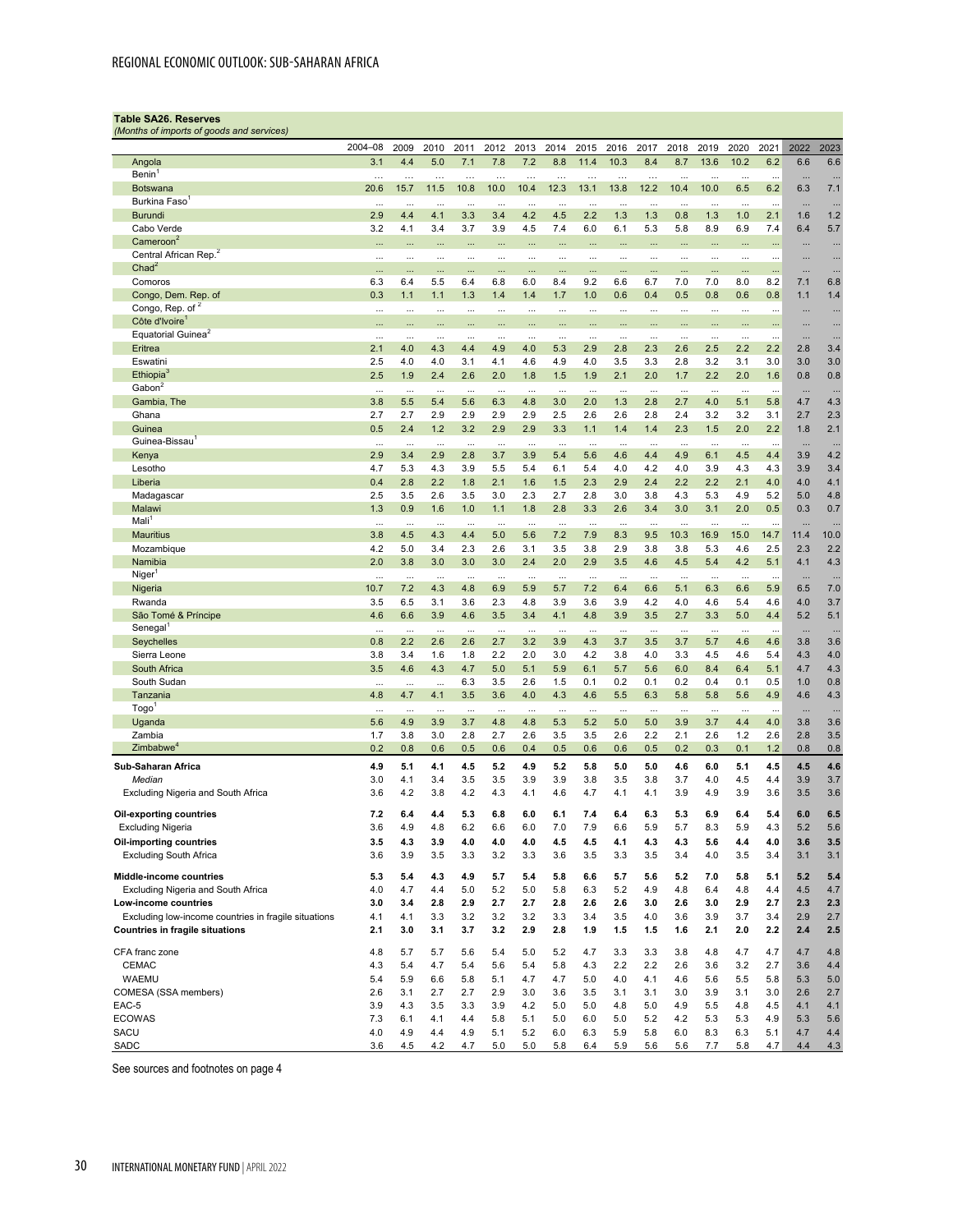**Table SA26. Reserves**
*(Months of imports of goods and services)*

| | 2004–08 | 2009 | 2010 | 2011 | 2012 | 2013 | 2014 | 2015 | 2016 | 2017 | 2018 | 2019 | 2020 | 2021 | 2022 | 2023 |
|---|---|---|---|---|---|---|---|---|---|---|---|---|---|---|---|---|
| Angola | 3.1 | 4.4 | 5.0 | 7.1 | 7.8 | 7.2 | 8.8 | 11.4 | 10.3 | 8.4 | 8.7 | 13.6 | 10.2 | 6.2 | 6.6 | 6.6 |
| Benin[1] | ... | ... | ... | ... | ... | ... | ... | ... | ... | ... | ... | ... | ... | ... | ... | ... |
| Botswana | 20.6 | 15.7 | 11.5 | 10.8 | 10.0 | 10.4 | 12.3 | 13.1 | 13.8 | 12.2 | 10.4 | 10.0 | 6.5 | 6.2 | 6.3 | 7.1 |
| Burkina Faso[1] | ... | ... | ... | ... | ... | ... | ... | ... | ... | ... | ... | ... | ... | ... | ... | ... |
| Burundi | 2.9 | 4.4 | 4.1 | 3.3 | 3.4 | 4.2 | 4.5 | 2.2 | 1.3 | 1.3 | 0.8 | 1.3 | 1.0 | 2.1 | 1.6 | 1.2 |
| Cabo Verde | 3.2 | 4.1 | 3.4 | 3.7 | 3.9 | 4.5 | 7.4 | 6.0 | 6.1 | 5.3 | 5.8 | 8.9 | 6.9 | 7.4 | 6.4 | 5.7 |
| Cameroon[2] | ... | ... | ... | ... | ... | ... | ... | ... | ... | ... | ... | ... | ... | ... | ... | ... |
| Central African Rep.[2] | ... | ... | ... | ... | ... | ... | ... | ... | ... | ... | ... | ... | ... | ... | ... | ... |
| Chad[2] | ... | ... | ... | ... | ... | ... | ... | ... | ... | ... | ... | ... | ... | ... | ... | ... |
| Comoros | 6.3 | 6.4 | 5.5 | 6.4 | 6.8 | 6.0 | 8.4 | 9.2 | 6.6 | 6.7 | 7.0 | 7.0 | 8.0 | 8.2 | 7.1 | 6.8 |
| Congo, Dem. Rep. of | 0.3 | 1.1 | 1.1 | 1.3 | 1.4 | 1.4 | 1.7 | 1.0 | 0.6 | 0.4 | 0.5 | 0.8 | 0.6 | 0.8 | 1.1 | 1.4 |
| Congo, Rep. of[2] | ... | ... | ... | ... | ... | ... | ... | ... | ... | ... | ... | ... | ... | ... | ... | ... |
| Côte d'Ivoire[1] | ... | ... | ... | ... | ... | ... | ... | ... | ... | ... | ... | ... | ... | ... | ... | ... |
| Equatorial Guinea[2] | ... | ... | ... | ... | ... | ... | ... | ... | ... | ... | ... | ... | ... | ... | ... | ... |
| Eritrea | 2.1 | 4.0 | 4.3 | 4.4 | 4.9 | 4.0 | 5.3 | 2.9 | 2.8 | 2.3 | 2.6 | 2.5 | 2.2 | 2.2 | 2.8 | 3.4 |
| Eswatini | 2.5 | 4.0 | 4.0 | 3.1 | 4.1 | 4.6 | 4.9 | 4.0 | 3.5 | 3.3 | 2.8 | 3.2 | 3.1 | 3.0 | 3.0 | 3.0 |
| Ethiopia[3] | 2.5 | 1.9 | 2.4 | 2.6 | 2.0 | 1.8 | 1.5 | 1.9 | 2.1 | 2.0 | 1.7 | 2.2 | 2.0 | 1.6 | 0.8 | 0.8 |
| Gabon[2] | ... | ... | ... | ... | ... | ... | ... | ... | ... | ... | ... | ... | ... | ... | ... | ... |
| Gambia, The | 3.8 | 5.5 | 5.4 | 5.6 | 6.3 | 4.8 | 3.0 | 2.0 | 1.3 | 2.8 | 2.7 | 4.0 | 5.1 | 5.8 | 4.7 | 4.3 |
| Ghana | 2.7 | 2.7 | 2.9 | 2.9 | 2.9 | 2.9 | 2.5 | 2.6 | 2.6 | 2.8 | 2.4 | 3.2 | 3.2 | 3.1 | 2.7 | 2.3 |
| Guinea | 0.5 | 2.4 | 1.2 | 3.2 | 2.9 | 2.9 | 3.3 | 1.1 | 1.4 | 1.4 | 2.3 | 1.5 | 2.0 | 2.2 | 1.8 | 2.1 |
| Guinea-Bissau[1] | ... | ... | ... | ... | ... | ... | ... | ... | ... | ... | ... | ... | ... | ... | ... | ... |
| Kenya | 2.9 | 3.4 | 2.9 | 2.8 | 3.7 | 3.9 | 5.4 | 5.6 | 4.6 | 4.4 | 4.9 | 6.1 | 4.5 | 4.4 | 3.9 | 4.2 |
| Lesotho | 4.7 | 5.3 | 4.3 | 3.9 | 5.5 | 5.4 | 6.1 | 5.4 | 4.0 | 4.2 | 4.0 | 3.9 | 4.3 | 4.3 | 3.9 | 3.4 |
| Liberia | 0.4 | 2.8 | 2.2 | 1.8 | 2.1 | 1.6 | 1.5 | 2.3 | 2.9 | 2.4 | 2.2 | 2.2 | 2.1 | 4.0 | 4.0 | 4.1 |
| Madagascar | 2.5 | 3.5 | 2.6 | 3.5 | 3.0 | 2.3 | 2.7 | 2.8 | 3.0 | 3.8 | 4.3 | 5.3 | 4.9 | 5.2 | 5.0 | 4.8 |
| Malawi | 1.3 | 0.9 | 1.6 | 1.0 | 1.1 | 1.8 | 2.8 | 3.3 | 2.6 | 3.4 | 3.0 | 3.1 | 2.0 | 0.5 | 0.3 | 0.7 |
| Mali[1] | ... | ... | ... | ... | ... | ... | ... | ... | ... | ... | ... | ... | ... | ... | ... | ... |
| Mauritius | 3.8 | 4.5 | 4.3 | 4.4 | 5.0 | 5.6 | 7.2 | 7.9 | 8.3 | 9.5 | 10.3 | 16.9 | 15.0 | 14.7 | 11.4 | 10.0 |
| Mozambique | 4.2 | 5.0 | 3.4 | 2.3 | 2.6 | 3.1 | 3.5 | 3.8 | 2.9 | 3.8 | 3.8 | 5.3 | 4.6 | 2.5 | 2.3 | 2.2 |
| Namibia | 2.0 | 3.8 | 3.0 | 3.0 | 3.0 | 2.4 | 2.0 | 2.9 | 3.5 | 4.6 | 4.5 | 5.4 | 4.2 | 5.1 | 4.1 | 4.3 |
| Niger[1] | ... | ... | ... | ... | ... | ... | ... | ... | ... | ... | ... | ... | ... | ... | ... | ... |
| Nigeria | 10.7 | 7.2 | 4.3 | 4.8 | 6.9 | 5.9 | 5.7 | 7.2 | 6.4 | 6.6 | 5.1 | 6.3 | 6.6 | 5.9 | 6.5 | 7.0 |
| Rwanda | 3.5 | 6.5 | 3.1 | 3.6 | 2.3 | 4.8 | 3.9 | 3.6 | 3.9 | 4.2 | 4.0 | 4.6 | 5.4 | 4.6 | 4.0 | 3.7 |
| São Tomé & Príncipe | 4.6 | 6.6 | 3.9 | 4.6 | 3.5 | 3.4 | 4.1 | 4.8 | 3.9 | 3.5 | 2.7 | 3.3 | 5.0 | 4.4 | 5.2 | 5.1 |
| Senegal[1] | ... | ... | ... | ... | ... | ... | ... | ... | ... | ... | ... | ... | ... | ... | ... | ... |
| Seychelles | 0.8 | 2.2 | 2.6 | 2.6 | 2.7 | 3.2 | 3.9 | 4.3 | 3.7 | 3.5 | 3.7 | 5.7 | 4.6 | 4.6 | 3.8 | 3.6 |
| Sierra Leone | 3.8 | 3.4 | 1.6 | 1.8 | 2.2 | 2.0 | 3.0 | 4.2 | 3.8 | 4.0 | 3.3 | 4.5 | 4.6 | 5.4 | 4.3 | 4.0 |
| South Africa | 3.5 | 4.6 | 4.3 | 4.7 | 5.0 | 5.1 | 5.9 | 6.1 | 5.7 | 5.6 | 6.0 | 8.4 | 6.4 | 5.1 | 4.7 | 4.3 |
| South Sudan | ... | ... | ... | 6.3 | 3.5 | 2.6 | 1.5 | 0.1 | 0.2 | 0.1 | 0.2 | 0.4 | 0.1 | 0.5 | 1.0 | 0.8 |
| Tanzania | 4.8 | 4.7 | 4.1 | 3.5 | 3.6 | 4.0 | 4.3 | 4.6 | 5.5 | 6.3 | 5.8 | 5.8 | 5.6 | 4.9 | 4.6 | 4.3 |
| Togo[1] | ... | ... | ... | ... | ... | ... | ... | ... | ... | ... | ... | ... | ... | ... | ... | ... |
| Uganda | 5.6 | 4.9 | 3.9 | 3.7 | 4.8 | 4.8 | 5.3 | 5.2 | 5.0 | 5.0 | 3.9 | 3.7 | 4.4 | 4.0 | 3.8 | 3.6 |
| Zambia | 1.7 | 3.8 | 3.0 | 2.8 | 2.7 | 2.6 | 3.5 | 3.5 | 2.6 | 2.2 | 2.1 | 2.6 | 1.2 | 2.6 | 2.8 | 3.5 |
| Zimbabwe[4] | 0.2 | 0.8 | 0.6 | 0.5 | 0.6 | 0.4 | 0.5 | 0.6 | 0.6 | 0.5 | 0.2 | 0.3 | 0.1 | 1.2 | 0.8 | 0.8 |
| **Sub-Saharan Africa** | **4.9** | **5.1** | **4.1** | **4.5** | **5.2** | **4.9** | **5.2** | **5.8** | **5.0** | **5.0** | **4.6** | **6.0** | **5.1** | **4.5** | **4.5** | **4.6** |
| *Median* | 3.0 | 4.1 | 3.4 | 3.5 | 3.5 | 3.9 | 3.9 | 3.8 | 3.5 | 3.8 | 3.7 | 4.0 | 4.5 | 4.4 | 3.9 | 3.7 |
| Excluding Nigeria and South Africa | 3.6 | 4.2 | 3.8 | 4.2 | 4.3 | 4.1 | 4.6 | 4.7 | 4.1 | 4.1 | 3.9 | 4.9 | 3.9 | 3.6 | 3.5 | 3.6 |
| **Oil-exporting countries** | **7.2** | **6.4** | **4.4** | **5.3** | **6.8** | **6.0** | **6.1** | **7.4** | **6.4** | **6.3** | **5.3** | **6.9** | **6.4** | **5.4** | **6.0** | **6.5** |
| Excluding Nigeria | 3.6 | 4.9 | 4.8 | 6.2 | 6.6 | 6.0 | 7.0 | 7.9 | 6.6 | 5.9 | 5.7 | 8.3 | 5.9 | 4.3 | 5.2 | 5.6 |
| **Oil-importing countries** | **3.5** | **4.3** | **3.9** | **4.0** | **4.0** | **4.0** | **4.5** | **4.5** | **4.1** | **4.3** | **4.3** | **5.6** | **4.4** | **4.0** | **3.6** | **3.5** |
| Excluding South Africa | 3.6 | 3.9 | 3.5 | 3.3 | 3.2 | 3.3 | 3.6 | 3.5 | 3.3 | 3.5 | 3.4 | 4.0 | 3.5 | 3.4 | 3.1 | 3.1 |
| **Middle-income countries** | **5.3** | **5.4** | **4.3** | **4.9** | **5.7** | **5.4** | **5.8** | **6.6** | **5.7** | **5.6** | **5.2** | **7.0** | **5.8** | **5.1** | **5.2** | **5.4** |
| Excluding Nigeria and South Africa | 4.0 | 4.7 | 4.4 | 5.0 | 5.2 | 5.0 | 5.8 | 6.3 | 5.2 | 4.9 | 4.8 | 6.4 | 4.8 | 4.4 | 4.5 | 4.7 |
| **Low-income countries** | **3.0** | **3.4** | **2.8** | **2.9** | **2.7** | **2.7** | **2.8** | **2.6** | **2.6** | **3.0** | **2.6** | **3.0** | **2.9** | **2.7** | **2.3** | **2.3** |
| Excluding low-income countries in fragile situations | 4.1 | 4.1 | 3.3 | 3.2 | 3.2 | 3.2 | 3.3 | 3.4 | 3.5 | 4.0 | 3.6 | 3.9 | 3.7 | 3.4 | 2.9 | 2.7 |
| **Countries in fragile situations** | **2.1** | **3.0** | **3.1** | **3.7** | **3.2** | **2.9** | **2.8** | **1.9** | **1.5** | **1.5** | **1.6** | **2.1** | **2.0** | **2.2** | **2.4** | **2.5** |
| CFA franc zone | 4.8 | 5.7 | 5.7 | 5.6 | 5.4 | 5.0 | 5.2 | 4.7 | 3.3 | 3.3 | 3.8 | 4.8 | 4.7 | 4.7 | 4.7 | 4.8 |
| CEMAC | 4.3 | 5.4 | 4.7 | 5.4 | 5.6 | 5.4 | 5.8 | 4.3 | 2.2 | 2.2 | 2.6 | 3.6 | 3.2 | 2.7 | 3.6 | 4.4 |
| WAEMU | 5.4 | 5.9 | 6.6 | 5.8 | 5.1 | 4.7 | 4.7 | 5.0 | 4.0 | 4.1 | 4.6 | 5.6 | 5.5 | 5.8 | 5.3 | 5.0 |
| COMESA (SSA members) | 2.6 | 3.1 | 2.7 | 2.7 | 2.9 | 3.0 | 3.6 | 3.5 | 3.1 | 3.1 | 3.0 | 3.9 | 3.1 | 3.0 | 2.6 | 2.7 |
| EAC-5 | 3.9 | 4.3 | 3.5 | 3.3 | 3.9 | 4.2 | 5.0 | 5.0 | 4.8 | 5.0 | 4.9 | 5.5 | 4.8 | 4.5 | 4.1 | 4.1 |
| ECOWAS | 7.3 | 6.1 | 4.1 | 4.4 | 5.8 | 5.1 | 5.0 | 6.0 | 5.0 | 5.2 | 4.2 | 5.3 | 5.3 | 4.9 | 5.3 | 5.6 |
| SACU | 4.0 | 4.9 | 4.4 | 4.9 | 5.1 | 5.2 | 6.0 | 6.3 | 5.9 | 5.8 | 6.0 | 8.3 | 6.3 | 5.1 | 4.7 | 4.4 |
| SADC | 3.6 | 4.5 | 4.2 | 4.7 | 5.0 | 5.0 | 5.8 | 6.4 | 5.9 | 5.6 | 5.6 | 7.7 | 5.8 | 4.7 | 4.4 | 4.3 |

See sources and footnotes on page 4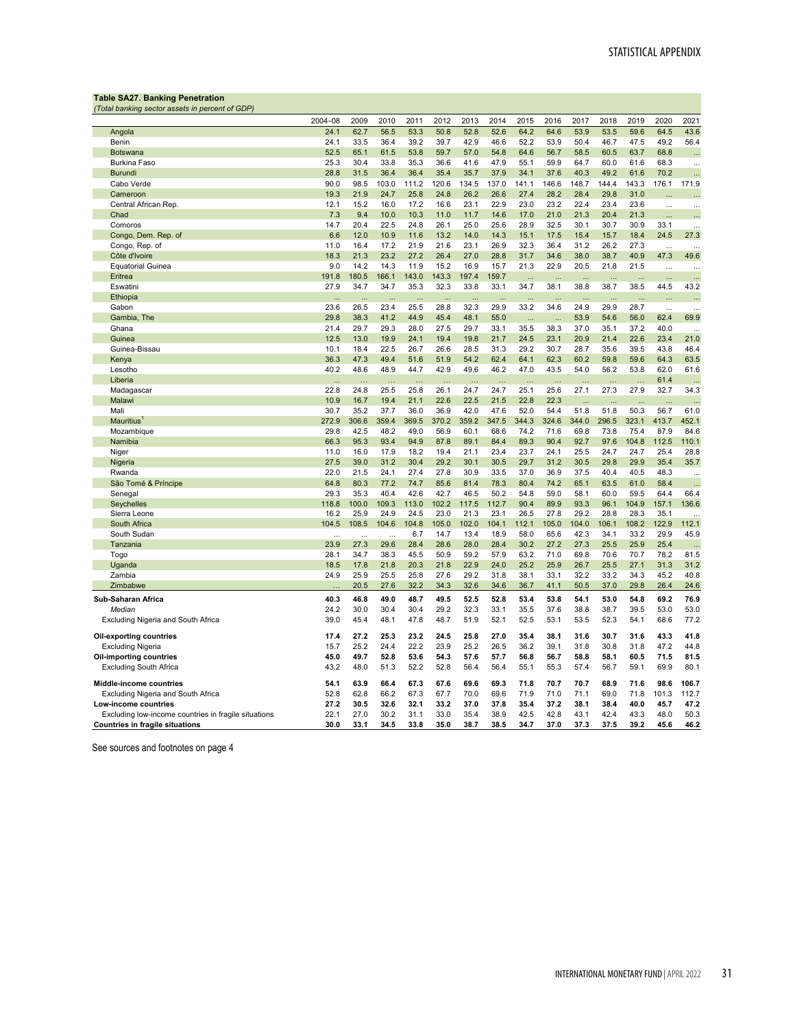**Table SA27. Banking Penetration**

*(Total banking sector assets in percent of GDP)*

| | 2004–08 | 2009 | 2010 | 2011 | 2012 | 2013 | 2014 | 2015 | 2016 | 2017 | 2018 | 2019 | 2020 | 2021 |
|---|---|---|---|---|---|---|---|---|---|---|---|---|---|---|
| Angola | 24.1 | 62.7 | 56.5 | 53.3 | 50.8 | 52.8 | 52.6 | 64.2 | 64.6 | 53.9 | 53.5 | 59.6 | 64.5 | 43.6 |
| Benin | 24.1 | 33.5 | 36.4 | 39.2 | 39.7 | 42.9 | 46.6 | 52.2 | 53.9 | 50.4 | 46.7 | 47.5 | 49.2 | 56.4 |
| Botswana | 52.5 | 65.1 | 61.5 | 53.8 | 59.7 | 57.0 | 54.8 | 64.6 | 56.7 | 58.5 | 60.5 | 63.7 | 68.8 | ... |
| Burkina Faso | 25.3 | 30.4 | 33.8 | 35.3 | 36.6 | 41.6 | 47.9 | 55.1 | 59.9 | 64.7 | 60.0 | 61.6 | 68.3 | ... |
| Burundi | 28.8 | 31.5 | 36.4 | 36.4 | 35.4 | 35.7 | 37.9 | 34.1 | 37.6 | 40.3 | 49.2 | 61.6 | 70.2 | ... |
| Cabo Verde | 90.0 | 98.5 | 103.0 | 111.2 | 120.6 | 134.5 | 137.0 | 141.1 | 146.6 | 148.7 | 144.4 | 143.3 | 176.1 | 171.9 |
| Cameroon | 19.3 | 21.9 | 24.7 | 25.8 | 24.8 | 26.2 | 26.6 | 27.4 | 28.2 | 28.4 | 29.8 | 31.0 | ... | ... |
| Central African Rep. | 12.1 | 15.2 | 16.0 | 17.2 | 16.6 | 23.1 | 22.9 | 23.0 | 23.2 | 22.4 | 23.4 | 23.6 | ... | ... |
| Chad | 7.3 | 9.4 | 10.0 | 10.3 | 11.0 | 11.7 | 14.6 | 17.0 | 21.0 | 21.3 | 20.4 | 21.3 | ... | ... |
| Comoros | 14.7 | 20.4 | 22.5 | 24.8 | 26.1 | 25.0 | 25.6 | 28.9 | 32.5 | 30.1 | 30.7 | 30.9 | 33.1 | ... |
| Congo, Dem. Rep. of | 6.6 | 12.0 | 10.9 | 11.6 | 13.2 | 14.0 | 14.3 | 15.1 | 17.5 | 15.4 | 15.7 | 18.4 | 24.5 | 27.3 |
| Congo, Rep. of | 11.0 | 16.4 | 17.2 | 21.9 | 21.6 | 23.1 | 26.9 | 32.3 | 36.4 | 31.2 | 26.2 | 27.3 | ... | ... |
| Côte d'Ivoire | 18.3 | 21.3 | 23.2 | 27.2 | 26.4 | 27.0 | 28.8 | 31.7 | 34.6 | 38.0 | 38.7 | 40.9 | 47.3 | 49.6 |
| Equatorial Guinea | 9.0 | 14.2 | 14.3 | 11.9 | 15.2 | 16.9 | 15.7 | 21.3 | 22.9 | 20.5 | 21.8 | 21.5 | ... | ... |
| Eritrea | 191.8 | 180.5 | 166.1 | 143.0 | 143.3 | 197.4 | 159.7 | ... | ... | ... | ... | ... | ... | ... |
| Eswatini | 27.9 | 34.7 | 34.7 | 35.3 | 32.3 | 33.8 | 33.1 | 34.7 | 38.1 | 38.8 | 38.7 | 38.5 | 44.5 | 43.2 |
| Ethiopia | ... | ... | ... | ... | ... | ... | ... | ... | ... | ... | ... | ... | ... | ... |
| Gabon | 23.6 | 26.5 | 23.4 | 25.5 | 28.8 | 32.3 | 29.9 | 33.2 | 34.6 | 24.9 | 29.9 | 28.7 | ... | ... |
| Gambia, The | 29.8 | 38.3 | 41.2 | 44.9 | 45.4 | 48.1 | 55.0 | ... | ... | 53.9 | 54.6 | 56.0 | 62.4 | 69.9 |
| Ghana | 21.4 | 29.7 | 29.3 | 28.0 | 27.5 | 29.7 | 33.1 | 35.5 | 38.3 | 37.0 | 35.1 | 37.2 | 40.0 | ... |
| Guinea | 12.5 | 13.0 | 19.9 | 24.1 | 19.4 | 19.8 | 21.7 | 24.5 | 23.1 | 20.9 | 21.4 | 22.6 | 23.4 | 21.0 |
| Guinea-Bissau | 10.1 | 18.4 | 22.5 | 26.7 | 26.6 | 28.5 | 31.3 | 29.2 | 30.7 | 28.7 | 35.6 | 39.5 | 43.8 | 46.4 |
| Kenya | 36.3 | 47.3 | 49.4 | 51.6 | 51.9 | 54.2 | 62.4 | 64.1 | 62.3 | 60.2 | 59.8 | 59.6 | 64.3 | 63.5 |
| Lesotho | 40.2 | 48.6 | 48.9 | 44.7 | 42.9 | 49.6 | 46.2 | 47.0 | 43.5 | 54.0 | 56.2 | 53.8 | 62.0 | 61.6 |
| Liberia | ... | ... | ... | ... | ... | ... | ... | ... | ... | ... | ... | ... | 61.4 | ... |
| Madagascar | 22.8 | 24.8 | 25.5 | 25.8 | 26.1 | 24.7 | 24.7 | 25.1 | 25.6 | 27.1 | 27.3 | 27.9 | 32.7 | 34.3 |
| Malawi | 10.9 | 16.7 | 19.4 | 21.1 | 22.6 | 22.5 | 21.5 | 22.8 | 22.3 | ... | ... | ... | ... | ... |
| Mali | 30.7 | 35.2 | 37.7 | 36.0 | 36.9 | 42.0 | 47.6 | 52.0 | 54.4 | 51.8 | 51.8 | 50.3 | 56.7 | 61.0 |
| Mauritius[1] | 272.9 | 306.6 | 359.4 | 369.5 | 370.2 | 359.2 | 347.5 | 344.3 | 324.6 | 344.0 | 296.5 | 323.1 | 413.7 | 452.1 |
| Mozambique | 29.8 | 42.5 | 48.2 | 49.0 | 56.9 | 60.1 | 68.6 | 74.2 | 71.6 | 69.8 | 73.8 | 75.4 | 87.9 | 84.6 |
| Namibia | 66.3 | 95.3 | 93.4 | 94.9 | 87.8 | 89.1 | 84.4 | 89.3 | 90.4 | 92.7 | 97.6 | 104.8 | 112.5 | 110.1 |
| Niger | 11.0 | 16.0 | 17.9 | 18.2 | 19.4 | 21.1 | 23.4 | 23.7 | 24.1 | 25.5 | 24.7 | 24.7 | 25.4 | 28.8 |
| Nigeria | 27.5 | 39.0 | 31.2 | 30.4 | 29.2 | 30.1 | 30.5 | 29.7 | 31.2 | 30.5 | 29.8 | 29.9 | 35.4 | 35.7 |
| Rwanda | 22.0 | 21.5 | 24.1 | 27.4 | 27.8 | 30.9 | 33.5 | 37.0 | 36.9 | 37.5 | 40.4 | 40.5 | 48.3 | ... |
| São Tomé & Príncipe | 64.8 | 80.3 | 77.2 | 74.7 | 85.6 | 81.4 | 78.3 | 80.4 | 74.2 | 65.1 | 63.5 | 61.0 | 58.4 | ... |
| Senegal | 29.3 | 35.3 | 40.4 | 42.6 | 42.7 | 46.5 | 50.2 | 54.8 | 59.0 | 58.1 | 60.0 | 59.5 | 64.4 | 66.4 |
| Seychelles | 118.8 | 100.0 | 109.3 | 113.0 | 102.2 | 117.5 | 112.7 | 90.4 | 89.9 | 93.3 | 96.1 | 104.9 | 157.1 | 136.6 |
| Sierra Leone | 16.2 | 25.9 | 24.9 | 24.5 | 23.0 | 21.3 | 23.1 | 26.5 | 27.8 | 29.2 | 28.8 | 28.3 | 35.1 | ... |
| South Africa | 104.5 | 108.5 | 104.6 | 104.8 | 105.0 | 102.0 | 104.1 | 112.1 | 105.0 | 104.0 | 106.1 | 108.2 | 122.9 | 112.1 |
| South Sudan | ... | ... | ... | 6.7 | 14.7 | 13.4 | 18.9 | 58.0 | 65.6 | 42.3 | 34.1 | 33.2 | 29.9 | 45.9 |
| Tanzania | 23.9 | 27.3 | 29.6 | 28.4 | 28.6 | 28.0 | 28.4 | 30.2 | 27.2 | 27.3 | 25.5 | 25.9 | 25.4 | ... |
| Togo | 28.1 | 34.7 | 38.3 | 45.5 | 50.9 | 59.2 | 57.9 | 63.2 | 71.0 | 69.8 | 70.6 | 70.7 | 78.2 | 81.5 |
| Uganda | 18.5 | 17.8 | 21.8 | 20.3 | 21.8 | 22.9 | 24.0 | 25.2 | 25.9 | 26.7 | 25.5 | 27.1 | 31.3 | 31.2 |
| Zambia | 24.9 | 25.9 | 25.5 | 25.8 | 27.6 | 29.2 | 31.8 | 38.1 | 33.1 | 32.2 | 33.2 | 34.3 | 45.2 | 40.8 |
| Zimbabwe | ... | 20.5 | 27.6 | 32.2 | 34.3 | 32.6 | 34.6 | 36.7 | 41.1 | 50.5 | 37.0 | 29.8 | 26.4 | 24.6 |
| **Sub-Saharan Africa** | **40.3** | **46.8** | **49.0** | **48.7** | **49.5** | **52.5** | **52.8** | **53.4** | **53.8** | **54.1** | **53.0** | **54.8** | **69.2** | **76.9** |
| *Median* | 24.2 | 30.0 | 30.4 | 30.4 | 29.2 | 32.3 | 33.1 | 35.5 | 37.6 | 38.8 | 38.7 | 39.5 | 53.0 | 53.0 |
| Excluding Nigeria and South Africa | 39.0 | 45.4 | 48.1 | 47.8 | 48.7 | 51.9 | 52.1 | 52.5 | 53.1 | 53.5 | 52.3 | 54.1 | 68.6 | 77.2 |
| **Oil-exporting countries** | **17.4** | **27.2** | **25.3** | **23.2** | **24.5** | **25.8** | **27.0** | **35.4** | **38.1** | **31.6** | **30.7** | **31.6** | **43.3** | **41.8** |
| Excluding Nigeria | 15.7 | 25.2 | 24.4 | 22.2 | 23.9 | 25.2 | 26.5 | 36.2 | 39.1 | 31.8 | 30.8 | 31.8 | 47.2 | 44.8 |
| **Oil-importing countries** | **45.0** | **49.7** | **52.8** | **53.6** | **54.3** | **57.6** | **57.7** | **56.8** | **56.7** | **58.8** | **58.1** | **60.5** | **71.5** | **81.5** |
| Excluding South Africa | 43.2 | 48.0 | 51.3 | 52.2 | 52.8 | 56.4 | 56.4 | 55.1 | 55.3 | 57.4 | 56.7 | 59.1 | 69.9 | 80.1 |
| **Middle-income countries** | **54.1** | **63.9** | **66.4** | **67.3** | **67.6** | **69.6** | **69.3** | **71.8** | **70.7** | **70.7** | **68.9** | **71.6** | **98.6** | **106.7** |
| Excluding Nigeria and South Africa | 52.8 | 62.8 | 66.2 | 67.3 | 67.7 | 70.0 | 69.6 | 71.9 | 71.0 | 71.1 | 69.0 | 71.8 | 101.3 | 112.7 |
| **Low-income countries** | **27.2** | **30.5** | **32.6** | **32.1** | **33.2** | **37.0** | **37.8** | **35.4** | **37.2** | **38.1** | **38.4** | **40.0** | **45.7** | **47.2** |
| Excluding low-income countries in fragile situations | 22.1 | 27.0 | 30.2 | 31.1 | 33.0 | 35.4 | 38.9 | 42.5 | 42.8 | 43.1 | 42.4 | 43.3 | 48.0 | 50.3 |
| **Countries in fragile situations** | **30.0** | **33.1** | **34.5** | **33.8** | **35.0** | **38.7** | **38.5** | **34.7** | **37.0** | **37.3** | **37.5** | **39.2** | **45.6** | **46.2** |

See sources and footnotes on page 4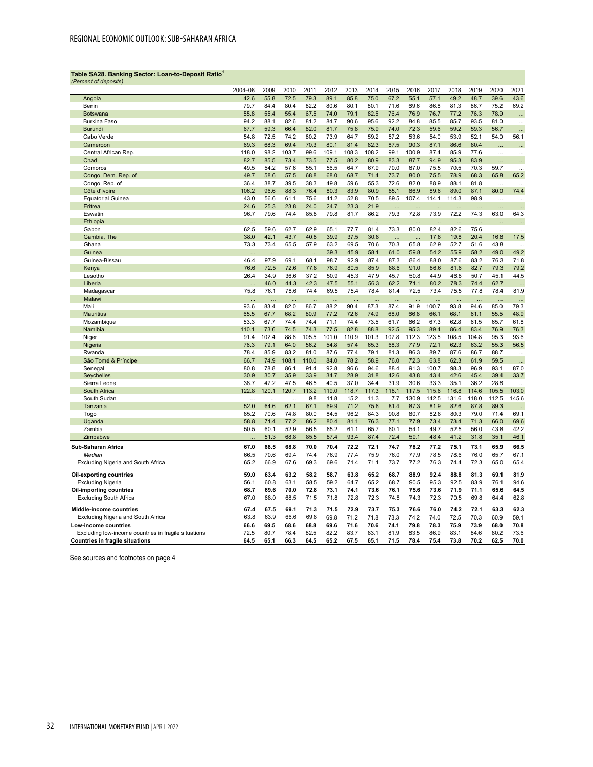**Table SA28. Banking Sector: Loan-to-Deposit Ratio[1]**
*(Percent of deposits)*

| | 2004–08 | 2009 | 2010 | 2011 | 2012 | 2013 | 2014 | 2015 | 2016 | 2017 | 2018 | 2019 | 2020 | 2021 |
|---|---|---|---|---|---|---|---|---|---|---|---|---|---|---|
| Angola | 42.6 | 55.8 | 72.5 | 79.3 | 89.1 | 85.8 | 75.0 | 67.2 | 55.1 | 57.1 | 49.2 | 48.7 | 39.6 | 43.6 |
| Benin | 79.7 | 84.4 | 80.4 | 82.2 | 80.6 | 80.1 | 80.1 | 71.6 | 69.6 | 86.8 | 81.3 | 86.7 | 75.2 | 69.2 |
| Botswana | 55.8 | 55.4 | 55.4 | 67.5 | 74.0 | 79.1 | 82.5 | 76.4 | 76.9 | 76.7 | 77.2 | 76.3 | 78.9 | ... |
| Burkina Faso | 94.2 | 88.1 | 82.6 | 81.2 | 84.7 | 90.6 | 95.6 | 92.2 | 84.8 | 85.5 | 85.7 | 93.5 | 81.0 | ... |
| Burundi | 67.7 | 59.3 | 66.4 | 82.0 | 81.7 | 75.8 | 75.9 | 74.0 | 72.3 | 59.6 | 59.2 | 59.3 | 56.7 | ... |
| Cabo Verde | 54.8 | 72.5 | 74.2 | 80.2 | 73.9 | 64.7 | 59.2 | 57.2 | 53.6 | 54.0 | 53.9 | 52.1 | 54.0 | 56.1 |
| Cameroon | 69.3 | 68.3 | 69.4 | 70.3 | 80.1 | 81.4 | 82.3 | 87.5 | 90.3 | 87.1 | 86.6 | 80.4 | ... | ... |
| Central African Rep. | 118.0 | 98.2 | 103.7 | 99.6 | 109.1 | 108.3 | 108.2 | 99.1 | 100.9 | 87.4 | 85.9 | 77.6 | ... | ... |
| Chad | 82.7 | 85.5 | 73.4 | 73.5 | 77.5 | 80.2 | 80.9 | 83.3 | 87.7 | 94.9 | 95.3 | 83.9 | ... | ... |
| Comoros | 49.5 | 54.2 | 57.6 | 55.1 | 56.5 | 64.7 | 67.9 | 70.0 | 67.0 | 75.5 | 70.5 | 70.3 | 59.7 | ... |
| Congo, Dem. Rep. of | 49.7 | 58.6 | 57.5 | 68.8 | 68.0 | 68.7 | 71.4 | 73.7 | 80.0 | 75.5 | 78.9 | 68.3 | 65.8 | 65.2 |
| Congo, Rep. of | 36.4 | 38.7 | 39.5 | 38.3 | 49.8 | 59.6 | 55.3 | 72.6 | 82.0 | 88.9 | 88.1 | 81.8 | ... | ... |
| Côte d'Ivoire | 106.2 | 96.6 | 88.3 | 76.4 | 80.3 | 83.9 | 80.9 | 85.1 | 86.9 | 89.6 | 89.0 | 87.1 | 80.0 | 74.4 |
| Equatorial Guinea | 43.0 | 56.6 | 61.1 | 75.6 | 41.2 | 52.8 | 70.5 | 89.5 | 107.4 | 114.1 | 114.3 | 98.9 | ... | ... |
| Eritrea | 24.6 | 25.3 | 23.8 | 24.0 | 24.7 | 23.3 | 21.9 | ... | ... | ... | ... | ... | ... | ... |
| Eswatini | 96.7 | 79.6 | 74.4 | 85.8 | 79.8 | 81.7 | 86.2 | 79.3 | 72.8 | 73.9 | 72.2 | 74.3 | 63.0 | 64.3 |
| Ethiopia | ... | ... | ... | ... | ... | ... | ... | ... | ... | ... | ... | ... | ... | ... |
| Gabon | 62.5 | 59.6 | 62.7 | 62.9 | 65.1 | 77.7 | 81.4 | 73.3 | 80.0 | 82.4 | 82.6 | 75.6 | ... | ... |
| Gambia, The | 38.0 | 42.1 | 43.7 | 40.8 | 39.9 | 37.5 | 30.8 | ... | ... | 17.8 | 19.8 | 20.4 | 16.8 | 17.5 |
| Ghana | 73.3 | 73.4 | 65.5 | 57.9 | 63.2 | 69.5 | 70.6 | 70.3 | 65.8 | 62.9 | 52.7 | 51.6 | 43.8 | ... |
| Guinea | ... | ... | ... | ... | 39.3 | 45.9 | 58.1 | 61.0 | 59.8 | 54.2 | 55.9 | 58.2 | 49.0 | 49.2 |
| Guinea-Bissau | 46.4 | 97.9 | 69.1 | 68.1 | 98.7 | 92.9 | 87.4 | 87.3 | 86.4 | 88.0 | 87.6 | 83.2 | 76.3 | 71.8 |
| Kenya | 76.6 | 72.5 | 72.6 | 77.8 | 76.9 | 80.5 | 85.9 | 88.6 | 91.0 | 86.6 | 81.6 | 82.7 | 79.3 | 79.2 |
| Lesotho | 26.4 | 34.9 | 36.6 | 37.2 | 50.9 | 45.3 | 47.9 | 45.7 | 50.8 | 44.9 | 46.8 | 50.7 | 45.1 | 44.5 |
| Liberia | ... | 46.0 | 44.3 | 42.3 | 47.5 | 55.1 | 56.3 | 62.2 | 71.1 | 80.2 | 78.3 | 74.4 | 62.7 | ... |
| Madagascar | 75.8 | 76.1 | 78.6 | 74.4 | 69.5 | 75.4 | 78.4 | 81.4 | 72.5 | 73.4 | 75.5 | 77.8 | 78.4 | 81.9 |
| Malawi | ... | ... | ... | ... | ... | ... | ... | ... | ... | ... | ... | ... | ... | ... |
| Mali | 93.6 | 83.4 | 82.0 | 86.7 | 88.2 | 90.4 | 87.3 | 87.4 | 91.9 | 100.7 | 93.8 | 94.6 | 85.0 | 79.3 |
| Mauritius | 65.5 | 67.7 | 68.2 | 80.9 | 77.2 | 72.6 | 74.9 | 68.0 | 66.8 | 66.1 | 68.1 | 61.1 | 55.5 | 48.9 |
| Mozambique | 53.3 | 67.7 | 74.4 | 74.4 | 71.1 | 74.4 | 73.5 | 61.7 | 66.2 | 67.3 | 62.8 | 61.5 | 65.7 | 61.8 |
| Namibia | 110.1 | 73.6 | 74.5 | 74.3 | 77.5 | 82.8 | 88.8 | 92.5 | 95.3 | 89.4 | 86.4 | 83.4 | 76.9 | 76.3 |
| Niger | 91.4 | 102.4 | 88.6 | 105.5 | 101.0 | 110.9 | 101.3 | 107.8 | 112.3 | 123.5 | 108.5 | 104.8 | 95.3 | 93.6 |
| Nigeria | 76.3 | 79.1 | 64.0 | 56.2 | 54.8 | 57.4 | 65.3 | 68.3 | 77.9 | 72.1 | 62.3 | 63.2 | 55.3 | 56.5 |
| Rwanda | 78.4 | 85.9 | 83.2 | 81.0 | 87.6 | 77.4 | 79.1 | 81.3 | 86.3 | 89.7 | 87.6 | 86.7 | 88.7 | ... |
| São Tomé & Príncipe | 66.7 | 74.9 | 108.1 | 110.0 | 84.0 | 78.2 | 58.9 | 76.0 | 72.3 | 63.8 | 62.3 | 61.9 | 59.5 | ... |
| Senegal | 80.8 | 78.8 | 86.1 | 91.4 | 92.8 | 96.6 | 94.6 | 88.4 | 91.3 | 100.7 | 98.3 | 96.9 | 93.1 | 87.0 |
| Seychelles | 30.9 | 30.7 | 35.9 | 33.9 | 34.7 | 28.9 | 31.8 | 42.6 | 43.8 | 43.4 | 42.6 | 45.4 | 39.4 | 33.7 |
| Sierra Leone | 38.7 | 47.2 | 47.5 | 46.5 | 40.5 | 37.0 | 34.4 | 31.9 | 30.6 | 33.3 | 35.1 | 36.2 | 28.8 | ... |
| South Africa | 122.8 | 120.1 | 120.7 | 113.2 | 119.0 | 118.7 | 117.3 | 118.1 | 117.5 | 115.6 | 116.8 | 114.6 | 105.5 | 103.0 |
| South Sudan | ... | ... | ... | 9.8 | 11.8 | 15.2 | 11.3 | 7.7 | 130.9 | 142.5 | 131.6 | 118.0 | 112.5 | 145.6 |
| Tanzania | 52.0 | 64.6 | 62.1 | 67.1 | 69.9 | 71.2 | 75.6 | 81.4 | 87.3 | 81.9 | 82.6 | 87.8 | 89.3 | ... |
| Togo | 85.2 | 70.6 | 74.8 | 80.0 | 84.5 | 96.2 | 84.3 | 90.8 | 80.7 | 82.8 | 80.3 | 79.0 | 71.4 | 69.1 |
| Uganda | 58.8 | 71.4 | 77.2 | 86.2 | 80.4 | 81.1 | 76.3 | 77.1 | 77.9 | 73.4 | 73.4 | 71.3 | 66.0 | 69.6 |
| Zambia | 50.5 | 60.1 | 52.9 | 56.5 | 65.2 | 61.1 | 65.7 | 60.1 | 54.1 | 49.7 | 52.5 | 56.0 | 43.8 | 42.2 |
| Zimbabwe | ... | 51.3 | 68.8 | 85.5 | 87.4 | 93.4 | 87.4 | 72.4 | 59.1 | 48.4 | 41.2 | 31.8 | 35.1 | 46.1 |
| **Sub-Saharan Africa** | **67.0** | **68.5** | **68.8** | **70.0** | **70.4** | **72.2** | **72.1** | **74.7** | **78.2** | **77.2** | **75.1** | **73.1** | **65.9** | **66.5** |
| *Median* | 66.5 | 70.6 | 69.4 | 74.4 | 76.9 | 77.4 | 75.9 | 76.0 | 77.9 | 78.5 | 78.6 | 76.0 | 65.7 | 67.1 |
| Excluding Nigeria and South Africa | 65.2 | 66.9 | 67.6 | 69.3 | 69.6 | 71.4 | 71.1 | 73.7 | 77.2 | 76.3 | 74.4 | 72.3 | 65.0 | 65.4 |
| **Oil-exporting countries** | **59.0** | **63.4** | **63.2** | **58.2** | **58.7** | **63.8** | **65.2** | **68.7** | **88.9** | **92.4** | **88.8** | **81.3** | **69.1** | **81.9** |
| Excluding Nigeria | 56.1 | 60.8 | 63.1 | 58.5 | 59.2 | 64.7 | 65.2 | 68.7 | 90.5 | 95.3 | 92.5 | 83.9 | 76.1 | 94.6 |
| **Oil-importing countries** | **68.7** | **69.6** | **70.0** | **72.8** | **73.1** | **74.1** | **73.6** | **76.1** | **75.6** | **73.6** | **71.9** | **71.1** | **65.6** | **64.5** |
| Excluding South Africa | 67.0 | 68.0 | 68.5 | 71.5 | 71.8 | 72.8 | 72.3 | 74.8 | 74.3 | 72.3 | 70.5 | 69.8 | 64.4 | 62.8 |
| **Middle-income countries** | **67.4** | **67.5** | **69.1** | **71.3** | **71.5** | **72.9** | **73.7** | **75.3** | **76.6** | **76.0** | **74.2** | **72.1** | **63.3** | **62.3** |
| Excluding Nigeria and South Africa | 63.8 | 63.9 | 66.6 | 69.8 | 69.8 | 71.2 | 71.8 | 73.3 | 74.2 | 74.0 | 72.5 | 70.3 | 60.9 | 59.1 |
| **Low-income countries** | **66.6** | **69.5** | **68.6** | **68.8** | **69.6** | **71.6** | **70.6** | **74.1** | **79.8** | **78.3** | **75.9** | **73.9** | **68.0** | **70.8** |
| Excluding low-income countries in fragile situations | 72.5 | 80.7 | 78.4 | 82.5 | 82.2 | 83.7 | 83.1 | 81.9 | 83.5 | 86.9 | 83.1 | 84.6 | 80.2 | 73.6 |
| **Countries in fragile situations** | **64.5** | **65.1** | **66.3** | **64.5** | **65.2** | **67.5** | **65.1** | **71.5** | **78.4** | **75.4** | **73.8** | **70.2** | **62.5** | **70.0** |

See sources and footnotes on page 4